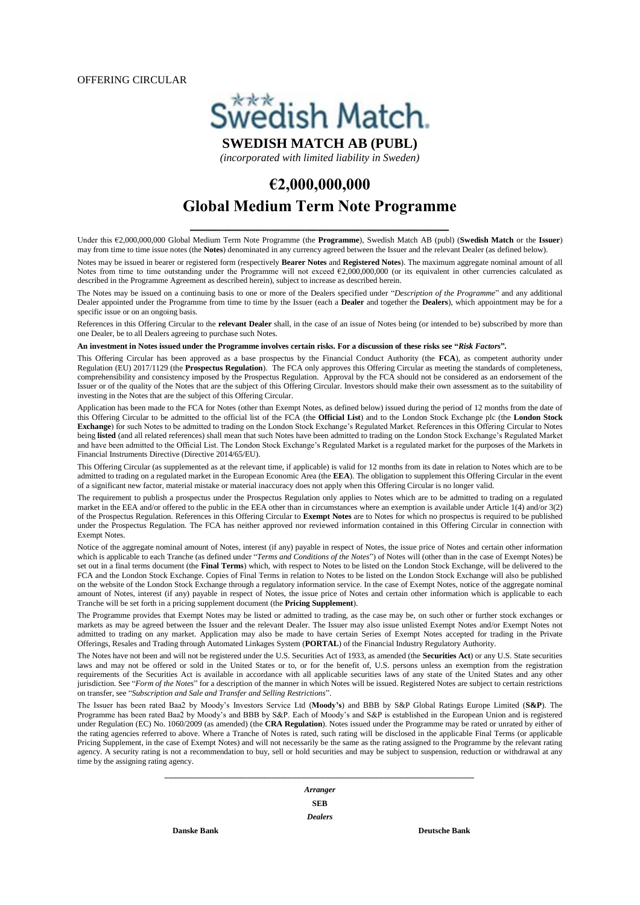OFFERING CIRCULAR

Swedish Match

# SWEDISH MATCH AB (PUBL)

*(incorporated with limited liability in Sweden)*

# €2,000,000,000

# Global Medium Term Note Programme

Under this €2,000,000,000 Global Medium Term Note Programme (the **Programme**), Swedish Match AB (publ) (**Swedish Match** or the **Issuer**) may from time to time issue notes (the **Notes**) denominated in any currency agreed between the Issuer and the relevant Dealer (as defined below).

Notes may be issued in bearer or registered form (respectively **Bearer Notes** and **Registered Notes**). The maximum aggregate nominal amount of all Notes from time to time outstanding under the Programme will not exceed €2,000,000,000 (or its equivalent in other currencies calculated as described in the Programme Agreement as described herein), subject to increase as described herein.

The Notes may be issued on a continuing basis to one or more of the Dealers specified under "*Description of the Programme*" and any additional Dealer appointed under the Programme from time to time by the Issuer (each a **Dealer** and together the **Dealers**), which appointment may be for a specific issue or on an ongoing basis.

References in this Offering Circular to the **relevant Dealer** shall, in the case of an issue of Notes being (or intended to be) subscribed by more than one Dealer, be to all Dealers agreeing to purchase such Notes.

**An investment in Notes issued under the Programme involves certain risks. For a discussion of these risks see "*Risk Factors*".**

This Offering Circular has been approved as a base prospectus by the Financial Conduct Authority (the **FCA**), as competent authority under Regulation (EU) 2017/1129 (the **Prospectus Regulation**). The FCA only approves this Offering Circular as meeting the standards of completeness, comprehensibility and consistency imposed by the Prospectus Regulation. Approval by the FCA should not be considered as an endorsement of the Issuer or of the quality of the Notes that are the subject of this Offering Circular. Investors should make their own assessment as to the suitability of investing in the Notes that are the subject of this Offering Circular.

Application has been made to the FCA for Notes (other than Exempt Notes, as defined below) issued during the period of 12 months from the date of this Offering Circular to be admitted to the official list of the FCA (the **Official List**) and to the London Stock Exchange plc (the **London Stock Exchange**) for such Notes to be admitted to trading on the London Stock Exchange's Regulated Market. References in this Offering Circular to Notes being **listed** (and all related references) shall mean that such Notes have been admitted to trading on the London Stock Exchange's Regulated Market and have been admitted to the Official List. The London Stock Exchange's Regulated Market is a regulated market for the purposes of the Markets in Financial Instruments Directive (Directive 2014/65/EU).

This Offering Circular (as supplemented as at the relevant time, if applicable) is valid for 12 months from its date in relation to Notes which are to be admitted to trading on a regulated market in the European Economic Area (the **EEA**). The obligation to supplement this Offering Circular in the event of a significant new factor, material mistake or material inaccuracy does not apply when this Offering Circular is no longer valid.

The requirement to publish a prospectus under the Prospectus Regulation only applies to Notes which are to be admitted to trading on a regulated market in the EEA and/or offered to the public in the EEA other than in circumstances where an exemption is available under Article 1(4) and/or 3(2) of the Prospectus Regulation. References in this Offering Circular to **Exempt Notes** are to Notes for which no prospectus is required to be published under the Prospectus Regulation. The FCA has neither approved nor reviewed information contained in this Offering Circular in connection with Exempt Notes.

Notice of the aggregate nominal amount of Notes, interest (if any) payable in respect of Notes, the issue price of Notes and certain other information which is applicable to each Tranche (as defined under "*Terms and Conditions of the Notes*") of Notes will (other than in the case of Exempt Notes) be set out in a final terms document (the **Final Terms**) which, with respect to Notes to be listed on the London Stock Exchange, will be delivered to the FCA and the London Stock Exchange. Copies of Final Terms in relation to Notes to be listed on the London Stock Exchange will also be published on the website of the London Stock Exchange through a regulatory information service. In the case of Exempt Notes, notice of the aggregate nominal amount of Notes, interest (if any) payable in respect of Notes, the issue price of Notes and certain other information which is applicable to each Tranche will be set forth in a pricing supplement document (the **Pricing Supplement**).

The Programme provides that Exempt Notes may be listed or admitted to trading, as the case may be, on such other or further stock exchanges or markets as may be agreed between the Issuer and the relevant Dealer. The Issuer may also issue unlisted Exempt Notes and/or Exempt Notes not admitted to trading on any market. Application may also be made to have certain Series of Exempt Notes accepted for trading in the Private Offerings, Resales and Trading through Automated Linkages System (**PORTAL**) of the Financial Industry Regulatory Authority.

The Notes have not been and will not be registered under the U.S. Securities Act of 1933, as amended (the **Securities Act**) or any U.S. State securities laws and may not be offered or sold in the United States or to, or for the benefit of, U.S. persons unless an exemption from the registration requirements of the Securities Act is available in accordance with all applicable securities laws of any state of the United States and any other jurisdiction. See "*Form of the Notes*" for a description of the manner in which Notes will be issued. Registered Notes are subject to certain restrictions on transfer, see "*Subscription and Sale and Transfer and Selling Restrictions*".

The Issuer has been rated Baa2 by Moody's Investors Service Ltd (**Moody's**) and BBB by S&P Global Ratings Europe Limited (**S&P**). The Programme has been rated Baa2 by Moody's and BBB by S&P. Each of Moody's and S&P is established in the European Union and is registered under Regulation (EC) No. 1060/2009 (as amended) (the **CRA Regulation**). Notes issued under the Programme may be rated or unrated by either of the rating agencies referred to above. Where a Tranche of Notes is rated, such rating will be disclosed in the applicable Final Terms (or applicable Pricing Supplement, in the case of Exempt Notes) and will not necessarily be the same as the rating assigned to the Programme by the relevant rating agency. A security rating is not a recommendation to buy, sell or hold securities and may be subject to suspension, reduction or withdrawal at any time by the assigning rating agency.

***Arranger***

**SEB**

***Dealers***

**Danske Bank** **Deutsche Bank**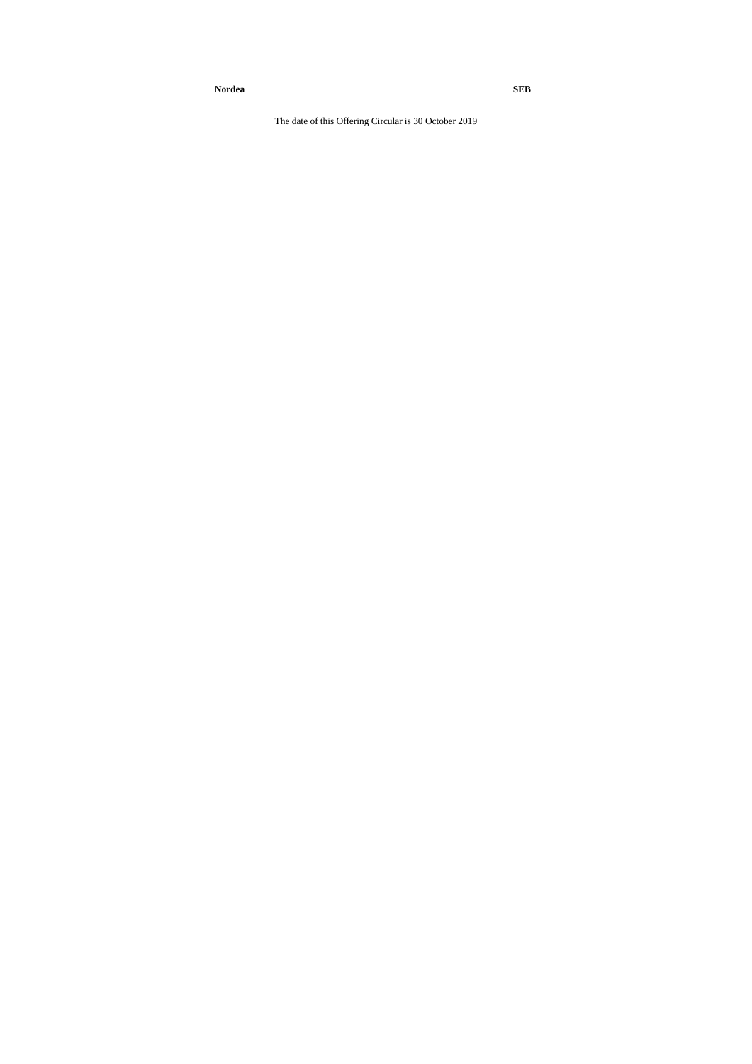**Nordea** **SEB**

The date of this Offering Circular is 30 October 2019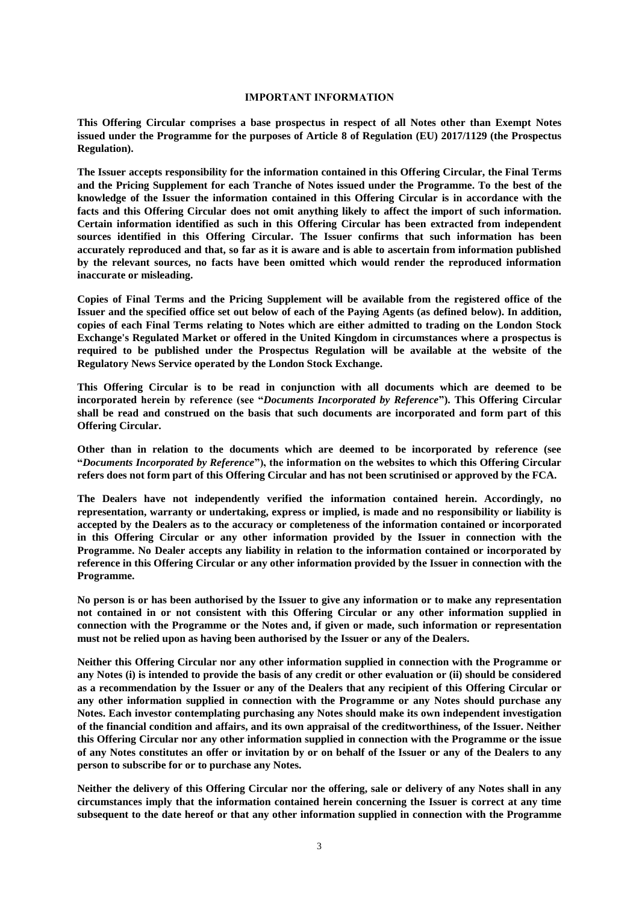## IMPORTANT INFORMATION

**This Offering Circular comprises a base prospectus in respect of all Notes other than Exempt Notes issued under the Programme for the purposes of Article 8 of Regulation (EU) 2017/1129 (the Prospectus Regulation).**

**The Issuer accepts responsibility for the information contained in this Offering Circular, the Final Terms and the Pricing Supplement for each Tranche of Notes issued under the Programme. To the best of the knowledge of the Issuer the information contained in this Offering Circular is in accordance with the facts and this Offering Circular does not omit anything likely to affect the import of such information. Certain information identified as such in this Offering Circular has been extracted from independent sources identified in this Offering Circular. The Issuer confirms that such information has been accurately reproduced and that, so far as it is aware and is able to ascertain from information published by the relevant sources, no facts have been omitted which would render the reproduced information inaccurate or misleading.**

**Copies of Final Terms and the Pricing Supplement will be available from the registered office of the Issuer and the specified office set out below of each of the Paying Agents (as defined below). In addition, copies of each Final Terms relating to Notes which are either admitted to trading on the London Stock Exchange's Regulated Market or offered in the United Kingdom in circumstances where a prospectus is required to be published under the Prospectus Regulation will be available at the website of the Regulatory News Service operated by the London Stock Exchange.**

**This Offering Circular is to be read in conjunction with all documents which are deemed to be incorporated herein by reference (see "*Documents Incorporated by Reference*"). This Offering Circular shall be read and construed on the basis that such documents are incorporated and form part of this Offering Circular.**

**Other than in relation to the documents which are deemed to be incorporated by reference (see "*Documents Incorporated by Reference*"), the information on the websites to which this Offering Circular refers does not form part of this Offering Circular and has not been scrutinised or approved by the FCA.**

**The Dealers have not independently verified the information contained herein. Accordingly, no representation, warranty or undertaking, express or implied, is made and no responsibility or liability is accepted by the Dealers as to the accuracy or completeness of the information contained or incorporated in this Offering Circular or any other information provided by the Issuer in connection with the Programme. No Dealer accepts any liability in relation to the information contained or incorporated by reference in this Offering Circular or any other information provided by the Issuer in connection with the Programme.**

**No person is or has been authorised by the Issuer to give any information or to make any representation not contained in or not consistent with this Offering Circular or any other information supplied in connection with the Programme or the Notes and, if given or made, such information or representation must not be relied upon as having been authorised by the Issuer or any of the Dealers.**

**Neither this Offering Circular nor any other information supplied in connection with the Programme or any Notes (i) is intended to provide the basis of any credit or other evaluation or (ii) should be considered as a recommendation by the Issuer or any of the Dealers that any recipient of this Offering Circular or any other information supplied in connection with the Programme or any Notes should purchase any Notes. Each investor contemplating purchasing any Notes should make its own independent investigation of the financial condition and affairs, and its own appraisal of the creditworthiness, of the Issuer. Neither this Offering Circular nor any other information supplied in connection with the Programme or the issue of any Notes constitutes an offer or invitation by or on behalf of the Issuer or any of the Dealers to any person to subscribe for or to purchase any Notes.**

**Neither the delivery of this Offering Circular nor the offering, sale or delivery of any Notes shall in any circumstances imply that the information contained herein concerning the Issuer is correct at any time subsequent to the date hereof or that any other information supplied in connection with the Programme**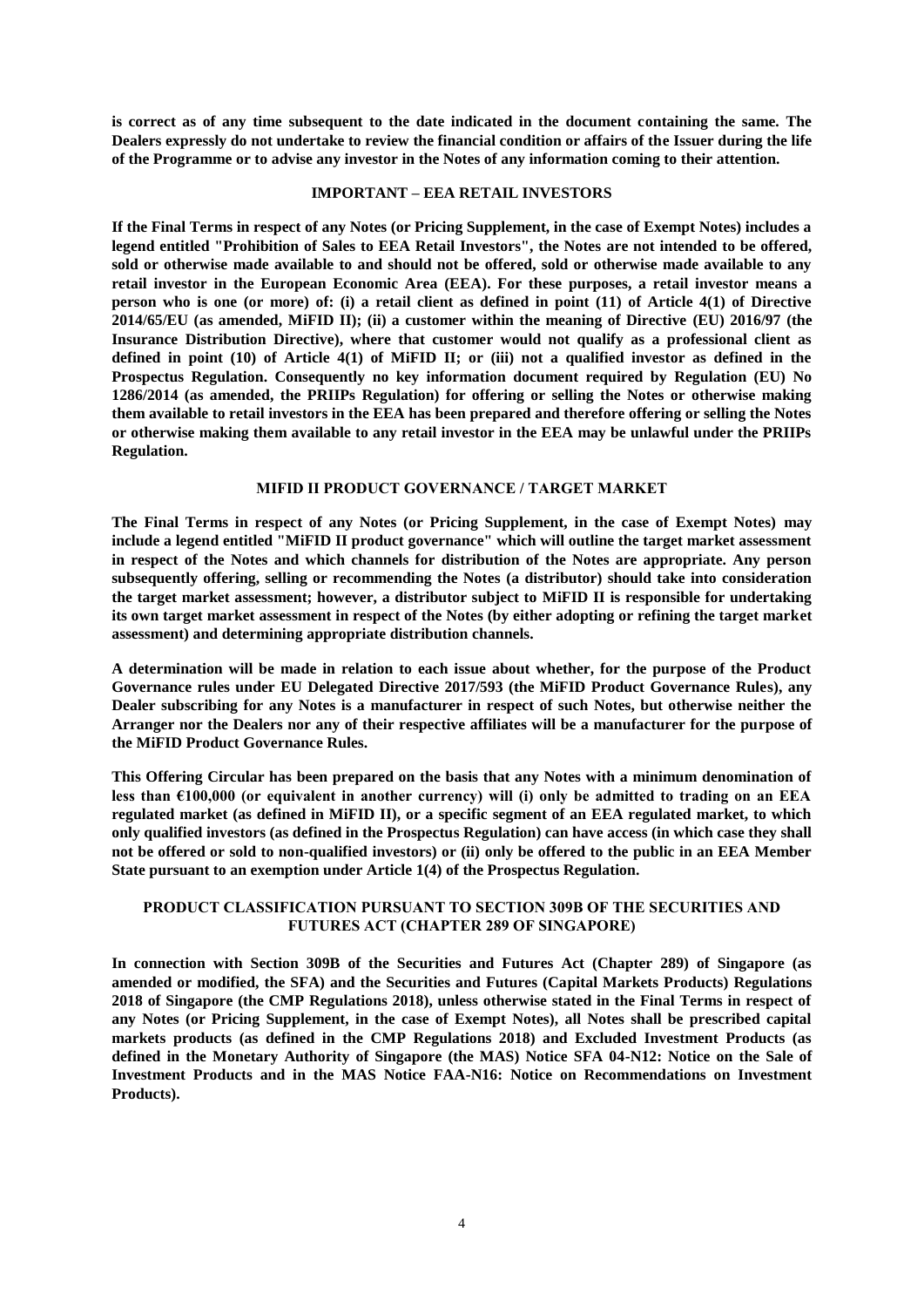**is correct as of any time subsequent to the date indicated in the document containing the same. The Dealers expressly do not undertake to review the financial condition or affairs of the Issuer during the life of the Programme or to advise any investor in the Notes of any information coming to their attention.**

## IMPORTANT – EEA RETAIL INVESTORS

**If the Final Terms in respect of any Notes (or Pricing Supplement, in the case of Exempt Notes) includes a legend entitled "Prohibition of Sales to EEA Retail Investors", the Notes are not intended to be offered, sold or otherwise made available to and should not be offered, sold or otherwise made available to any retail investor in the European Economic Area (EEA). For these purposes, a retail investor means a person who is one (or more) of: (i) a retail client as defined in point (11) of Article 4(1) of Directive 2014/65/EU (as amended, MiFID II); (ii) a customer within the meaning of Directive (EU) 2016/97 (the Insurance Distribution Directive), where that customer would not qualify as a professional client as defined in point (10) of Article 4(1) of MiFID II; or (iii) not a qualified investor as defined in the Prospectus Regulation. Consequently no key information document required by Regulation (EU) No 1286/2014 (as amended, the PRIIPs Regulation) for offering or selling the Notes or otherwise making them available to retail investors in the EEA has been prepared and therefore offering or selling the Notes or otherwise making them available to any retail investor in the EEA may be unlawful under the PRIIPs Regulation.**

## MIFID II PRODUCT GOVERNANCE / TARGET MARKET

**The Final Terms in respect of any Notes (or Pricing Supplement, in the case of Exempt Notes) may include a legend entitled "MiFID II product governance" which will outline the target market assessment in respect of the Notes and which channels for distribution of the Notes are appropriate. Any person subsequently offering, selling or recommending the Notes (a distributor) should take into consideration the target market assessment; however, a distributor subject to MiFID II is responsible for undertaking its own target market assessment in respect of the Notes (by either adopting or refining the target market assessment) and determining appropriate distribution channels.**

**A determination will be made in relation to each issue about whether, for the purpose of the Product Governance rules under EU Delegated Directive 2017/593 (the MiFID Product Governance Rules), any Dealer subscribing for any Notes is a manufacturer in respect of such Notes, but otherwise neither the Arranger nor the Dealers nor any of their respective affiliates will be a manufacturer for the purpose of the MiFID Product Governance Rules.**

**This Offering Circular has been prepared on the basis that any Notes with a minimum denomination of less than €100,000 (or equivalent in another currency) will (i) only be admitted to trading on an EEA regulated market (as defined in MiFID II), or a specific segment of an EEA regulated market, to which only qualified investors (as defined in the Prospectus Regulation) can have access (in which case they shall not be offered or sold to non-qualified investors) or (ii) only be offered to the public in an EEA Member State pursuant to an exemption under Article 1(4) of the Prospectus Regulation.**

## PRODUCT CLASSIFICATION PURSUANT TO SECTION 309B OF THE SECURITIES AND FUTURES ACT (CHAPTER 289 OF SINGAPORE)

**In connection with Section 309B of the Securities and Futures Act (Chapter 289) of Singapore (as amended or modified, the SFA) and the Securities and Futures (Capital Markets Products) Regulations 2018 of Singapore (the CMP Regulations 2018), unless otherwise stated in the Final Terms in respect of any Notes (or Pricing Supplement, in the case of Exempt Notes), all Notes shall be prescribed capital markets products (as defined in the CMP Regulations 2018) and Excluded Investment Products (as defined in the Monetary Authority of Singapore (the MAS) Notice SFA 04-N12: Notice on the Sale of Investment Products and in the MAS Notice FAA-N16: Notice on Recommendations on Investment Products).**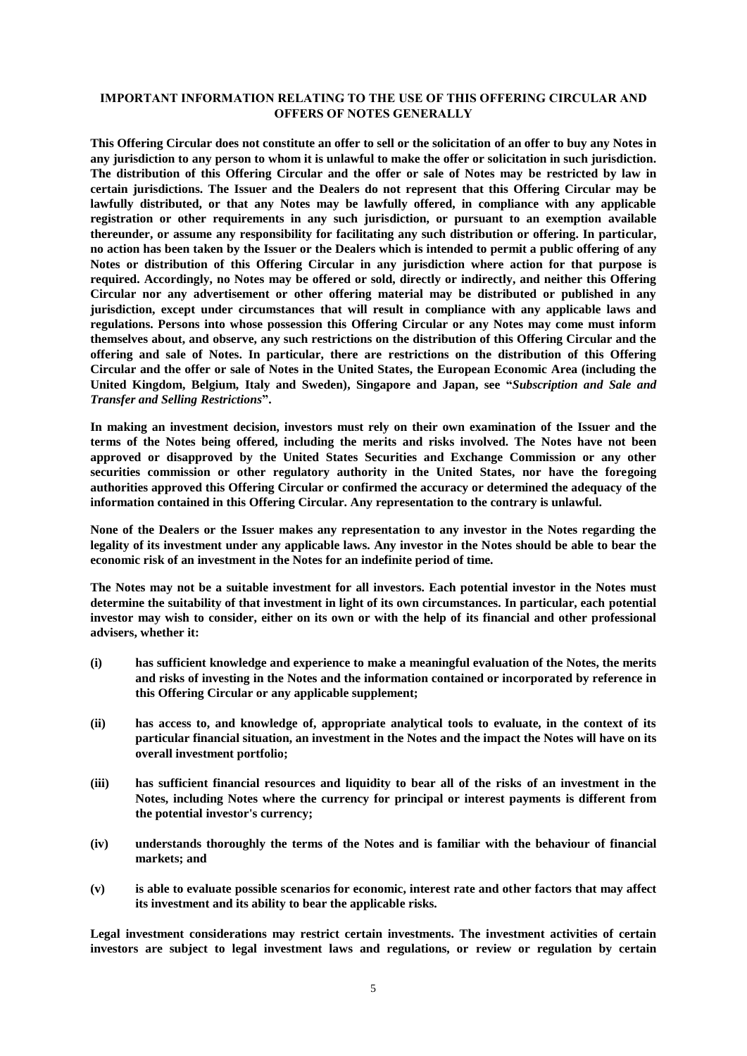## IMPORTANT INFORMATION RELATING TO THE USE OF THIS OFFERING CIRCULAR AND OFFERS OF NOTES GENERALLY

**This Offering Circular does not constitute an offer to sell or the solicitation of an offer to buy any Notes in any jurisdiction to any person to whom it is unlawful to make the offer or solicitation in such jurisdiction. The distribution of this Offering Circular and the offer or sale of Notes may be restricted by law in certain jurisdictions. The Issuer and the Dealers do not represent that this Offering Circular may be lawfully distributed, or that any Notes may be lawfully offered, in compliance with any applicable registration or other requirements in any such jurisdiction, or pursuant to an exemption available thereunder, or assume any responsibility for facilitating any such distribution or offering. In particular, no action has been taken by the Issuer or the Dealers which is intended to permit a public offering of any Notes or distribution of this Offering Circular in any jurisdiction where action for that purpose is required. Accordingly, no Notes may be offered or sold, directly or indirectly, and neither this Offering Circular nor any advertisement or other offering material may be distributed or published in any jurisdiction, except under circumstances that will result in compliance with any applicable laws and regulations. Persons into whose possession this Offering Circular or any Notes may come must inform themselves about, and observe, any such restrictions on the distribution of this Offering Circular and the offering and sale of Notes. In particular, there are restrictions on the distribution of this Offering Circular and the offer or sale of Notes in the United States, the European Economic Area (including the United Kingdom, Belgium, Italy and Sweden), Singapore and Japan, see "*Subscription and Sale and Transfer and Selling Restrictions*".**

**In making an investment decision, investors must rely on their own examination of the Issuer and the terms of the Notes being offered, including the merits and risks involved. The Notes have not been approved or disapproved by the United States Securities and Exchange Commission or any other securities commission or other regulatory authority in the United States, nor have the foregoing authorities approved this Offering Circular or confirmed the accuracy or determined the adequacy of the information contained in this Offering Circular. Any representation to the contrary is unlawful.**

**None of the Dealers or the Issuer makes any representation to any investor in the Notes regarding the legality of its investment under any applicable laws. Any investor in the Notes should be able to bear the economic risk of an investment in the Notes for an indefinite period of time.**

**The Notes may not be a suitable investment for all investors. Each potential investor in the Notes must determine the suitability of that investment in light of its own circumstances. In particular, each potential investor may wish to consider, either on its own or with the help of its financial and other professional advisers, whether it:**

- **(i) has sufficient knowledge and experience to make a meaningful evaluation of the Notes, the merits and risks of investing in the Notes and the information contained or incorporated by reference in this Offering Circular or any applicable supplement;**
- **(ii) has access to, and knowledge of, appropriate analytical tools to evaluate, in the context of its particular financial situation, an investment in the Notes and the impact the Notes will have on its overall investment portfolio;**
- **(iii) has sufficient financial resources and liquidity to bear all of the risks of an investment in the Notes, including Notes where the currency for principal or interest payments is different from the potential investor's currency;**
- **(iv) understands thoroughly the terms of the Notes and is familiar with the behaviour of financial markets; and**
- **(v) is able to evaluate possible scenarios for economic, interest rate and other factors that may affect its investment and its ability to bear the applicable risks.**

**Legal investment considerations may restrict certain investments. The investment activities of certain investors are subject to legal investment laws and regulations, or review or regulation by certain**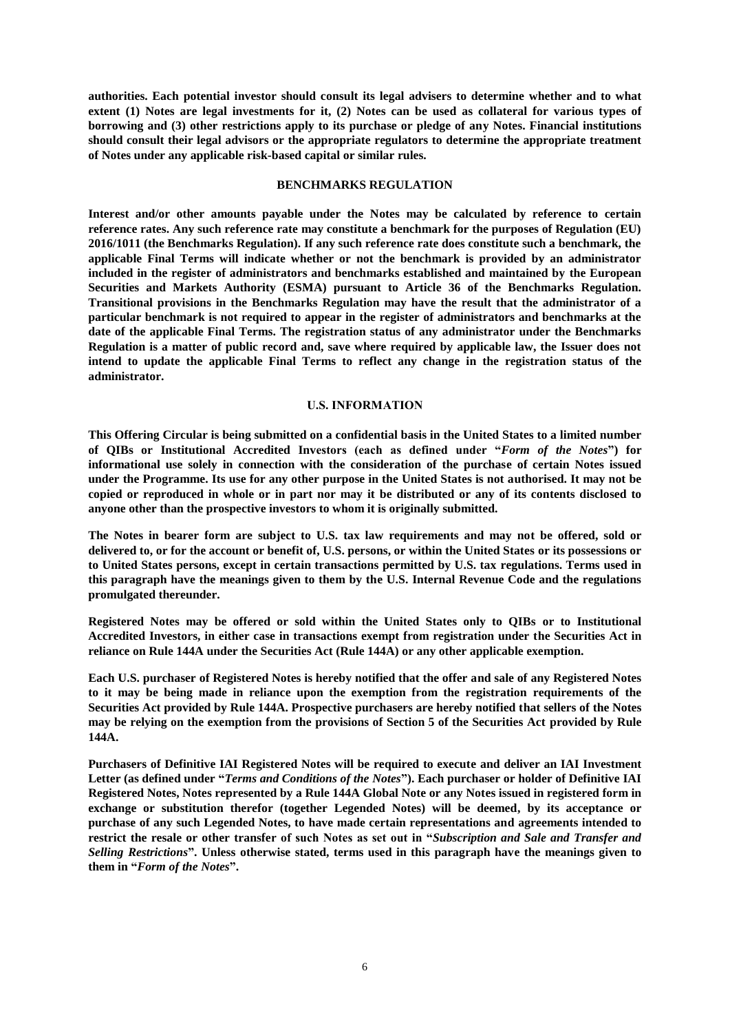**authorities. Each potential investor should consult its legal advisers to determine whether and to what extent (1) Notes are legal investments for it, (2) Notes can be used as collateral for various types of borrowing and (3) other restrictions apply to its purchase or pledge of any Notes. Financial institutions should consult their legal advisors or the appropriate regulators to determine the appropriate treatment of Notes under any applicable risk-based capital or similar rules.**

## BENCHMARKS REGULATION

**Interest and/or other amounts payable under the Notes may be calculated by reference to certain reference rates. Any such reference rate may constitute a benchmark for the purposes of Regulation (EU) 2016/1011 (the Benchmarks Regulation). If any such reference rate does constitute such a benchmark, the applicable Final Terms will indicate whether or not the benchmark is provided by an administrator included in the register of administrators and benchmarks established and maintained by the European Securities and Markets Authority (ESMA) pursuant to Article 36 of the Benchmarks Regulation. Transitional provisions in the Benchmarks Regulation may have the result that the administrator of a particular benchmark is not required to appear in the register of administrators and benchmarks at the date of the applicable Final Terms. The registration status of any administrator under the Benchmarks Regulation is a matter of public record and, save where required by applicable law, the Issuer does not intend to update the applicable Final Terms to reflect any change in the registration status of the administrator.**

## U.S. INFORMATION

**This Offering Circular is being submitted on a confidential basis in the United States to a limited number of QIBs or Institutional Accredited Investors (each as defined under "*Form of the Notes*") for informational use solely in connection with the consideration of the purchase of certain Notes issued under the Programme. Its use for any other purpose in the United States is not authorised. It may not be copied or reproduced in whole or in part nor may it be distributed or any of its contents disclosed to anyone other than the prospective investors to whom it is originally submitted.**

**The Notes in bearer form are subject to U.S. tax law requirements and may not be offered, sold or delivered to, or for the account or benefit of, U.S. persons, or within the United States or its possessions or to United States persons, except in certain transactions permitted by U.S. tax regulations. Terms used in this paragraph have the meanings given to them by the U.S. Internal Revenue Code and the regulations promulgated thereunder.**

**Registered Notes may be offered or sold within the United States only to QIBs or to Institutional Accredited Investors, in either case in transactions exempt from registration under the Securities Act in reliance on Rule 144A under the Securities Act (Rule 144A) or any other applicable exemption.**

**Each U.S. purchaser of Registered Notes is hereby notified that the offer and sale of any Registered Notes to it may be being made in reliance upon the exemption from the registration requirements of the Securities Act provided by Rule 144A. Prospective purchasers are hereby notified that sellers of the Notes may be relying on the exemption from the provisions of Section 5 of the Securities Act provided by Rule 144A.**

**Purchasers of Definitive IAI Registered Notes will be required to execute and deliver an IAI Investment Letter (as defined under "*Terms and Conditions of the Notes*"). Each purchaser or holder of Definitive IAI Registered Notes, Notes represented by a Rule 144A Global Note or any Notes issued in registered form in exchange or substitution therefor (together Legended Notes) will be deemed, by its acceptance or purchase of any such Legended Notes, to have made certain representations and agreements intended to restrict the resale or other transfer of such Notes as set out in "*Subscription and Sale and Transfer and Selling Restrictions*". Unless otherwise stated, terms used in this paragraph have the meanings given to them in "*Form of the Notes*".**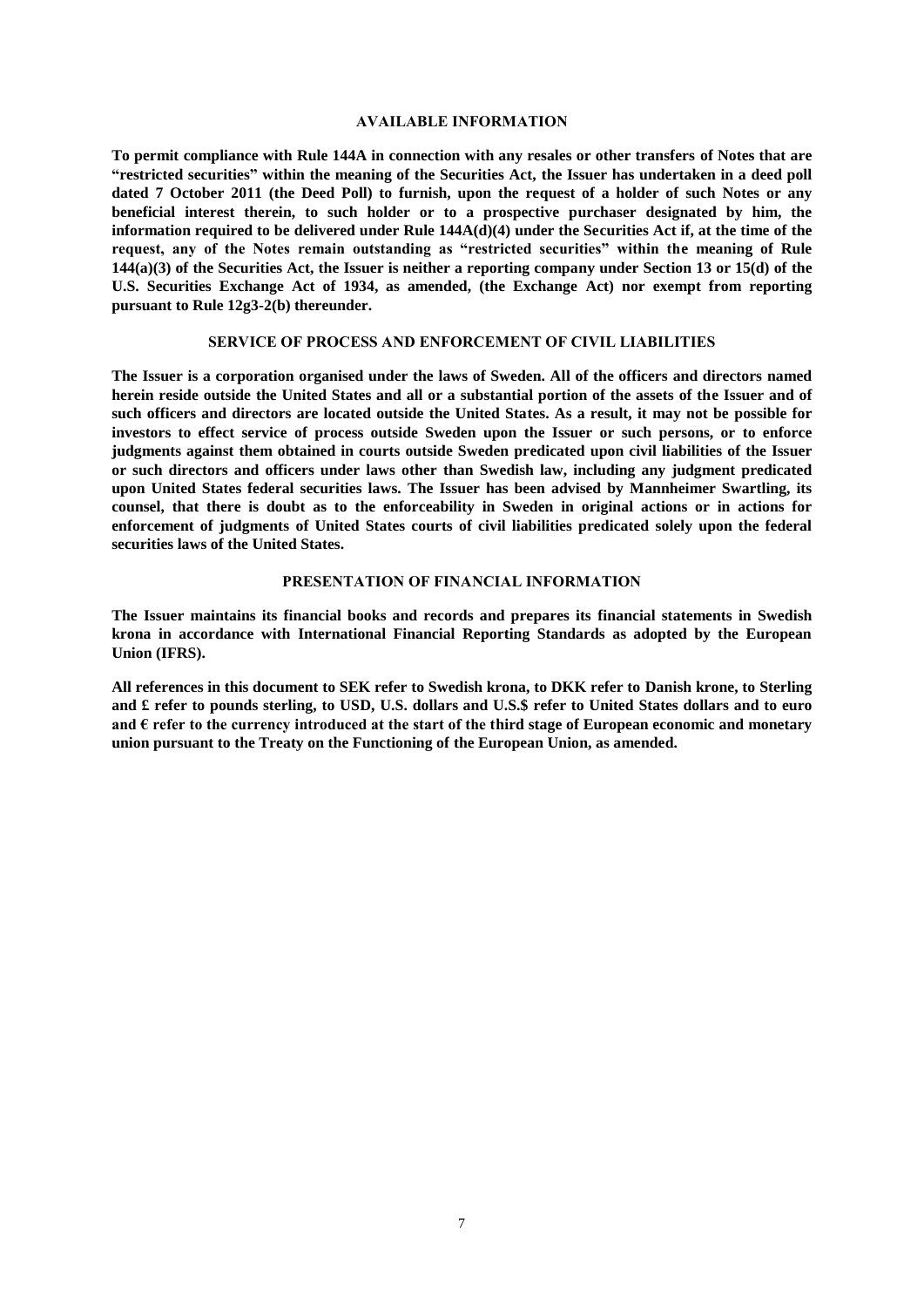## AVAILABLE INFORMATION

**To permit compliance with Rule 144A in connection with any resales or other transfers of Notes that are "restricted securities" within the meaning of the Securities Act, the Issuer has undertaken in a deed poll dated 7 October 2011 (the Deed Poll) to furnish, upon the request of a holder of such Notes or any beneficial interest therein, to such holder or to a prospective purchaser designated by him, the information required to be delivered under Rule 144A(d)(4) under the Securities Act if, at the time of the request, any of the Notes remain outstanding as "restricted securities" within the meaning of Rule 144(a)(3) of the Securities Act, the Issuer is neither a reporting company under Section 13 or 15(d) of the U.S. Securities Exchange Act of 1934, as amended, (the Exchange Act) nor exempt from reporting pursuant to Rule 12g3-2(b) thereunder.**

## SERVICE OF PROCESS AND ENFORCEMENT OF CIVIL LIABILITIES

**The Issuer is a corporation organised under the laws of Sweden. All of the officers and directors named herein reside outside the United States and all or a substantial portion of the assets of the Issuer and of such officers and directors are located outside the United States. As a result, it may not be possible for investors to effect service of process outside Sweden upon the Issuer or such persons, or to enforce judgments against them obtained in courts outside Sweden predicated upon civil liabilities of the Issuer or such directors and officers under laws other than Swedish law, including any judgment predicated upon United States federal securities laws. The Issuer has been advised by Mannheimer Swartling, its counsel, that there is doubt as to the enforceability in Sweden in original actions or in actions for enforcement of judgments of United States courts of civil liabilities predicated solely upon the federal securities laws of the United States.**

## PRESENTATION OF FINANCIAL INFORMATION

**The Issuer maintains its financial books and records and prepares its financial statements in Swedish krona in accordance with International Financial Reporting Standards as adopted by the European Union (IFRS).**

**All references in this document to SEK refer to Swedish krona, to DKK refer to Danish krone, to Sterling and £ refer to pounds sterling, to USD, U.S. dollars and U.S.$ refer to United States dollars and to euro and € refer to the currency introduced at the start of the third stage of European economic and monetary union pursuant to the Treaty on the Functioning of the European Union, as amended.**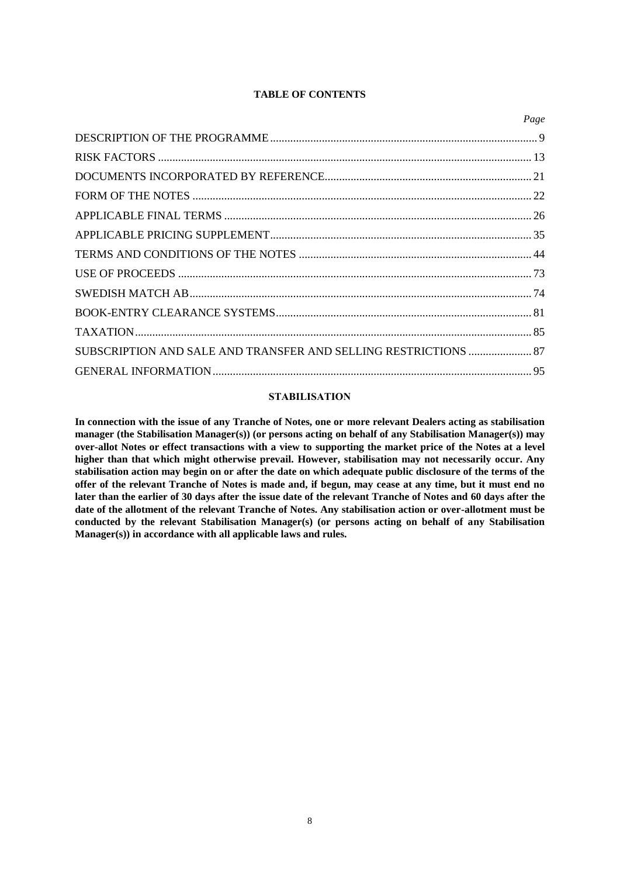**TABLE OF CONTENTS**

| | *Page* |
|---|---|
| DESCRIPTION OF THE PROGRAMME | 9 |
| RISK FACTORS | 13 |
| DOCUMENTS INCORPORATED BY REFERENCE | 21 |
| FORM OF THE NOTES | 22 |
| APPLICABLE FINAL TERMS | 26 |
| APPLICABLE PRICING SUPPLEMENT | 35 |
| TERMS AND CONDITIONS OF THE NOTES | 44 |
| USE OF PROCEEDS | 73 |
| SWEDISH MATCH AB | 74 |
| BOOK-ENTRY CLEARANCE SYSTEMS | 81 |
| TAXATION | 85 |
| SUBSCRIPTION AND SALE AND TRANSFER AND SELLING RESTRICTIONS | 87 |
| GENERAL INFORMATION | 95 |

**STABILISATION**

**In connection with the issue of any Tranche of Notes, one or more relevant Dealers acting as stabilisation manager (the Stabilisation Manager(s)) (or persons acting on behalf of any Stabilisation Manager(s)) may over-allot Notes or effect transactions with a view to supporting the market price of the Notes at a level higher than that which might otherwise prevail. However, stabilisation may not necessarily occur. Any stabilisation action may begin on or after the date on which adequate public disclosure of the terms of the offer of the relevant Tranche of Notes is made and, if begun, may cease at any time, but it must end no later than the earlier of 30 days after the issue date of the relevant Tranche of Notes and 60 days after the date of the allotment of the relevant Tranche of Notes. Any stabilisation action or over-allotment must be conducted by the relevant Stabilisation Manager(s) (or persons acting on behalf of any Stabilisation Manager(s)) in accordance with all applicable laws and rules.**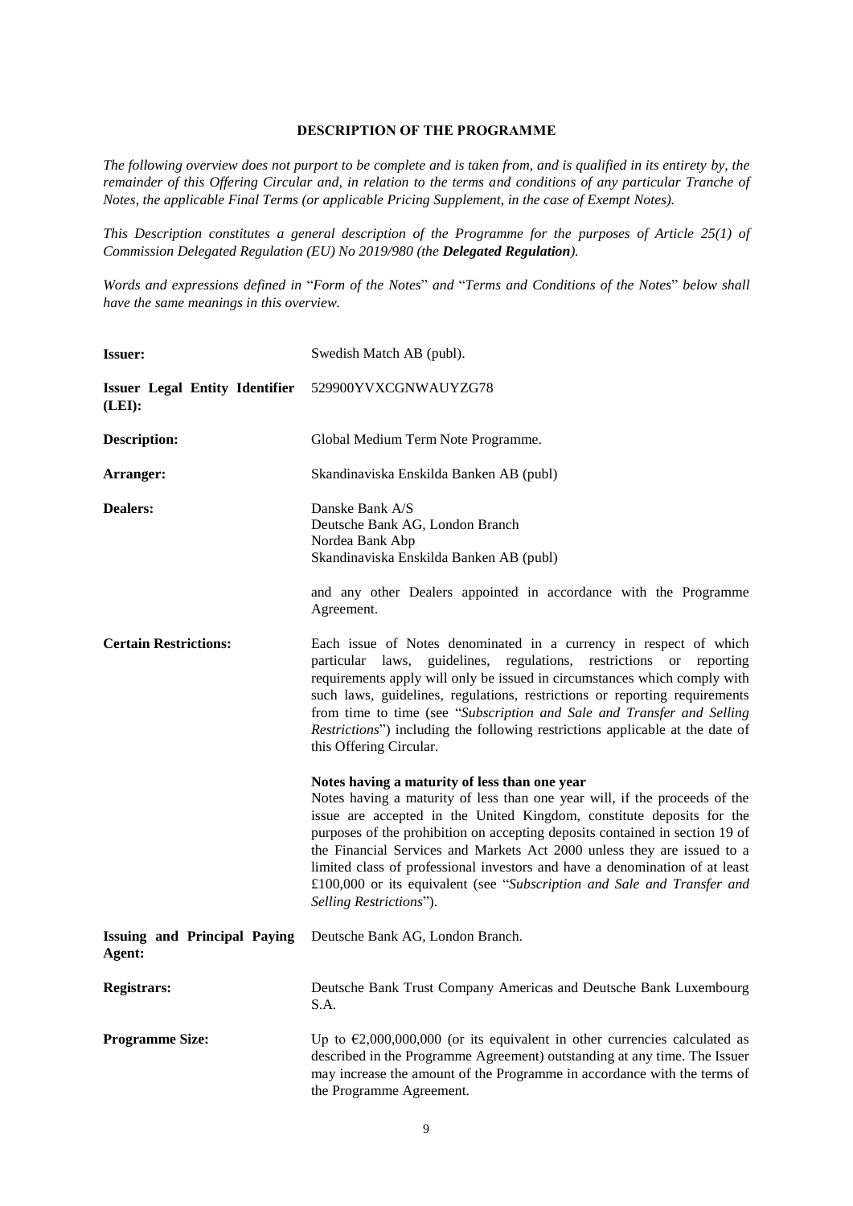## DESCRIPTION OF THE PROGRAMME

*The following overview does not purport to be complete and is taken from, and is qualified in its entirety by, the remainder of this Offering Circular and, in relation to the terms and conditions of any particular Tranche of Notes, the applicable Final Terms (or applicable Pricing Supplement, in the case of Exempt Notes).*

*This Description constitutes a general description of the Programme for the purposes of Article 25(1) of Commission Delegated Regulation (EU) No 2019/980 (the **Delegated Regulation**).*

*Words and expressions defined in* "*Form of the Notes*" *and* "*Terms and Conditions of the Notes*" *below shall have the same meanings in this overview.*

| | |
|---|---|
| **Issuer:** | Swedish Match AB (publ). |
| **Issuer Legal Entity Identifier (LEI):** | 529900YVXCGNWAUYZG78 |
| **Description:** | Global Medium Term Note Programme. |
| **Arranger:** | Skandinaviska Enskilda Banken AB (publ) |
| **Dealers:** | Danske Bank A/S<br>Deutsche Bank AG, London Branch<br>Nordea Bank Abp<br>Skandinaviska Enskilda Banken AB (publ)<br><br>and any other Dealers appointed in accordance with the Programme Agreement. |
| **Certain Restrictions:** | Each issue of Notes denominated in a currency in respect of which particular laws, guidelines, regulations, restrictions or reporting requirements apply will only be issued in circumstances which comply with such laws, guidelines, regulations, restrictions or reporting requirements from time to time (see "*Subscription and Sale and Transfer and Selling Restrictions*") including the following restrictions applicable at the date of this Offering Circular.<br><br>**Notes having a maturity of less than one year**<br>Notes having a maturity of less than one year will, if the proceeds of the issue are accepted in the United Kingdom, constitute deposits for the purposes of the prohibition on accepting deposits contained in section 19 of the Financial Services and Markets Act 2000 unless they are issued to a limited class of professional investors and have a denomination of at least £100,000 or its equivalent (see "*Subscription and Sale and Transfer and Selling Restrictions*"). |
| **Issuing and Principal Paying Agent:** | Deutsche Bank AG, London Branch. |
| **Registrars:** | Deutsche Bank Trust Company Americas and Deutsche Bank Luxembourg S.A. |
| **Programme Size:** | Up to €2,000,000,000 (or its equivalent in other currencies calculated as described in the Programme Agreement) outstanding at any time. The Issuer may increase the amount of the Programme in accordance with the terms of the Programme Agreement. |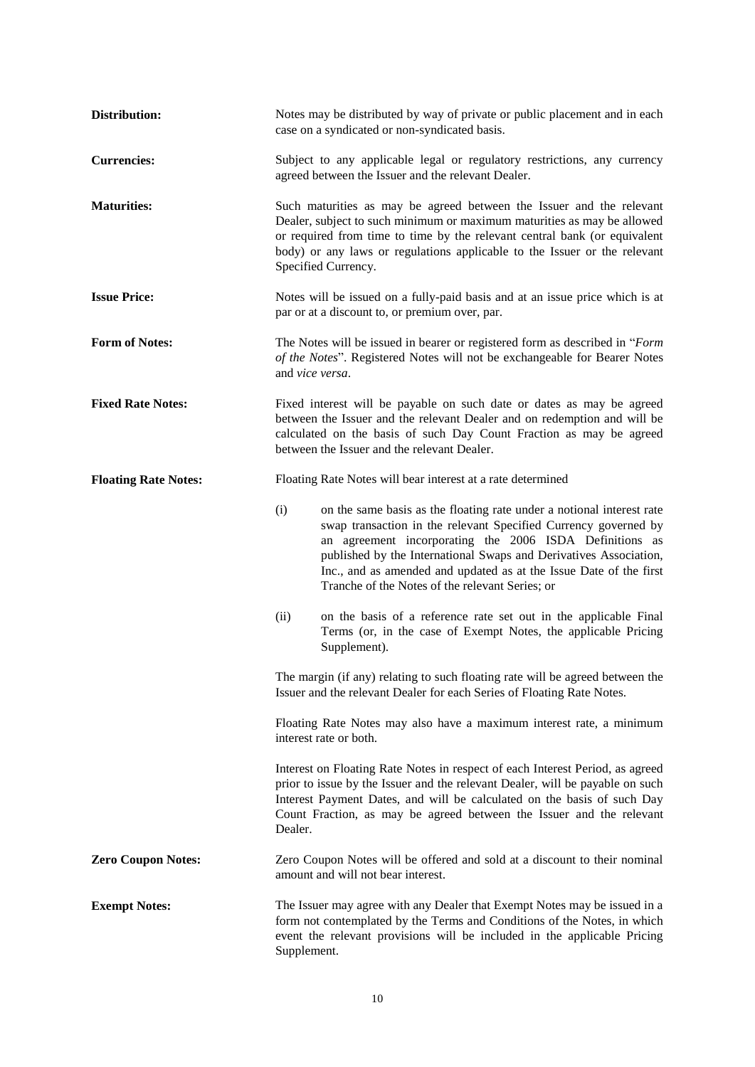**Distribution:** Notes may be distributed by way of private or public placement and in each case on a syndicated or non-syndicated basis.

**Currencies:** Subject to any applicable legal or regulatory restrictions, any currency agreed between the Issuer and the relevant Dealer.

**Maturities:** Such maturities as may be agreed between the Issuer and the relevant Dealer, subject to such minimum or maximum maturities as may be allowed or required from time to time by the relevant central bank (or equivalent body) or any laws or regulations applicable to the Issuer or the relevant Specified Currency.

**Issue Price:** Notes will be issued on a fully-paid basis and at an issue price which is at par or at a discount to, or premium over, par.

**Form of Notes:** The Notes will be issued in bearer or registered form as described in "*Form of the Notes*". Registered Notes will not be exchangeable for Bearer Notes and *vice versa*.

**Fixed Rate Notes:** Fixed interest will be payable on such date or dates as may be agreed between the Issuer and the relevant Dealer and on redemption and will be calculated on the basis of such Day Count Fraction as may be agreed between the Issuer and the relevant Dealer.

**Floating Rate Notes:** Floating Rate Notes will bear interest at a rate determined

(i) on the same basis as the floating rate under a notional interest rate swap transaction in the relevant Specified Currency governed by an agreement incorporating the 2006 ISDA Definitions as published by the International Swaps and Derivatives Association, Inc., and as amended and updated as at the Issue Date of the first Tranche of the Notes of the relevant Series; or

(ii) on the basis of a reference rate set out in the applicable Final Terms (or, in the case of Exempt Notes, the applicable Pricing Supplement).

The margin (if any) relating to such floating rate will be agreed between the Issuer and the relevant Dealer for each Series of Floating Rate Notes.

Floating Rate Notes may also have a maximum interest rate, a minimum interest rate or both.

Interest on Floating Rate Notes in respect of each Interest Period, as agreed prior to issue by the Issuer and the relevant Dealer, will be payable on such Interest Payment Dates, and will be calculated on the basis of such Day Count Fraction, as may be agreed between the Issuer and the relevant Dealer.

**Zero Coupon Notes:** Zero Coupon Notes will be offered and sold at a discount to their nominal amount and will not bear interest.

**Exempt Notes:** The Issuer may agree with any Dealer that Exempt Notes may be issued in a form not contemplated by the Terms and Conditions of the Notes, in which event the relevant provisions will be included in the applicable Pricing Supplement.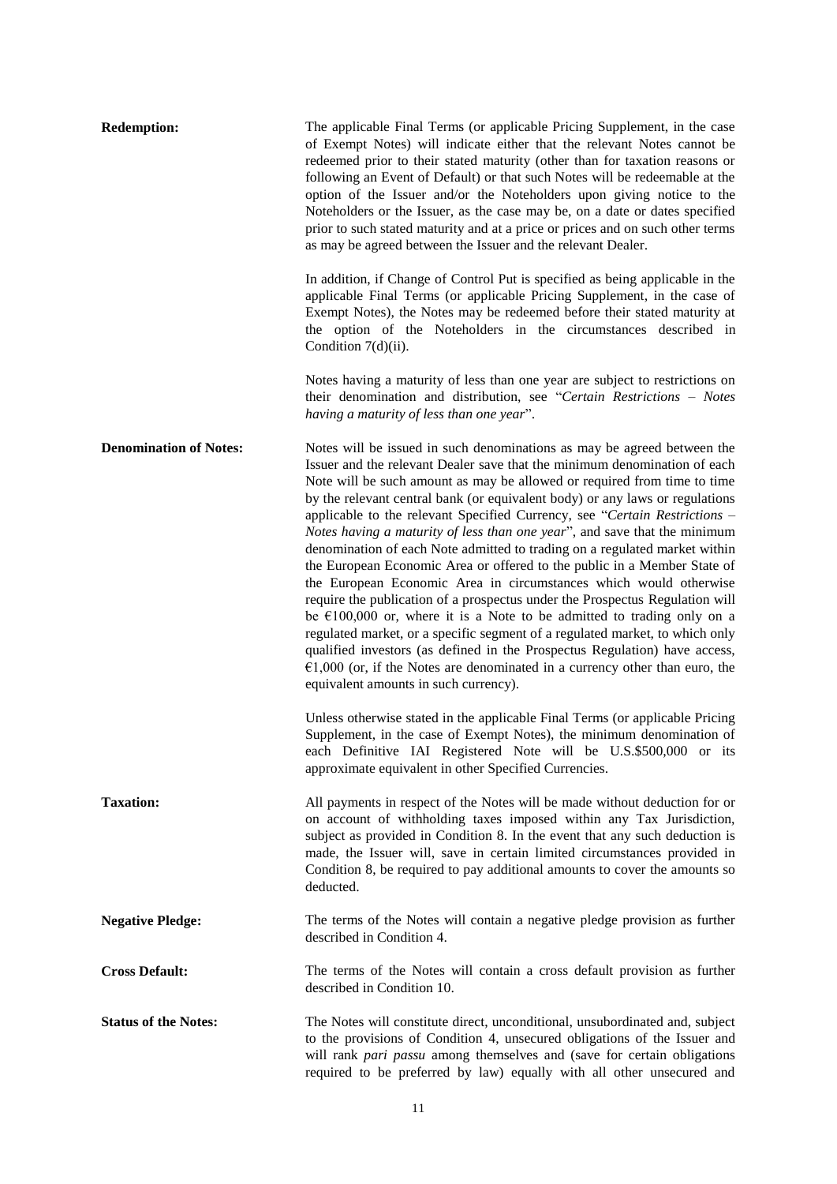**Redemption:**

The applicable Final Terms (or applicable Pricing Supplement, in the case of Exempt Notes) will indicate either that the relevant Notes cannot be redeemed prior to their stated maturity (other than for taxation reasons or following an Event of Default) or that such Notes will be redeemable at the option of the Issuer and/or the Noteholders upon giving notice to the Noteholders or the Issuer, as the case may be, on a date or dates specified prior to such stated maturity and at a price or prices and on such other terms as may be agreed between the Issuer and the relevant Dealer.

In addition, if Change of Control Put is specified as being applicable in the applicable Final Terms (or applicable Pricing Supplement, in the case of Exempt Notes), the Notes may be redeemed before their stated maturity at the option of the Noteholders in the circumstances described in Condition 7(d)(ii).

Notes having a maturity of less than one year are subject to restrictions on their denomination and distribution, see "*Certain Restrictions – Notes having a maturity of less than one year*".

**Denomination of Notes:**

Notes will be issued in such denominations as may be agreed between the Issuer and the relevant Dealer save that the minimum denomination of each Note will be such amount as may be allowed or required from time to time by the relevant central bank (or equivalent body) or any laws or regulations applicable to the relevant Specified Currency, see "*Certain Restrictions – Notes having a maturity of less than one year*", and save that the minimum denomination of each Note admitted to trading on a regulated market within the European Economic Area or offered to the public in a Member State of the European Economic Area in circumstances which would otherwise require the publication of a prospectus under the Prospectus Regulation will be €100,000 or, where it is a Note to be admitted to trading only on a regulated market, or a specific segment of a regulated market, to which only qualified investors (as defined in the Prospectus Regulation) have access, €1,000 (or, if the Notes are denominated in a currency other than euro, the equivalent amounts in such currency).

Unless otherwise stated in the applicable Final Terms (or applicable Pricing Supplement, in the case of Exempt Notes), the minimum denomination of each Definitive IAI Registered Note will be U.S.$500,000 or its approximate equivalent in other Specified Currencies.

**Taxation:**

All payments in respect of the Notes will be made without deduction for or on account of withholding taxes imposed within any Tax Jurisdiction, subject as provided in Condition 8. In the event that any such deduction is made, the Issuer will, save in certain limited circumstances provided in Condition 8, be required to pay additional amounts to cover the amounts so deducted.

**Negative Pledge:**

The terms of the Notes will contain a negative pledge provision as further described in Condition 4.

**Cross Default:**

The terms of the Notes will contain a cross default provision as further described in Condition 10.

**Status of the Notes:**

The Notes will constitute direct, unconditional, unsubordinated and, subject to the provisions of Condition 4, unsecured obligations of the Issuer and will rank *pari passu* among themselves and (save for certain obligations required to be preferred by law) equally with all other unsecured and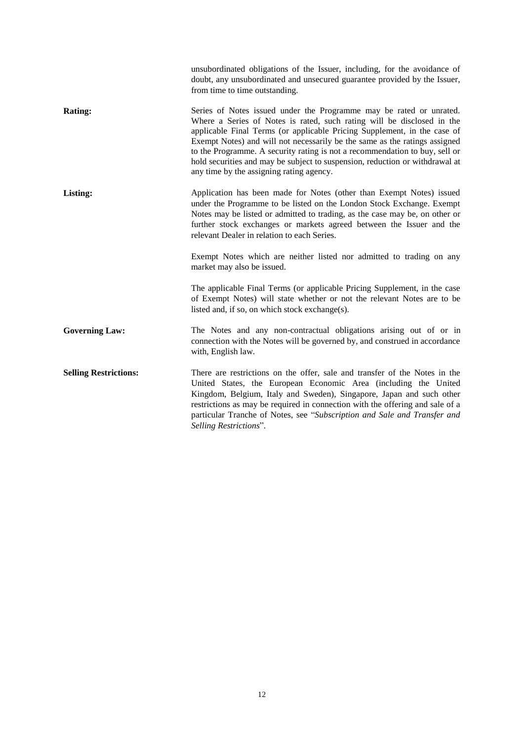unsubordinated obligations of the Issuer, including, for the avoidance of doubt, any unsubordinated and unsecured guarantee provided by the Issuer, from time to time outstanding.

**Rating:** Series of Notes issued under the Programme may be rated or unrated. Where a Series of Notes is rated, such rating will be disclosed in the applicable Final Terms (or applicable Pricing Supplement, in the case of Exempt Notes) and will not necessarily be the same as the ratings assigned to the Programme. A security rating is not a recommendation to buy, sell or hold securities and may be subject to suspension, reduction or withdrawal at any time by the assigning rating agency.

**Listing:** Application has been made for Notes (other than Exempt Notes) issued under the Programme to be listed on the London Stock Exchange. Exempt Notes may be listed or admitted to trading, as the case may be, on other or further stock exchanges or markets agreed between the Issuer and the relevant Dealer in relation to each Series.

Exempt Notes which are neither listed nor admitted to trading on any market may also be issued.

The applicable Final Terms (or applicable Pricing Supplement, in the case of Exempt Notes) will state whether or not the relevant Notes are to be listed and, if so, on which stock exchange(s).

**Governing Law:** The Notes and any non-contractual obligations arising out of or in connection with the Notes will be governed by, and construed in accordance with, English law.

**Selling Restrictions:** There are restrictions on the offer, sale and transfer of the Notes in the United States, the European Economic Area (including the United Kingdom, Belgium, Italy and Sweden), Singapore, Japan and such other restrictions as may be required in connection with the offering and sale of a particular Tranche of Notes, see "*Subscription and Sale and Transfer and Selling Restrictions*".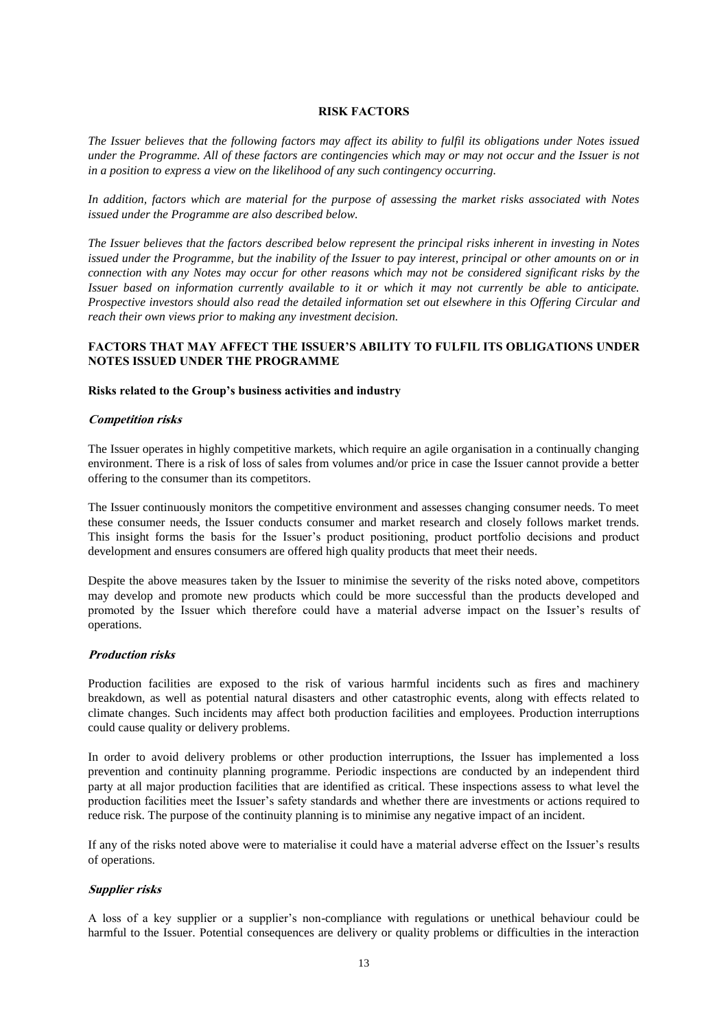# RISK FACTORS

*The Issuer believes that the following factors may affect its ability to fulfil its obligations under Notes issued under the Programme. All of these factors are contingencies which may or may not occur and the Issuer is not in a position to express a view on the likelihood of any such contingency occurring.*

*In addition, factors which are material for the purpose of assessing the market risks associated with Notes issued under the Programme are also described below.*

*The Issuer believes that the factors described below represent the principal risks inherent in investing in Notes issued under the Programme, but the inability of the Issuer to pay interest, principal or other amounts on or in connection with any Notes may occur for other reasons which may not be considered significant risks by the Issuer based on information currently available to it or which it may not currently be able to anticipate. Prospective investors should also read the detailed information set out elsewhere in this Offering Circular and reach their own views prior to making any investment decision.*

## FACTORS THAT MAY AFFECT THE ISSUER'S ABILITY TO FULFIL ITS OBLIGATIONS UNDER NOTES ISSUED UNDER THE PROGRAMME

### Risks related to the Group's business activities and industry

#### *Competition risks*

The Issuer operates in highly competitive markets, which require an agile organisation in a continually changing environment. There is a risk of loss of sales from volumes and/or price in case the Issuer cannot provide a better offering to the consumer than its competitors.

The Issuer continuously monitors the competitive environment and assesses changing consumer needs. To meet these consumer needs, the Issuer conducts consumer and market research and closely follows market trends. This insight forms the basis for the Issuer's product positioning, product portfolio decisions and product development and ensures consumers are offered high quality products that meet their needs.

Despite the above measures taken by the Issuer to minimise the severity of the risks noted above, competitors may develop and promote new products which could be more successful than the products developed and promoted by the Issuer which therefore could have a material adverse impact on the Issuer's results of operations.

#### *Production risks*

Production facilities are exposed to the risk of various harmful incidents such as fires and machinery breakdown, as well as potential natural disasters and other catastrophic events, along with effects related to climate changes. Such incidents may affect both production facilities and employees. Production interruptions could cause quality or delivery problems.

In order to avoid delivery problems or other production interruptions, the Issuer has implemented a loss prevention and continuity planning programme. Periodic inspections are conducted by an independent third party at all major production facilities that are identified as critical. These inspections assess to what level the production facilities meet the Issuer's safety standards and whether there are investments or actions required to reduce risk. The purpose of the continuity planning is to minimise any negative impact of an incident.

If any of the risks noted above were to materialise it could have a material adverse effect on the Issuer's results of operations.

#### *Supplier risks*

A loss of a key supplier or a supplier's non-compliance with regulations or unethical behaviour could be harmful to the Issuer. Potential consequences are delivery or quality problems or difficulties in the interaction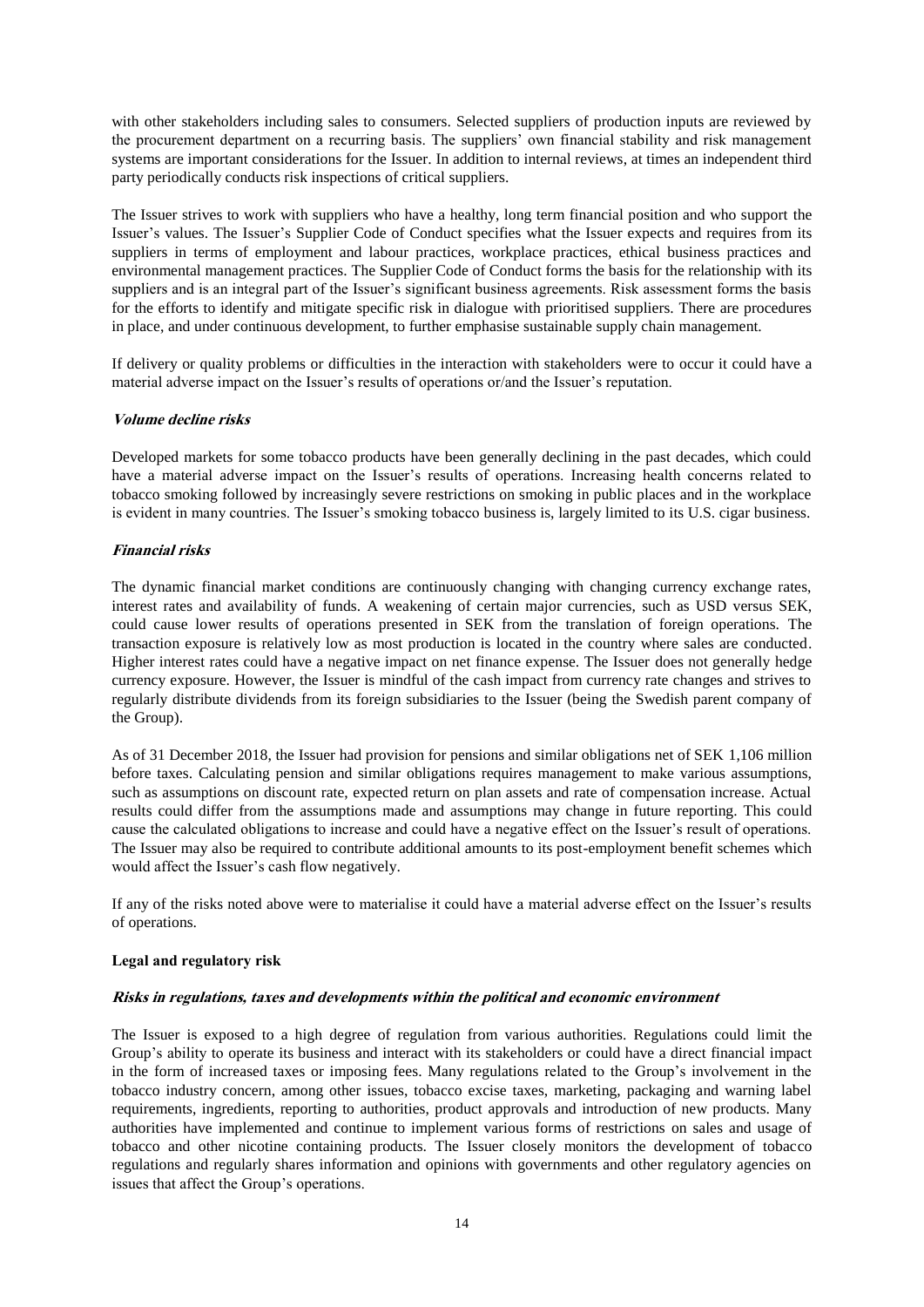with other stakeholders including sales to consumers. Selected suppliers of production inputs are reviewed by the procurement department on a recurring basis. The suppliers' own financial stability and risk management systems are important considerations for the Issuer. In addition to internal reviews, at times an independent third party periodically conducts risk inspections of critical suppliers.

The Issuer strives to work with suppliers who have a healthy, long term financial position and who support the Issuer's values. The Issuer's Supplier Code of Conduct specifies what the Issuer expects and requires from its suppliers in terms of employment and labour practices, workplace practices, ethical business practices and environmental management practices. The Supplier Code of Conduct forms the basis for the relationship with its suppliers and is an integral part of the Issuer's significant business agreements. Risk assessment forms the basis for the efforts to identify and mitigate specific risk in dialogue with prioritised suppliers. There are procedures in place, and under continuous development, to further emphasise sustainable supply chain management.

If delivery or quality problems or difficulties in the interaction with stakeholders were to occur it could have a material adverse impact on the Issuer's results of operations or/and the Issuer's reputation.

***Volume decline risks***

Developed markets for some tobacco products have been generally declining in the past decades, which could have a material adverse impact on the Issuer's results of operations. Increasing health concerns related to tobacco smoking followed by increasingly severe restrictions on smoking in public places and in the workplace is evident in many countries. The Issuer's smoking tobacco business is, largely limited to its U.S. cigar business.

***Financial risks***

The dynamic financial market conditions are continuously changing with changing currency exchange rates, interest rates and availability of funds. A weakening of certain major currencies, such as USD versus SEK, could cause lower results of operations presented in SEK from the translation of foreign operations. The transaction exposure is relatively low as most production is located in the country where sales are conducted. Higher interest rates could have a negative impact on net finance expense. The Issuer does not generally hedge currency exposure. However, the Issuer is mindful of the cash impact from currency rate changes and strives to regularly distribute dividends from its foreign subsidiaries to the Issuer (being the Swedish parent company of the Group).

As of 31 December 2018, the Issuer had provision for pensions and similar obligations net of SEK 1,106 million before taxes. Calculating pension and similar obligations requires management to make various assumptions, such as assumptions on discount rate, expected return on plan assets and rate of compensation increase. Actual results could differ from the assumptions made and assumptions may change in future reporting. This could cause the calculated obligations to increase and could have a negative effect on the Issuer's result of operations. The Issuer may also be required to contribute additional amounts to its post-employment benefit schemes which would affect the Issuer's cash flow negatively.

If any of the risks noted above were to materialise it could have a material adverse effect on the Issuer's results of operations.

**Legal and regulatory risk**

***Risks in regulations, taxes and developments within the political and economic environment***

The Issuer is exposed to a high degree of regulation from various authorities. Regulations could limit the Group's ability to operate its business and interact with its stakeholders or could have a direct financial impact in the form of increased taxes or imposing fees. Many regulations related to the Group's involvement in the tobacco industry concern, among other issues, tobacco excise taxes, marketing, packaging and warning label requirements, ingredients, reporting to authorities, product approvals and introduction of new products. Many authorities have implemented and continue to implement various forms of restrictions on sales and usage of tobacco and other nicotine containing products. The Issuer closely monitors the development of tobacco regulations and regularly shares information and opinions with governments and other regulatory agencies on issues that affect the Group's operations.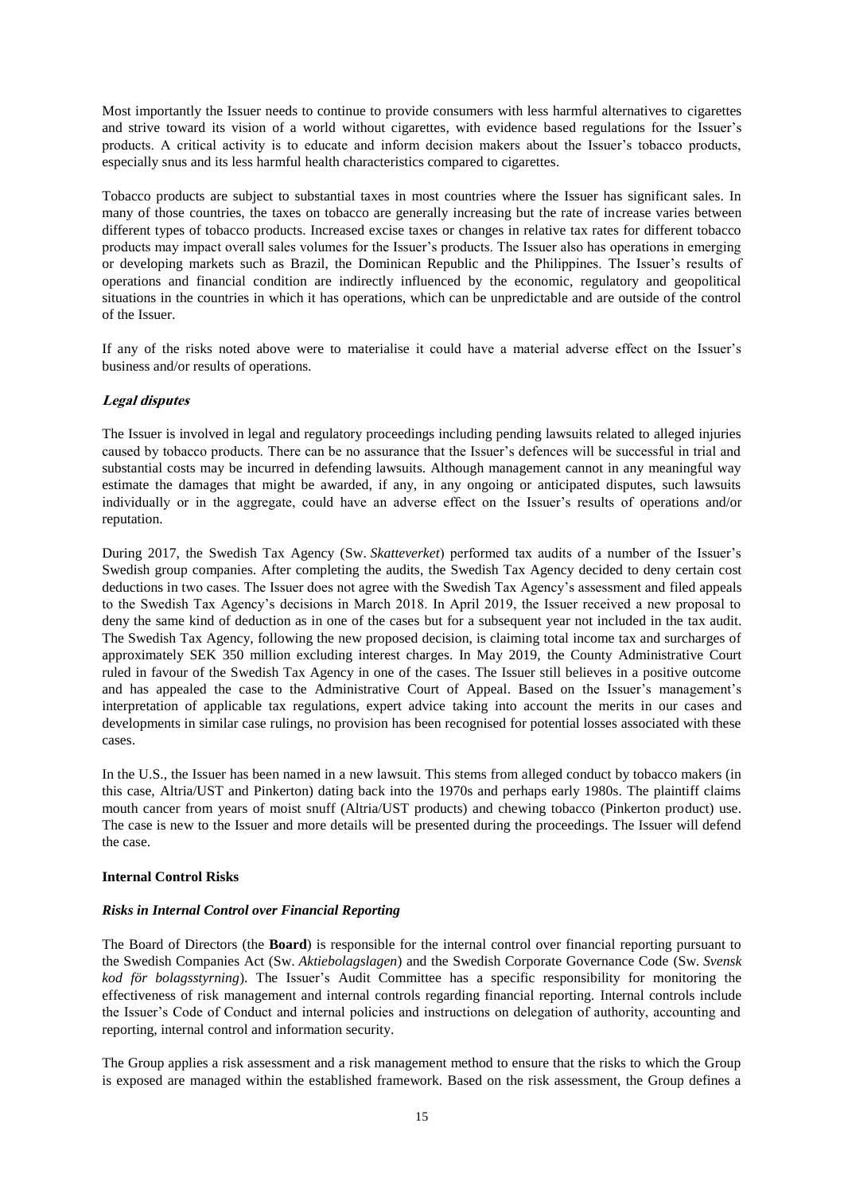Most importantly the Issuer needs to continue to provide consumers with less harmful alternatives to cigarettes and strive toward its vision of a world without cigarettes, with evidence based regulations for the Issuer's products. A critical activity is to educate and inform decision makers about the Issuer's tobacco products, especially snus and its less harmful health characteristics compared to cigarettes.

Tobacco products are subject to substantial taxes in most countries where the Issuer has significant sales. In many of those countries, the taxes on tobacco are generally increasing but the rate of increase varies between different types of tobacco products. Increased excise taxes or changes in relative tax rates for different tobacco products may impact overall sales volumes for the Issuer's products. The Issuer also has operations in emerging or developing markets such as Brazil, the Dominican Republic and the Philippines. The Issuer's results of operations and financial condition are indirectly influenced by the economic, regulatory and geopolitical situations in the countries in which it has operations, which can be unpredictable and are outside of the control of the Issuer.

If any of the risks noted above were to materialise it could have a material adverse effect on the Issuer's business and/or results of operations.

***Legal disputes***

The Issuer is involved in legal and regulatory proceedings including pending lawsuits related to alleged injuries caused by tobacco products. There can be no assurance that the Issuer's defences will be successful in trial and substantial costs may be incurred in defending lawsuits. Although management cannot in any meaningful way estimate the damages that might be awarded, if any, in any ongoing or anticipated disputes, such lawsuits individually or in the aggregate, could have an adverse effect on the Issuer's results of operations and/or reputation.

During 2017, the Swedish Tax Agency (Sw. *Skatteverket*) performed tax audits of a number of the Issuer's Swedish group companies. After completing the audits, the Swedish Tax Agency decided to deny certain cost deductions in two cases. The Issuer does not agree with the Swedish Tax Agency's assessment and filed appeals to the Swedish Tax Agency's decisions in March 2018. In April 2019, the Issuer received a new proposal to deny the same kind of deduction as in one of the cases but for a subsequent year not included in the tax audit. The Swedish Tax Agency, following the new proposed decision, is claiming total income tax and surcharges of approximately SEK 350 million excluding interest charges. In May 2019, the County Administrative Court ruled in favour of the Swedish Tax Agency in one of the cases. The Issuer still believes in a positive outcome and has appealed the case to the Administrative Court of Appeal. Based on the Issuer's management's interpretation of applicable tax regulations, expert advice taking into account the merits in our cases and developments in similar case rulings, no provision has been recognised for potential losses associated with these cases.

In the U.S., the Issuer has been named in a new lawsuit. This stems from alleged conduct by tobacco makers (in this case, Altria/UST and Pinkerton) dating back into the 1970s and perhaps early 1980s. The plaintiff claims mouth cancer from years of moist snuff (Altria/UST products) and chewing tobacco (Pinkerton product) use. The case is new to the Issuer and more details will be presented during the proceedings. The Issuer will defend the case.

**Internal Control Risks**

***Risks in Internal Control over Financial Reporting***

The Board of Directors (the **Board**) is responsible for the internal control over financial reporting pursuant to the Swedish Companies Act (Sw. *Aktiebolagslagen*) and the Swedish Corporate Governance Code (Sw. *Svensk kod för bolagsstyrning*). The Issuer's Audit Committee has a specific responsibility for monitoring the effectiveness of risk management and internal controls regarding financial reporting. Internal controls include the Issuer's Code of Conduct and internal policies and instructions on delegation of authority, accounting and reporting, internal control and information security.

The Group applies a risk assessment and a risk management method to ensure that the risks to which the Group is exposed are managed within the established framework. Based on the risk assessment, the Group defines a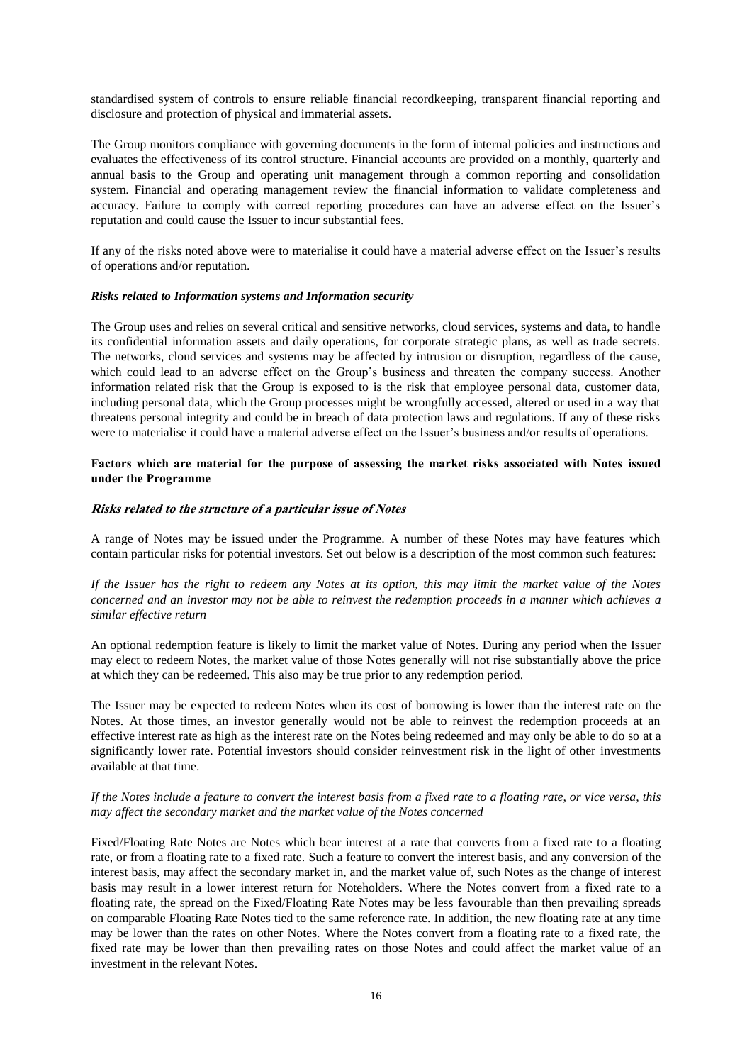standardised system of controls to ensure reliable financial recordkeeping, transparent financial reporting and disclosure and protection of physical and immaterial assets.

The Group monitors compliance with governing documents in the form of internal policies and instructions and evaluates the effectiveness of its control structure. Financial accounts are provided on a monthly, quarterly and annual basis to the Group and operating unit management through a common reporting and consolidation system. Financial and operating management review the financial information to validate completeness and accuracy. Failure to comply with correct reporting procedures can have an adverse effect on the Issuer's reputation and could cause the Issuer to incur substantial fees.

If any of the risks noted above were to materialise it could have a material adverse effect on the Issuer's results of operations and/or reputation.

***Risks related to Information systems and Information security***

The Group uses and relies on several critical and sensitive networks, cloud services, systems and data, to handle its confidential information assets and daily operations, for corporate strategic plans, as well as trade secrets. The networks, cloud services and systems may be affected by intrusion or disruption, regardless of the cause, which could lead to an adverse effect on the Group's business and threaten the company success. Another information related risk that the Group is exposed to is the risk that employee personal data, customer data, including personal data, which the Group processes might be wrongfully accessed, altered or used in a way that threatens personal integrity and could be in breach of data protection laws and regulations. If any of these risks were to materialise it could have a material adverse effect on the Issuer's business and/or results of operations.

**Factors which are material for the purpose of assessing the market risks associated with Notes issued under the Programme**

***Risks related to the structure of a particular issue of Notes***

A range of Notes may be issued under the Programme. A number of these Notes may have features which contain particular risks for potential investors. Set out below is a description of the most common such features:

*If the Issuer has the right to redeem any Notes at its option, this may limit the market value of the Notes concerned and an investor may not be able to reinvest the redemption proceeds in a manner which achieves a similar effective return*

An optional redemption feature is likely to limit the market value of Notes. During any period when the Issuer may elect to redeem Notes, the market value of those Notes generally will not rise substantially above the price at which they can be redeemed. This also may be true prior to any redemption period.

The Issuer may be expected to redeem Notes when its cost of borrowing is lower than the interest rate on the Notes. At those times, an investor generally would not be able to reinvest the redemption proceeds at an effective interest rate as high as the interest rate on the Notes being redeemed and may only be able to do so at a significantly lower rate. Potential investors should consider reinvestment risk in the light of other investments available at that time.

*If the Notes include a feature to convert the interest basis from a fixed rate to a floating rate, or vice versa, this may affect the secondary market and the market value of the Notes concerned*

Fixed/Floating Rate Notes are Notes which bear interest at a rate that converts from a fixed rate to a floating rate, or from a floating rate to a fixed rate. Such a feature to convert the interest basis, and any conversion of the interest basis, may affect the secondary market in, and the market value of, such Notes as the change of interest basis may result in a lower interest return for Noteholders. Where the Notes convert from a fixed rate to a floating rate, the spread on the Fixed/Floating Rate Notes may be less favourable than then prevailing spreads on comparable Floating Rate Notes tied to the same reference rate. In addition, the new floating rate at any time may be lower than the rates on other Notes. Where the Notes convert from a floating rate to a fixed rate, the fixed rate may be lower than then prevailing rates on those Notes and could affect the market value of an investment in the relevant Notes.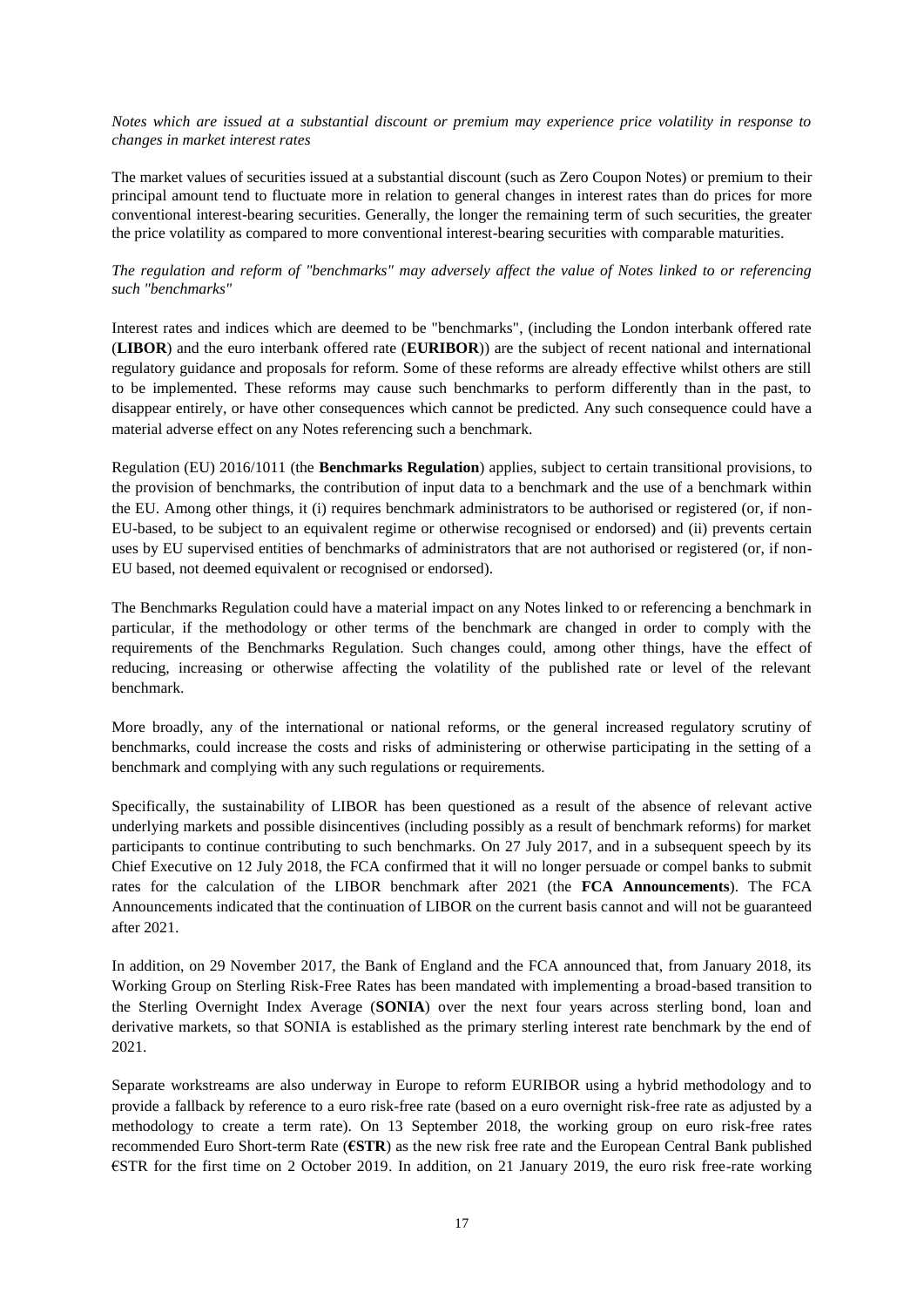*Notes which are issued at a substantial discount or premium may experience price volatility in response to changes in market interest rates*

The market values of securities issued at a substantial discount (such as Zero Coupon Notes) or premium to their principal amount tend to fluctuate more in relation to general changes in interest rates than do prices for more conventional interest-bearing securities. Generally, the longer the remaining term of such securities, the greater the price volatility as compared to more conventional interest-bearing securities with comparable maturities.

*The regulation and reform of "benchmarks" may adversely affect the value of Notes linked to or referencing such "benchmarks"*

Interest rates and indices which are deemed to be "benchmarks", (including the London interbank offered rate (**LIBOR**) and the euro interbank offered rate (**EURIBOR**)) are the subject of recent national and international regulatory guidance and proposals for reform. Some of these reforms are already effective whilst others are still to be implemented. These reforms may cause such benchmarks to perform differently than in the past, to disappear entirely, or have other consequences which cannot be predicted. Any such consequence could have a material adverse effect on any Notes referencing such a benchmark.

Regulation (EU) 2016/1011 (the **Benchmarks Regulation**) applies, subject to certain transitional provisions, to the provision of benchmarks, the contribution of input data to a benchmark and the use of a benchmark within the EU. Among other things, it (i) requires benchmark administrators to be authorised or registered (or, if non-EU-based, to be subject to an equivalent regime or otherwise recognised or endorsed) and (ii) prevents certain uses by EU supervised entities of benchmarks of administrators that are not authorised or registered (or, if non-EU based, not deemed equivalent or recognised or endorsed).

The Benchmarks Regulation could have a material impact on any Notes linked to or referencing a benchmark in particular, if the methodology or other terms of the benchmark are changed in order to comply with the requirements of the Benchmarks Regulation. Such changes could, among other things, have the effect of reducing, increasing or otherwise affecting the volatility of the published rate or level of the relevant benchmark.

More broadly, any of the international or national reforms, or the general increased regulatory scrutiny of benchmarks, could increase the costs and risks of administering or otherwise participating in the setting of a benchmark and complying with any such regulations or requirements.

Specifically, the sustainability of LIBOR has been questioned as a result of the absence of relevant active underlying markets and possible disincentives (including possibly as a result of benchmark reforms) for market participants to continue contributing to such benchmarks. On 27 July 2017, and in a subsequent speech by its Chief Executive on 12 July 2018, the FCA confirmed that it will no longer persuade or compel banks to submit rates for the calculation of the LIBOR benchmark after 2021 (the **FCA Announcements**). The FCA Announcements indicated that the continuation of LIBOR on the current basis cannot and will not be guaranteed after 2021.

In addition, on 29 November 2017, the Bank of England and the FCA announced that, from January 2018, its Working Group on Sterling Risk-Free Rates has been mandated with implementing a broad-based transition to the Sterling Overnight Index Average (**SONIA**) over the next four years across sterling bond, loan and derivative markets, so that SONIA is established as the primary sterling interest rate benchmark by the end of 2021.

Separate workstreams are also underway in Europe to reform EURIBOR using a hybrid methodology and to provide a fallback by reference to a euro risk-free rate (based on a euro overnight risk-free rate as adjusted by a methodology to create a term rate). On 13 September 2018, the working group on euro risk-free rates recommended Euro Short-term Rate (**€STR**) as the new risk free rate and the European Central Bank published €STR for the first time on 2 October 2019. In addition, on 21 January 2019, the euro risk free-rate working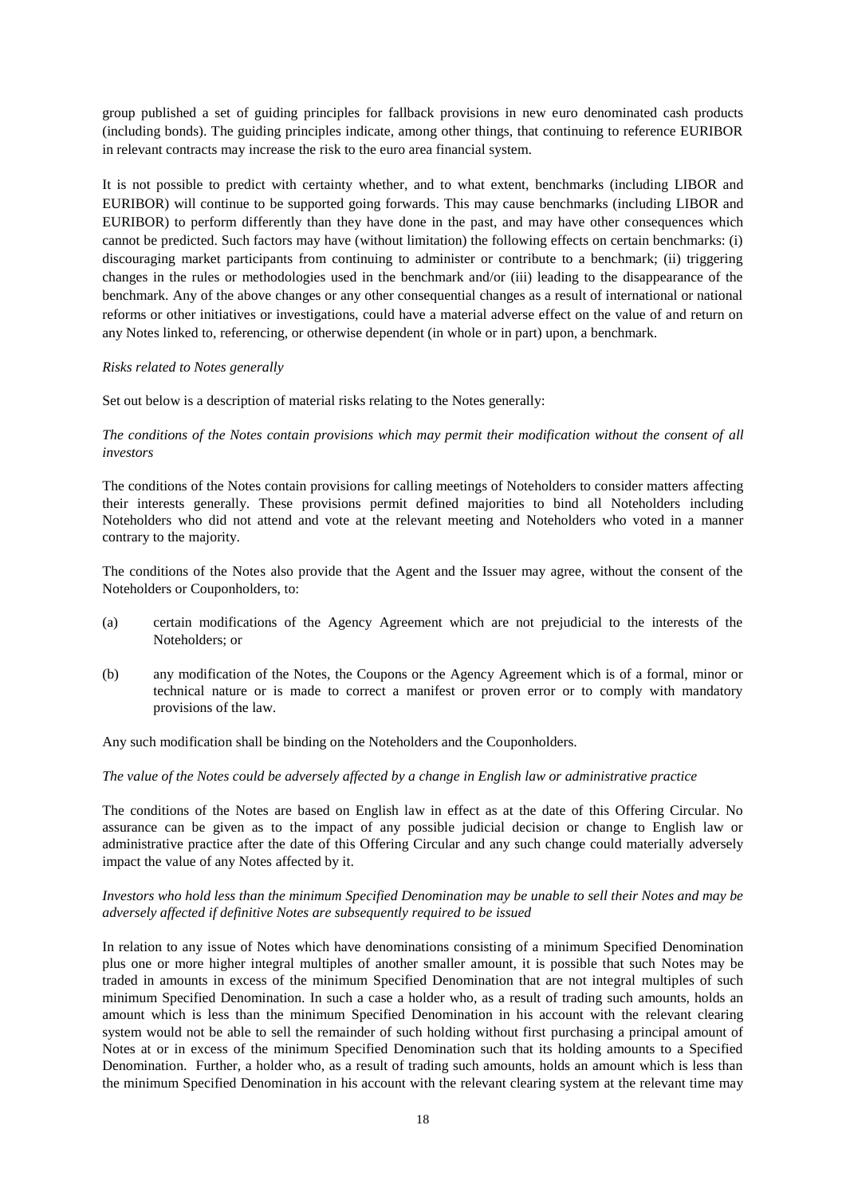group published a set of guiding principles for fallback provisions in new euro denominated cash products (including bonds). The guiding principles indicate, among other things, that continuing to reference EURIBOR in relevant contracts may increase the risk to the euro area financial system.

It is not possible to predict with certainty whether, and to what extent, benchmarks (including LIBOR and EURIBOR) will continue to be supported going forwards. This may cause benchmarks (including LIBOR and EURIBOR) to perform differently than they have done in the past, and may have other consequences which cannot be predicted. Such factors may have (without limitation) the following effects on certain benchmarks: (i) discouraging market participants from continuing to administer or contribute to a benchmark; (ii) triggering changes in the rules or methodologies used in the benchmark and/or (iii) leading to the disappearance of the benchmark. Any of the above changes or any other consequential changes as a result of international or national reforms or other initiatives or investigations, could have a material adverse effect on the value of and return on any Notes linked to, referencing, or otherwise dependent (in whole or in part) upon, a benchmark.

*Risks related to Notes generally*

Set out below is a description of material risks relating to the Notes generally:

*The conditions of the Notes contain provisions which may permit their modification without the consent of all investors*

The conditions of the Notes contain provisions for calling meetings of Noteholders to consider matters affecting their interests generally. These provisions permit defined majorities to bind all Noteholders including Noteholders who did not attend and vote at the relevant meeting and Noteholders who voted in a manner contrary to the majority.

The conditions of the Notes also provide that the Agent and the Issuer may agree, without the consent of the Noteholders or Couponholders, to:

(a) certain modifications of the Agency Agreement which are not prejudicial to the interests of the Noteholders; or

(b) any modification of the Notes, the Coupons or the Agency Agreement which is of a formal, minor or technical nature or is made to correct a manifest or proven error or to comply with mandatory provisions of the law.

Any such modification shall be binding on the Noteholders and the Couponholders.

*The value of the Notes could be adversely affected by a change in English law or administrative practice*

The conditions of the Notes are based on English law in effect as at the date of this Offering Circular. No assurance can be given as to the impact of any possible judicial decision or change to English law or administrative practice after the date of this Offering Circular and any such change could materially adversely impact the value of any Notes affected by it.

*Investors who hold less than the minimum Specified Denomination may be unable to sell their Notes and may be adversely affected if definitive Notes are subsequently required to be issued*

In relation to any issue of Notes which have denominations consisting of a minimum Specified Denomination plus one or more higher integral multiples of another smaller amount, it is possible that such Notes may be traded in amounts in excess of the minimum Specified Denomination that are not integral multiples of such minimum Specified Denomination. In such a case a holder who, as a result of trading such amounts, holds an amount which is less than the minimum Specified Denomination in his account with the relevant clearing system would not be able to sell the remainder of such holding without first purchasing a principal amount of Notes at or in excess of the minimum Specified Denomination such that its holding amounts to a Specified Denomination. Further, a holder who, as a result of trading such amounts, holds an amount which is less than the minimum Specified Denomination in his account with the relevant clearing system at the relevant time may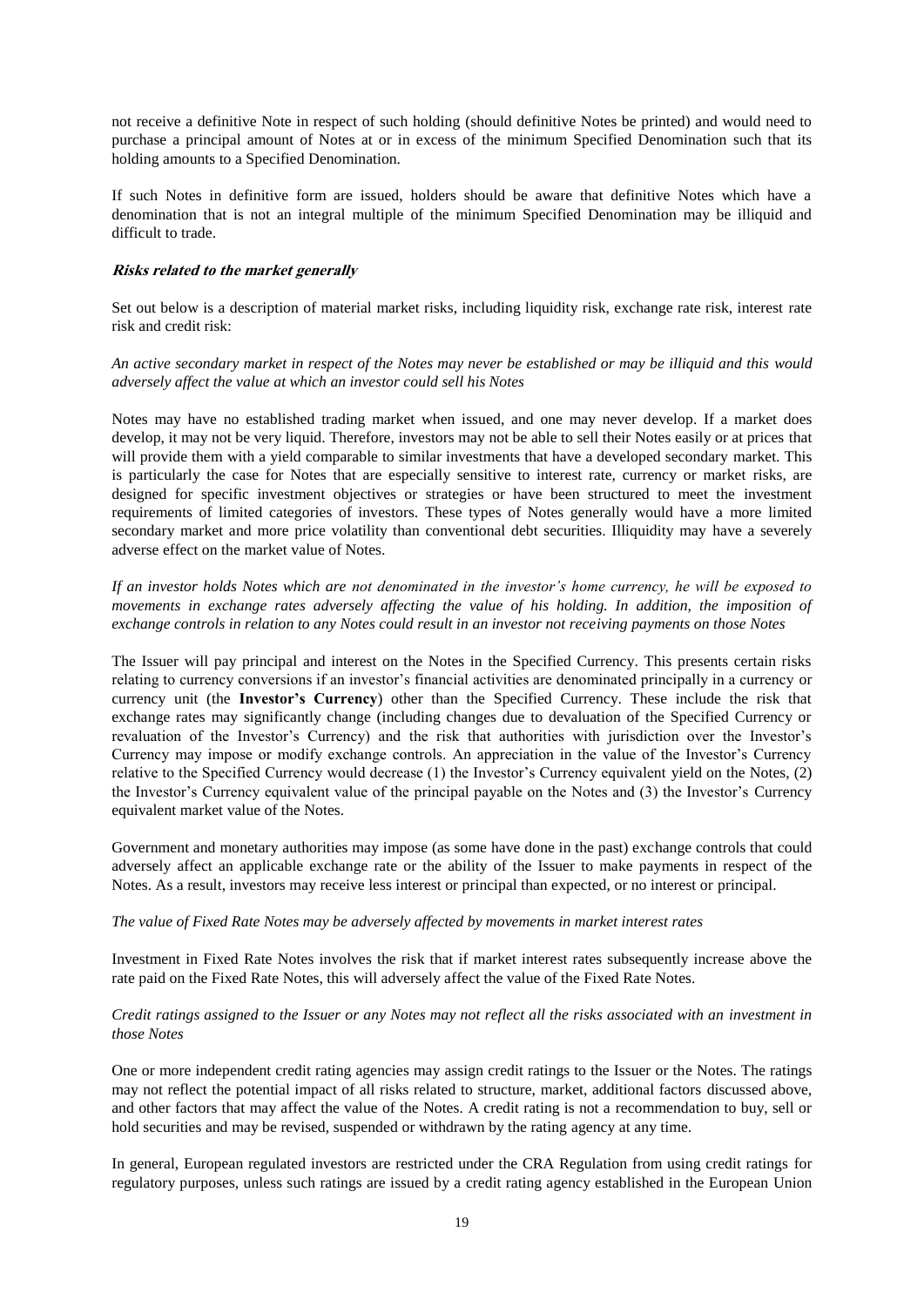not receive a definitive Note in respect of such holding (should definitive Notes be printed) and would need to purchase a principal amount of Notes at or in excess of the minimum Specified Denomination such that its holding amounts to a Specified Denomination.

If such Notes in definitive form are issued, holders should be aware that definitive Notes which have a denomination that is not an integral multiple of the minimum Specified Denomination may be illiquid and difficult to trade.

***Risks related to the market generally***

Set out below is a description of material market risks, including liquidity risk, exchange rate risk, interest rate risk and credit risk:

*An active secondary market in respect of the Notes may never be established or may be illiquid and this would adversely affect the value at which an investor could sell his Notes*

Notes may have no established trading market when issued, and one may never develop. If a market does develop, it may not be very liquid. Therefore, investors may not be able to sell their Notes easily or at prices that will provide them with a yield comparable to similar investments that have a developed secondary market. This is particularly the case for Notes that are especially sensitive to interest rate, currency or market risks, are designed for specific investment objectives or strategies or have been structured to meet the investment requirements of limited categories of investors. These types of Notes generally would have a more limited secondary market and more price volatility than conventional debt securities. Illiquidity may have a severely adverse effect on the market value of Notes.

*If an investor holds Notes which are not denominated in the investor's home currency, he will be exposed to movements in exchange rates adversely affecting the value of his holding. In addition, the imposition of exchange controls in relation to any Notes could result in an investor not receiving payments on those Notes*

The Issuer will pay principal and interest on the Notes in the Specified Currency. This presents certain risks relating to currency conversions if an investor's financial activities are denominated principally in a currency or currency unit (the **Investor's Currency**) other than the Specified Currency. These include the risk that exchange rates may significantly change (including changes due to devaluation of the Specified Currency or revaluation of the Investor's Currency) and the risk that authorities with jurisdiction over the Investor's Currency may impose or modify exchange controls. An appreciation in the value of the Investor's Currency relative to the Specified Currency would decrease (1) the Investor's Currency equivalent yield on the Notes, (2) the Investor's Currency equivalent value of the principal payable on the Notes and (3) the Investor's Currency equivalent market value of the Notes.

Government and monetary authorities may impose (as some have done in the past) exchange controls that could adversely affect an applicable exchange rate or the ability of the Issuer to make payments in respect of the Notes. As a result, investors may receive less interest or principal than expected, or no interest or principal.

*The value of Fixed Rate Notes may be adversely affected by movements in market interest rates*

Investment in Fixed Rate Notes involves the risk that if market interest rates subsequently increase above the rate paid on the Fixed Rate Notes, this will adversely affect the value of the Fixed Rate Notes.

*Credit ratings assigned to the Issuer or any Notes may not reflect all the risks associated with an investment in those Notes*

One or more independent credit rating agencies may assign credit ratings to the Issuer or the Notes. The ratings may not reflect the potential impact of all risks related to structure, market, additional factors discussed above, and other factors that may affect the value of the Notes. A credit rating is not a recommendation to buy, sell or hold securities and may be revised, suspended or withdrawn by the rating agency at any time.

In general, European regulated investors are restricted under the CRA Regulation from using credit ratings for regulatory purposes, unless such ratings are issued by a credit rating agency established in the European Union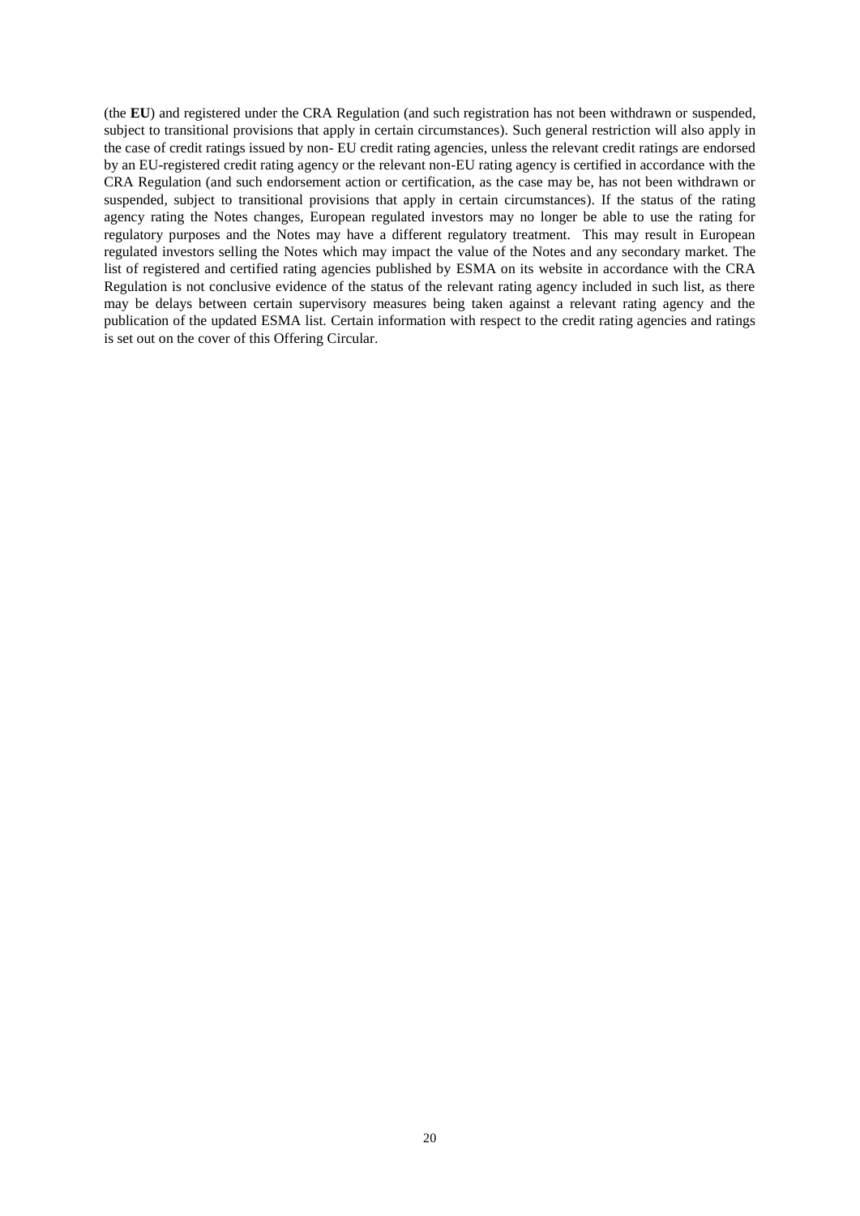(the **EU**) and registered under the CRA Regulation (and such registration has not been withdrawn or suspended, subject to transitional provisions that apply in certain circumstances). Such general restriction will also apply in the case of credit ratings issued by non- EU credit rating agencies, unless the relevant credit ratings are endorsed by an EU-registered credit rating agency or the relevant non-EU rating agency is certified in accordance with the CRA Regulation (and such endorsement action or certification, as the case may be, has not been withdrawn or suspended, subject to transitional provisions that apply in certain circumstances). If the status of the rating agency rating the Notes changes, European regulated investors may no longer be able to use the rating for regulatory purposes and the Notes may have a different regulatory treatment. This may result in European regulated investors selling the Notes which may impact the value of the Notes and any secondary market. The list of registered and certified rating agencies published by ESMA on its website in accordance with the CRA Regulation is not conclusive evidence of the status of the relevant rating agency included in such list, as there may be delays between certain supervisory measures being taken against a relevant rating agency and the publication of the updated ESMA list. Certain information with respect to the credit rating agencies and ratings is set out on the cover of this Offering Circular.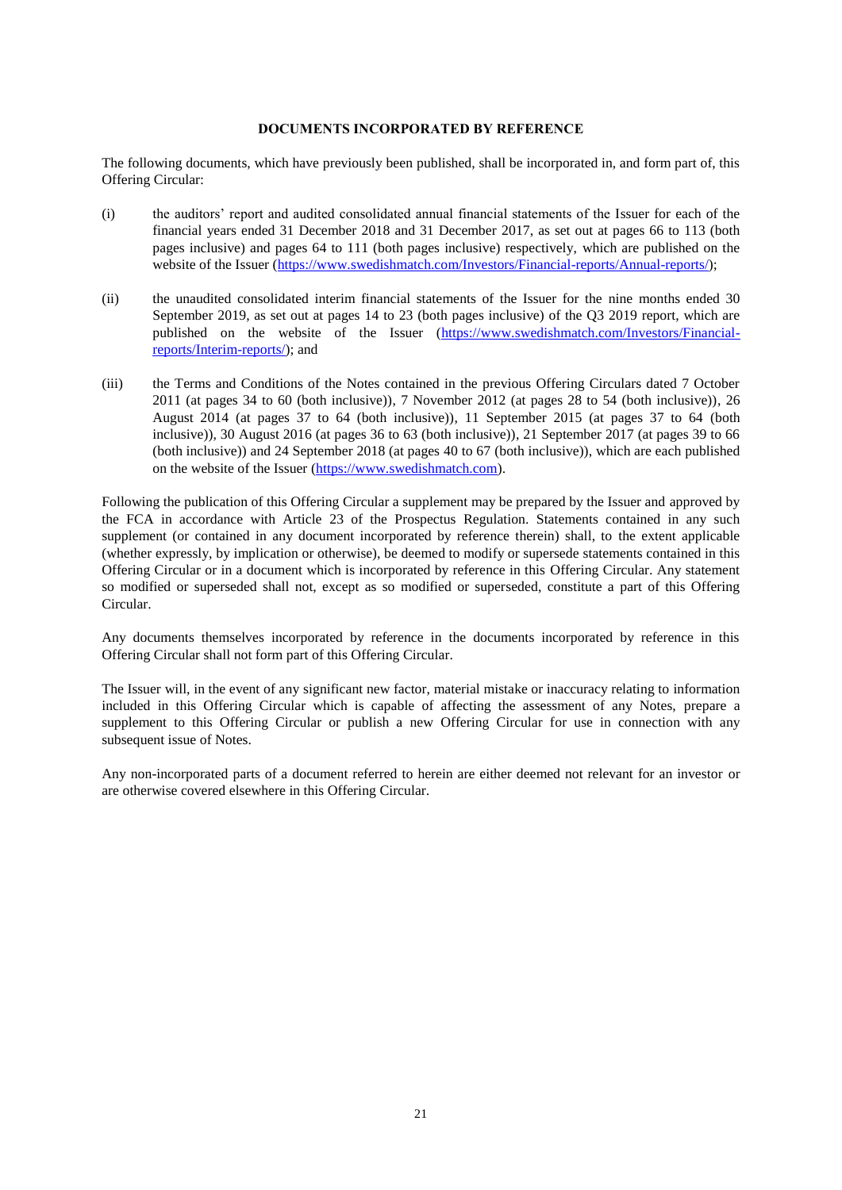# DOCUMENTS INCORPORATED BY REFERENCE

The following documents, which have previously been published, shall be incorporated in, and form part of, this Offering Circular:

(i) the auditors' report and audited consolidated annual financial statements of the Issuer for each of the financial years ended 31 December 2018 and 31 December 2017, as set out at pages 66 to 113 (both pages inclusive) and pages 64 to 111 (both pages inclusive) respectively, which are published on the website of the Issuer (https://www.swedishmatch.com/Investors/Financial-reports/Annual-reports/);

(ii) the unaudited consolidated interim financial statements of the Issuer for the nine months ended 30 September 2019, as set out at pages 14 to 23 (both pages inclusive) of the Q3 2019 report, which are published on the website of the Issuer (https://www.swedishmatch.com/Investors/Financial-reports/Interim-reports/); and

(iii) the Terms and Conditions of the Notes contained in the previous Offering Circulars dated 7 October 2011 (at pages 34 to 60 (both inclusive)), 7 November 2012 (at pages 28 to 54 (both inclusive)), 26 August 2014 (at pages 37 to 64 (both inclusive)), 11 September 2015 (at pages 37 to 64 (both inclusive)), 30 August 2016 (at pages 36 to 63 (both inclusive)), 21 September 2017 (at pages 39 to 66 (both inclusive)) and 24 September 2018 (at pages 40 to 67 (both inclusive)), which are each published on the website of the Issuer (https://www.swedishmatch.com).

Following the publication of this Offering Circular a supplement may be prepared by the Issuer and approved by the FCA in accordance with Article 23 of the Prospectus Regulation. Statements contained in any such supplement (or contained in any document incorporated by reference therein) shall, to the extent applicable (whether expressly, by implication or otherwise), be deemed to modify or supersede statements contained in this Offering Circular or in a document which is incorporated by reference in this Offering Circular. Any statement so modified or superseded shall not, except as so modified or superseded, constitute a part of this Offering Circular.

Any documents themselves incorporated by reference in the documents incorporated by reference in this Offering Circular shall not form part of this Offering Circular.

The Issuer will, in the event of any significant new factor, material mistake or inaccuracy relating to information included in this Offering Circular which is capable of affecting the assessment of any Notes, prepare a supplement to this Offering Circular or publish a new Offering Circular for use in connection with any subsequent issue of Notes.

Any non-incorporated parts of a document referred to herein are either deemed not relevant for an investor or are otherwise covered elsewhere in this Offering Circular.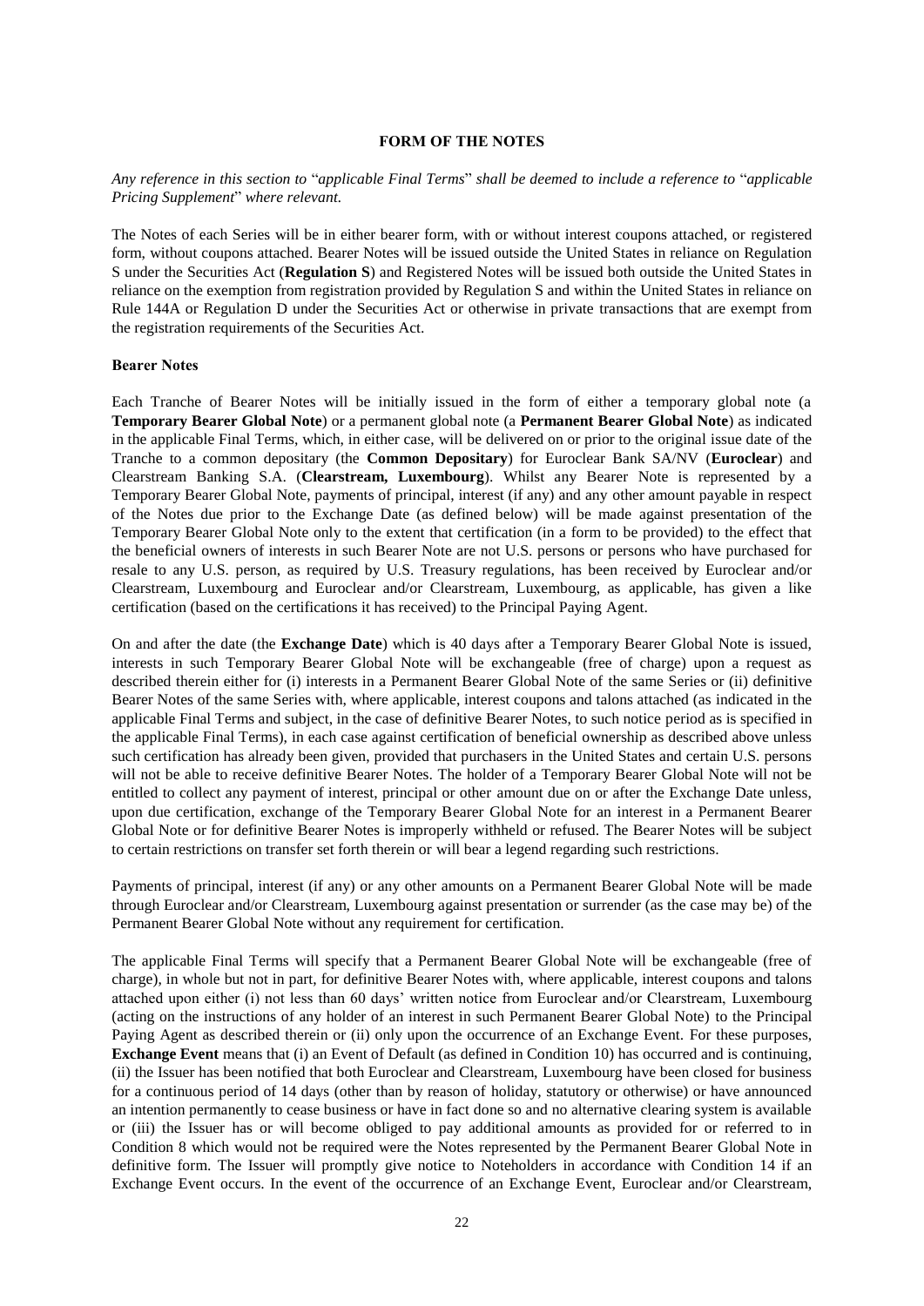## FORM OF THE NOTES

*Any reference in this section to* "*applicable Final Terms*" *shall be deemed to include a reference to* "*applicable Pricing Supplement*" *where relevant.*

The Notes of each Series will be in either bearer form, with or without interest coupons attached, or registered form, without coupons attached. Bearer Notes will be issued outside the United States in reliance on Regulation S under the Securities Act (**Regulation S**) and Registered Notes will be issued both outside the United States in reliance on the exemption from registration provided by Regulation S and within the United States in reliance on Rule 144A or Regulation D under the Securities Act or otherwise in private transactions that are exempt from the registration requirements of the Securities Act.

### Bearer Notes

Each Tranche of Bearer Notes will be initially issued in the form of either a temporary global note (a **Temporary Bearer Global Note**) or a permanent global note (a **Permanent Bearer Global Note**) as indicated in the applicable Final Terms, which, in either case, will be delivered on or prior to the original issue date of the Tranche to a common depositary (the **Common Depositary**) for Euroclear Bank SA/NV (**Euroclear**) and Clearstream Banking S.A. (**Clearstream, Luxembourg**). Whilst any Bearer Note is represented by a Temporary Bearer Global Note, payments of principal, interest (if any) and any other amount payable in respect of the Notes due prior to the Exchange Date (as defined below) will be made against presentation of the Temporary Bearer Global Note only to the extent that certification (in a form to be provided) to the effect that the beneficial owners of interests in such Bearer Note are not U.S. persons or persons who have purchased for resale to any U.S. person, as required by U.S. Treasury regulations, has been received by Euroclear and/or Clearstream, Luxembourg and Euroclear and/or Clearstream, Luxembourg, as applicable, has given a like certification (based on the certifications it has received) to the Principal Paying Agent.

On and after the date (the **Exchange Date**) which is 40 days after a Temporary Bearer Global Note is issued, interests in such Temporary Bearer Global Note will be exchangeable (free of charge) upon a request as described therein either for (i) interests in a Permanent Bearer Global Note of the same Series or (ii) definitive Bearer Notes of the same Series with, where applicable, interest coupons and talons attached (as indicated in the applicable Final Terms and subject, in the case of definitive Bearer Notes, to such notice period as is specified in the applicable Final Terms), in each case against certification of beneficial ownership as described above unless such certification has already been given, provided that purchasers in the United States and certain U.S. persons will not be able to receive definitive Bearer Notes. The holder of a Temporary Bearer Global Note will not be entitled to collect any payment of interest, principal or other amount due on or after the Exchange Date unless, upon due certification, exchange of the Temporary Bearer Global Note for an interest in a Permanent Bearer Global Note or for definitive Bearer Notes is improperly withheld or refused. The Bearer Notes will be subject to certain restrictions on transfer set forth therein or will bear a legend regarding such restrictions.

Payments of principal, interest (if any) or any other amounts on a Permanent Bearer Global Note will be made through Euroclear and/or Clearstream, Luxembourg against presentation or surrender (as the case may be) of the Permanent Bearer Global Note without any requirement for certification.

The applicable Final Terms will specify that a Permanent Bearer Global Note will be exchangeable (free of charge), in whole but not in part, for definitive Bearer Notes with, where applicable, interest coupons and talons attached upon either (i) not less than 60 days' written notice from Euroclear and/or Clearstream, Luxembourg (acting on the instructions of any holder of an interest in such Permanent Bearer Global Note) to the Principal Paying Agent as described therein or (ii) only upon the occurrence of an Exchange Event. For these purposes, **Exchange Event** means that (i) an Event of Default (as defined in Condition 10) has occurred and is continuing, (ii) the Issuer has been notified that both Euroclear and Clearstream, Luxembourg have been closed for business for a continuous period of 14 days (other than by reason of holiday, statutory or otherwise) or have announced an intention permanently to cease business or have in fact done so and no alternative clearing system is available or (iii) the Issuer has or will become obliged to pay additional amounts as provided for or referred to in Condition 8 which would not be required were the Notes represented by the Permanent Bearer Global Note in definitive form. The Issuer will promptly give notice to Noteholders in accordance with Condition 14 if an Exchange Event occurs. In the event of the occurrence of an Exchange Event, Euroclear and/or Clearstream,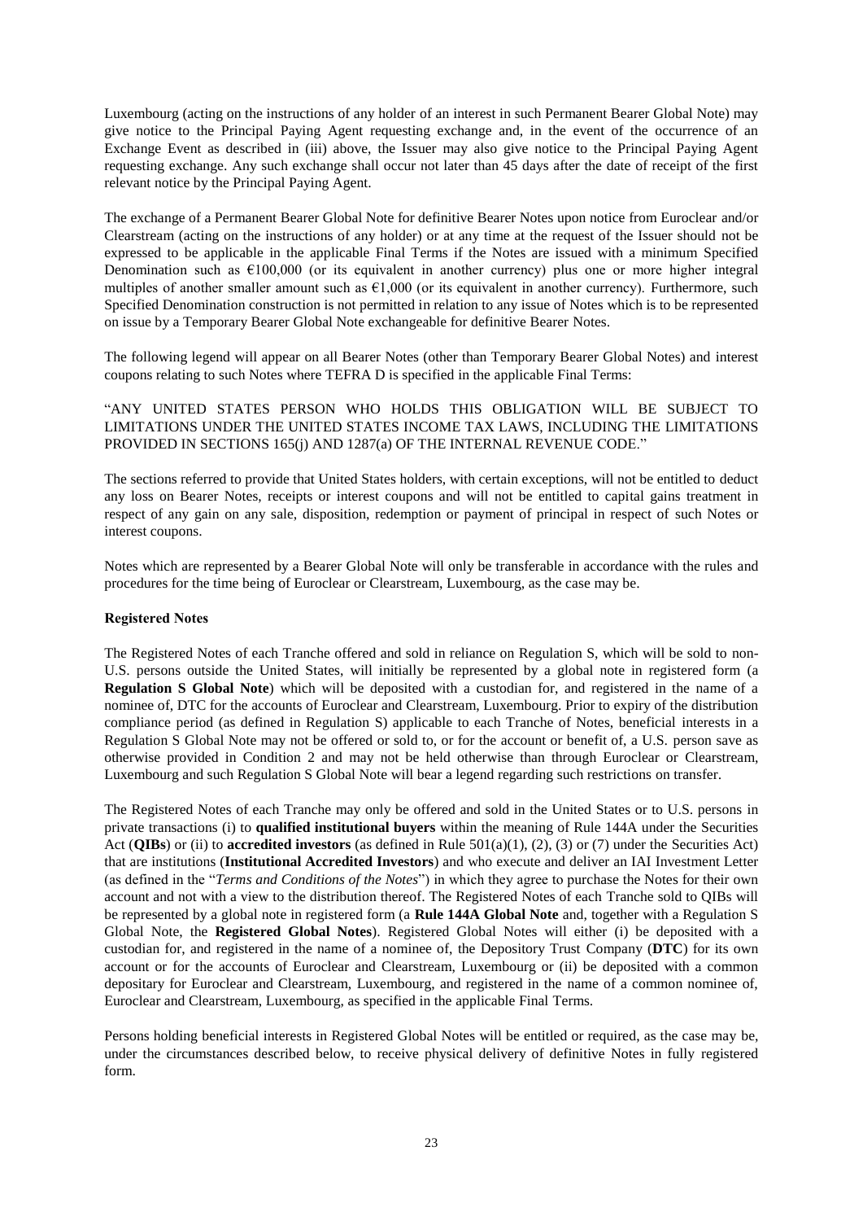Luxembourg (acting on the instructions of any holder of an interest in such Permanent Bearer Global Note) may give notice to the Principal Paying Agent requesting exchange and, in the event of the occurrence of an Exchange Event as described in (iii) above, the Issuer may also give notice to the Principal Paying Agent requesting exchange. Any such exchange shall occur not later than 45 days after the date of receipt of the first relevant notice by the Principal Paying Agent.

The exchange of a Permanent Bearer Global Note for definitive Bearer Notes upon notice from Euroclear and/or Clearstream (acting on the instructions of any holder) or at any time at the request of the Issuer should not be expressed to be applicable in the applicable Final Terms if the Notes are issued with a minimum Specified Denomination such as €100,000 (or its equivalent in another currency) plus one or more higher integral multiples of another smaller amount such as €1,000 (or its equivalent in another currency). Furthermore, such Specified Denomination construction is not permitted in relation to any issue of Notes which is to be represented on issue by a Temporary Bearer Global Note exchangeable for definitive Bearer Notes.

The following legend will appear on all Bearer Notes (other than Temporary Bearer Global Notes) and interest coupons relating to such Notes where TEFRA D is specified in the applicable Final Terms:

"ANY UNITED STATES PERSON WHO HOLDS THIS OBLIGATION WILL BE SUBJECT TO LIMITATIONS UNDER THE UNITED STATES INCOME TAX LAWS, INCLUDING THE LIMITATIONS PROVIDED IN SECTIONS 165(j) AND 1287(a) OF THE INTERNAL REVENUE CODE."

The sections referred to provide that United States holders, with certain exceptions, will not be entitled to deduct any loss on Bearer Notes, receipts or interest coupons and will not be entitled to capital gains treatment in respect of any gain on any sale, disposition, redemption or payment of principal in respect of such Notes or interest coupons.

Notes which are represented by a Bearer Global Note will only be transferable in accordance with the rules and procedures for the time being of Euroclear or Clearstream, Luxembourg, as the case may be.

**Registered Notes**

The Registered Notes of each Tranche offered and sold in reliance on Regulation S, which will be sold to non-U.S. persons outside the United States, will initially be represented by a global note in registered form (a **Regulation S Global Note**) which will be deposited with a custodian for, and registered in the name of a nominee of, DTC for the accounts of Euroclear and Clearstream, Luxembourg. Prior to expiry of the distribution compliance period (as defined in Regulation S) applicable to each Tranche of Notes, beneficial interests in a Regulation S Global Note may not be offered or sold to, or for the account or benefit of, a U.S. person save as otherwise provided in Condition 2 and may not be held otherwise than through Euroclear or Clearstream, Luxembourg and such Regulation S Global Note will bear a legend regarding such restrictions on transfer.

The Registered Notes of each Tranche may only be offered and sold in the United States or to U.S. persons in private transactions (i) to **qualified institutional buyers** within the meaning of Rule 144A under the Securities Act (**QIBs**) or (ii) to **accredited investors** (as defined in Rule 501(a)(1), (2), (3) or (7) under the Securities Act) that are institutions (**Institutional Accredited Investors**) and who execute and deliver an IAI Investment Letter (as defined in the "*Terms and Conditions of the Notes*") in which they agree to purchase the Notes for their own account and not with a view to the distribution thereof. The Registered Notes of each Tranche sold to QIBs will be represented by a global note in registered form (a **Rule 144A Global Note** and, together with a Regulation S Global Note, the **Registered Global Notes**). Registered Global Notes will either (i) be deposited with a custodian for, and registered in the name of a nominee of, the Depository Trust Company (**DTC**) for its own account or for the accounts of Euroclear and Clearstream, Luxembourg or (ii) be deposited with a common depositary for Euroclear and Clearstream, Luxembourg, and registered in the name of a common nominee of, Euroclear and Clearstream, Luxembourg, as specified in the applicable Final Terms.

Persons holding beneficial interests in Registered Global Notes will be entitled or required, as the case may be, under the circumstances described below, to receive physical delivery of definitive Notes in fully registered form.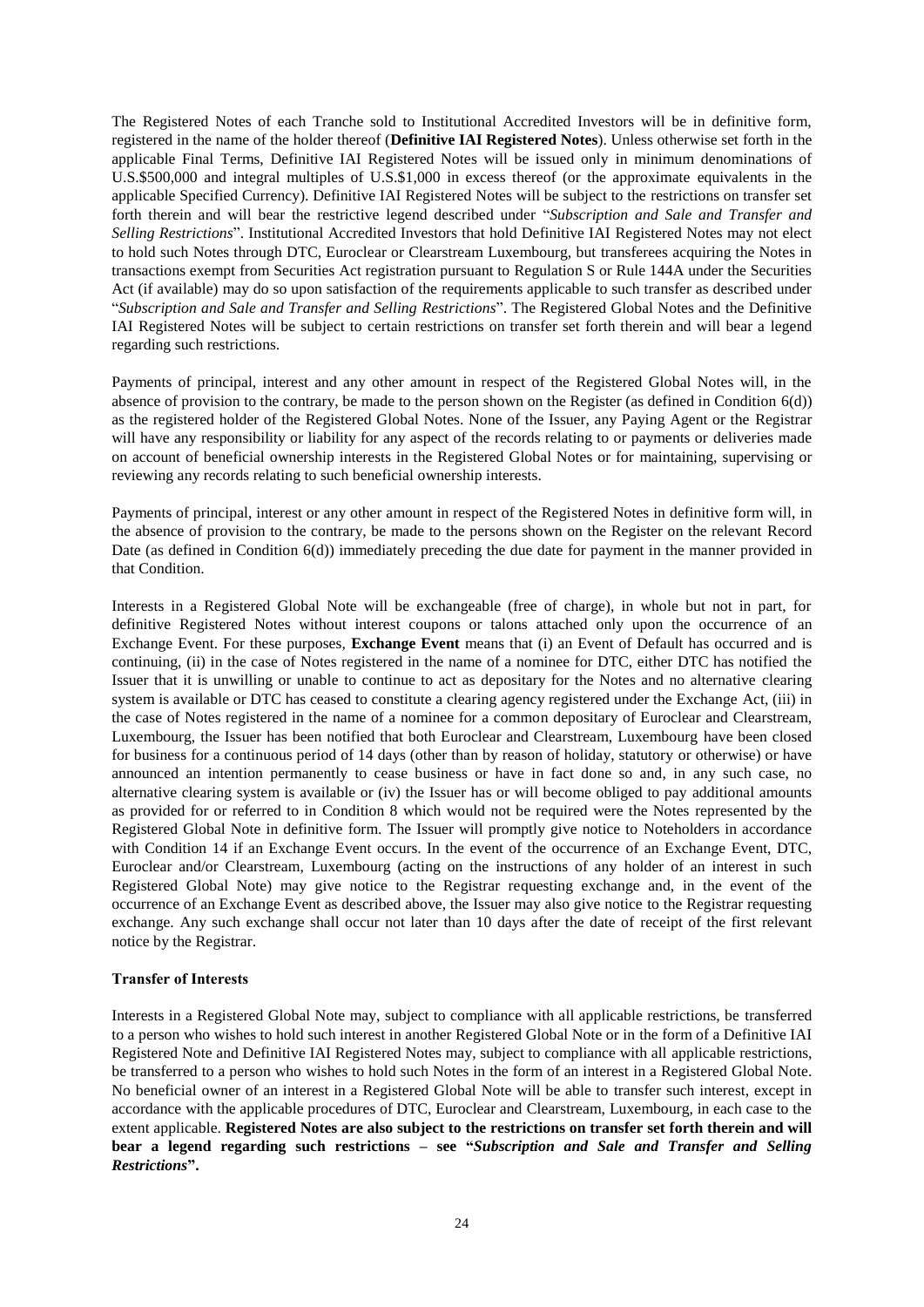The Registered Notes of each Tranche sold to Institutional Accredited Investors will be in definitive form, registered in the name of the holder thereof (**Definitive IAI Registered Notes**). Unless otherwise set forth in the applicable Final Terms, Definitive IAI Registered Notes will be issued only in minimum denominations of U.S.$500,000 and integral multiples of U.S.$1,000 in excess thereof (or the approximate equivalents in the applicable Specified Currency). Definitive IAI Registered Notes will be subject to the restrictions on transfer set forth therein and will bear the restrictive legend described under "*Subscription and Sale and Transfer and Selling Restrictions*". Institutional Accredited Investors that hold Definitive IAI Registered Notes may not elect to hold such Notes through DTC, Euroclear or Clearstream Luxembourg, but transferees acquiring the Notes in transactions exempt from Securities Act registration pursuant to Regulation S or Rule 144A under the Securities Act (if available) may do so upon satisfaction of the requirements applicable to such transfer as described under "*Subscription and Sale and Transfer and Selling Restrictions*". The Registered Global Notes and the Definitive IAI Registered Notes will be subject to certain restrictions on transfer set forth therein and will bear a legend regarding such restrictions.

Payments of principal, interest and any other amount in respect of the Registered Global Notes will, in the absence of provision to the contrary, be made to the person shown on the Register (as defined in Condition 6(d)) as the registered holder of the Registered Global Notes. None of the Issuer, any Paying Agent or the Registrar will have any responsibility or liability for any aspect of the records relating to or payments or deliveries made on account of beneficial ownership interests in the Registered Global Notes or for maintaining, supervising or reviewing any records relating to such beneficial ownership interests.

Payments of principal, interest or any other amount in respect of the Registered Notes in definitive form will, in the absence of provision to the contrary, be made to the persons shown on the Register on the relevant Record Date (as defined in Condition 6(d)) immediately preceding the due date for payment in the manner provided in that Condition.

Interests in a Registered Global Note will be exchangeable (free of charge), in whole but not in part, for definitive Registered Notes without interest coupons or talons attached only upon the occurrence of an Exchange Event. For these purposes, **Exchange Event** means that (i) an Event of Default has occurred and is continuing, (ii) in the case of Notes registered in the name of a nominee for DTC, either DTC has notified the Issuer that it is unwilling or unable to continue to act as depositary for the Notes and no alternative clearing system is available or DTC has ceased to constitute a clearing agency registered under the Exchange Act, (iii) in the case of Notes registered in the name of a nominee for a common depositary of Euroclear and Clearstream, Luxembourg, the Issuer has been notified that both Euroclear and Clearstream, Luxembourg have been closed for business for a continuous period of 14 days (other than by reason of holiday, statutory or otherwise) or have announced an intention permanently to cease business or have in fact done so and, in any such case, no alternative clearing system is available or (iv) the Issuer has or will become obliged to pay additional amounts as provided for or referred to in Condition 8 which would not be required were the Notes represented by the Registered Global Note in definitive form. The Issuer will promptly give notice to Noteholders in accordance with Condition 14 if an Exchange Event occurs. In the event of the occurrence of an Exchange Event, DTC, Euroclear and/or Clearstream, Luxembourg (acting on the instructions of any holder of an interest in such Registered Global Note) may give notice to the Registrar requesting exchange and, in the event of the occurrence of an Exchange Event as described above, the Issuer may also give notice to the Registrar requesting exchange. Any such exchange shall occur not later than 10 days after the date of receipt of the first relevant notice by the Registrar.

**Transfer of Interests**

Interests in a Registered Global Note may, subject to compliance with all applicable restrictions, be transferred to a person who wishes to hold such interest in another Registered Global Note or in the form of a Definitive IAI Registered Note and Definitive IAI Registered Notes may, subject to compliance with all applicable restrictions, be transferred to a person who wishes to hold such Notes in the form of an interest in a Registered Global Note. No beneficial owner of an interest in a Registered Global Note will be able to transfer such interest, except in accordance with the applicable procedures of DTC, Euroclear and Clearstream, Luxembourg, in each case to the extent applicable. **Registered Notes are also subject to the restrictions on transfer set forth therein and will bear a legend regarding such restrictions – see "*Subscription and Sale and Transfer and Selling Restrictions*".**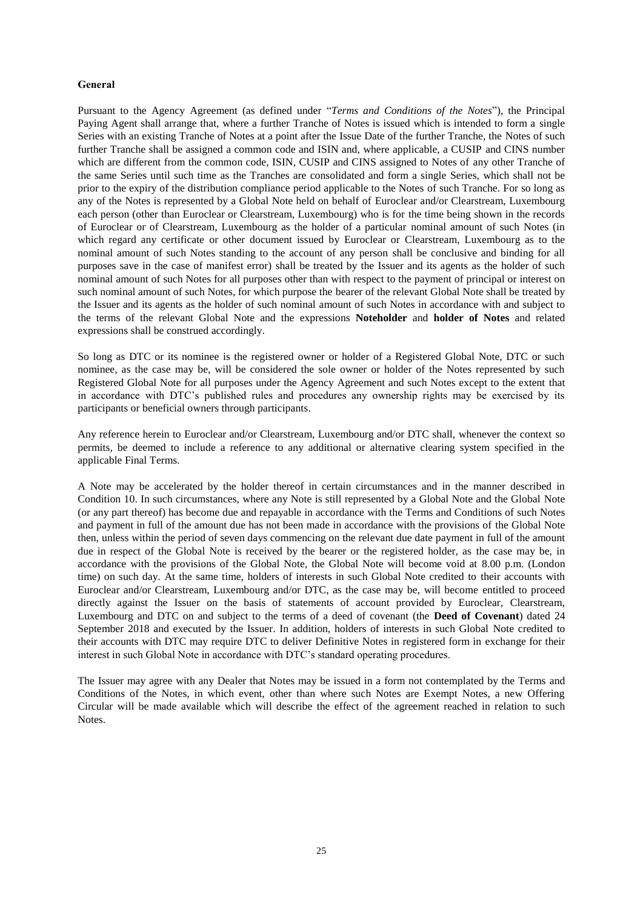**General**

Pursuant to the Agency Agreement (as defined under "*Terms and Conditions of the Notes*"), the Principal Paying Agent shall arrange that, where a further Tranche of Notes is issued which is intended to form a single Series with an existing Tranche of Notes at a point after the Issue Date of the further Tranche, the Notes of such further Tranche shall be assigned a common code and ISIN and, where applicable, a CUSIP and CINS number which are different from the common code, ISIN, CUSIP and CINS assigned to Notes of any other Tranche of the same Series until such time as the Tranches are consolidated and form a single Series, which shall not be prior to the expiry of the distribution compliance period applicable to the Notes of such Tranche. For so long as any of the Notes is represented by a Global Note held on behalf of Euroclear and/or Clearstream, Luxembourg each person (other than Euroclear or Clearstream, Luxembourg) who is for the time being shown in the records of Euroclear or of Clearstream, Luxembourg as the holder of a particular nominal amount of such Notes (in which regard any certificate or other document issued by Euroclear or Clearstream, Luxembourg as to the nominal amount of such Notes standing to the account of any person shall be conclusive and binding for all purposes save in the case of manifest error) shall be treated by the Issuer and its agents as the holder of such nominal amount of such Notes for all purposes other than with respect to the payment of principal or interest on such nominal amount of such Notes, for which purpose the bearer of the relevant Global Note shall be treated by the Issuer and its agents as the holder of such nominal amount of such Notes in accordance with and subject to the terms of the relevant Global Note and the expressions **Noteholder** and **holder of Notes** and related expressions shall be construed accordingly.

So long as DTC or its nominee is the registered owner or holder of a Registered Global Note, DTC or such nominee, as the case may be, will be considered the sole owner or holder of the Notes represented by such Registered Global Note for all purposes under the Agency Agreement and such Notes except to the extent that in accordance with DTC's published rules and procedures any ownership rights may be exercised by its participants or beneficial owners through participants.

Any reference herein to Euroclear and/or Clearstream, Luxembourg and/or DTC shall, whenever the context so permits, be deemed to include a reference to any additional or alternative clearing system specified in the applicable Final Terms.

A Note may be accelerated by the holder thereof in certain circumstances and in the manner described in Condition 10. In such circumstances, where any Note is still represented by a Global Note and the Global Note (or any part thereof) has become due and repayable in accordance with the Terms and Conditions of such Notes and payment in full of the amount due has not been made in accordance with the provisions of the Global Note then, unless within the period of seven days commencing on the relevant due date payment in full of the amount due in respect of the Global Note is received by the bearer or the registered holder, as the case may be, in accordance with the provisions of the Global Note, the Global Note will become void at 8.00 p.m. (London time) on such day. At the same time, holders of interests in such Global Note credited to their accounts with Euroclear and/or Clearstream, Luxembourg and/or DTC, as the case may be, will become entitled to proceed directly against the Issuer on the basis of statements of account provided by Euroclear, Clearstream, Luxembourg and DTC on and subject to the terms of a deed of covenant (the **Deed of Covenant**) dated 24 September 2018 and executed by the Issuer. In addition, holders of interests in such Global Note credited to their accounts with DTC may require DTC to deliver Definitive Notes in registered form in exchange for their interest in such Global Note in accordance with DTC's standard operating procedures.

The Issuer may agree with any Dealer that Notes may be issued in a form not contemplated by the Terms and Conditions of the Notes, in which event, other than where such Notes are Exempt Notes, a new Offering Circular will be made available which will describe the effect of the agreement reached in relation to such Notes.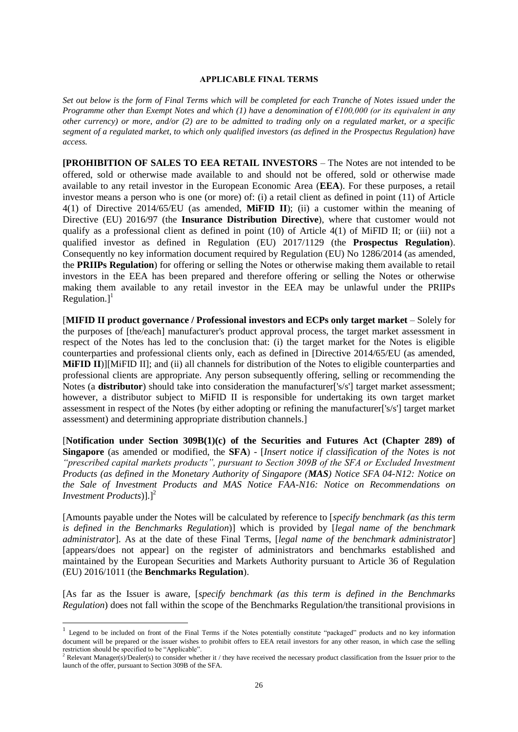## APPLICABLE FINAL TERMS

*Set out below is the form of Final Terms which will be completed for each Tranche of Notes issued under the Programme other than Exempt Notes and which (1) have a denomination of €100,000 (or its equivalent in any other currency) or more, and/or (2) are to be admitted to trading only on a regulated market, or a specific segment of a regulated market, to which only qualified investors (as defined in the Prospectus Regulation) have access.*

**[PROHIBITION OF SALES TO EEA RETAIL INVESTORS** – The Notes are not intended to be offered, sold or otherwise made available to and should not be offered, sold or otherwise made available to any retail investor in the European Economic Area (**EEA**). For these purposes, a retail investor means a person who is one (or more) of: (i) a retail client as defined in point (11) of Article 4(1) of Directive 2014/65/EU (as amended, **MiFID II**); (ii) a customer within the meaning of Directive (EU) 2016/97 (the **Insurance Distribution Directive**), where that customer would not qualify as a professional client as defined in point (10) of Article 4(1) of MiFID II; or (iii) not a qualified investor as defined in Regulation (EU) 2017/1129 (the **Prospectus Regulation**). Consequently no key information document required by Regulation (EU) No 1286/2014 (as amended, the **PRIIPs Regulation**) for offering or selling the Notes or otherwise making them available to retail investors in the EEA has been prepared and therefore offering or selling the Notes or otherwise making them available to any retail investor in the EEA may be unlawful under the PRIIPs Regulation.][1]

[**MIFID II product governance / Professional investors and ECPs only target market** – Solely for the purposes of [the/each] manufacturer's product approval process, the target market assessment in respect of the Notes has led to the conclusion that: (i) the target market for the Notes is eligible counterparties and professional clients only, each as defined in [Directive 2014/65/EU (as amended, **MiFID II**)][MiFID II]; and (ii) all channels for distribution of the Notes to eligible counterparties and professional clients are appropriate. Any person subsequently offering, selling or recommending the Notes (a **distributor**) should take into consideration the manufacturer['s/s'] target market assessment; however, a distributor subject to MiFID II is responsible for undertaking its own target market assessment in respect of the Notes (by either adopting or refining the manufacturer['s/s'] target market assessment) and determining appropriate distribution channels.]

[**Notification under Section 309B(1)(c) of the Securities and Futures Act (Chapter 289) of Singapore** (as amended or modified, the **SFA**) - [*Insert notice if classification of the Notes is not "prescribed capital markets products", pursuant to Section 309B of the SFA or Excluded Investment Products (as defined in the Monetary Authority of Singapore (**MAS**) Notice SFA 04-N12: Notice on the Sale of Investment Products and MAS Notice FAA-N16: Notice on Recommendations on Investment Products*)].][2]

[Amounts payable under the Notes will be calculated by reference to [*specify benchmark (as this term is defined in the Benchmarks Regulation*)] which is provided by [*legal name of the benchmark administrator*]. As at the date of these Final Terms, [*legal name of the benchmark administrator*] [appears/does not appear] on the register of administrators and benchmarks established and maintained by the European Securities and Markets Authority pursuant to Article 36 of Regulation (EU) 2016/1011 (the **Benchmarks Regulation**).

[As far as the Issuer is aware, [*specify benchmark (as this term is defined in the Benchmarks Regulation*) does not fall within the scope of the Benchmarks Regulation/the transitional provisions in

---

[1] Legend to be included on front of the Final Terms if the Notes potentially constitute "packaged" products and no key information document will be prepared or the issuer wishes to prohibit offers to EEA retail investors for any other reason, in which case the selling restriction should be specified to be "Applicable".

[2] Relevant Manager(s)/Dealer(s) to consider whether it / they have received the necessary product classification from the Issuer prior to the launch of the offer, pursuant to Section 309B of the SFA.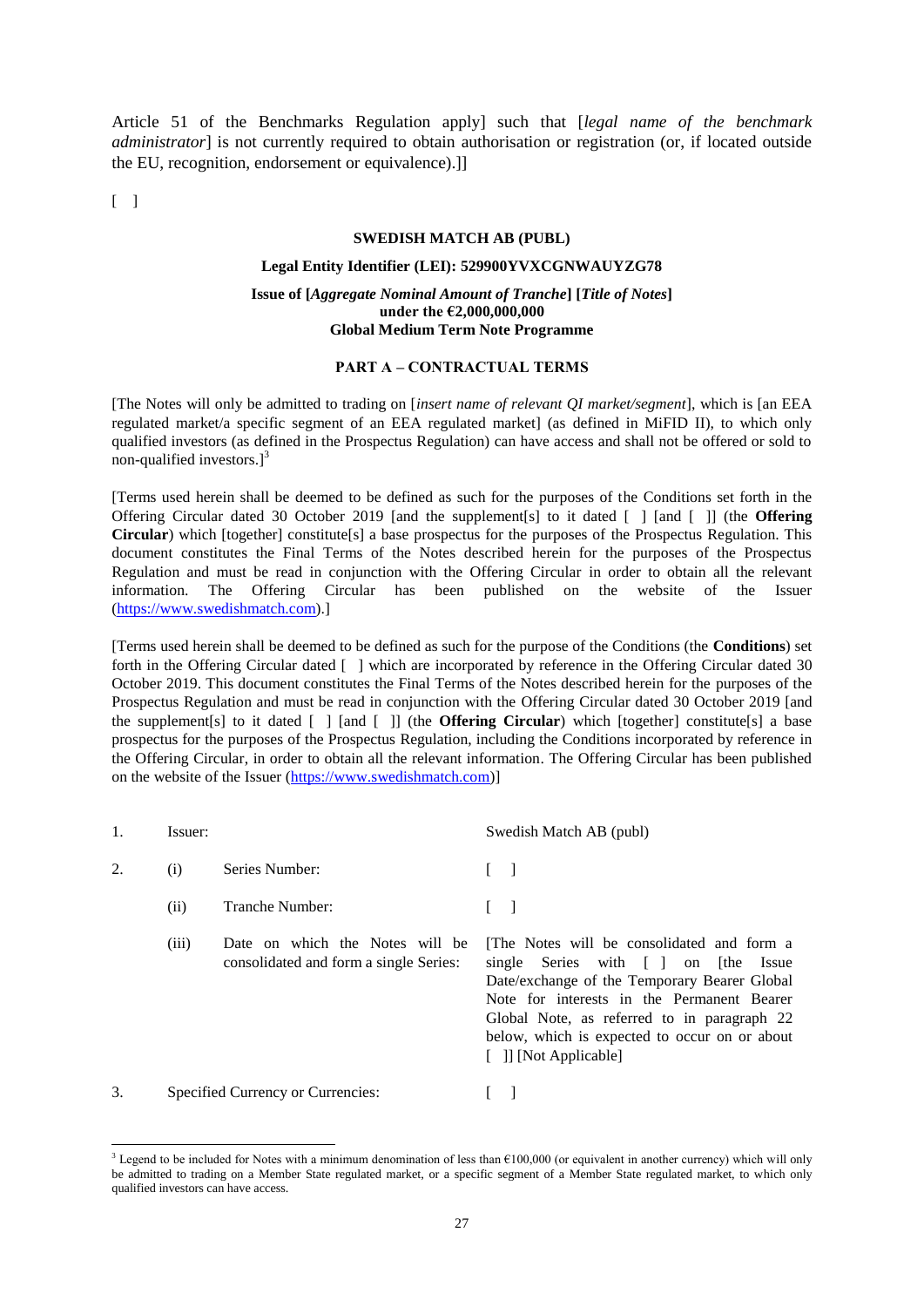Article 51 of the Benchmarks Regulation apply] such that [*legal name of the benchmark administrator*] is not currently required to obtain authorisation or registration (or, if located outside the EU, recognition, endorsement or equivalence).]]

[ ]

**SWEDISH MATCH AB (PUBL)**

**Legal Entity Identifier (LEI): 529900YVXCGNWAUYZG78**

**Issue of [*Aggregate Nominal Amount of Tranche*] [*Title of Notes*]**
**under the €2,000,000,000**
**Global Medium Term Note Programme**

**PART A – CONTRACTUAL TERMS**

[The Notes will only be admitted to trading on [*insert name of relevant QI market/segment*], which is [an EEA regulated market/a specific segment of an EEA regulated market] (as defined in MiFID II), to which only qualified investors (as defined in the Prospectus Regulation) can have access and shall not be offered or sold to non-qualified investors.][3]

[Terms used herein shall be deemed to be defined as such for the purposes of the Conditions set forth in the Offering Circular dated 30 October 2019 [and the supplement[s] to it dated [ ] [and [ ]] (the **Offering Circular**) which [together] constitute[s] a base prospectus for the purposes of the Prospectus Regulation. This document constitutes the Final Terms of the Notes described herein for the purposes of the Prospectus Regulation and must be read in conjunction with the Offering Circular in order to obtain all the relevant information. The Offering Circular has been published on the website of the Issuer (https://www.swedishmatch.com).]

[Terms used herein shall be deemed to be defined as such for the purpose of the Conditions (the **Conditions**) set forth in the Offering Circular dated [ ] which are incorporated by reference in the Offering Circular dated 30 October 2019. This document constitutes the Final Terms of the Notes described herein for the purposes of the Prospectus Regulation and must be read in conjunction with the Offering Circular dated 30 October 2019 [and the supplement[s] to it dated [ ] [and [ ]] (the **Offering Circular**) which [together] constitute[s] a base prospectus for the purposes of the Prospectus Regulation, including the Conditions incorporated by reference in the Offering Circular, in order to obtain all the relevant information. The Offering Circular has been published on the website of the Issuer (https://www.swedishmatch.com)]

| | | | |
|---|---|---|---|
| 1. | Issuer: | | Swedish Match AB (publ) |
| 2. | (i) | Series Number: | [ ] |
| | (ii) | Tranche Number: | [ ] |
| | (iii) | Date on which the Notes will be consolidated and form a single Series: | [The Notes will be consolidated and form a single Series with [ ] on [the Issue Date/exchange of the Temporary Bearer Global Note for interests in the Permanent Bearer Global Note, as referred to in paragraph 22 below, which is expected to occur on or about [ ]] [Not Applicable] |
| 3. | Specified Currency or Currencies: | | [ ] |

[3] Legend to be included for Notes with a minimum denomination of less than €100,000 (or equivalent in another currency) which will only be admitted to trading on a Member State regulated market, or a specific segment of a Member State regulated market, to which only qualified investors can have access.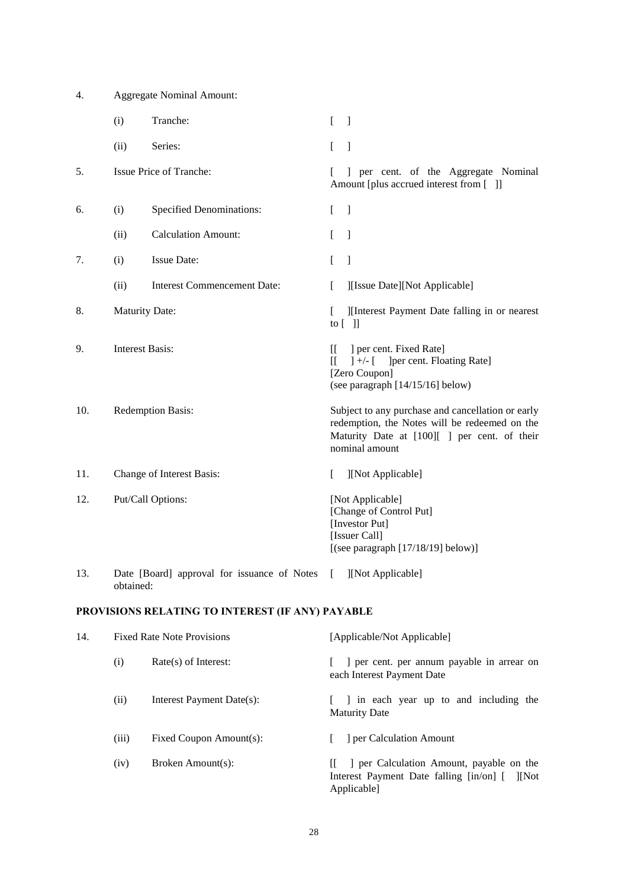| | | | |
|---|---|---|---|
| 4. | Aggregate Nominal Amount: | | |
| | (i) | Tranche: | [ ] |
| | (ii) | Series: | [ ] |
| 5. | Issue Price of Tranche: | | [ ] per cent. of the Aggregate Nominal Amount [plus accrued interest from [ ]] |
| 6. | (i) | Specified Denominations: | [ ] |
| | (ii) | Calculation Amount: | [ ] |
| 7. | (i) | Issue Date: | [ ] |
| | (ii) | Interest Commencement Date: | [ ][Issue Date][Not Applicable] |
| 8. | Maturity Date: | | [ ][Interest Payment Date falling in or nearest to [ ]] |
| 9. | Interest Basis: | | [[ ] per cent. Fixed Rate]<br>[[ ] +/- [ ]per cent. Floating Rate]<br>[Zero Coupon]<br>(see paragraph [14/15/16] below) |
| 10. | Redemption Basis: | | Subject to any purchase and cancellation or early redemption, the Notes will be redeemed on the Maturity Date at [100][ ] per cent. of their nominal amount |
| 11. | Change of Interest Basis: | | [ ][Not Applicable] |
| 12. | Put/Call Options: | | [Not Applicable]<br>[Change of Control Put]<br>[Investor Put]<br>[Issuer Call]<br>[(see paragraph [17/18/19] below)] |
| 13. | Date [Board] approval for issuance of Notes obtained: | | [ ][Not Applicable] |

**PROVISIONS RELATING TO INTEREST (IF ANY) PAYABLE**

| | | | |
|---|---|---|---|
| 14. | Fixed Rate Note Provisions | | [Applicable/Not Applicable] |
| | (i) | Rate(s) of Interest: | [ ] per cent. per annum payable in arrear on each Interest Payment Date |
| | (ii) | Interest Payment Date(s): | [ ] in each year up to and including the Maturity Date |
| | (iii) | Fixed Coupon Amount(s): | [ ] per Calculation Amount |
| | (iv) | Broken Amount(s): | [[ ] per Calculation Amount, payable on the Interest Payment Date falling [in/on] [ ]][Not Applicable] |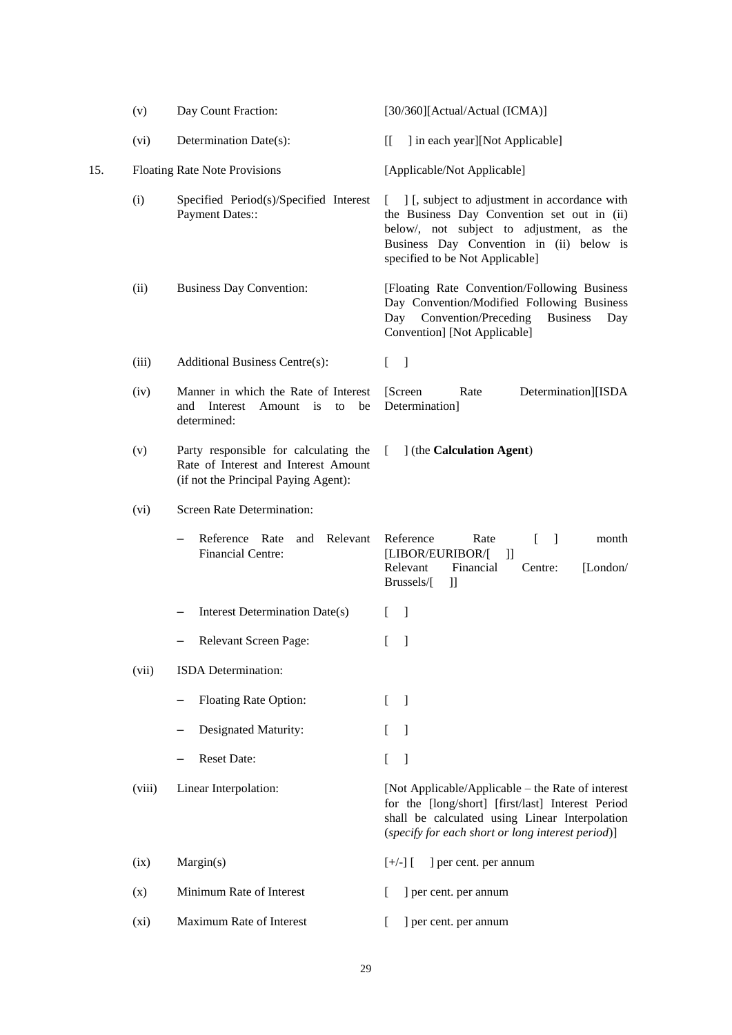| | | | |
|---|---|---|---|
| | (v) | Day Count Fraction: | [30/360][Actual/Actual (ICMA)] |
| | (vi) | Determination Date(s): | [[ ] in each year][Not Applicable] |
| 15. | Floating Rate Note Provisions | | [Applicable/Not Applicable] |
| | (i) | Specified Period(s)/Specified Interest Payment Dates:: | [ ] [, subject to adjustment in accordance with the Business Day Convention set out in (ii) below/, not subject to adjustment, as the Business Day Convention in (ii) below is specified to be Not Applicable] |
| | (ii) | Business Day Convention: | [Floating Rate Convention/Following Business Day Convention/Modified Following Business Day Convention/Preceding Business Day Convention] [Not Applicable] |
| | (iii) | Additional Business Centre(s): | [ ] |
| | (iv) | Manner in which the Rate of Interest and Interest Amount is to be determined: | [Screen Rate Determination][ISDA Determination] |
| | (v) | Party responsible for calculating the Rate of Interest and Interest Amount (if not the Principal Paying Agent): | [ ] (the **Calculation Agent**) |
| | (vi) | Screen Rate Determination: | |
| | | – Reference Rate and Relevant Financial Centre: | Reference Rate [ ] month [LIBOR/EURIBOR/[ ]]<br>Relevant Financial Centre: [London/ Brussels/[ ]] |
| | | – Interest Determination Date(s) | [ ] |
| | | – Relevant Screen Page: | [ ] |
| | (vii) | ISDA Determination: | |
| | | – Floating Rate Option: | [ ] |
| | | – Designated Maturity: | [ ] |
| | | – Reset Date: | [ ] |
| | (viii) | Linear Interpolation: | [Not Applicable/Applicable – the Rate of interest for the [long/short] [first/last] Interest Period shall be calculated using Linear Interpolation (*specify for each short or long interest period*)] |
| | (ix) | Margin(s) | [+/-] [ ] per cent. per annum |
| | (x) | Minimum Rate of Interest | [ ] per cent. per annum |
| | (xi) | Maximum Rate of Interest | [ ] per cent. per annum |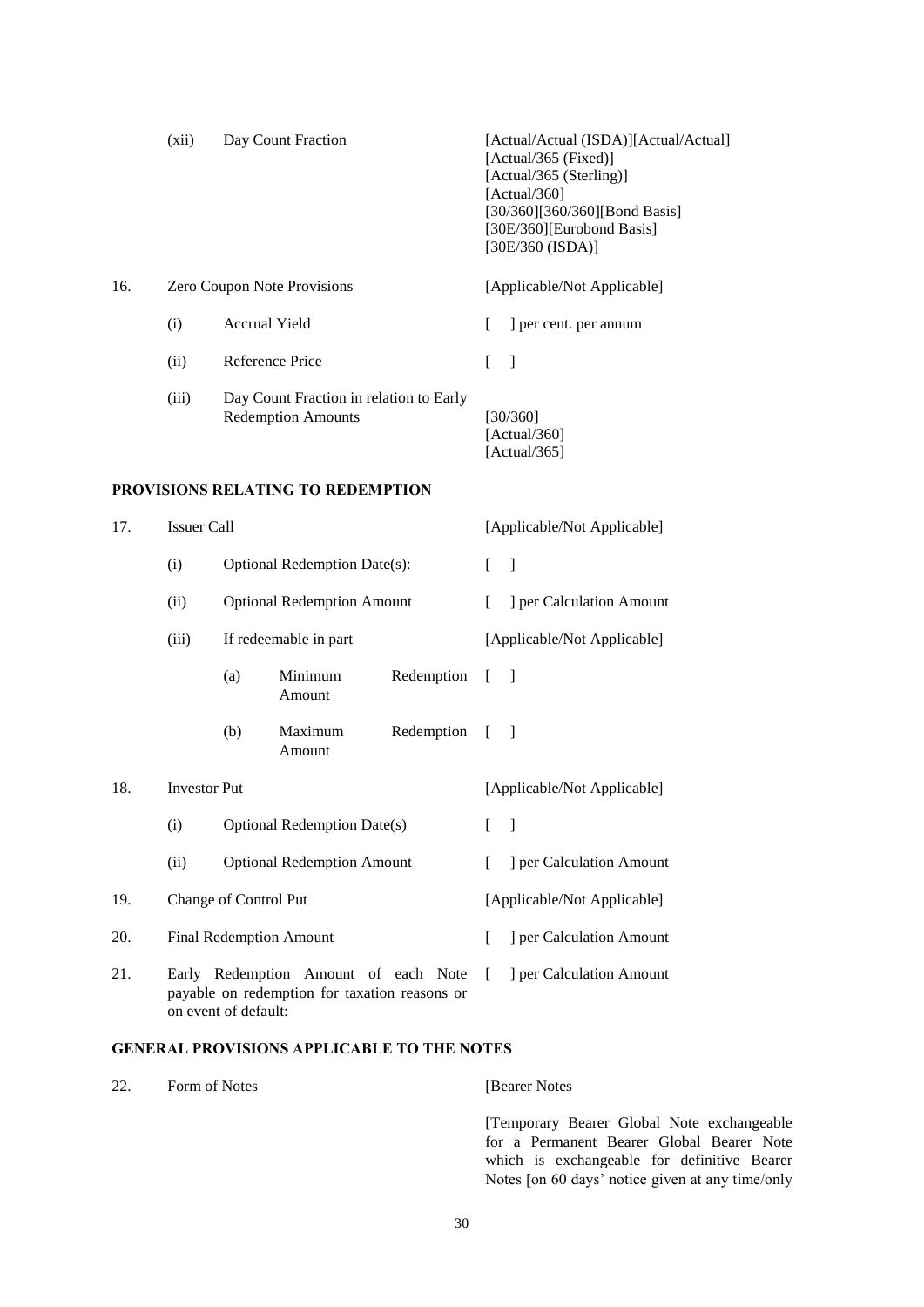| | | | |
|---|---|---|---|
| | (xii) | Day Count Fraction | [Actual/Actual (ISDA)][Actual/Actual] [Actual/365 (Fixed)] [Actual/365 (Sterling)] [Actual/360] [30/360][360/360][Bond Basis] [30E/360][Eurobond Basis] [30E/360 (ISDA)] |
| 16. | Zero Coupon Note Provisions | | [Applicable/Not Applicable] |
| | (i) | Accrual Yield | [ ] per cent. per annum |
| | (ii) | Reference Price | [ ] |
| | (iii) | Day Count Fraction in relation to Early Redemption Amounts | [30/360] [Actual/360] [Actual/365] |

**PROVISIONS RELATING TO REDEMPTION**

| | | | |
|---|---|---|---|
| 17. | Issuer Call | | [Applicable/Not Applicable] |
| | (i) | Optional Redemption Date(s): | [ ] |
| | (ii) | Optional Redemption Amount | [ ] per Calculation Amount |
| | (iii) | If redeemable in part | [Applicable/Not Applicable] |
| | | (a) Minimum Redemption Amount | [ ] |
| | | (b) Maximum Redemption Amount | [ ] |
| 18. | Investor Put | | [Applicable/Not Applicable] |
| | (i) | Optional Redemption Date(s) | [ ] |
| | (ii) | Optional Redemption Amount | [ ] per Calculation Amount |
| 19. | Change of Control Put | | [Applicable/Not Applicable] |
| 20. | Final Redemption Amount | | [ ] per Calculation Amount |
| 21. | Early Redemption Amount of each Note payable on redemption for taxation reasons or on event of default: | | [ ] per Calculation Amount |

**GENERAL PROVISIONS APPLICABLE TO THE NOTES**

| | | |
|---|---|---|
| 22. | Form of Notes | [Bearer Notes<br><br>[Temporary Bearer Global Note exchangeable for a Permanent Bearer Global Bearer Note which is exchangeable for definitive Bearer Notes [on 60 days' notice given at any time/only |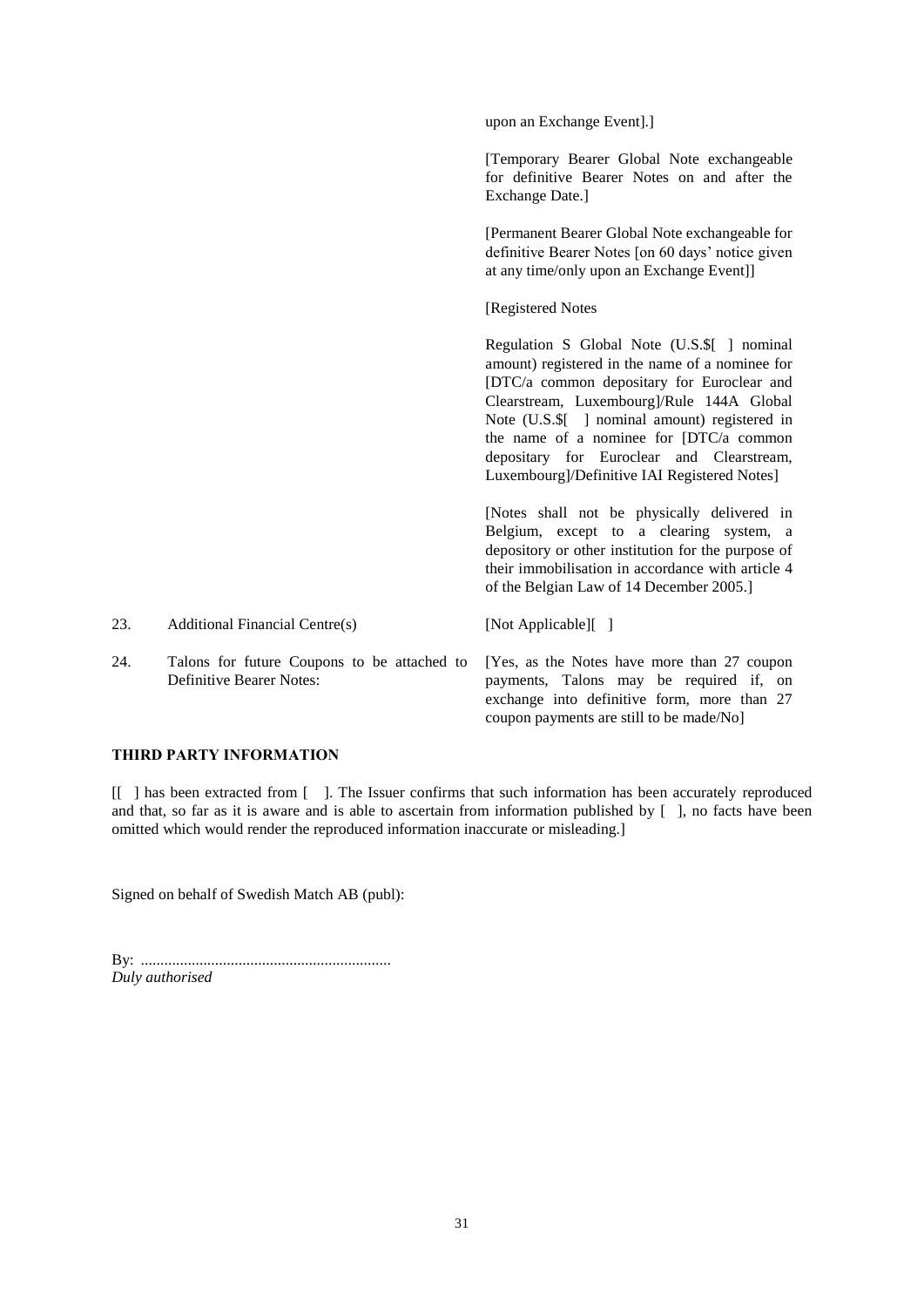| | | |
|---|---|---|
| | | upon an Exchange Event].] |
| | | [Temporary Bearer Global Note exchangeable for definitive Bearer Notes on and after the Exchange Date.] |
| | | [Permanent Bearer Global Note exchangeable for definitive Bearer Notes [on 60 days' notice given at any time/only upon an Exchange Event]] |
| | | [Registered Notes |
| | | Regulation S Global Note (U.S.$[ ] nominal amount) registered in the name of a nominee for [DTC/a common depositary for Euroclear and Clearstream, Luxembourg]/Rule 144A Global Note (U.S.$[ ] nominal amount) registered in the name of a nominee for [DTC/a common depositary for Euroclear and Clearstream, Luxembourg]/Definitive IAI Registered Notes] |
| | | [Notes shall not be physically delivered in Belgium, except to a clearing system, a depository or other institution for the purpose of their immobilisation in accordance with article 4 of the Belgian Law of 14 December 2005.] |
| 23. | Additional Financial Centre(s) | [Not Applicable][ ] |
| 24. | Talons for future Coupons to be attached to Definitive Bearer Notes: | [Yes, as the Notes have more than 27 coupon payments, Talons may be required if, on exchange into definitive form, more than 27 coupon payments are still to be made/No] |

**THIRD PARTY INFORMATION**

[[ ] has been extracted from [ ]. The Issuer confirms that such information has been accurately reproduced and that, so far as it is aware and is able to ascertain from information published by [ ], no facts have been omitted which would render the reproduced information inaccurate or misleading.]

Signed on behalf of Swedish Match AB (publ):

By: ................................................................

*Duly authorised*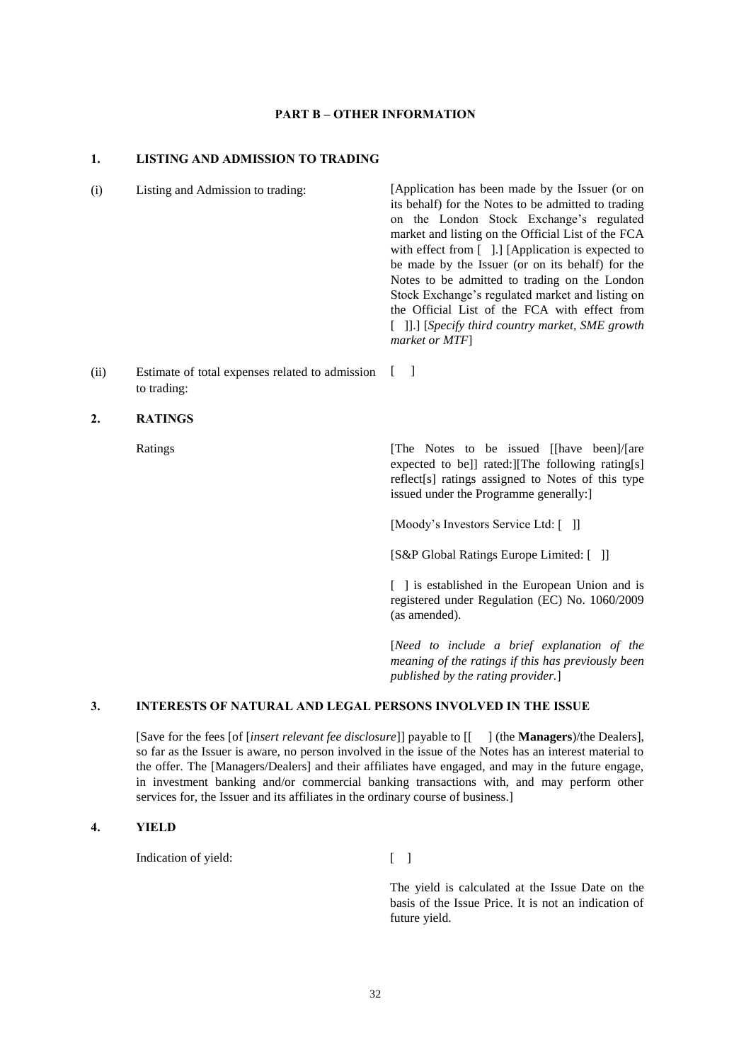## PART B – OTHER INFORMATION

### 1. LISTING AND ADMISSION TO TRADING

| | | |
|---|---|---|
| (i) | Listing and Admission to trading: | [Application has been made by the Issuer (or on its behalf) for the Notes to be admitted to trading on the London Stock Exchange's regulated market and listing on the Official List of the FCA with effect from [ ].] [Application is expected to be made by the Issuer (or on its behalf) for the Notes to be admitted to trading on the London Stock Exchange's regulated market and listing on the Official List of the FCA with effect from [ ]].] [*Specify third country market, SME growth market or MTF*] |
| (ii) | Estimate of total expenses related to admission to trading: | [ ] |

### 2. RATINGS

Ratings

[The Notes to be issued [[have been]/[are expected to be]] rated:][The following rating[s] reflect[s] ratings assigned to Notes of this type issued under the Programme generally:]

[Moody's Investors Service Ltd: [ ]]

[S&P Global Ratings Europe Limited: [ ]]

[ ] is established in the European Union and is registered under Regulation (EC) No. 1060/2009 (as amended).

[*Need to include a brief explanation of the meaning of the ratings if this has previously been published by the rating provider.*]

### 3. INTERESTS OF NATURAL AND LEGAL PERSONS INVOLVED IN THE ISSUE

[Save for the fees [of [*insert relevant fee disclosure*]] payable to [[ ] (the **Managers**)/the Dealers], so far as the Issuer is aware, no person involved in the issue of the Notes has an interest material to the offer. The [Managers/Dealers] and their affiliates have engaged, and may in the future engage, in investment banking and/or commercial banking transactions with, and may perform other services for, the Issuer and its affiliates in the ordinary course of business.]

### 4. YIELD

Indication of yield: [ ]

The yield is calculated at the Issue Date on the basis of the Issue Price. It is not an indication of future yield.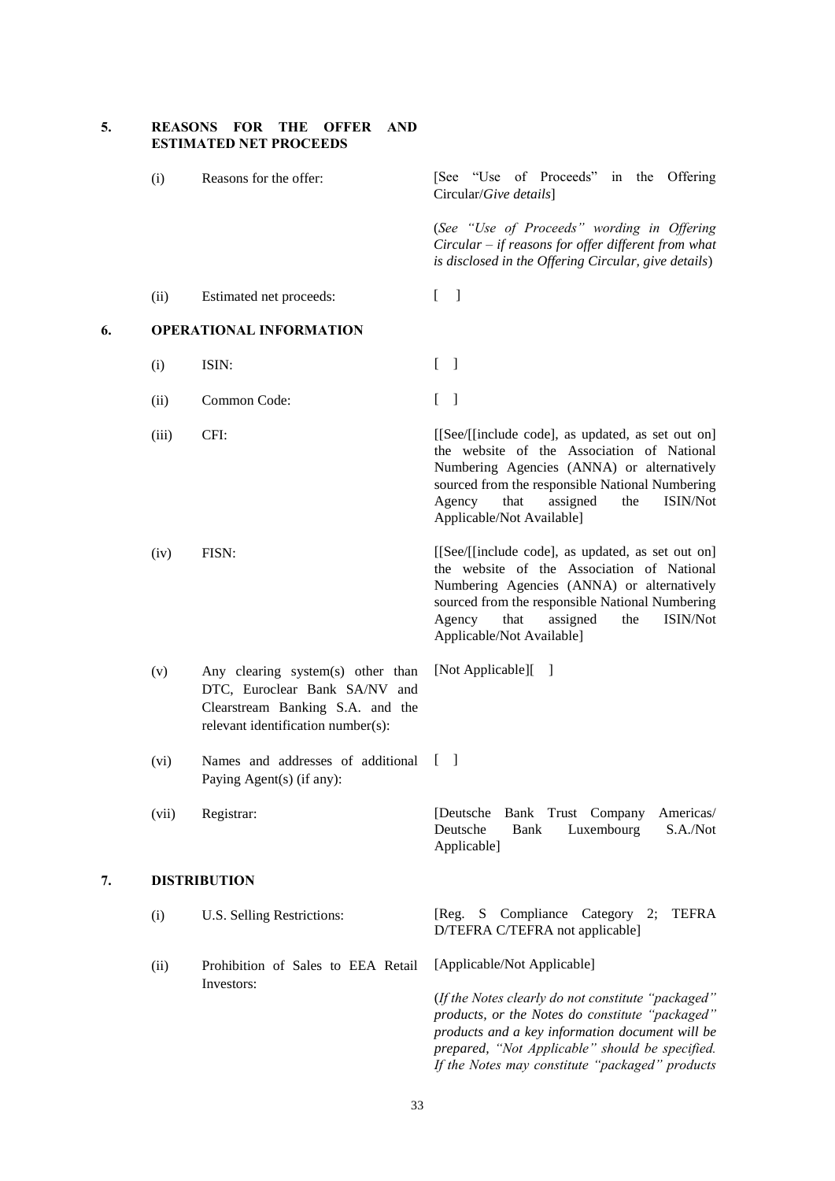## 5. REASONS FOR THE OFFER AND ESTIMATED NET PROCEEDS

| | | |
|---|---|---|
| (i) | Reasons for the offer: | [See "Use of Proceeds" in the Offering Circular/*Give details*]<br><br>(*See "Use of Proceeds" wording in Offering Circular – if reasons for offer different from what is disclosed in the Offering Circular, give details*) |
| (ii) | Estimated net proceeds: | [ ] |

## 6. OPERATIONAL INFORMATION

| | | |
|---|---|---|
| (i) | ISIN: | [ ] |
| (ii) | Common Code: | [ ] |
| (iii) | CFI: | [[See/[[include code], as updated, as set out on] the website of the Association of National Numbering Agencies (ANNA) or alternatively sourced from the responsible National Numbering Agency that assigned the ISIN/Not Applicable/Not Available] |
| (iv) | FISN: | [[See/[[include code], as updated, as set out on] the website of the Association of National Numbering Agencies (ANNA) or alternatively sourced from the responsible National Numbering Agency that assigned the ISIN/Not Applicable/Not Available] |
| (v) | Any clearing system(s) other than DTC, Euroclear Bank SA/NV and Clearstream Banking S.A. and the relevant identification number(s): | [Not Applicable][ ] |
| (vi) | Names and addresses of additional Paying Agent(s) (if any): | [ ] |
| (vii) | Registrar: | [Deutsche Bank Trust Company Americas/ Deutsche Bank Luxembourg S.A./Not Applicable] |

## 7. DISTRIBUTION

| | | |
|---|---|---|
| (i) | U.S. Selling Restrictions: | [Reg. S Compliance Category 2; TEFRA D/TEFRA C/TEFRA not applicable] |
| (ii) | Prohibition of Sales to EEA Retail Investors: | [Applicable/Not Applicable]<br><br>(*If the Notes clearly do not constitute "packaged" products, or the Notes do constitute "packaged" products and a key information document will be prepared, "Not Applicable" should be specified. If the Notes may constitute "packaged" products* |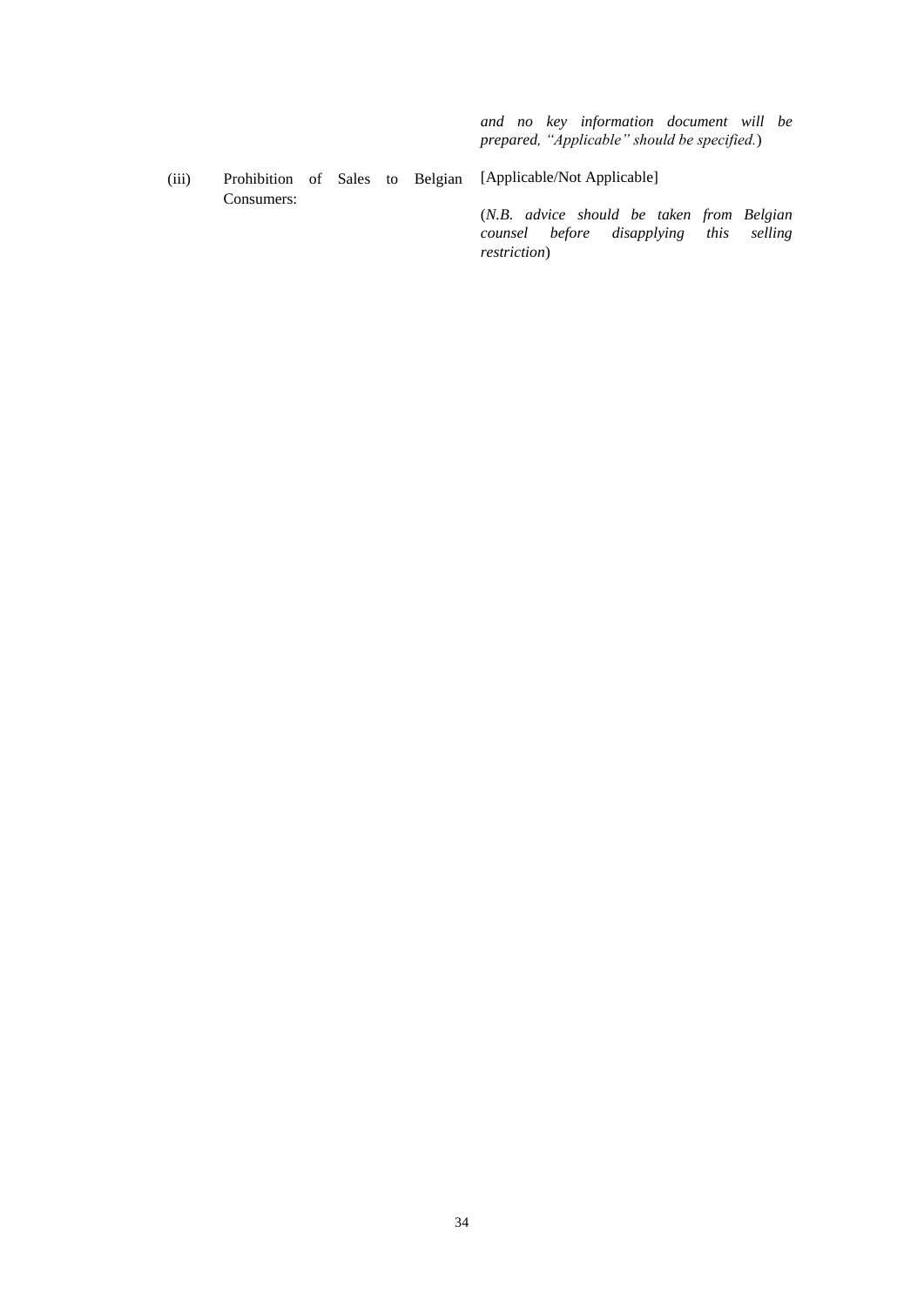| | | |
|---|---|---|
| | | *and no key information document will be prepared, "Applicable" should be specified.*) |
| (iii) | Prohibition of Sales to Belgian Consumers: | [Applicable/Not Applicable]<br><br>(*N.B. advice should be taken from Belgian counsel before disapplying this selling restriction*) |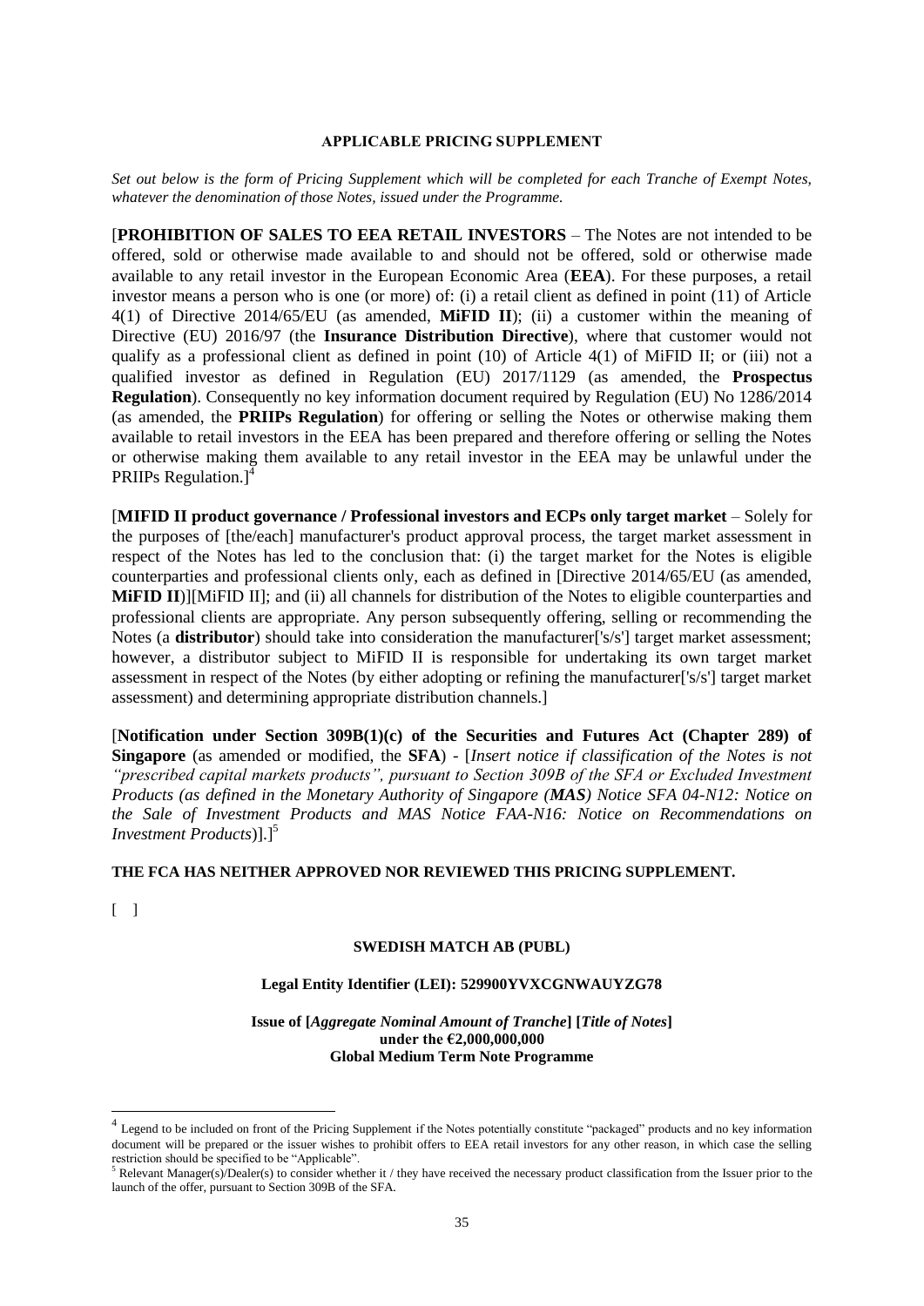## APPLICABLE PRICING SUPPLEMENT

*Set out below is the form of Pricing Supplement which will be completed for each Tranche of Exempt Notes, whatever the denomination of those Notes, issued under the Programme.*

[**PROHIBITION OF SALES TO EEA RETAIL INVESTORS** – The Notes are not intended to be offered, sold or otherwise made available to and should not be offered, sold or otherwise made available to any retail investor in the European Economic Area (**EEA**). For these purposes, a retail investor means a person who is one (or more) of: (i) a retail client as defined in point (11) of Article 4(1) of Directive 2014/65/EU (as amended, **MiFID II**); (ii) a customer within the meaning of Directive (EU) 2016/97 (the **Insurance Distribution Directive**), where that customer would not qualify as a professional client as defined in point (10) of Article 4(1) of MiFID II; or (iii) not a qualified investor as defined in Regulation (EU) 2017/1129 (as amended, the **Prospectus Regulation**). Consequently no key information document required by Regulation (EU) No 1286/2014 (as amended, the **PRIIPs Regulation**) for offering or selling the Notes or otherwise making them available to retail investors in the EEA has been prepared and therefore offering or selling the Notes or otherwise making them available to any retail investor in the EEA may be unlawful under the PRIIPs Regulation.][4]

[**MIFID II product governance / Professional investors and ECPs only target market** – Solely for the purposes of [the/each] manufacturer's product approval process, the target market assessment in respect of the Notes has led to the conclusion that: (i) the target market for the Notes is eligible counterparties and professional clients only, each as defined in [Directive 2014/65/EU (as amended, **MiFID II**)][MiFID II]; and (ii) all channels for distribution of the Notes to eligible counterparties and professional clients are appropriate. Any person subsequently offering, selling or recommending the Notes (a **distributor**) should take into consideration the manufacturer['s/s'] target market assessment; however, a distributor subject to MiFID II is responsible for undertaking its own target market assessment in respect of the Notes (by either adopting or refining the manufacturer['s/s'] target market assessment) and determining appropriate distribution channels.]

[**Notification under Section 309B(1)(c) of the Securities and Futures Act (Chapter 289) of Singapore** (as amended or modified, the **SFA**) - [*Insert notice if classification of the Notes is not "prescribed capital markets products", pursuant to Section 309B of the SFA or Excluded Investment Products (as defined in the Monetary Authority of Singapore (**MAS**) Notice SFA 04-N12: Notice on the Sale of Investment Products and MAS Notice FAA-N16: Notice on Recommendations on Investment Products*)].][5]

**THE FCA HAS NEITHER APPROVED NOR REVIEWED THIS PRICING SUPPLEMENT.**

[ ]

**SWEDISH MATCH AB (PUBL)**

**Legal Entity Identifier (LEI): 529900YVXCGNWAUYZG78**

**Issue of [*Aggregate Nominal Amount of Tranche*] [*Title of Notes*]**
**under the €2,000,000,000**
**Global Medium Term Note Programme**

---

[4] Legend to be included on front of the Pricing Supplement if the Notes potentially constitute "packaged" products and no key information document will be prepared or the issuer wishes to prohibit offers to EEA retail investors for any other reason, in which case the selling restriction should be specified to be "Applicable".

[5] Relevant Manager(s)/Dealer(s) to consider whether it / they have received the necessary product classification from the Issuer prior to the launch of the offer, pursuant to Section 309B of the SFA.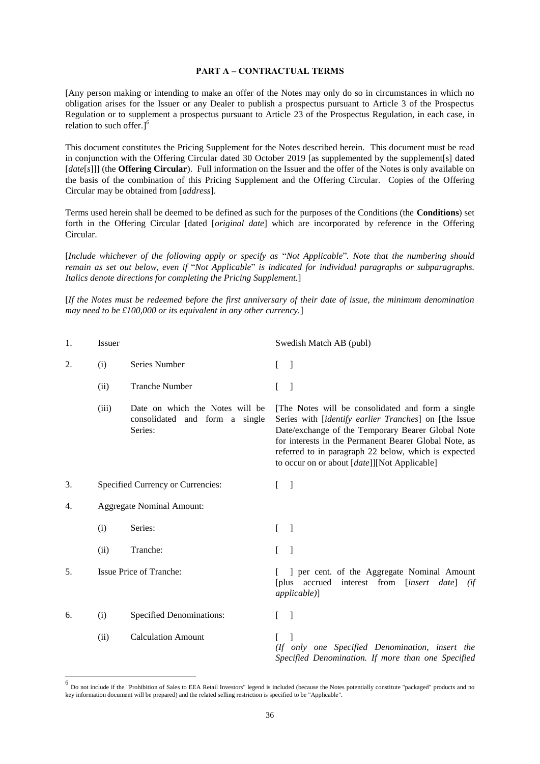## PART A – CONTRACTUAL TERMS

[Any person making or intending to make an offer of the Notes may only do so in circumstances in which no obligation arises for the Issuer or any Dealer to publish a prospectus pursuant to Article 3 of the Prospectus Regulation or to supplement a prospectus pursuant to Article 23 of the Prospectus Regulation, in each case, in relation to such offer.][6]

This document constitutes the Pricing Supplement for the Notes described herein. This document must be read in conjunction with the Offering Circular dated 30 October 2019 [as supplemented by the supplement[s] dated [*date*[*s*]]] (the **Offering Circular**). Full information on the Issuer and the offer of the Notes is only available on the basis of the combination of this Pricing Supplement and the Offering Circular. Copies of the Offering Circular may be obtained from [*address*].

Terms used herein shall be deemed to be defined as such for the purposes of the Conditions (the **Conditions**) set forth in the Offering Circular [dated [*original date*] which are incorporated by reference in the Offering Circular.

[*Include whichever of the following apply or specify as* "*Not Applicable*"*. Note that the numbering should remain as set out below, even if* "*Not Applicable*" *is indicated for individual paragraphs or subparagraphs. Italics denote directions for completing the Pricing Supplement.*]

[*If the Notes must be redeemed before the first anniversary of their date of issue, the minimum denomination may need to be £100,000 or its equivalent in any other currency.*]

| | | | |
|---|---|---|---|
| 1. | Issuer | | Swedish Match AB (publ) |
| 2. | (i) | Series Number | [ ] |
| | (ii) | Tranche Number | [ ] |
| | (iii) | Date on which the Notes will be consolidated and form a single Series: | [The Notes will be consolidated and form a single Series with [*identify earlier Tranches*] on [the Issue Date/exchange of the Temporary Bearer Global Note for interests in the Permanent Bearer Global Note, as referred to in paragraph 22 below, which is expected to occur on or about [*date*]][Not Applicable] |
| 3. | Specified Currency or Currencies: | | [ ] |
| 4. | Aggregate Nominal Amount: | | |
| | (i) | Series: | [ ] |
| | (ii) | Tranche: | [ ] |
| 5. | Issue Price of Tranche: | | [ ] per cent. of the Aggregate Nominal Amount [plus accrued interest from [*insert date*] *(if applicable)*] |
| 6. | (i) | Specified Denominations: | [ ] |
| | (ii) | Calculation Amount | [ ] *(If only one Specified Denomination, insert the Specified Denomination. If more than one Specified* |

[6] Do not include if the "Prohibition of Sales to EEA Retail Investors" legend is included (because the Notes potentially constitute "packaged" products and no key information document will be prepared) and the related selling restriction is specified to be "Applicable".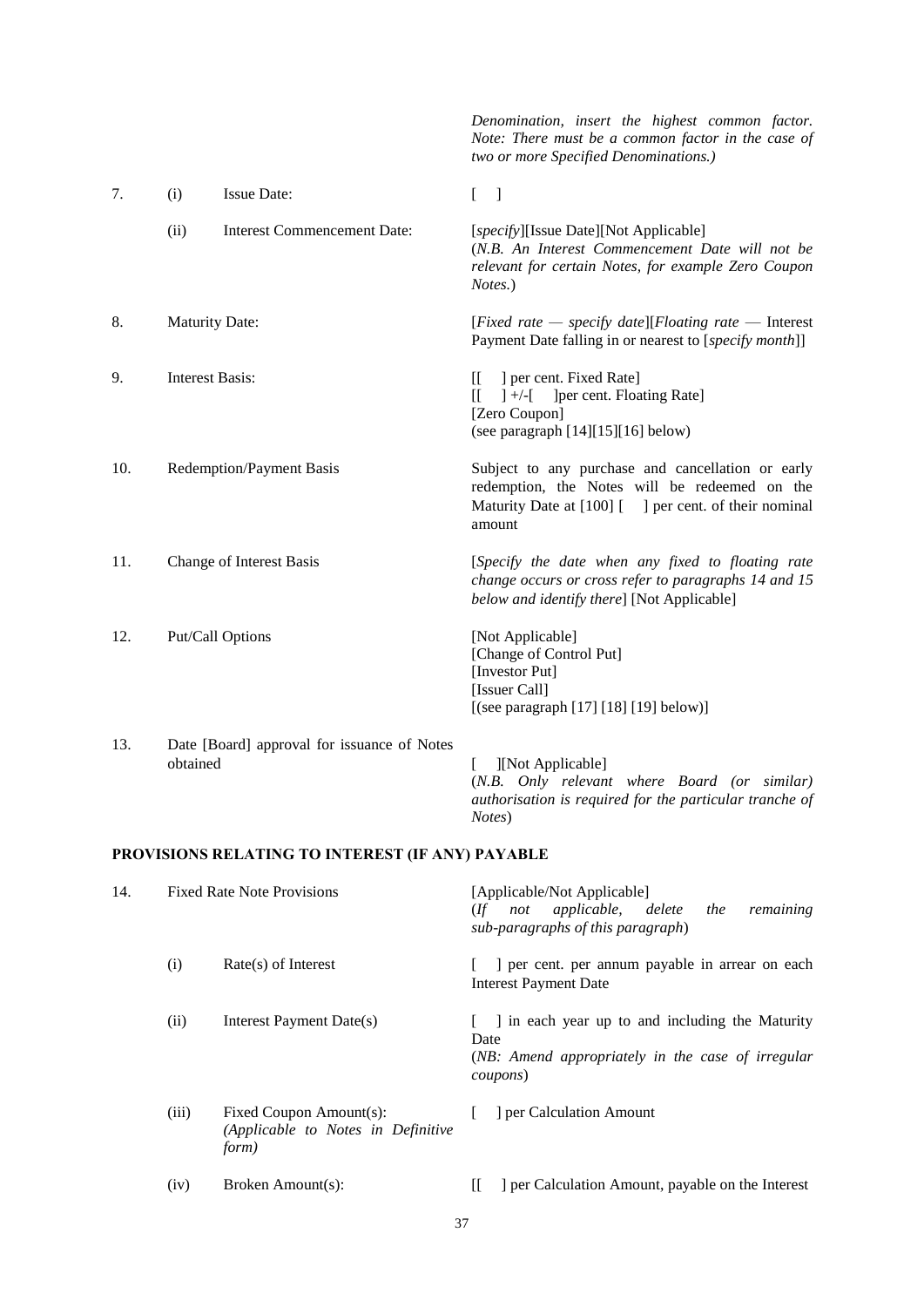| | | | |
|---|---|---|---|
| | | | *Denomination, insert the highest common factor. Note: There must be a common factor in the case of two or more Specified Denominations.)* |
| 7. | (i) | Issue Date: | [ ] |
| | (ii) | Interest Commencement Date: | [*specify*][Issue Date][Not Applicable] (*N.B. An Interest Commencement Date will not be relevant for certain Notes, for example Zero Coupon Notes.*) |
| 8. | Maturity Date: | | [*Fixed rate — specify date*][*Floating rate* — Interest Payment Date falling in or nearest to [*specify month*]] |
| 9. | Interest Basis: | | [[ ] per cent. Fixed Rate]<br>[[ ] +/-[ ]per cent. Floating Rate]<br>[Zero Coupon]<br>(see paragraph [14][15][16] below) |
| 10. | Redemption/Payment Basis | | Subject to any purchase and cancellation or early redemption, the Notes will be redeemed on the Maturity Date at [100] [ ] per cent. of their nominal amount |
| 11. | Change of Interest Basis | | [*Specify the date when any fixed to floating rate change occurs or cross refer to paragraphs 14 and 15 below and identify there*] [Not Applicable] |
| 12. | Put/Call Options | | [Not Applicable]<br>[Change of Control Put]<br>[Investor Put]<br>[Issuer Call]<br>[(see paragraph [17] [18] [19] below)] |
| 13. | Date [Board] approval for issuance of Notes obtained | | [ ][Not Applicable]<br>(*N.B. Only relevant where Board (or similar) authorisation is required for the particular tranche of Notes*) |

**PROVISIONS RELATING TO INTEREST (IF ANY) PAYABLE**

| | | | |
|---|---|---|---|
| 14. | Fixed Rate Note Provisions | | [Applicable/Not Applicable]<br>(*If not applicable, delete the remaining sub-paragraphs of this paragraph*) |
| | (i) | Rate(s) of Interest | [ ] per cent. per annum payable in arrear on each Interest Payment Date |
| | (ii) | Interest Payment Date(s) | [ ] in each year up to and including the Maturity Date<br>(*NB: Amend appropriately in the case of irregular coupons*) |
| | (iii) | Fixed Coupon Amount(s): *(Applicable to Notes in Definitive form)* | [ ] per Calculation Amount |
| | (iv) | Broken Amount(s): | [[ ] per Calculation Amount, payable on the Interest |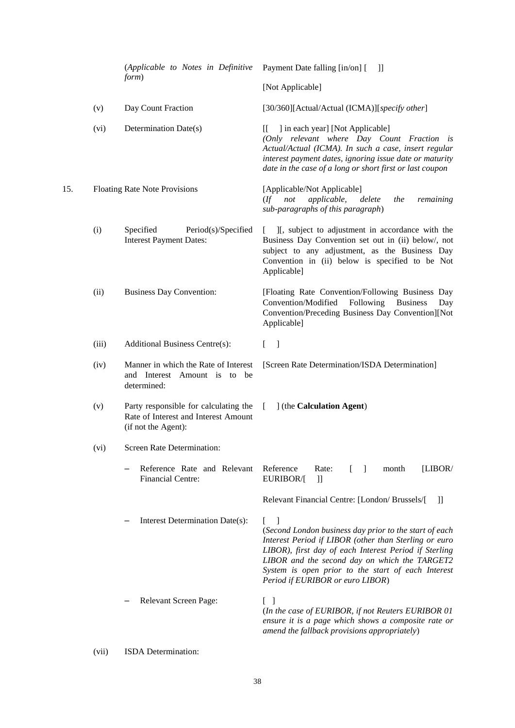| | | | |
|---|---|---|---|
| | | (*Applicable to Notes in Definitive form*) | Payment Date falling [in/on] [ ]]<br><br>[Not Applicable] |
| | (v) | Day Count Fraction | [30/360][Actual/Actual (ICMA)][*specify other*] |
| | (vi) | Determination Date(s) | [[ ] in each year] [Not Applicable]<br>*(Only relevant where Day Count Fraction is Actual/Actual (ICMA). In such a case, insert regular interest payment dates, ignoring issue date or maturity date in the case of a long or short first or last coupon* |
| 15. | Floating Rate Note Provisions | | [Applicable/Not Applicable]<br>(*If not applicable, delete the remaining sub-paragraphs of this paragraph*) |
| | (i) | Specified Period(s)/Specified Interest Payment Dates: | [ ][, subject to adjustment in accordance with the Business Day Convention set out in (ii) below/, not subject to any adjustment, as the Business Day Convention in (ii) below is specified to be Not Applicable] |
| | (ii) | Business Day Convention: | [Floating Rate Convention/Following Business Day Convention/Modified Following Business Day Convention/Preceding Business Day Convention][Not Applicable] |
| | (iii) | Additional Business Centre(s): | [ ] |
| | (iv) | Manner in which the Rate of Interest and Interest Amount is to be determined: | [Screen Rate Determination/ISDA Determination] |
| | (v) | Party responsible for calculating the Rate of Interest and Interest Amount (if not the Agent): | [ ] (the **Calculation Agent**) |
| | (vi) | Screen Rate Determination: | |
| | | – Reference Rate and Relevant Financial Centre: | Reference Rate: [ ] month [LIBOR/ EURIBOR/[ ]]<br><br>Relevant Financial Centre: [London/ Brussels/[ ]] |
| | | – Interest Determination Date(s): | [ ]<br>(*Second London business day prior to the start of each Interest Period if LIBOR (other than Sterling or euro LIBOR), first day of each Interest Period if Sterling LIBOR and the second day on which the TARGET2 System is open prior to the start of each Interest Period if EURIBOR or euro LIBOR*) |
| | | – Relevant Screen Page: | [ ]<br>(*In the case of EURIBOR, if not Reuters EURIBOR 01 ensure it is a page which shows a composite rate or amend the fallback provisions appropriately*) |
| | (vii) | ISDA Determination: | |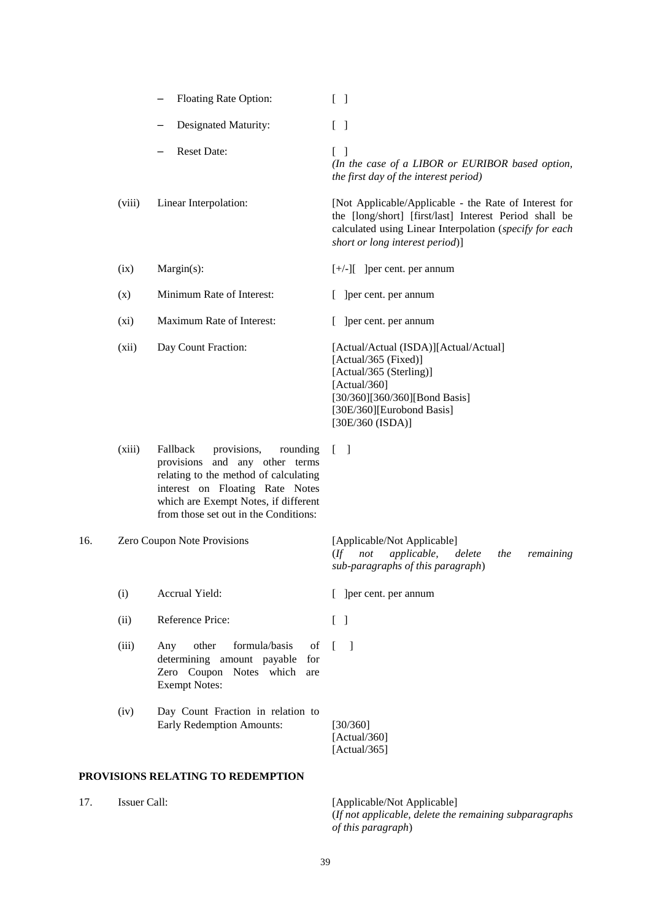| | | | |
|---|---|---|---|
| | | – Floating Rate Option: | [ ] |
| | | – Designated Maturity: | [ ] |
| | | – Reset Date: | [ ]<br>*(In the case of a LIBOR or EURIBOR based option, the first day of the interest period)* |
| | (viii) | Linear Interpolation: | [Not Applicable/Applicable - the Rate of Interest for the [long/short] [first/last] Interest Period shall be calculated using Linear Interpolation (*specify for each short or long interest period*)] |
| | (ix) | Margin(s): | [+/-][ ]per cent. per annum |
| | (x) | Minimum Rate of Interest: | [ ]per cent. per annum |
| | (xi) | Maximum Rate of Interest: | [ ]per cent. per annum |
| | (xii) | Day Count Fraction: | [Actual/Actual (ISDA)][Actual/Actual]<br>[Actual/365 (Fixed)]<br>[Actual/365 (Sterling)]<br>[Actual/360]<br>[30/360][360/360][Bond Basis]<br>[30E/360][Eurobond Basis]<br>[30E/360 (ISDA)] |
| | (xiii) | Fallback provisions, rounding provisions and any other terms relating to the method of calculating interest on Floating Rate Notes which are Exempt Notes, if different from those set out in the Conditions: | [ ] |
| 16. | Zero Coupon Note Provisions | | [Applicable/Not Applicable]<br>(*If not applicable, delete the remaining sub-paragraphs of this paragraph*) |
| | (i) | Accrual Yield: | [ ]per cent. per annum |
| | (ii) | Reference Price: | [ ] |
| | (iii) | Any other formula/basis of determining amount payable for Zero Coupon Notes which are Exempt Notes: | [ ] |
| | (iv) | Day Count Fraction in relation to Early Redemption Amounts: | [30/360]<br>[Actual/360]<br>[Actual/365] |

**PROVISIONS RELATING TO REDEMPTION**

| | | |
|---|---|---|
| 17. | Issuer Call: | [Applicable/Not Applicable]<br>(*If not applicable, delete the remaining subparagraphs of this paragraph*) |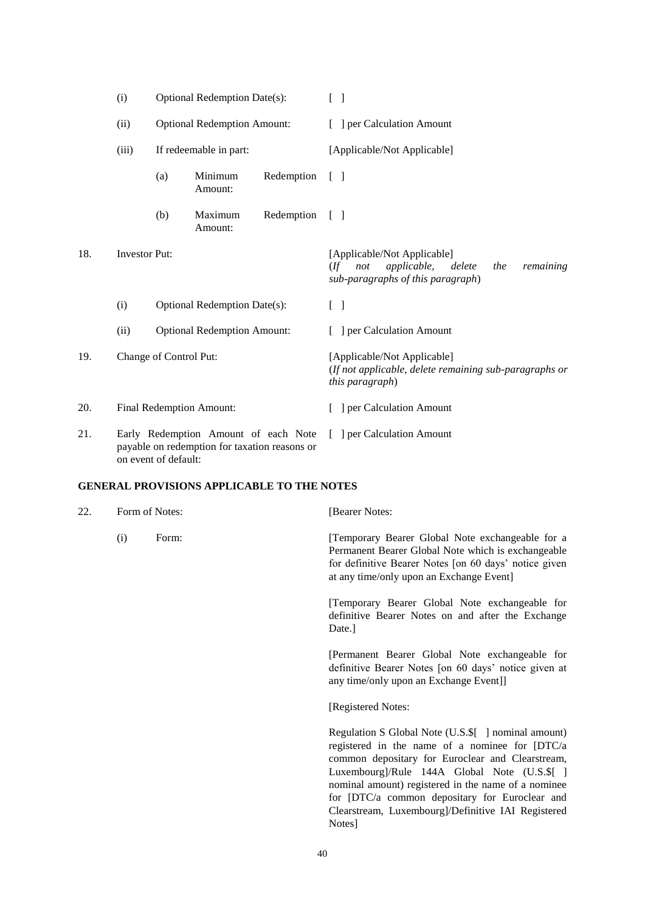| | | | |
|---|---|---|---|
| | (i) | Optional Redemption Date(s): | [ ] |
| | (ii) | Optional Redemption Amount: | [ ] per Calculation Amount |
| | (iii) | If redeemable in part: | [Applicable/Not Applicable] |
| | | (a) Minimum Redemption Amount: | [ ] |
| | | (b) Maximum Redemption Amount: | [ ] |
| 18. | Investor Put: | | [Applicable/Not Applicable]<br>(*If not applicable, delete the remaining sub-paragraphs of this paragraph*) |
| | (i) | Optional Redemption Date(s): | [ ] |
| | (ii) | Optional Redemption Amount: | [ ] per Calculation Amount |
| 19. | Change of Control Put: | | [Applicable/Not Applicable]<br>(*If not applicable, delete remaining sub-paragraphs or this paragraph*) |
| 20. | Final Redemption Amount: | | [ ] per Calculation Amount |
| 21. | Early Redemption Amount of each Note payable on redemption for taxation reasons or on event of default: | | [ ] per Calculation Amount |

**GENERAL PROVISIONS APPLICABLE TO THE NOTES**

| | | | |
|---|---|---|---|
| 22. | Form of Notes: | | [Bearer Notes: |
| | (i) | Form: | [Temporary Bearer Global Note exchangeable for a Permanent Bearer Global Note which is exchangeable for definitive Bearer Notes [on 60 days' notice given at any time/only upon an Exchange Event]<br><br>[Temporary Bearer Global Note exchangeable for definitive Bearer Notes on and after the Exchange Date.]<br><br>[Permanent Bearer Global Note exchangeable for definitive Bearer Notes [on 60 days' notice given at any time/only upon an Exchange Event]]<br><br>[Registered Notes:<br><br>Regulation S Global Note (U.S.$[ ] nominal amount) registered in the name of a nominee for [DTC/a common depositary for Euroclear and Clearstream, Luxembourg]/Rule 144A Global Note (U.S.$[ ] nominal amount) registered in the name of a nominee for [DTC/a common depositary for Euroclear and Clearstream, Luxembourg]/Definitive IAI Registered Notes] |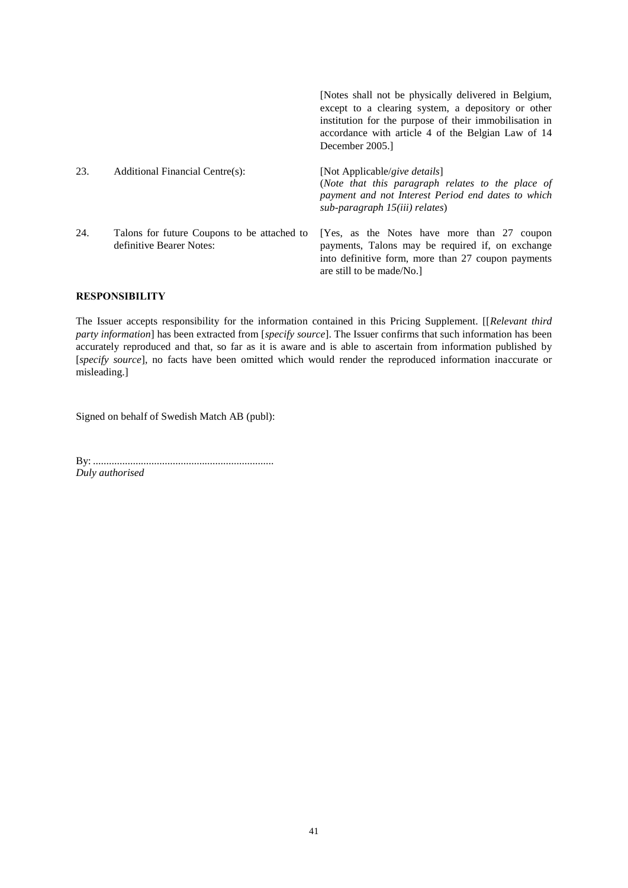| | | |
|---|---|---|
| | | [Notes shall not be physically delivered in Belgium, except to a clearing system, a depository or other institution for the purpose of their immobilisation in accordance with article 4 of the Belgian Law of 14 December 2005.] |
| 23. | Additional Financial Centre(s): | [Not Applicable/*give details*] (*Note that this paragraph relates to the place of payment and not Interest Period end dates to which sub-paragraph 15(iii) relates*) |
| 24. | Talons for future Coupons to be attached to definitive Bearer Notes: | [Yes, as the Notes have more than 27 coupon payments, Talons may be required if, on exchange into definitive form, more than 27 coupon payments are still to be made/No.] |

**RESPONSIBILITY**

The Issuer accepts responsibility for the information contained in this Pricing Supplement. [[*Relevant third party information*] has been extracted from [*specify source*]. The Issuer confirms that such information has been accurately reproduced and that, so far as it is aware and is able to ascertain from information published by [*specify source*], no facts have been omitted which would render the reproduced information inaccurate or misleading.]

Signed on behalf of Swedish Match AB (publ):

By: ....................................................................
*Duly authorised*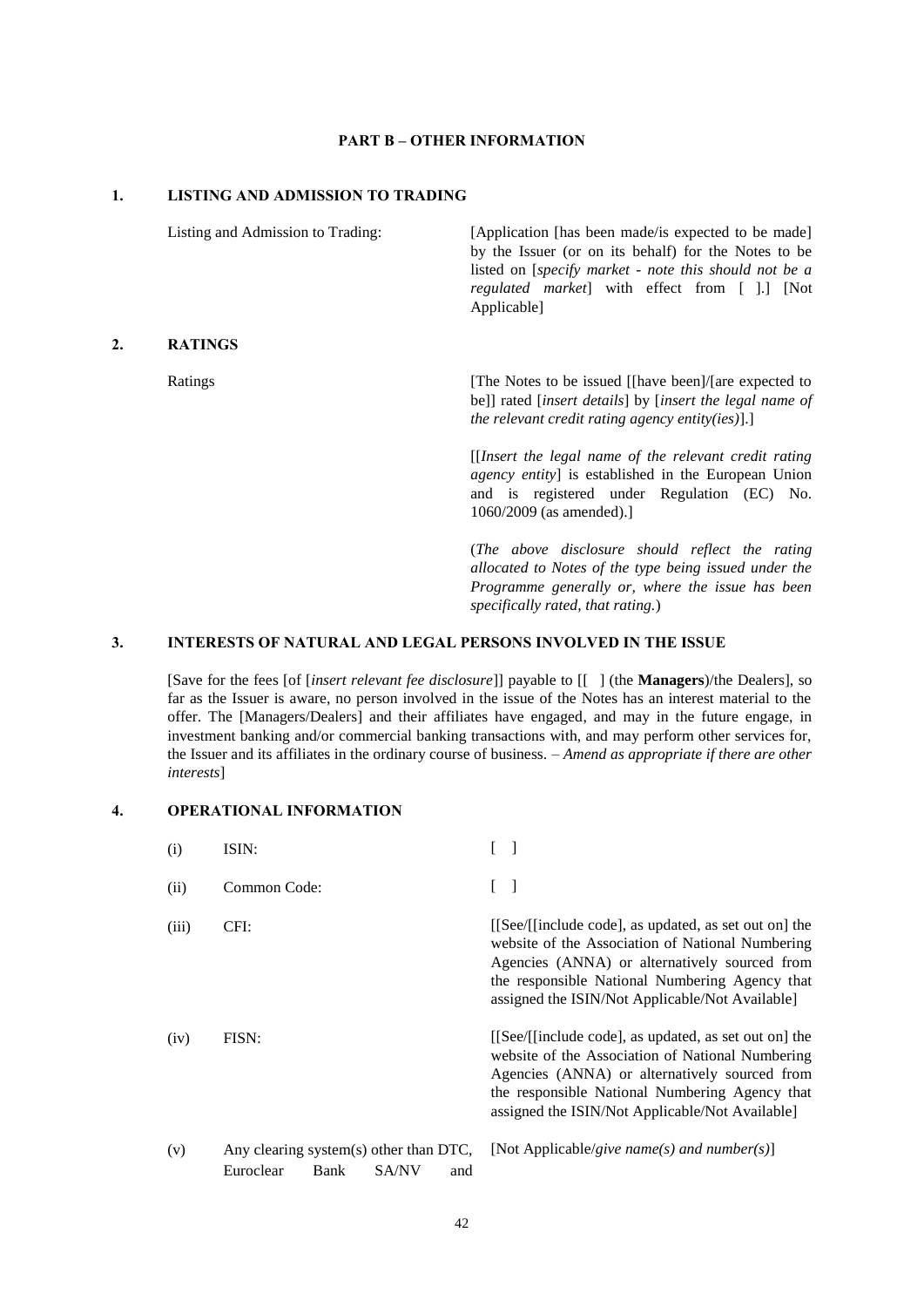## PART B – OTHER INFORMATION

### 1. LISTING AND ADMISSION TO TRADING

| | |
|---|---|
| Listing and Admission to Trading: | [Application [has been made/is expected to be made] by the Issuer (or on its behalf) for the Notes to be listed on [*specify market - note this should not be a regulated market*] with effect from [ ].] [Not Applicable] |

### 2. RATINGS

| | |
|---|---|
| Ratings | [The Notes to be issued [[have been]/[are expected to be]] rated [*insert details*] by [*insert the legal name of the relevant credit rating agency entity(ies)*].]<br><br>[[*Insert the legal name of the relevant credit rating agency entity*] is established in the European Union and is registered under Regulation (EC) No. 1060/2009 (as amended).]<br><br>(*The above disclosure should reflect the rating allocated to Notes of the type being issued under the Programme generally or, where the issue has been specifically rated, that rating.*) |

### 3. INTERESTS OF NATURAL AND LEGAL PERSONS INVOLVED IN THE ISSUE

[Save for the fees [of [*insert relevant fee disclosure*]] payable to [[ ] (the **Managers**)/the Dealers], so far as the Issuer is aware, no person involved in the issue of the Notes has an interest material to the offer. The [Managers/Dealers] and their affiliates have engaged, and may in the future engage, in investment banking and/or commercial banking transactions with, and may perform other services for, the Issuer and its affiliates in the ordinary course of business. – *Amend as appropriate if there are other interests*]

### 4. OPERATIONAL INFORMATION

| | | |
|---|---|---|
| (i) | ISIN: | [ ] |
| (ii) | Common Code: | [ ] |
| (iii) | CFI: | [[See/[[include code], as updated, as set out on] the website of the Association of National Numbering Agencies (ANNA) or alternatively sourced from the responsible National Numbering Agency that assigned the ISIN/Not Applicable/Not Available] |
| (iv) | FISN: | [[See/[[include code], as updated, as set out on] the website of the Association of National Numbering Agencies (ANNA) or alternatively sourced from the responsible National Numbering Agency that assigned the ISIN/Not Applicable/Not Available] |
| (v) | Any clearing system(s) other than DTC, Euroclear Bank SA/NV and | [Not Applicable/*give name(s) and number(s)*] |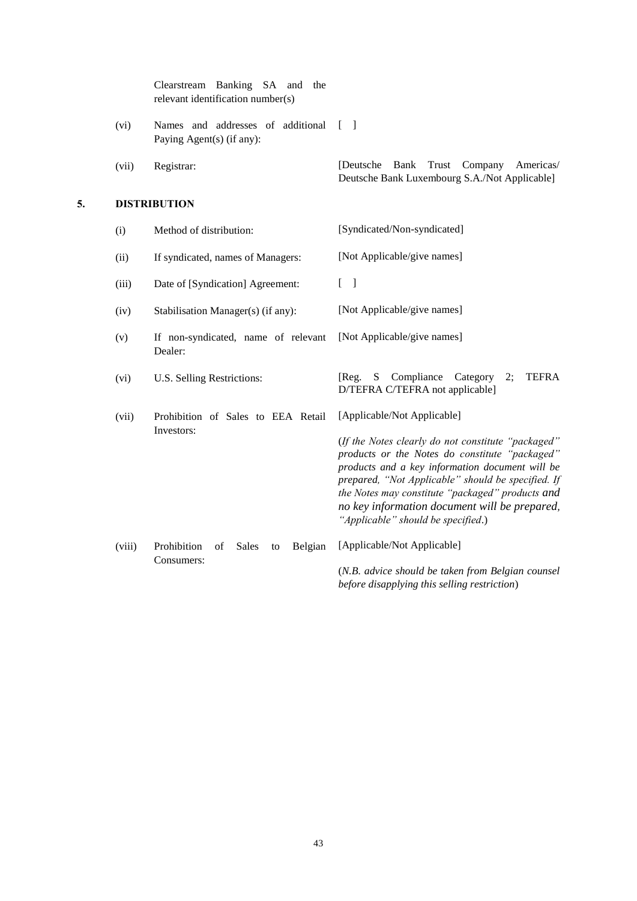| | | |
|---|---|---|
| | Clearstream Banking SA and the relevant identification number(s) | |
| (vi) | Names and addresses of additional Paying Agent(s) (if any): | [ ] |
| (vii) | Registrar: | [Deutsche Bank Trust Company Americas/ Deutsche Bank Luxembourg S.A./Not Applicable] |

## 5. DISTRIBUTION

| | | |
|---|---|---|
| (i) | Method of distribution: | [Syndicated/Non-syndicated] |
| (ii) | If syndicated, names of Managers: | [Not Applicable/give names] |
| (iii) | Date of [Syndication] Agreement: | [ ] |
| (iv) | Stabilisation Manager(s) (if any): | [Not Applicable/give names] |
| (v) | If non-syndicated, name of relevant Dealer: | [Not Applicable/give names] |
| (vi) | U.S. Selling Restrictions: | [Reg. S Compliance Category 2; TEFRA D/TEFRA C/TEFRA not applicable] |
| (vii) | Prohibition of Sales to EEA Retail Investors: | [Applicable/Not Applicable]<br><br>(*If the Notes clearly do not constitute "packaged" products or the Notes do constitute "packaged" products and a key information document will be prepared, "Not Applicable" should be specified. If the Notes may constitute "packaged" products and no key information document will be prepared, "Applicable" should be specified*.) |
| (viii) | Prohibition of Sales to Belgian Consumers: | [Applicable/Not Applicable]<br><br>(*N.B. advice should be taken from Belgian counsel before disapplying this selling restriction*) |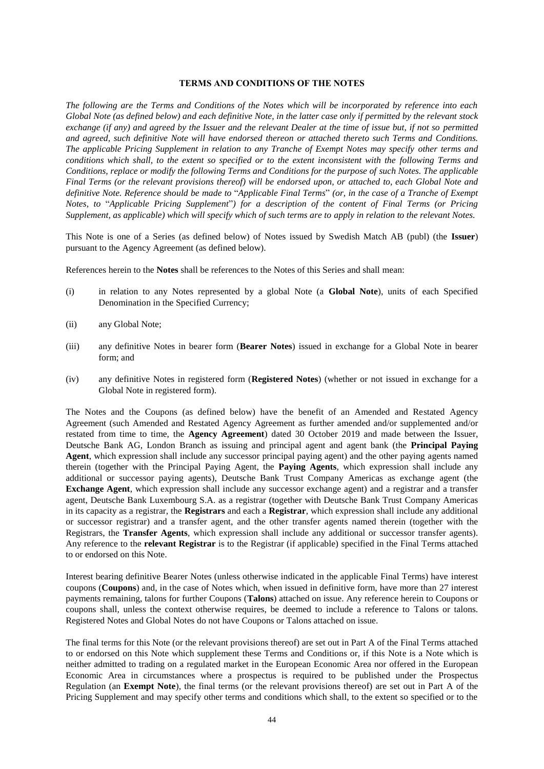## TERMS AND CONDITIONS OF THE NOTES

*The following are the Terms and Conditions of the Notes which will be incorporated by reference into each Global Note (as defined below) and each definitive Note, in the latter case only if permitted by the relevant stock exchange (if any) and agreed by the Issuer and the relevant Dealer at the time of issue but, if not so permitted and agreed, such definitive Note will have endorsed thereon or attached thereto such Terms and Conditions. The applicable Pricing Supplement in relation to any Tranche of Exempt Notes may specify other terms and conditions which shall, to the extent so specified or to the extent inconsistent with the following Terms and Conditions, replace or modify the following Terms and Conditions for the purpose of such Notes. The applicable Final Terms (or the relevant provisions thereof) will be endorsed upon, or attached to, each Global Note and definitive Note. Reference should be made to* "*Applicable Final Terms*" *(or, in the case of a Tranche of Exempt Notes, to* "*Applicable Pricing Supplement*"*) for a description of the content of Final Terms (or Pricing Supplement, as applicable) which will specify which of such terms are to apply in relation to the relevant Notes.*

This Note is one of a Series (as defined below) of Notes issued by Swedish Match AB (publ) (the **Issuer**) pursuant to the Agency Agreement (as defined below).

References herein to the **Notes** shall be references to the Notes of this Series and shall mean:

(i) in relation to any Notes represented by a global Note (a **Global Note**), units of each Specified Denomination in the Specified Currency;

(ii) any Global Note;

(iii) any definitive Notes in bearer form (**Bearer Notes**) issued in exchange for a Global Note in bearer form; and

(iv) any definitive Notes in registered form (**Registered Notes**) (whether or not issued in exchange for a Global Note in registered form).

The Notes and the Coupons (as defined below) have the benefit of an Amended and Restated Agency Agreement (such Amended and Restated Agency Agreement as further amended and/or supplemented and/or restated from time to time, the **Agency Agreement**) dated 30 October 2019 and made between the Issuer, Deutsche Bank AG, London Branch as issuing and principal agent and agent bank (the **Principal Paying Agent**, which expression shall include any successor principal paying agent) and the other paying agents named therein (together with the Principal Paying Agent, the **Paying Agents**, which expression shall include any additional or successor paying agents), Deutsche Bank Trust Company Americas as exchange agent (the **Exchange Agent**, which expression shall include any successor exchange agent) and a registrar and a transfer agent, Deutsche Bank Luxembourg S.A. as a registrar (together with Deutsche Bank Trust Company Americas in its capacity as a registrar, the **Registrars** and each a **Registrar**, which expression shall include any additional or successor registrar) and a transfer agent, and the other transfer agents named therein (together with the Registrars, the **Transfer Agents**, which expression shall include any additional or successor transfer agents). Any reference to the **relevant Registrar** is to the Registrar (if applicable) specified in the Final Terms attached to or endorsed on this Note.

Interest bearing definitive Bearer Notes (unless otherwise indicated in the applicable Final Terms) have interest coupons (**Coupons**) and, in the case of Notes which, when issued in definitive form, have more than 27 interest payments remaining, talons for further Coupons (**Talons**) attached on issue. Any reference herein to Coupons or coupons shall, unless the context otherwise requires, be deemed to include a reference to Talons or talons. Registered Notes and Global Notes do not have Coupons or Talons attached on issue.

The final terms for this Note (or the relevant provisions thereof) are set out in Part A of the Final Terms attached to or endorsed on this Note which supplement these Terms and Conditions or, if this Note is a Note which is neither admitted to trading on a regulated market in the European Economic Area nor offered in the European Economic Area in circumstances where a prospectus is required to be published under the Prospectus Regulation (an **Exempt Note**), the final terms (or the relevant provisions thereof) are set out in Part A of the Pricing Supplement and may specify other terms and conditions which shall, to the extent so specified or to the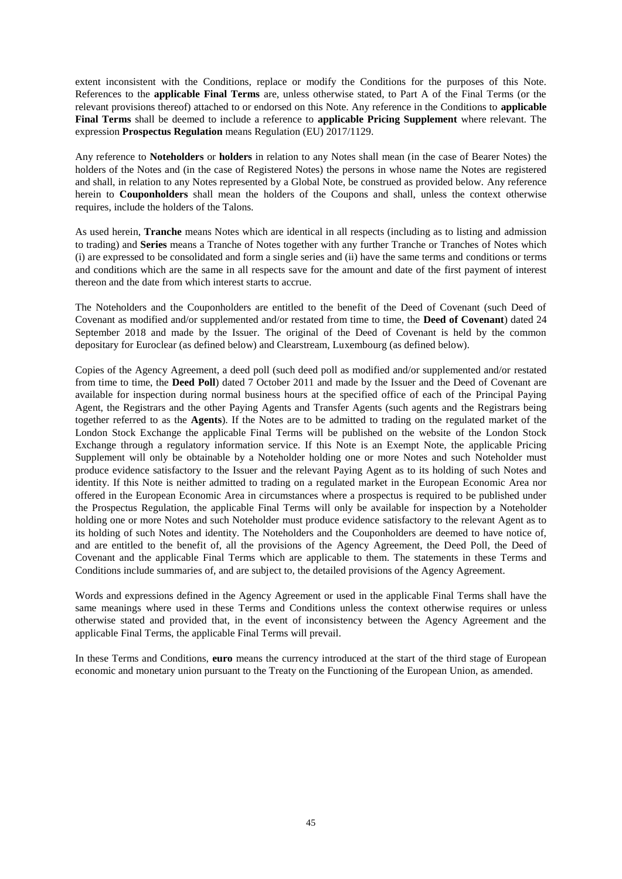extent inconsistent with the Conditions, replace or modify the Conditions for the purposes of this Note. References to the **applicable Final Terms** are, unless otherwise stated, to Part A of the Final Terms (or the relevant provisions thereof) attached to or endorsed on this Note. Any reference in the Conditions to **applicable Final Terms** shall be deemed to include a reference to **applicable Pricing Supplement** where relevant. The expression **Prospectus Regulation** means Regulation (EU) 2017/1129.

Any reference to **Noteholders** or **holders** in relation to any Notes shall mean (in the case of Bearer Notes) the holders of the Notes and (in the case of Registered Notes) the persons in whose name the Notes are registered and shall, in relation to any Notes represented by a Global Note, be construed as provided below. Any reference herein to **Couponholders** shall mean the holders of the Coupons and shall, unless the context otherwise requires, include the holders of the Talons.

As used herein, **Tranche** means Notes which are identical in all respects (including as to listing and admission to trading) and **Series** means a Tranche of Notes together with any further Tranche or Tranches of Notes which (i) are expressed to be consolidated and form a single series and (ii) have the same terms and conditions or terms and conditions which are the same in all respects save for the amount and date of the first payment of interest thereon and the date from which interest starts to accrue.

The Noteholders and the Couponholders are entitled to the benefit of the Deed of Covenant (such Deed of Covenant as modified and/or supplemented and/or restated from time to time, the **Deed of Covenant**) dated 24 September 2018 and made by the Issuer. The original of the Deed of Covenant is held by the common depositary for Euroclear (as defined below) and Clearstream, Luxembourg (as defined below).

Copies of the Agency Agreement, a deed poll (such deed poll as modified and/or supplemented and/or restated from time to time, the **Deed Poll**) dated 7 October 2011 and made by the Issuer and the Deed of Covenant are available for inspection during normal business hours at the specified office of each of the Principal Paying Agent, the Registrars and the other Paying Agents and Transfer Agents (such agents and the Registrars being together referred to as the **Agents**). If the Notes are to be admitted to trading on the regulated market of the London Stock Exchange the applicable Final Terms will be published on the website of the London Stock Exchange through a regulatory information service. If this Note is an Exempt Note, the applicable Pricing Supplement will only be obtainable by a Noteholder holding one or more Notes and such Noteholder must produce evidence satisfactory to the Issuer and the relevant Paying Agent as to its holding of such Notes and identity. If this Note is neither admitted to trading on a regulated market in the European Economic Area nor offered in the European Economic Area in circumstances where a prospectus is required to be published under the Prospectus Regulation, the applicable Final Terms will only be available for inspection by a Noteholder holding one or more Notes and such Noteholder must produce evidence satisfactory to the relevant Agent as to its holding of such Notes and identity. The Noteholders and the Couponholders are deemed to have notice of, and are entitled to the benefit of, all the provisions of the Agency Agreement, the Deed Poll, the Deed of Covenant and the applicable Final Terms which are applicable to them. The statements in these Terms and Conditions include summaries of, and are subject to, the detailed provisions of the Agency Agreement.

Words and expressions defined in the Agency Agreement or used in the applicable Final Terms shall have the same meanings where used in these Terms and Conditions unless the context otherwise requires or unless otherwise stated and provided that, in the event of inconsistency between the Agency Agreement and the applicable Final Terms, the applicable Final Terms will prevail.

In these Terms and Conditions, **euro** means the currency introduced at the start of the third stage of European economic and monetary union pursuant to the Treaty on the Functioning of the European Union, as amended.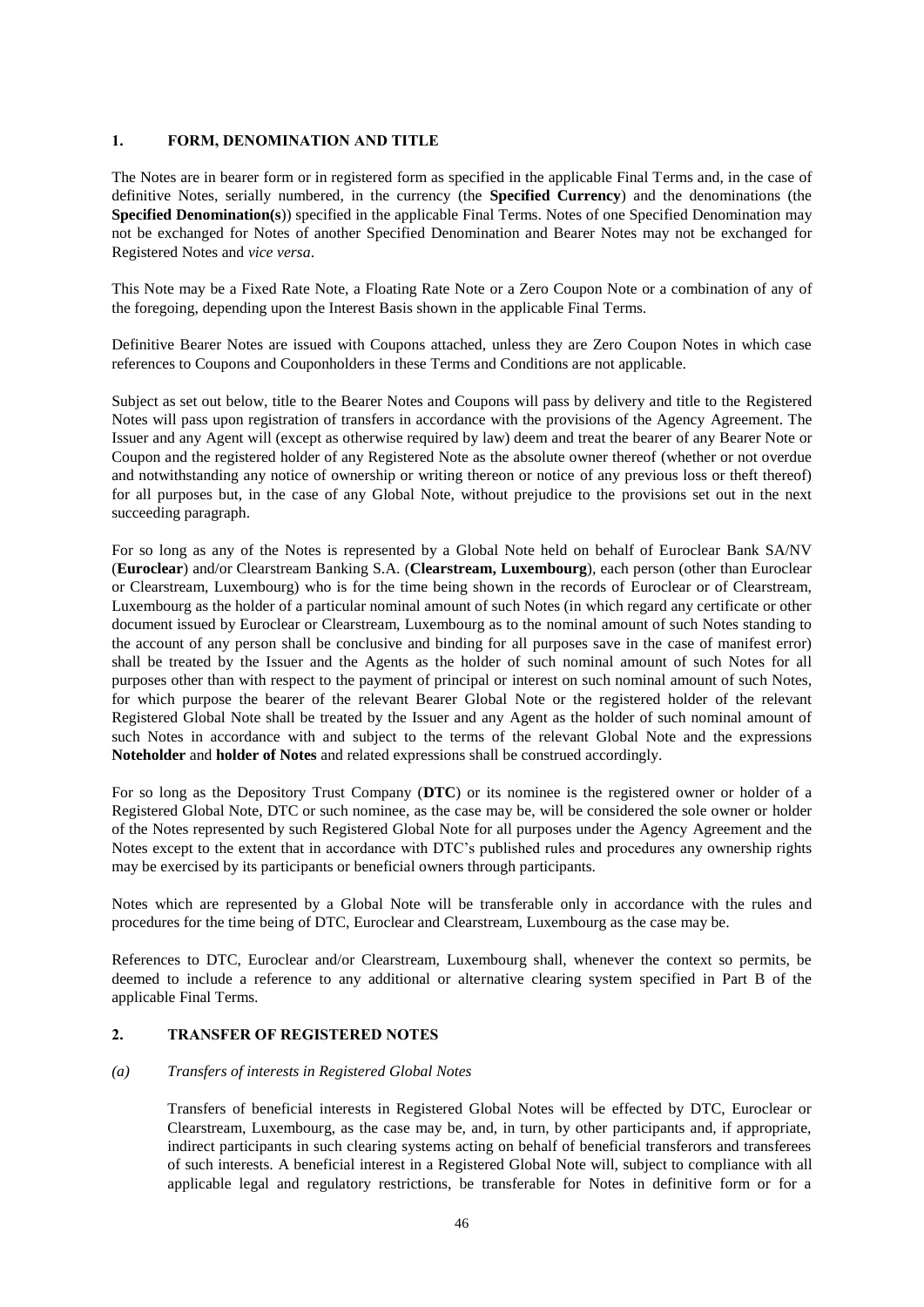## 1. FORM, DENOMINATION AND TITLE

The Notes are in bearer form or in registered form as specified in the applicable Final Terms and, in the case of definitive Notes, serially numbered, in the currency (the **Specified Currency**) and the denominations (the **Specified Denomination(s)**) specified in the applicable Final Terms. Notes of one Specified Denomination may not be exchanged for Notes of another Specified Denomination and Bearer Notes may not be exchanged for Registered Notes and *vice versa*.

This Note may be a Fixed Rate Note, a Floating Rate Note or a Zero Coupon Note or a combination of any of the foregoing, depending upon the Interest Basis shown in the applicable Final Terms.

Definitive Bearer Notes are issued with Coupons attached, unless they are Zero Coupon Notes in which case references to Coupons and Couponholders in these Terms and Conditions are not applicable.

Subject as set out below, title to the Bearer Notes and Coupons will pass by delivery and title to the Registered Notes will pass upon registration of transfers in accordance with the provisions of the Agency Agreement. The Issuer and any Agent will (except as otherwise required by law) deem and treat the bearer of any Bearer Note or Coupon and the registered holder of any Registered Note as the absolute owner thereof (whether or not overdue and notwithstanding any notice of ownership or writing thereon or notice of any previous loss or theft thereof) for all purposes but, in the case of any Global Note, without prejudice to the provisions set out in the next succeeding paragraph.

For so long as any of the Notes is represented by a Global Note held on behalf of Euroclear Bank SA/NV (**Euroclear**) and/or Clearstream Banking S.A. (**Clearstream, Luxembourg**), each person (other than Euroclear or Clearstream, Luxembourg) who is for the time being shown in the records of Euroclear or of Clearstream, Luxembourg as the holder of a particular nominal amount of such Notes (in which regard any certificate or other document issued by Euroclear or Clearstream, Luxembourg as to the nominal amount of such Notes standing to the account of any person shall be conclusive and binding for all purposes save in the case of manifest error) shall be treated by the Issuer and the Agents as the holder of such nominal amount of such Notes for all purposes other than with respect to the payment of principal or interest on such nominal amount of such Notes, for which purpose the bearer of the relevant Bearer Global Note or the registered holder of the relevant Registered Global Note shall be treated by the Issuer and any Agent as the holder of such nominal amount of such Notes in accordance with and subject to the terms of the relevant Global Note and the expressions **Noteholder** and **holder of Notes** and related expressions shall be construed accordingly.

For so long as the Depository Trust Company (**DTC**) or its nominee is the registered owner or holder of a Registered Global Note, DTC or such nominee, as the case may be, will be considered the sole owner or holder of the Notes represented by such Registered Global Note for all purposes under the Agency Agreement and the Notes except to the extent that in accordance with DTC's published rules and procedures any ownership rights may be exercised by its participants or beneficial owners through participants.

Notes which are represented by a Global Note will be transferable only in accordance with the rules and procedures for the time being of DTC, Euroclear and Clearstream, Luxembourg as the case may be.

References to DTC, Euroclear and/or Clearstream, Luxembourg shall, whenever the context so permits, be deemed to include a reference to any additional or alternative clearing system specified in Part B of the applicable Final Terms.

## 2. TRANSFER OF REGISTERED NOTES

*(a) Transfers of interests in Registered Global Notes*

Transfers of beneficial interests in Registered Global Notes will be effected by DTC, Euroclear or Clearstream, Luxembourg, as the case may be, and, in turn, by other participants and, if appropriate, indirect participants in such clearing systems acting on behalf of beneficial transferors and transferees of such interests. A beneficial interest in a Registered Global Note will, subject to compliance with all applicable legal and regulatory restrictions, be transferable for Notes in definitive form or for a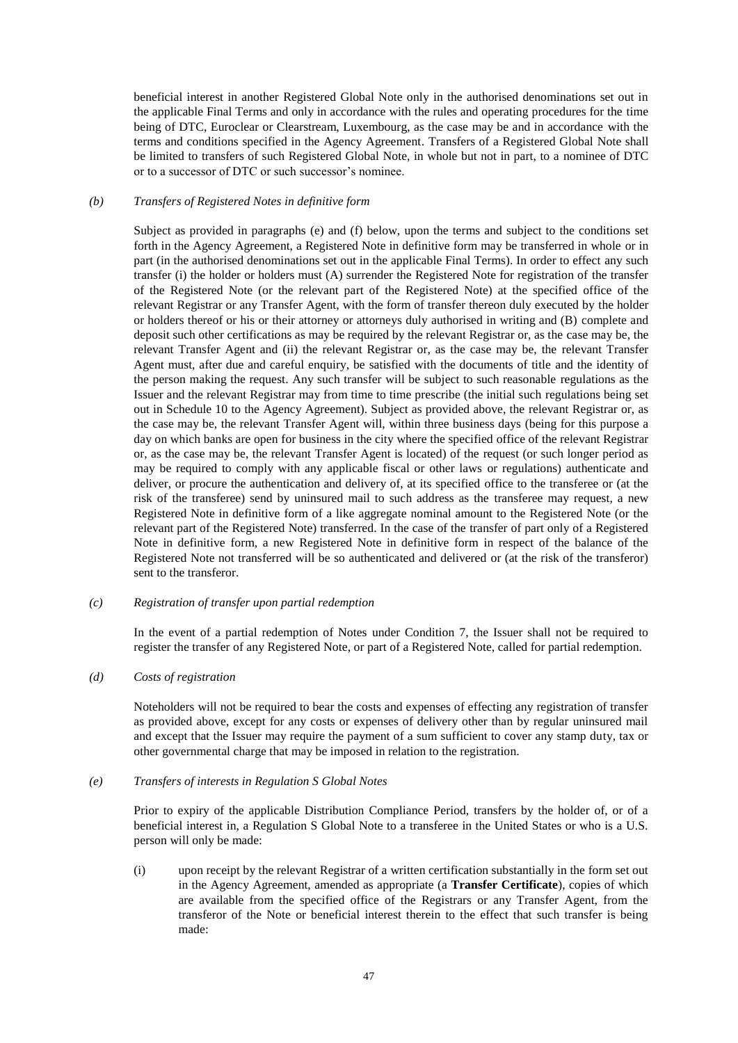beneficial interest in another Registered Global Note only in the authorised denominations set out in the applicable Final Terms and only in accordance with the rules and operating procedures for the time being of DTC, Euroclear or Clearstream, Luxembourg, as the case may be and in accordance with the terms and conditions specified in the Agency Agreement. Transfers of a Registered Global Note shall be limited to transfers of such Registered Global Note, in whole but not in part, to a nominee of DTC or to a successor of DTC or such successor's nominee.

*(b) Transfers of Registered Notes in definitive form*

Subject as provided in paragraphs (e) and (f) below, upon the terms and subject to the conditions set forth in the Agency Agreement, a Registered Note in definitive form may be transferred in whole or in part (in the authorised denominations set out in the applicable Final Terms). In order to effect any such transfer (i) the holder or holders must (A) surrender the Registered Note for registration of the transfer of the Registered Note (or the relevant part of the Registered Note) at the specified office of the relevant Registrar or any Transfer Agent, with the form of transfer thereon duly executed by the holder or holders thereof or his or their attorney or attorneys duly authorised in writing and (B) complete and deposit such other certifications as may be required by the relevant Registrar or, as the case may be, the relevant Transfer Agent and (ii) the relevant Registrar or, as the case may be, the relevant Transfer Agent must, after due and careful enquiry, be satisfied with the documents of title and the identity of the person making the request. Any such transfer will be subject to such reasonable regulations as the Issuer and the relevant Registrar may from time to time prescribe (the initial such regulations being set out in Schedule 10 to the Agency Agreement). Subject as provided above, the relevant Registrar or, as the case may be, the relevant Transfer Agent will, within three business days (being for this purpose a day on which banks are open for business in the city where the specified office of the relevant Registrar or, as the case may be, the relevant Transfer Agent is located) of the request (or such longer period as may be required to comply with any applicable fiscal or other laws or regulations) authenticate and deliver, or procure the authentication and delivery of, at its specified office to the transferee or (at the risk of the transferee) send by uninsured mail to such address as the transferee may request, a new Registered Note in definitive form of a like aggregate nominal amount to the Registered Note (or the relevant part of the Registered Note) transferred. In the case of the transfer of part only of a Registered Note in definitive form, a new Registered Note in definitive form in respect of the balance of the Registered Note not transferred will be so authenticated and delivered or (at the risk of the transferor) sent to the transferor.

*(c) Registration of transfer upon partial redemption*

In the event of a partial redemption of Notes under Condition 7, the Issuer shall not be required to register the transfer of any Registered Note, or part of a Registered Note, called for partial redemption.

*(d) Costs of registration*

Noteholders will not be required to bear the costs and expenses of effecting any registration of transfer as provided above, except for any costs or expenses of delivery other than by regular uninsured mail and except that the Issuer may require the payment of a sum sufficient to cover any stamp duty, tax or other governmental charge that may be imposed in relation to the registration.

*(e) Transfers of interests in Regulation S Global Notes*

Prior to expiry of the applicable Distribution Compliance Period, transfers by the holder of, or of a beneficial interest in, a Regulation S Global Note to a transferee in the United States or who is a U.S. person will only be made:

(i) upon receipt by the relevant Registrar of a written certification substantially in the form set out in the Agency Agreement, amended as appropriate (a **Transfer Certificate**), copies of which are available from the specified office of the Registrars or any Transfer Agent, from the transferor of the Note or beneficial interest therein to the effect that such transfer is being made: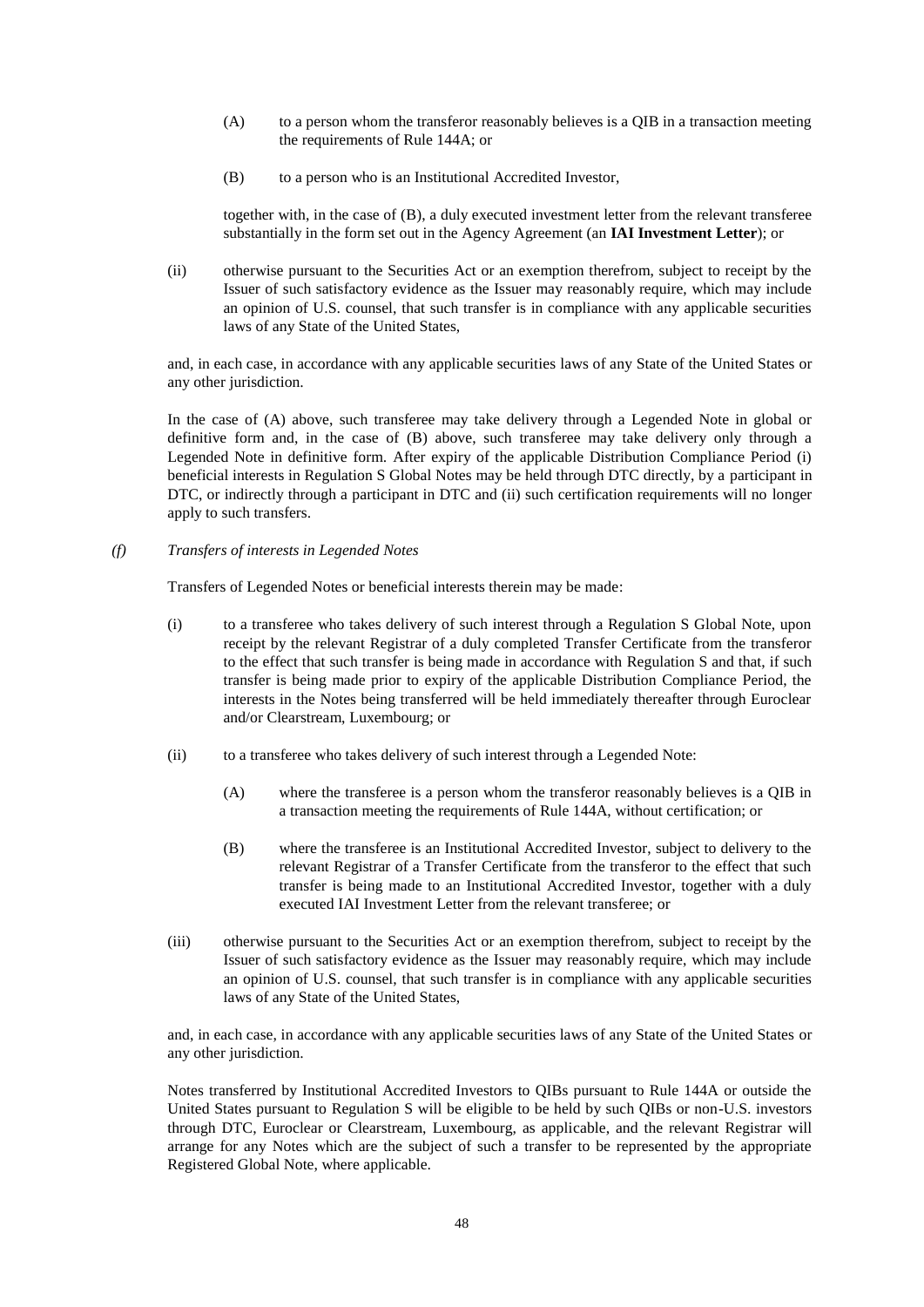(A) to a person whom the transferor reasonably believes is a QIB in a transaction meeting the requirements of Rule 144A; or

(B) to a person who is an Institutional Accredited Investor,

together with, in the case of (B), a duly executed investment letter from the relevant transferee substantially in the form set out in the Agency Agreement (an **IAI Investment Letter**); or

(ii) otherwise pursuant to the Securities Act or an exemption therefrom, subject to receipt by the Issuer of such satisfactory evidence as the Issuer may reasonably require, which may include an opinion of U.S. counsel, that such transfer is in compliance with any applicable securities laws of any State of the United States,

and, in each case, in accordance with any applicable securities laws of any State of the United States or any other jurisdiction.

In the case of (A) above, such transferee may take delivery through a Legended Note in global or definitive form and, in the case of (B) above, such transferee may take delivery only through a Legended Note in definitive form. After expiry of the applicable Distribution Compliance Period (i) beneficial interests in Regulation S Global Notes may be held through DTC directly, by a participant in DTC, or indirectly through a participant in DTC and (ii) such certification requirements will no longer apply to such transfers.

*(f) Transfers of interests in Legended Notes*

Transfers of Legended Notes or beneficial interests therein may be made:

(i) to a transferee who takes delivery of such interest through a Regulation S Global Note, upon receipt by the relevant Registrar of a duly completed Transfer Certificate from the transferor to the effect that such transfer is being made in accordance with Regulation S and that, if such transfer is being made prior to expiry of the applicable Distribution Compliance Period, the interests in the Notes being transferred will be held immediately thereafter through Euroclear and/or Clearstream, Luxembourg; or

(ii) to a transferee who takes delivery of such interest through a Legended Note:

(A) where the transferee is a person whom the transferor reasonably believes is a QIB in a transaction meeting the requirements of Rule 144A, without certification; or

(B) where the transferee is an Institutional Accredited Investor, subject to delivery to the relevant Registrar of a Transfer Certificate from the transferor to the effect that such transfer is being made to an Institutional Accredited Investor, together with a duly executed IAI Investment Letter from the relevant transferee; or

(iii) otherwise pursuant to the Securities Act or an exemption therefrom, subject to receipt by the Issuer of such satisfactory evidence as the Issuer may reasonably require, which may include an opinion of U.S. counsel, that such transfer is in compliance with any applicable securities laws of any State of the United States,

and, in each case, in accordance with any applicable securities laws of any State of the United States or any other jurisdiction.

Notes transferred by Institutional Accredited Investors to QIBs pursuant to Rule 144A or outside the United States pursuant to Regulation S will be eligible to be held by such QIBs or non-U.S. investors through DTC, Euroclear or Clearstream, Luxembourg, as applicable, and the relevant Registrar will arrange for any Notes which are the subject of such a transfer to be represented by the appropriate Registered Global Note, where applicable.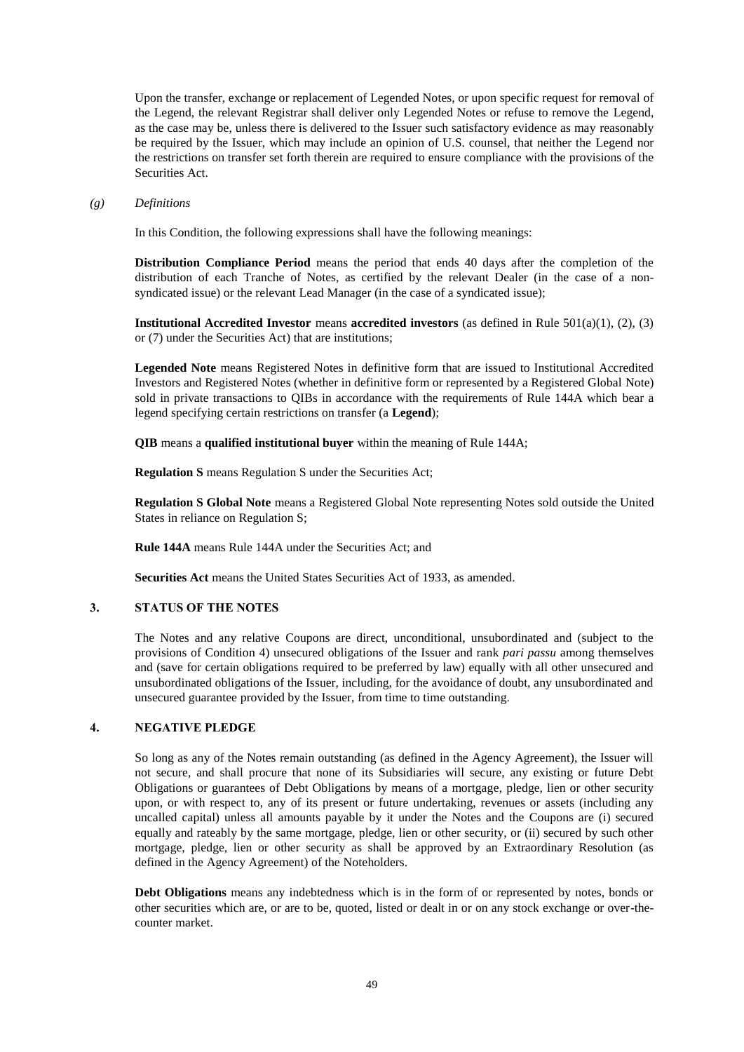Upon the transfer, exchange or replacement of Legended Notes, or upon specific request for removal of the Legend, the relevant Registrar shall deliver only Legended Notes or refuse to remove the Legend, as the case may be, unless there is delivered to the Issuer such satisfactory evidence as may reasonably be required by the Issuer, which may include an opinion of U.S. counsel, that neither the Legend nor the restrictions on transfer set forth therein are required to ensure compliance with the provisions of the Securities Act.

*(g) Definitions*

In this Condition, the following expressions shall have the following meanings:

**Distribution Compliance Period** means the period that ends 40 days after the completion of the distribution of each Tranche of Notes, as certified by the relevant Dealer (in the case of a non-syndicated issue) or the relevant Lead Manager (in the case of a syndicated issue);

**Institutional Accredited Investor** means **accredited investors** (as defined in Rule 501(a)(1), (2), (3) or (7) under the Securities Act) that are institutions;

**Legended Note** means Registered Notes in definitive form that are issued to Institutional Accredited Investors and Registered Notes (whether in definitive form or represented by a Registered Global Note) sold in private transactions to QIBs in accordance with the requirements of Rule 144A which bear a legend specifying certain restrictions on transfer (a **Legend**);

**QIB** means a **qualified institutional buyer** within the meaning of Rule 144A;

**Regulation S** means Regulation S under the Securities Act;

**Regulation S Global Note** means a Registered Global Note representing Notes sold outside the United States in reliance on Regulation S;

**Rule 144A** means Rule 144A under the Securities Act; and

**Securities Act** means the United States Securities Act of 1933, as amended.

## 3. STATUS OF THE NOTES

The Notes and any relative Coupons are direct, unconditional, unsubordinated and (subject to the provisions of Condition 4) unsecured obligations of the Issuer and rank *pari passu* among themselves and (save for certain obligations required to be preferred by law) equally with all other unsecured and unsubordinated obligations of the Issuer, including, for the avoidance of doubt, any unsubordinated and unsecured guarantee provided by the Issuer, from time to time outstanding.

## 4. NEGATIVE PLEDGE

So long as any of the Notes remain outstanding (as defined in the Agency Agreement), the Issuer will not secure, and shall procure that none of its Subsidiaries will secure, any existing or future Debt Obligations or guarantees of Debt Obligations by means of a mortgage, pledge, lien or other security upon, or with respect to, any of its present or future undertaking, revenues or assets (including any uncalled capital) unless all amounts payable by it under the Notes and the Coupons are (i) secured equally and rateably by the same mortgage, pledge, lien or other security, or (ii) secured by such other mortgage, pledge, lien or other security as shall be approved by an Extraordinary Resolution (as defined in the Agency Agreement) of the Noteholders.

**Debt Obligations** means any indebtedness which is in the form of or represented by notes, bonds or other securities which are, or are to be, quoted, listed or dealt in or on any stock exchange or over-the-counter market.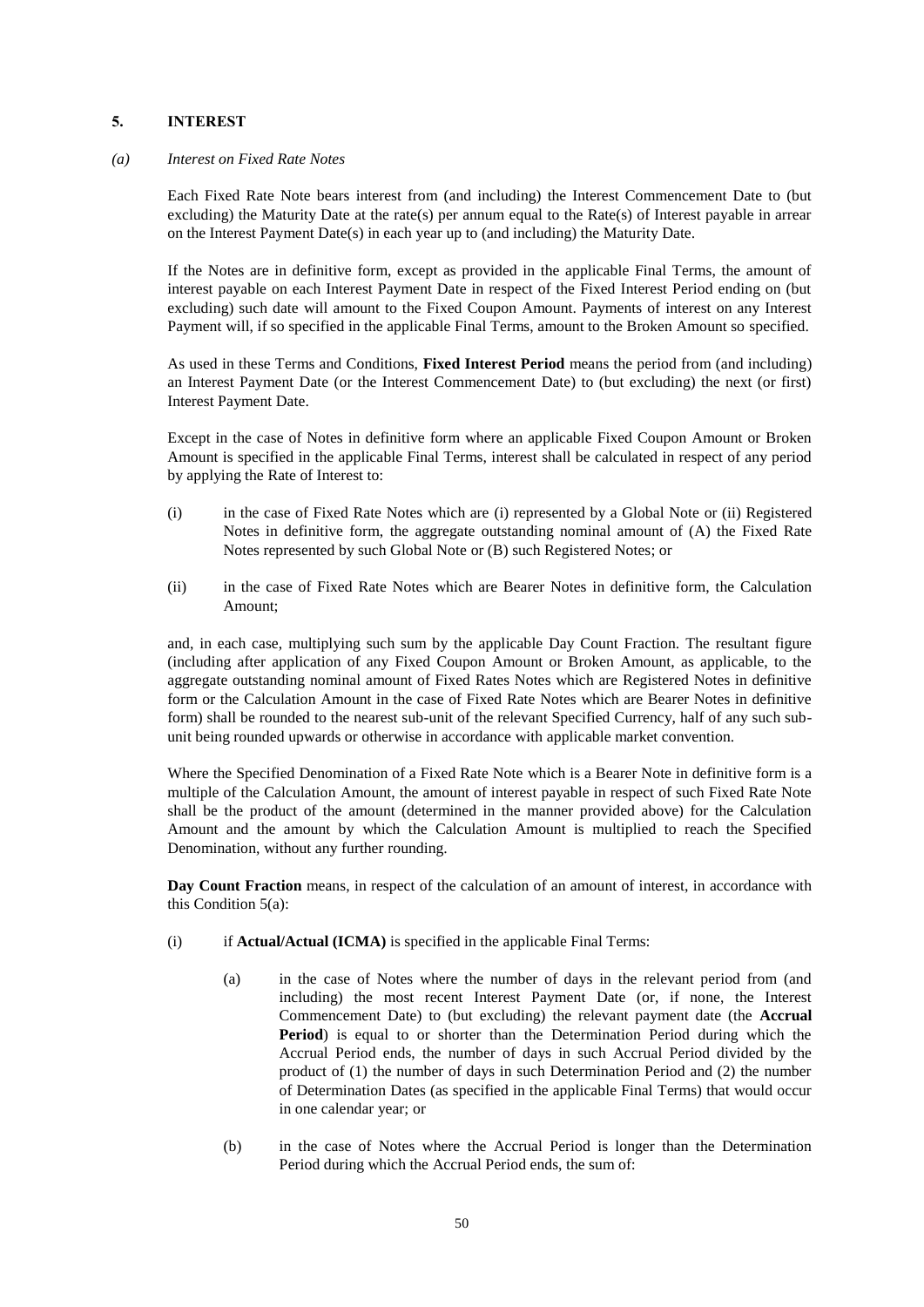## 5. INTEREST

### *(a) Interest on Fixed Rate Notes*

Each Fixed Rate Note bears interest from (and including) the Interest Commencement Date to (but excluding) the Maturity Date at the rate(s) per annum equal to the Rate(s) of Interest payable in arrear on the Interest Payment Date(s) in each year up to (and including) the Maturity Date.

If the Notes are in definitive form, except as provided in the applicable Final Terms, the amount of interest payable on each Interest Payment Date in respect of the Fixed Interest Period ending on (but excluding) such date will amount to the Fixed Coupon Amount. Payments of interest on any Interest Payment will, if so specified in the applicable Final Terms, amount to the Broken Amount so specified.

As used in these Terms and Conditions, **Fixed Interest Period** means the period from (and including) an Interest Payment Date (or the Interest Commencement Date) to (but excluding) the next (or first) Interest Payment Date.

Except in the case of Notes in definitive form where an applicable Fixed Coupon Amount or Broken Amount is specified in the applicable Final Terms, interest shall be calculated in respect of any period by applying the Rate of Interest to:

(i) in the case of Fixed Rate Notes which are (i) represented by a Global Note or (ii) Registered Notes in definitive form, the aggregate outstanding nominal amount of (A) the Fixed Rate Notes represented by such Global Note or (B) such Registered Notes; or

(ii) in the case of Fixed Rate Notes which are Bearer Notes in definitive form, the Calculation Amount;

and, in each case, multiplying such sum by the applicable Day Count Fraction. The resultant figure (including after application of any Fixed Coupon Amount or Broken Amount, as applicable, to the aggregate outstanding nominal amount of Fixed Rates Notes which are Registered Notes in definitive form or the Calculation Amount in the case of Fixed Rate Notes which are Bearer Notes in definitive form) shall be rounded to the nearest sub-unit of the relevant Specified Currency, half of any such sub-unit being rounded upwards or otherwise in accordance with applicable market convention.

Where the Specified Denomination of a Fixed Rate Note which is a Bearer Note in definitive form is a multiple of the Calculation Amount, the amount of interest payable in respect of such Fixed Rate Note shall be the product of the amount (determined in the manner provided above) for the Calculation Amount and the amount by which the Calculation Amount is multiplied to reach the Specified Denomination, without any further rounding.

**Day Count Fraction** means, in respect of the calculation of an amount of interest, in accordance with this Condition 5(a):

(i) if **Actual/Actual (ICMA)** is specified in the applicable Final Terms:

  (a) in the case of Notes where the number of days in the relevant period from (and including) the most recent Interest Payment Date (or, if none, the Interest Commencement Date) to (but excluding) the relevant payment date (the **Accrual Period**) is equal to or shorter than the Determination Period during which the Accrual Period ends, the number of days in such Accrual Period divided by the product of (1) the number of days in such Determination Period and (2) the number of Determination Dates (as specified in the applicable Final Terms) that would occur in one calendar year; or

  (b) in the case of Notes where the Accrual Period is longer than the Determination Period during which the Accrual Period ends, the sum of: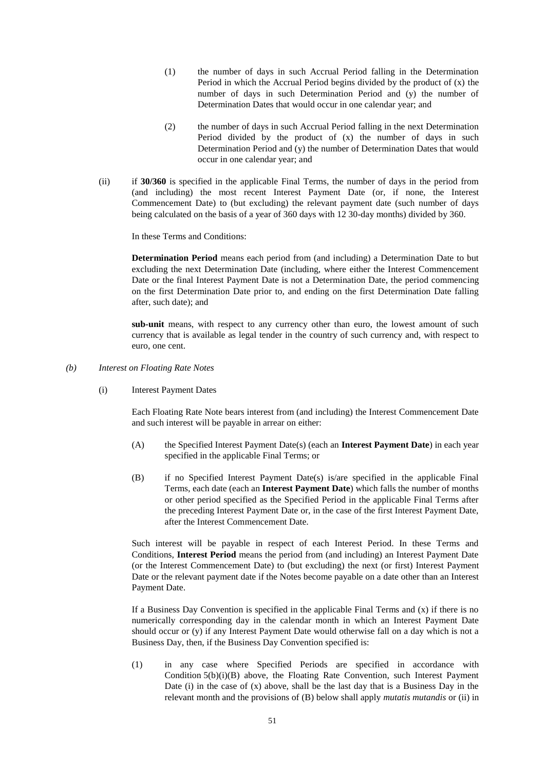(1) the number of days in such Accrual Period falling in the Determination Period in which the Accrual Period begins divided by the product of (x) the number of days in such Determination Period and (y) the number of Determination Dates that would occur in one calendar year; and

(2) the number of days in such Accrual Period falling in the next Determination Period divided by the product of (x) the number of days in such Determination Period and (y) the number of Determination Dates that would occur in one calendar year; and

(ii) if **30/360** is specified in the applicable Final Terms, the number of days in the period from (and including) the most recent Interest Payment Date (or, if none, the Interest Commencement Date) to (but excluding) the relevant payment date (such number of days being calculated on the basis of a year of 360 days with 12 30-day months) divided by 360.

In these Terms and Conditions:

**Determination Period** means each period from (and including) a Determination Date to but excluding the next Determination Date (including, where either the Interest Commencement Date or the final Interest Payment Date is not a Determination Date, the period commencing on the first Determination Date prior to, and ending on the first Determination Date falling after, such date); and

**sub-unit** means, with respect to any currency other than euro, the lowest amount of such currency that is available as legal tender in the country of such currency and, with respect to euro, one cent.

*(b) Interest on Floating Rate Notes*

(i) Interest Payment Dates

Each Floating Rate Note bears interest from (and including) the Interest Commencement Date and such interest will be payable in arrear on either:

(A) the Specified Interest Payment Date(s) (each an **Interest Payment Date**) in each year specified in the applicable Final Terms; or

(B) if no Specified Interest Payment Date(s) is/are specified in the applicable Final Terms, each date (each an **Interest Payment Date**) which falls the number of months or other period specified as the Specified Period in the applicable Final Terms after the preceding Interest Payment Date or, in the case of the first Interest Payment Date, after the Interest Commencement Date.

Such interest will be payable in respect of each Interest Period. In these Terms and Conditions, **Interest Period** means the period from (and including) an Interest Payment Date (or the Interest Commencement Date) to (but excluding) the next (or first) Interest Payment Date or the relevant payment date if the Notes become payable on a date other than an Interest Payment Date.

If a Business Day Convention is specified in the applicable Final Terms and (x) if there is no numerically corresponding day in the calendar month in which an Interest Payment Date should occur or (y) if any Interest Payment Date would otherwise fall on a day which is not a Business Day, then, if the Business Day Convention specified is:

(1) in any case where Specified Periods are specified in accordance with Condition 5(b)(i)(B) above, the Floating Rate Convention, such Interest Payment Date (i) in the case of (x) above, shall be the last day that is a Business Day in the relevant month and the provisions of (B) below shall apply *mutatis mutandis* or (ii) in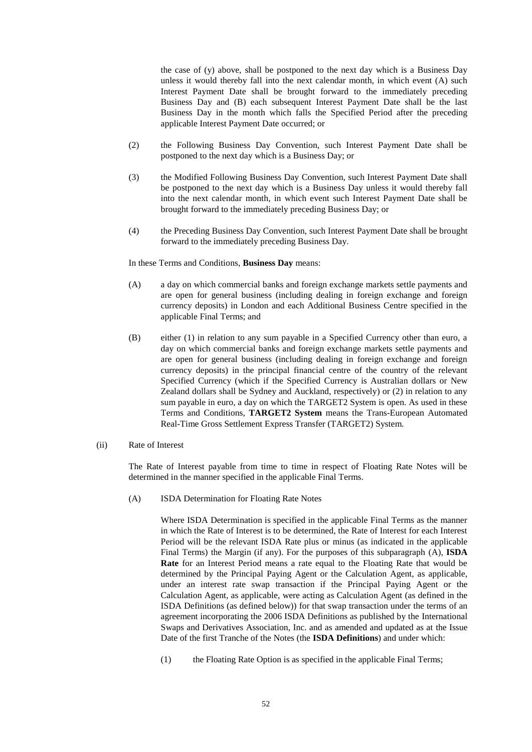the case of (y) above, shall be postponed to the next day which is a Business Day unless it would thereby fall into the next calendar month, in which event (A) such Interest Payment Date shall be brought forward to the immediately preceding Business Day and (B) each subsequent Interest Payment Date shall be the last Business Day in the month which falls the Specified Period after the preceding applicable Interest Payment Date occurred; or

(2) the Following Business Day Convention, such Interest Payment Date shall be postponed to the next day which is a Business Day; or

(3) the Modified Following Business Day Convention, such Interest Payment Date shall be postponed to the next day which is a Business Day unless it would thereby fall into the next calendar month, in which event such Interest Payment Date shall be brought forward to the immediately preceding Business Day; or

(4) the Preceding Business Day Convention, such Interest Payment Date shall be brought forward to the immediately preceding Business Day.

In these Terms and Conditions, **Business Day** means:

(A) a day on which commercial banks and foreign exchange markets settle payments and are open for general business (including dealing in foreign exchange and foreign currency deposits) in London and each Additional Business Centre specified in the applicable Final Terms; and

(B) either (1) in relation to any sum payable in a Specified Currency other than euro, a day on which commercial banks and foreign exchange markets settle payments and are open for general business (including dealing in foreign exchange and foreign currency deposits) in the principal financial centre of the country of the relevant Specified Currency (which if the Specified Currency is Australian dollars or New Zealand dollars shall be Sydney and Auckland, respectively) or (2) in relation to any sum payable in euro, a day on which the TARGET2 System is open. As used in these Terms and Conditions, **TARGET2 System** means the Trans-European Automated Real-Time Gross Settlement Express Transfer (TARGET2) System.

(ii) Rate of Interest

The Rate of Interest payable from time to time in respect of Floating Rate Notes will be determined in the manner specified in the applicable Final Terms.

(A) ISDA Determination for Floating Rate Notes

Where ISDA Determination is specified in the applicable Final Terms as the manner in which the Rate of Interest is to be determined, the Rate of Interest for each Interest Period will be the relevant ISDA Rate plus or minus (as indicated in the applicable Final Terms) the Margin (if any). For the purposes of this subparagraph (A), **ISDA Rate** for an Interest Period means a rate equal to the Floating Rate that would be determined by the Principal Paying Agent or the Calculation Agent, as applicable, under an interest rate swap transaction if the Principal Paying Agent or the Calculation Agent, as applicable, were acting as Calculation Agent (as defined in the ISDA Definitions (as defined below)) for that swap transaction under the terms of an agreement incorporating the 2006 ISDA Definitions as published by the International Swaps and Derivatives Association, Inc. and as amended and updated as at the Issue Date of the first Tranche of the Notes (the **ISDA Definitions**) and under which:

(1) the Floating Rate Option is as specified in the applicable Final Terms;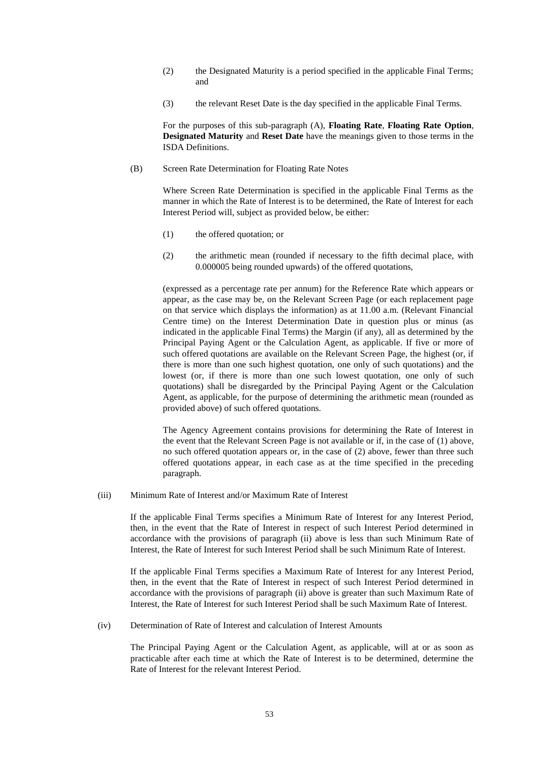(2) the Designated Maturity is a period specified in the applicable Final Terms; and

(3) the relevant Reset Date is the day specified in the applicable Final Terms.

For the purposes of this sub-paragraph (A), **Floating Rate**, **Floating Rate Option**, **Designated Maturity** and **Reset Date** have the meanings given to those terms in the ISDA Definitions.

(B) Screen Rate Determination for Floating Rate Notes

Where Screen Rate Determination is specified in the applicable Final Terms as the manner in which the Rate of Interest is to be determined, the Rate of Interest for each Interest Period will, subject as provided below, be either:

(1) the offered quotation; or

(2) the arithmetic mean (rounded if necessary to the fifth decimal place, with 0.000005 being rounded upwards) of the offered quotations,

(expressed as a percentage rate per annum) for the Reference Rate which appears or appear, as the case may be, on the Relevant Screen Page (or each replacement page on that service which displays the information) as at 11.00 a.m. (Relevant Financial Centre time) on the Interest Determination Date in question plus or minus (as indicated in the applicable Final Terms) the Margin (if any), all as determined by the Principal Paying Agent or the Calculation Agent, as applicable. If five or more of such offered quotations are available on the Relevant Screen Page, the highest (or, if there is more than one such highest quotation, one only of such quotations) and the lowest (or, if there is more than one such lowest quotation, one only of such quotations) shall be disregarded by the Principal Paying Agent or the Calculation Agent, as applicable, for the purpose of determining the arithmetic mean (rounded as provided above) of such offered quotations.

The Agency Agreement contains provisions for determining the Rate of Interest in the event that the Relevant Screen Page is not available or if, in the case of (1) above, no such offered quotation appears or, in the case of (2) above, fewer than three such offered quotations appear, in each case as at the time specified in the preceding paragraph.

(iii) Minimum Rate of Interest and/or Maximum Rate of Interest

If the applicable Final Terms specifies a Minimum Rate of Interest for any Interest Period, then, in the event that the Rate of Interest in respect of such Interest Period determined in accordance with the provisions of paragraph (ii) above is less than such Minimum Rate of Interest, the Rate of Interest for such Interest Period shall be such Minimum Rate of Interest.

If the applicable Final Terms specifies a Maximum Rate of Interest for any Interest Period, then, in the event that the Rate of Interest in respect of such Interest Period determined in accordance with the provisions of paragraph (ii) above is greater than such Maximum Rate of Interest, the Rate of Interest for such Interest Period shall be such Maximum Rate of Interest.

(iv) Determination of Rate of Interest and calculation of Interest Amounts

The Principal Paying Agent or the Calculation Agent, as applicable, will at or as soon as practicable after each time at which the Rate of Interest is to be determined, determine the Rate of Interest for the relevant Interest Period.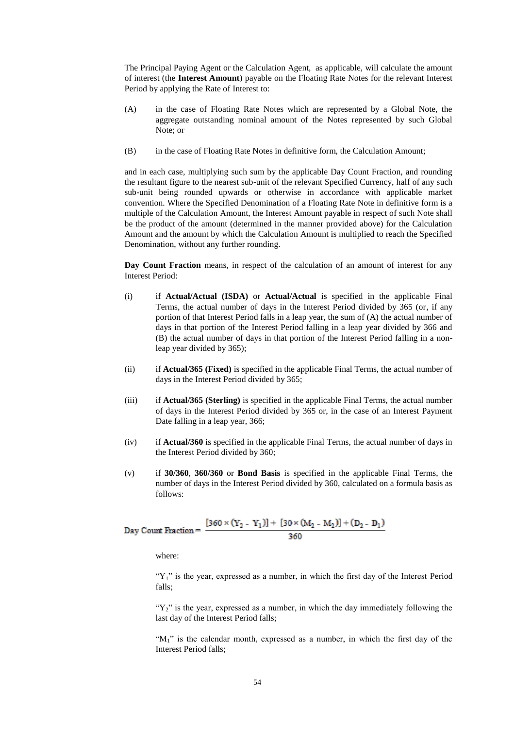The Principal Paying Agent or the Calculation Agent, as applicable, will calculate the amount of interest (the **Interest Amount**) payable on the Floating Rate Notes for the relevant Interest Period by applying the Rate of Interest to:

(A) in the case of Floating Rate Notes which are represented by a Global Note, the aggregate outstanding nominal amount of the Notes represented by such Global Note; or

(B) in the case of Floating Rate Notes in definitive form, the Calculation Amount;

and in each case, multiplying such sum by the applicable Day Count Fraction, and rounding the resultant figure to the nearest sub-unit of the relevant Specified Currency, half of any such sub-unit being rounded upwards or otherwise in accordance with applicable market convention. Where the Specified Denomination of a Floating Rate Note in definitive form is a multiple of the Calculation Amount, the Interest Amount payable in respect of such Note shall be the product of the amount (determined in the manner provided above) for the Calculation Amount and the amount by which the Calculation Amount is multiplied to reach the Specified Denomination, without any further rounding.

**Day Count Fraction** means, in respect of the calculation of an amount of interest for any Interest Period:

(i) if **Actual/Actual (ISDA)** or **Actual/Actual** is specified in the applicable Final Terms, the actual number of days in the Interest Period divided by 365 (or, if any portion of that Interest Period falls in a leap year, the sum of (A) the actual number of days in that portion of the Interest Period falling in a leap year divided by 366 and (B) the actual number of days in that portion of the Interest Period falling in a non-leap year divided by 365);

(ii) if **Actual/365 (Fixed)** is specified in the applicable Final Terms, the actual number of days in the Interest Period divided by 365;

(iii) if **Actual/365 (Sterling)** is specified in the applicable Final Terms, the actual number of days in the Interest Period divided by 365 or, in the case of an Interest Payment Date falling in a leap year, 366;

(iv) if **Actual/360** is specified in the applicable Final Terms, the actual number of days in the Interest Period divided by 360;

(v) if **30/360**, **360/360** or **Bond Basis** is specified in the applicable Final Terms, the number of days in the Interest Period divided by 360, calculated on a formula basis as follows:

$$\text{Day Count Fraction} = \frac{[360 \times (Y_2 - Y_1)] + [30 \times (M_2 - M_1)] + (D_2 - D_1)}{360}$$

where:

"$Y_1$" is the year, expressed as a number, in which the first day of the Interest Period falls;

"$Y_2$" is the year, expressed as a number, in which the day immediately following the last day of the Interest Period falls;

"$M_1$" is the calendar month, expressed as a number, in which the first day of the Interest Period falls;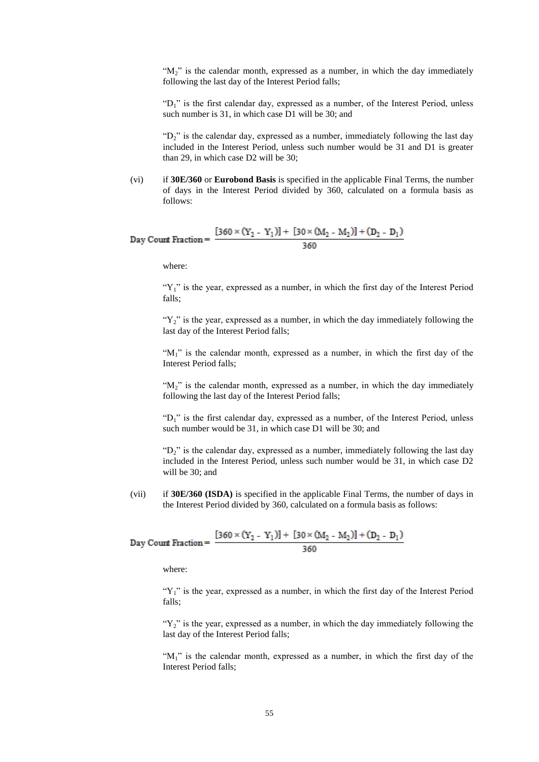"$M_2$" is the calendar month, expressed as a number, in which the day immediately following the last day of the Interest Period falls;

"$D_1$" is the first calendar day, expressed as a number, of the Interest Period, unless such number is 31, in which case D1 will be 30; and

"$D_2$" is the calendar day, expressed as a number, immediately following the last day included in the Interest Period, unless such number would be 31 and D1 is greater than 29, in which case D2 will be 30;

(vi) if **30E/360** or **Eurobond Basis** is specified in the applicable Final Terms, the number of days in the Interest Period divided by 360, calculated on a formula basis as follows:

$$\text{Day Count Fraction} = \frac{[360 \times (Y_2 - Y_1)] + [30 \times (M_2 - M_1)] + (D_2 - D_1)}{360}$$

where:

"$Y_1$" is the year, expressed as a number, in which the first day of the Interest Period falls;

"$Y_2$" is the year, expressed as a number, in which the day immediately following the last day of the Interest Period falls;

"$M_1$" is the calendar month, expressed as a number, in which the first day of the Interest Period falls;

"$M_2$" is the calendar month, expressed as a number, in which the day immediately following the last day of the Interest Period falls;

"$D_1$" is the first calendar day, expressed as a number, of the Interest Period, unless such number would be 31, in which case D1 will be 30; and

"$D_2$" is the calendar day, expressed as a number, immediately following the last day included in the Interest Period, unless such number would be 31, in which case D2 will be 30; and

(vii) if **30E/360 (ISDA)** is specified in the applicable Final Terms, the number of days in the Interest Period divided by 360, calculated on a formula basis as follows:

$$\text{Day Count Fraction} = \frac{[360 \times (Y_2 - Y_1)] + [30 \times (M_2 - M_1)] + (D_2 - D_1)}{360}$$

where:

"$Y_1$" is the year, expressed as a number, in which the first day of the Interest Period falls;

"$Y_2$" is the year, expressed as a number, in which the day immediately following the last day of the Interest Period falls;

"$M_1$" is the calendar month, expressed as a number, in which the first day of the Interest Period falls;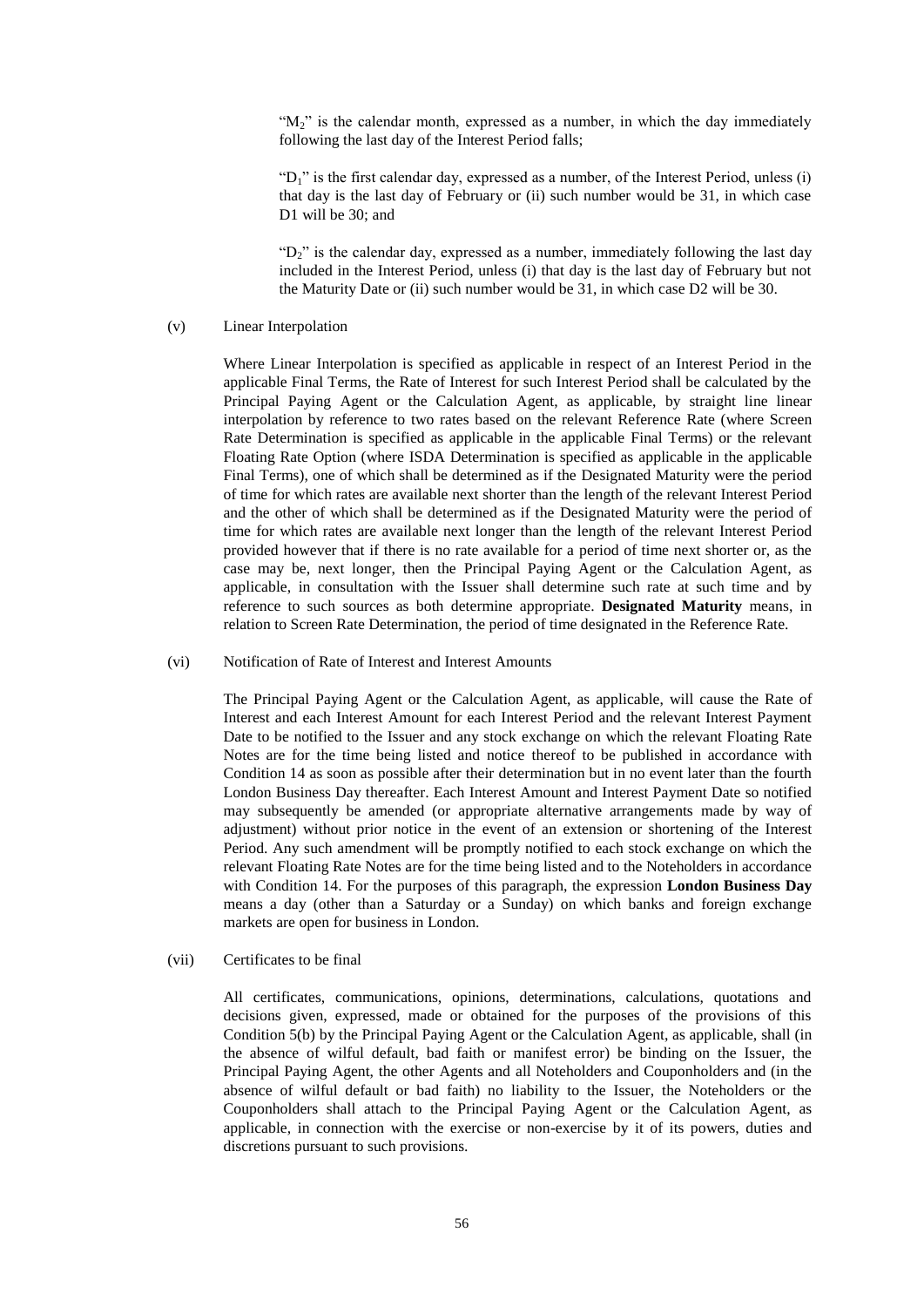"$M_2$" is the calendar month, expressed as a number, in which the day immediately following the last day of the Interest Period falls;

"$D_1$" is the first calendar day, expressed as a number, of the Interest Period, unless (i) that day is the last day of February or (ii) such number would be 31, in which case D1 will be 30; and

"$D_2$" is the calendar day, expressed as a number, immediately following the last day included in the Interest Period, unless (i) that day is the last day of February but not the Maturity Date or (ii) such number would be 31, in which case D2 will be 30.

(v) Linear Interpolation

Where Linear Interpolation is specified as applicable in respect of an Interest Period in the applicable Final Terms, the Rate of Interest for such Interest Period shall be calculated by the Principal Paying Agent or the Calculation Agent, as applicable, by straight line linear interpolation by reference to two rates based on the relevant Reference Rate (where Screen Rate Determination is specified as applicable in the applicable Final Terms) or the relevant Floating Rate Option (where ISDA Determination is specified as applicable in the applicable Final Terms), one of which shall be determined as if the Designated Maturity were the period of time for which rates are available next shorter than the length of the relevant Interest Period and the other of which shall be determined as if the Designated Maturity were the period of time for which rates are available next longer than the length of the relevant Interest Period provided however that if there is no rate available for a period of time next shorter or, as the case may be, next longer, then the Principal Paying Agent or the Calculation Agent, as applicable, in consultation with the Issuer shall determine such rate at such time and by reference to such sources as both determine appropriate. **Designated Maturity** means, in relation to Screen Rate Determination, the period of time designated in the Reference Rate.

(vi) Notification of Rate of Interest and Interest Amounts

The Principal Paying Agent or the Calculation Agent, as applicable, will cause the Rate of Interest and each Interest Amount for each Interest Period and the relevant Interest Payment Date to be notified to the Issuer and any stock exchange on which the relevant Floating Rate Notes are for the time being listed and notice thereof to be published in accordance with Condition 14 as soon as possible after their determination but in no event later than the fourth London Business Day thereafter. Each Interest Amount and Interest Payment Date so notified may subsequently be amended (or appropriate alternative arrangements made by way of adjustment) without prior notice in the event of an extension or shortening of the Interest Period. Any such amendment will be promptly notified to each stock exchange on which the relevant Floating Rate Notes are for the time being listed and to the Noteholders in accordance with Condition 14. For the purposes of this paragraph, the expression **London Business Day** means a day (other than a Saturday or a Sunday) on which banks and foreign exchange markets are open for business in London.

(vii) Certificates to be final

All certificates, communications, opinions, determinations, calculations, quotations and decisions given, expressed, made or obtained for the purposes of the provisions of this Condition 5(b) by the Principal Paying Agent or the Calculation Agent, as applicable, shall (in the absence of wilful default, bad faith or manifest error) be binding on the Issuer, the Principal Paying Agent, the other Agents and all Noteholders and Couponholders and (in the absence of wilful default or bad faith) no liability to the Issuer, the Noteholders or the Couponholders shall attach to the Principal Paying Agent or the Calculation Agent, as applicable, in connection with the exercise or non-exercise by it of its powers, duties and discretions pursuant to such provisions.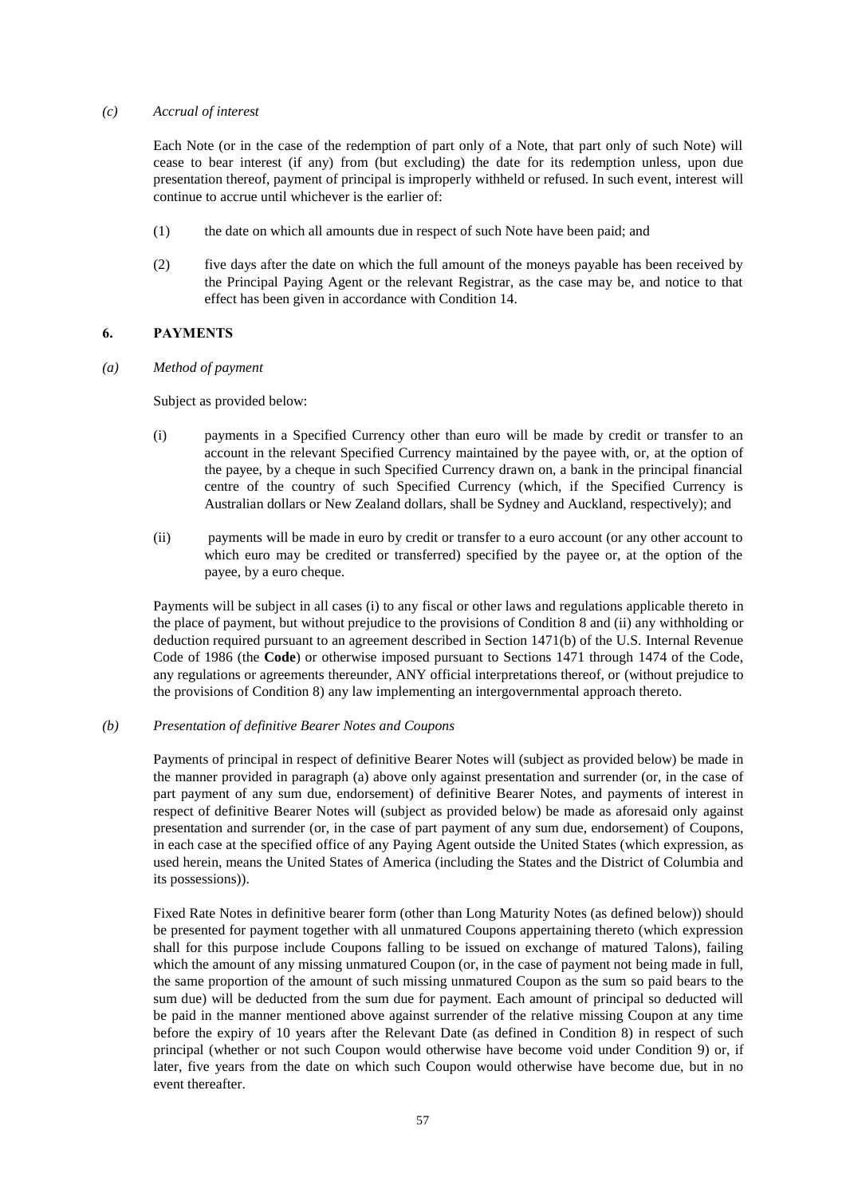*(c) Accrual of interest*

Each Note (or in the case of the redemption of part only of a Note, that part only of such Note) will cease to bear interest (if any) from (but excluding) the date for its redemption unless, upon due presentation thereof, payment of principal is improperly withheld or refused. In such event, interest will continue to accrue until whichever is the earlier of:

(1) the date on which all amounts due in respect of such Note have been paid; and

(2) five days after the date on which the full amount of the moneys payable has been received by the Principal Paying Agent or the relevant Registrar, as the case may be, and notice to that effect has been given in accordance with Condition 14.

## 6. PAYMENTS

*(a) Method of payment*

Subject as provided below:

(i) payments in a Specified Currency other than euro will be made by credit or transfer to an account in the relevant Specified Currency maintained by the payee with, or, at the option of the payee, by a cheque in such Specified Currency drawn on, a bank in the principal financial centre of the country of such Specified Currency (which, if the Specified Currency is Australian dollars or New Zealand dollars, shall be Sydney and Auckland, respectively); and

(ii) payments will be made in euro by credit or transfer to a euro account (or any other account to which euro may be credited or transferred) specified by the payee or, at the option of the payee, by a euro cheque.

Payments will be subject in all cases (i) to any fiscal or other laws and regulations applicable thereto in the place of payment, but without prejudice to the provisions of Condition 8 and (ii) any withholding or deduction required pursuant to an agreement described in Section 1471(b) of the U.S. Internal Revenue Code of 1986 (the **Code**) or otherwise imposed pursuant to Sections 1471 through 1474 of the Code, any regulations or agreements thereunder, ANY official interpretations thereof, or (without prejudice to the provisions of Condition 8) any law implementing an intergovernmental approach thereto.

*(b) Presentation of definitive Bearer Notes and Coupons*

Payments of principal in respect of definitive Bearer Notes will (subject as provided below) be made in the manner provided in paragraph (a) above only against presentation and surrender (or, in the case of part payment of any sum due, endorsement) of definitive Bearer Notes, and payments of interest in respect of definitive Bearer Notes will (subject as provided below) be made as aforesaid only against presentation and surrender (or, in the case of part payment of any sum due, endorsement) of Coupons, in each case at the specified office of any Paying Agent outside the United States (which expression, as used herein, means the United States of America (including the States and the District of Columbia and its possessions)).

Fixed Rate Notes in definitive bearer form (other than Long Maturity Notes (as defined below)) should be presented for payment together with all unmatured Coupons appertaining thereto (which expression shall for this purpose include Coupons falling to be issued on exchange of matured Talons), failing which the amount of any missing unmatured Coupon (or, in the case of payment not being made in full, the same proportion of the amount of such missing unmatured Coupon as the sum so paid bears to the sum due) will be deducted from the sum due for payment. Each amount of principal so deducted will be paid in the manner mentioned above against surrender of the relative missing Coupon at any time before the expiry of 10 years after the Relevant Date (as defined in Condition 8) in respect of such principal (whether or not such Coupon would otherwise have become void under Condition 9) or, if later, five years from the date on which such Coupon would otherwise have become due, but in no event thereafter.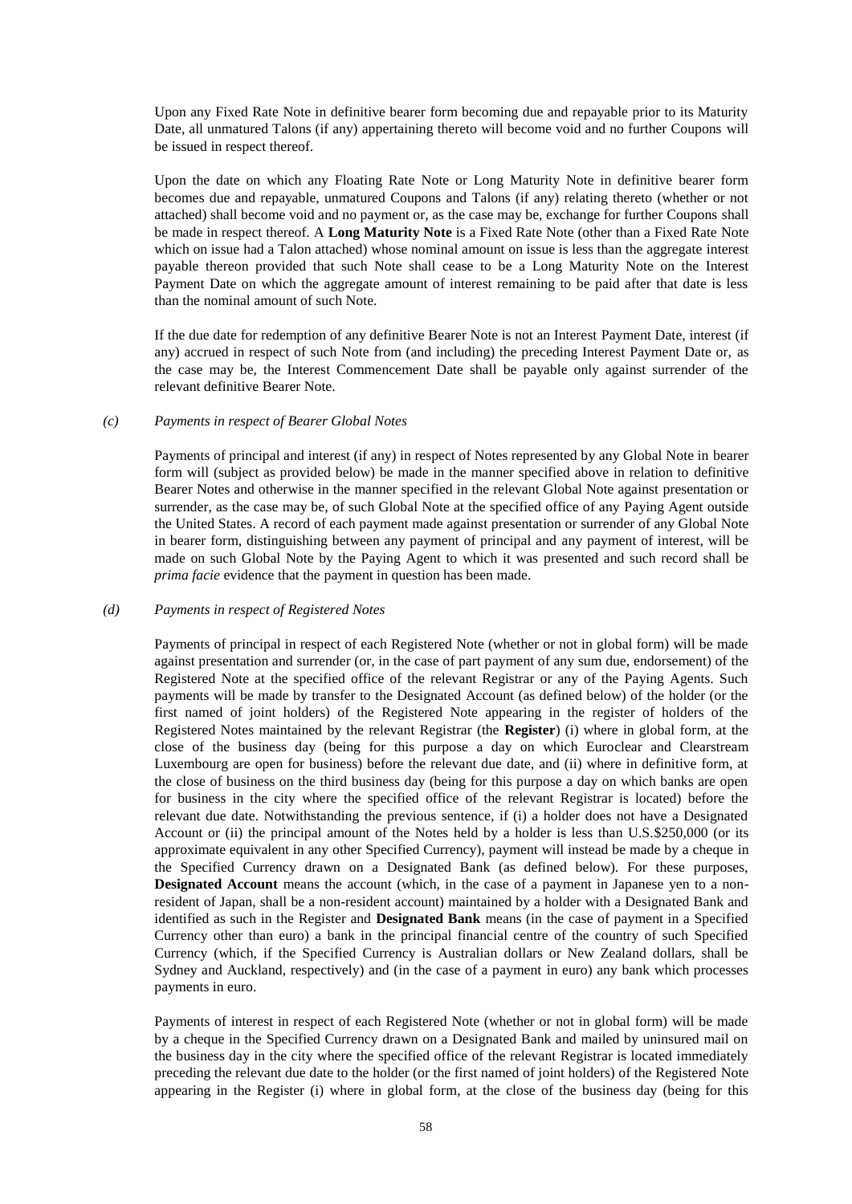Upon any Fixed Rate Note in definitive bearer form becoming due and repayable prior to its Maturity Date, all unmatured Talons (if any) appertaining thereto will become void and no further Coupons will be issued in respect thereof.

Upon the date on which any Floating Rate Note or Long Maturity Note in definitive bearer form becomes due and repayable, unmatured Coupons and Talons (if any) relating thereto (whether or not attached) shall become void and no payment or, as the case may be, exchange for further Coupons shall be made in respect thereof. A **Long Maturity Note** is a Fixed Rate Note (other than a Fixed Rate Note which on issue had a Talon attached) whose nominal amount on issue is less than the aggregate interest payable thereon provided that such Note shall cease to be a Long Maturity Note on the Interest Payment Date on which the aggregate amount of interest remaining to be paid after that date is less than the nominal amount of such Note.

If the due date for redemption of any definitive Bearer Note is not an Interest Payment Date, interest (if any) accrued in respect of such Note from (and including) the preceding Interest Payment Date or, as the case may be, the Interest Commencement Date shall be payable only against surrender of the relevant definitive Bearer Note.

*(c) Payments in respect of Bearer Global Notes*

Payments of principal and interest (if any) in respect of Notes represented by any Global Note in bearer form will (subject as provided below) be made in the manner specified above in relation to definitive Bearer Notes and otherwise in the manner specified in the relevant Global Note against presentation or surrender, as the case may be, of such Global Note at the specified office of any Paying Agent outside the United States. A record of each payment made against presentation or surrender of any Global Note in bearer form, distinguishing between any payment of principal and any payment of interest, will be made on such Global Note by the Paying Agent to which it was presented and such record shall be *prima facie* evidence that the payment in question has been made.

*(d) Payments in respect of Registered Notes*

Payments of principal in respect of each Registered Note (whether or not in global form) will be made against presentation and surrender (or, in the case of part payment of any sum due, endorsement) of the Registered Note at the specified office of the relevant Registrar or any of the Paying Agents. Such payments will be made by transfer to the Designated Account (as defined below) of the holder (or the first named of joint holders) of the Registered Note appearing in the register of holders of the Registered Notes maintained by the relevant Registrar (the **Register**) (i) where in global form, at the close of the business day (being for this purpose a day on which Euroclear and Clearstream Luxembourg are open for business) before the relevant due date, and (ii) where in definitive form, at the close of business on the third business day (being for this purpose a day on which banks are open for business in the city where the specified office of the relevant Registrar is located) before the relevant due date. Notwithstanding the previous sentence, if (i) a holder does not have a Designated Account or (ii) the principal amount of the Notes held by a holder is less than U.S.$250,000 (or its approximate equivalent in any other Specified Currency), payment will instead be made by a cheque in the Specified Currency drawn on a Designated Bank (as defined below). For these purposes, **Designated Account** means the account (which, in the case of a payment in Japanese yen to a non-resident of Japan, shall be a non-resident account) maintained by a holder with a Designated Bank and identified as such in the Register and **Designated Bank** means (in the case of payment in a Specified Currency other than euro) a bank in the principal financial centre of the country of such Specified Currency (which, if the Specified Currency is Australian dollars or New Zealand dollars, shall be Sydney and Auckland, respectively) and (in the case of a payment in euro) any bank which processes payments in euro.

Payments of interest in respect of each Registered Note (whether or not in global form) will be made by a cheque in the Specified Currency drawn on a Designated Bank and mailed by uninsured mail on the business day in the city where the specified office of the relevant Registrar is located immediately preceding the relevant due date to the holder (or the first named of joint holders) of the Registered Note appearing in the Register (i) where in global form, at the close of the business day (being for this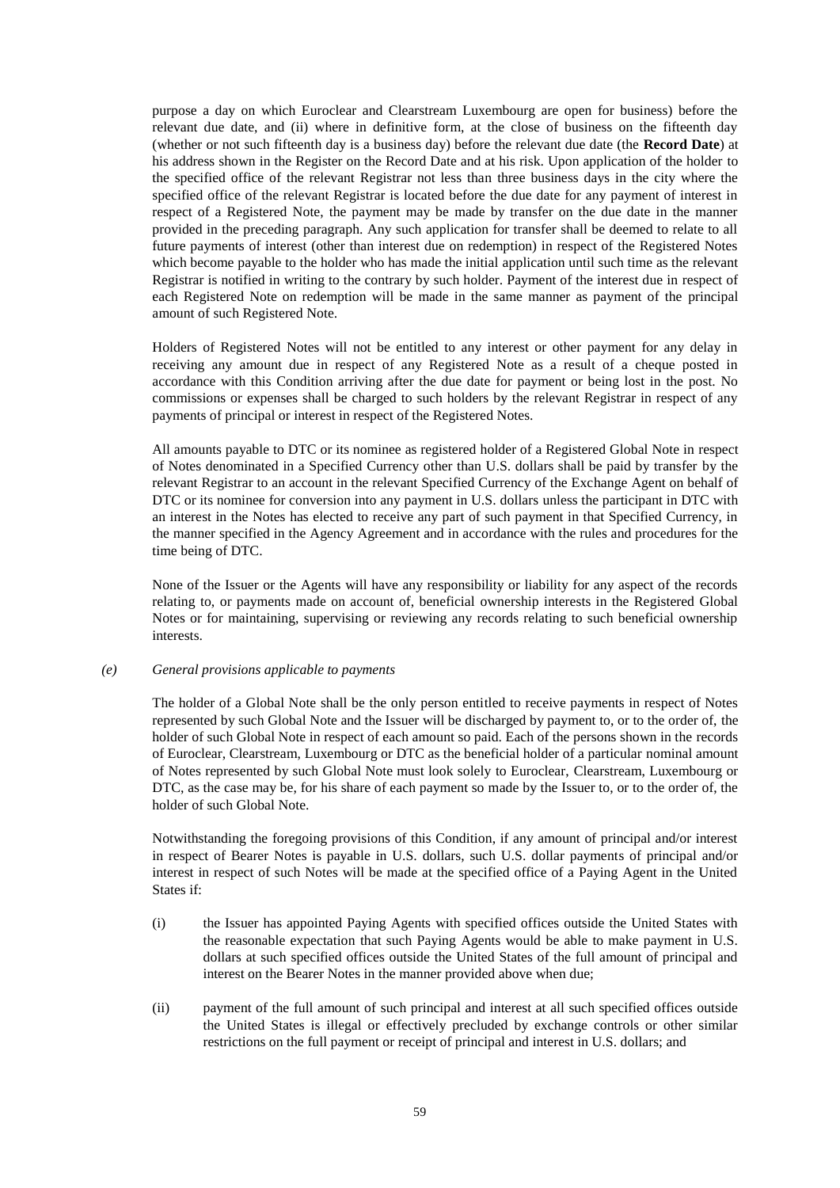purpose a day on which Euroclear and Clearstream Luxembourg are open for business) before the relevant due date, and (ii) where in definitive form, at the close of business on the fifteenth day (whether or not such fifteenth day is a business day) before the relevant due date (the **Record Date**) at his address shown in the Register on the Record Date and at his risk. Upon application of the holder to the specified office of the relevant Registrar not less than three business days in the city where the specified office of the relevant Registrar is located before the due date for any payment of interest in respect of a Registered Note, the payment may be made by transfer on the due date in the manner provided in the preceding paragraph. Any such application for transfer shall be deemed to relate to all future payments of interest (other than interest due on redemption) in respect of the Registered Notes which become payable to the holder who has made the initial application until such time as the relevant Registrar is notified in writing to the contrary by such holder. Payment of the interest due in respect of each Registered Note on redemption will be made in the same manner as payment of the principal amount of such Registered Note.

Holders of Registered Notes will not be entitled to any interest or other payment for any delay in receiving any amount due in respect of any Registered Note as a result of a cheque posted in accordance with this Condition arriving after the due date for payment or being lost in the post. No commissions or expenses shall be charged to such holders by the relevant Registrar in respect of any payments of principal or interest in respect of the Registered Notes.

All amounts payable to DTC or its nominee as registered holder of a Registered Global Note in respect of Notes denominated in a Specified Currency other than U.S. dollars shall be paid by transfer by the relevant Registrar to an account in the relevant Specified Currency of the Exchange Agent on behalf of DTC or its nominee for conversion into any payment in U.S. dollars unless the participant in DTC with an interest in the Notes has elected to receive any part of such payment in that Specified Currency, in the manner specified in the Agency Agreement and in accordance with the rules and procedures for the time being of DTC.

None of the Issuer or the Agents will have any responsibility or liability for any aspect of the records relating to, or payments made on account of, beneficial ownership interests in the Registered Global Notes or for maintaining, supervising or reviewing any records relating to such beneficial ownership interests.

*(e) General provisions applicable to payments*

The holder of a Global Note shall be the only person entitled to receive payments in respect of Notes represented by such Global Note and the Issuer will be discharged by payment to, or to the order of, the holder of such Global Note in respect of each amount so paid. Each of the persons shown in the records of Euroclear, Clearstream, Luxembourg or DTC as the beneficial holder of a particular nominal amount of Notes represented by such Global Note must look solely to Euroclear, Clearstream, Luxembourg or DTC, as the case may be, for his share of each payment so made by the Issuer to, or to the order of, the holder of such Global Note.

Notwithstanding the foregoing provisions of this Condition, if any amount of principal and/or interest in respect of Bearer Notes is payable in U.S. dollars, such U.S. dollar payments of principal and/or interest in respect of such Notes will be made at the specified office of a Paying Agent in the United States if:

(i) the Issuer has appointed Paying Agents with specified offices outside the United States with the reasonable expectation that such Paying Agents would be able to make payment in U.S. dollars at such specified offices outside the United States of the full amount of principal and interest on the Bearer Notes in the manner provided above when due;

(ii) payment of the full amount of such principal and interest at all such specified offices outside the United States is illegal or effectively precluded by exchange controls or other similar restrictions on the full payment or receipt of principal and interest in U.S. dollars; and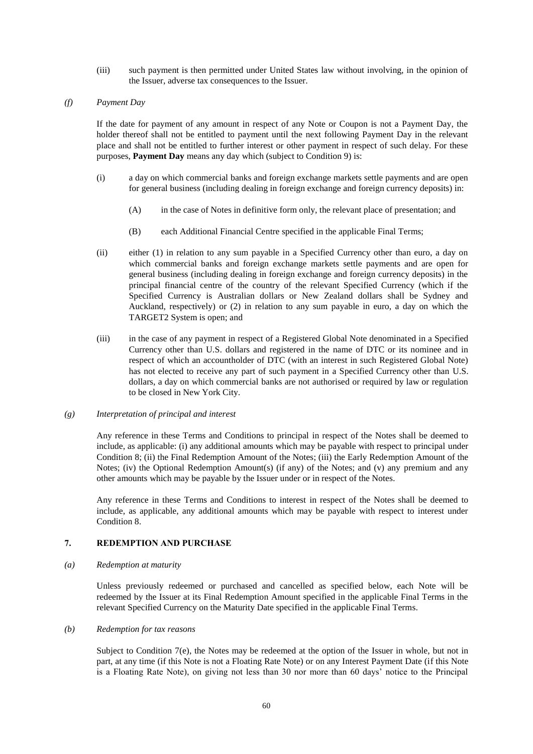(iii) such payment is then permitted under United States law without involving, in the opinion of the Issuer, adverse tax consequences to the Issuer.

*(f) Payment Day*

If the date for payment of any amount in respect of any Note or Coupon is not a Payment Day, the holder thereof shall not be entitled to payment until the next following Payment Day in the relevant place and shall not be entitled to further interest or other payment in respect of such delay. For these purposes, **Payment Day** means any day which (subject to Condition 9) is:

(i) a day on which commercial banks and foreign exchange markets settle payments and are open for general business (including dealing in foreign exchange and foreign currency deposits) in:

(A) in the case of Notes in definitive form only, the relevant place of presentation; and

(B) each Additional Financial Centre specified in the applicable Final Terms;

(ii) either (1) in relation to any sum payable in a Specified Currency other than euro, a day on which commercial banks and foreign exchange markets settle payments and are open for general business (including dealing in foreign exchange and foreign currency deposits) in the principal financial centre of the country of the relevant Specified Currency (which if the Specified Currency is Australian dollars or New Zealand dollars shall be Sydney and Auckland, respectively) or (2) in relation to any sum payable in euro, a day on which the TARGET2 System is open; and

(iii) in the case of any payment in respect of a Registered Global Note denominated in a Specified Currency other than U.S. dollars and registered in the name of DTC or its nominee and in respect of which an accountholder of DTC (with an interest in such Registered Global Note) has not elected to receive any part of such payment in a Specified Currency other than U.S. dollars, a day on which commercial banks are not authorised or required by law or regulation to be closed in New York City.

*(g) Interpretation of principal and interest*

Any reference in these Terms and Conditions to principal in respect of the Notes shall be deemed to include, as applicable: (i) any additional amounts which may be payable with respect to principal under Condition 8; (ii) the Final Redemption Amount of the Notes; (iii) the Early Redemption Amount of the Notes; (iv) the Optional Redemption Amount(s) (if any) of the Notes; and (v) any premium and any other amounts which may be payable by the Issuer under or in respect of the Notes.

Any reference in these Terms and Conditions to interest in respect of the Notes shall be deemed to include, as applicable, any additional amounts which may be payable with respect to interest under Condition 8.

## 7. REDEMPTION AND PURCHASE

*(a) Redemption at maturity*

Unless previously redeemed or purchased and cancelled as specified below, each Note will be redeemed by the Issuer at its Final Redemption Amount specified in the applicable Final Terms in the relevant Specified Currency on the Maturity Date specified in the applicable Final Terms.

*(b) Redemption for tax reasons*

Subject to Condition 7(e), the Notes may be redeemed at the option of the Issuer in whole, but not in part, at any time (if this Note is not a Floating Rate Note) or on any Interest Payment Date (if this Note is a Floating Rate Note), on giving not less than 30 nor more than 60 days' notice to the Principal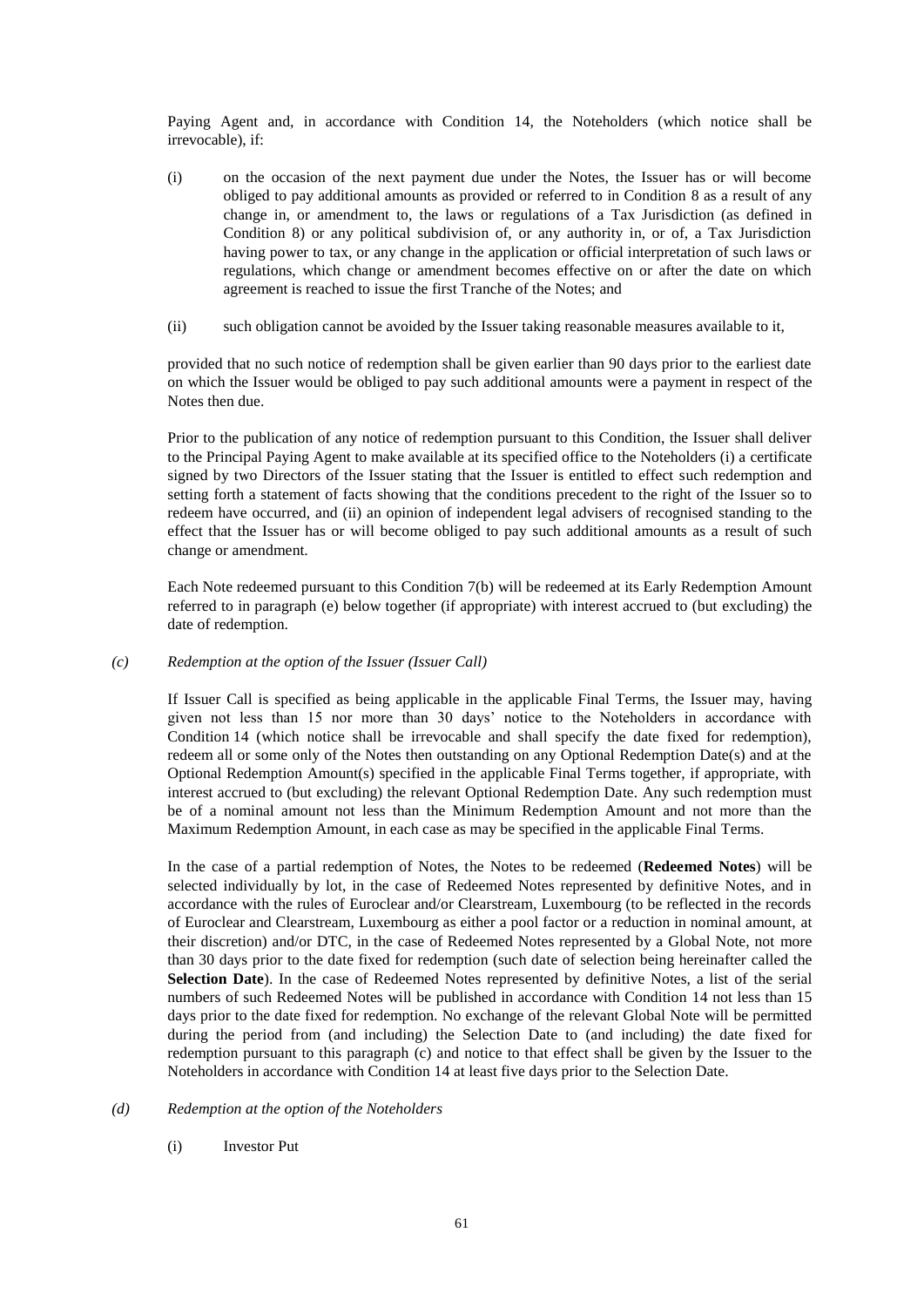Paying Agent and, in accordance with Condition 14, the Noteholders (which notice shall be irrevocable), if:

(i) on the occasion of the next payment due under the Notes, the Issuer has or will become obliged to pay additional amounts as provided or referred to in Condition 8 as a result of any change in, or amendment to, the laws or regulations of a Tax Jurisdiction (as defined in Condition 8) or any political subdivision of, or any authority in, or of, a Tax Jurisdiction having power to tax, or any change in the application or official interpretation of such laws or regulations, which change or amendment becomes effective on or after the date on which agreement is reached to issue the first Tranche of the Notes; and

(ii) such obligation cannot be avoided by the Issuer taking reasonable measures available to it,

provided that no such notice of redemption shall be given earlier than 90 days prior to the earliest date on which the Issuer would be obliged to pay such additional amounts were a payment in respect of the Notes then due.

Prior to the publication of any notice of redemption pursuant to this Condition, the Issuer shall deliver to the Principal Paying Agent to make available at its specified office to the Noteholders (i) a certificate signed by two Directors of the Issuer stating that the Issuer is entitled to effect such redemption and setting forth a statement of facts showing that the conditions precedent to the right of the Issuer so to redeem have occurred, and (ii) an opinion of independent legal advisers of recognised standing to the effect that the Issuer has or will become obliged to pay such additional amounts as a result of such change or amendment.

Each Note redeemed pursuant to this Condition 7(b) will be redeemed at its Early Redemption Amount referred to in paragraph (e) below together (if appropriate) with interest accrued to (but excluding) the date of redemption.

*(c) Redemption at the option of the Issuer (Issuer Call)*

If Issuer Call is specified as being applicable in the applicable Final Terms, the Issuer may, having given not less than 15 nor more than 30 days' notice to the Noteholders in accordance with Condition 14 (which notice shall be irrevocable and shall specify the date fixed for redemption), redeem all or some only of the Notes then outstanding on any Optional Redemption Date(s) and at the Optional Redemption Amount(s) specified in the applicable Final Terms together, if appropriate, with interest accrued to (but excluding) the relevant Optional Redemption Date. Any such redemption must be of a nominal amount not less than the Minimum Redemption Amount and not more than the Maximum Redemption Amount, in each case as may be specified in the applicable Final Terms.

In the case of a partial redemption of Notes, the Notes to be redeemed (**Redeemed Notes**) will be selected individually by lot, in the case of Redeemed Notes represented by definitive Notes, and in accordance with the rules of Euroclear and/or Clearstream, Luxembourg (to be reflected in the records of Euroclear and Clearstream, Luxembourg as either a pool factor or a reduction in nominal amount, at their discretion) and/or DTC, in the case of Redeemed Notes represented by a Global Note, not more than 30 days prior to the date fixed for redemption (such date of selection being hereinafter called the **Selection Date**). In the case of Redeemed Notes represented by definitive Notes, a list of the serial numbers of such Redeemed Notes will be published in accordance with Condition 14 not less than 15 days prior to the date fixed for redemption. No exchange of the relevant Global Note will be permitted during the period from (and including) the Selection Date to (and including) the date fixed for redemption pursuant to this paragraph (c) and notice to that effect shall be given by the Issuer to the Noteholders in accordance with Condition 14 at least five days prior to the Selection Date.

*(d) Redemption at the option of the Noteholders*

(i) Investor Put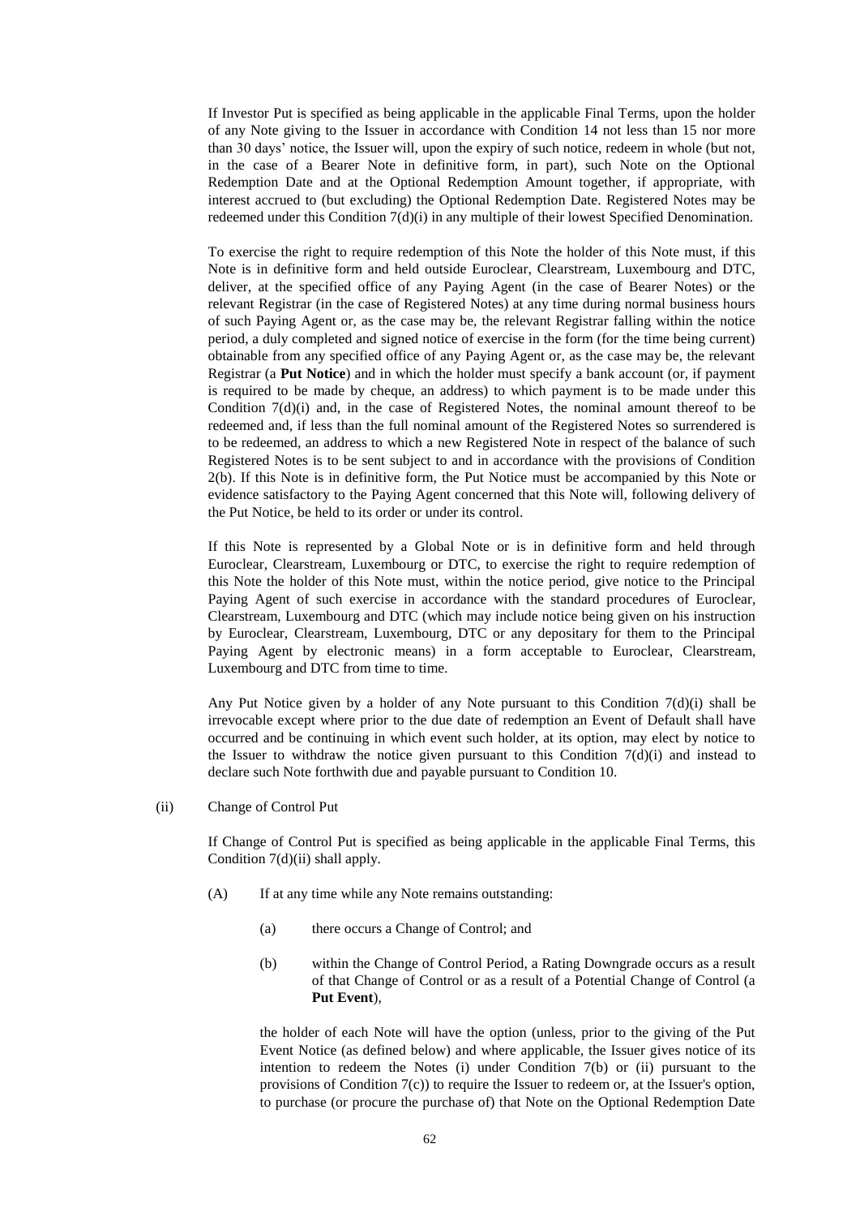If Investor Put is specified as being applicable in the applicable Final Terms, upon the holder of any Note giving to the Issuer in accordance with Condition 14 not less than 15 nor more than 30 days' notice, the Issuer will, upon the expiry of such notice, redeem in whole (but not, in the case of a Bearer Note in definitive form, in part), such Note on the Optional Redemption Date and at the Optional Redemption Amount together, if appropriate, with interest accrued to (but excluding) the Optional Redemption Date. Registered Notes may be redeemed under this Condition 7(d)(i) in any multiple of their lowest Specified Denomination.

To exercise the right to require redemption of this Note the holder of this Note must, if this Note is in definitive form and held outside Euroclear, Clearstream, Luxembourg and DTC, deliver, at the specified office of any Paying Agent (in the case of Bearer Notes) or the relevant Registrar (in the case of Registered Notes) at any time during normal business hours of such Paying Agent or, as the case may be, the relevant Registrar falling within the notice period, a duly completed and signed notice of exercise in the form (for the time being current) obtainable from any specified office of any Paying Agent or, as the case may be, the relevant Registrar (a **Put Notice**) and in which the holder must specify a bank account (or, if payment is required to be made by cheque, an address) to which payment is to be made under this Condition 7(d)(i) and, in the case of Registered Notes, the nominal amount thereof to be redeemed and, if less than the full nominal amount of the Registered Notes so surrendered is to be redeemed, an address to which a new Registered Note in respect of the balance of such Registered Notes is to be sent subject to and in accordance with the provisions of Condition 2(b). If this Note is in definitive form, the Put Notice must be accompanied by this Note or evidence satisfactory to the Paying Agent concerned that this Note will, following delivery of the Put Notice, be held to its order or under its control.

If this Note is represented by a Global Note or is in definitive form and held through Euroclear, Clearstream, Luxembourg or DTC, to exercise the right to require redemption of this Note the holder of this Note must, within the notice period, give notice to the Principal Paying Agent of such exercise in accordance with the standard procedures of Euroclear, Clearstream, Luxembourg and DTC (which may include notice being given on his instruction by Euroclear, Clearstream, Luxembourg, DTC or any depositary for them to the Principal Paying Agent by electronic means) in a form acceptable to Euroclear, Clearstream, Luxembourg and DTC from time to time.

Any Put Notice given by a holder of any Note pursuant to this Condition 7(d)(i) shall be irrevocable except where prior to the due date of redemption an Event of Default shall have occurred and be continuing in which event such holder, at its option, may elect by notice to the Issuer to withdraw the notice given pursuant to this Condition 7(d)(i) and instead to declare such Note forthwith due and payable pursuant to Condition 10.

(ii) Change of Control Put

If Change of Control Put is specified as being applicable in the applicable Final Terms, this Condition 7(d)(ii) shall apply.

(A) If at any time while any Note remains outstanding:

(a) there occurs a Change of Control; and

(b) within the Change of Control Period, a Rating Downgrade occurs as a result of that Change of Control or as a result of a Potential Change of Control (a **Put Event**),

the holder of each Note will have the option (unless, prior to the giving of the Put Event Notice (as defined below) and where applicable, the Issuer gives notice of its intention to redeem the Notes (i) under Condition 7(b) or (ii) pursuant to the provisions of Condition 7(c)) to require the Issuer to redeem or, at the Issuer's option, to purchase (or procure the purchase of) that Note on the Optional Redemption Date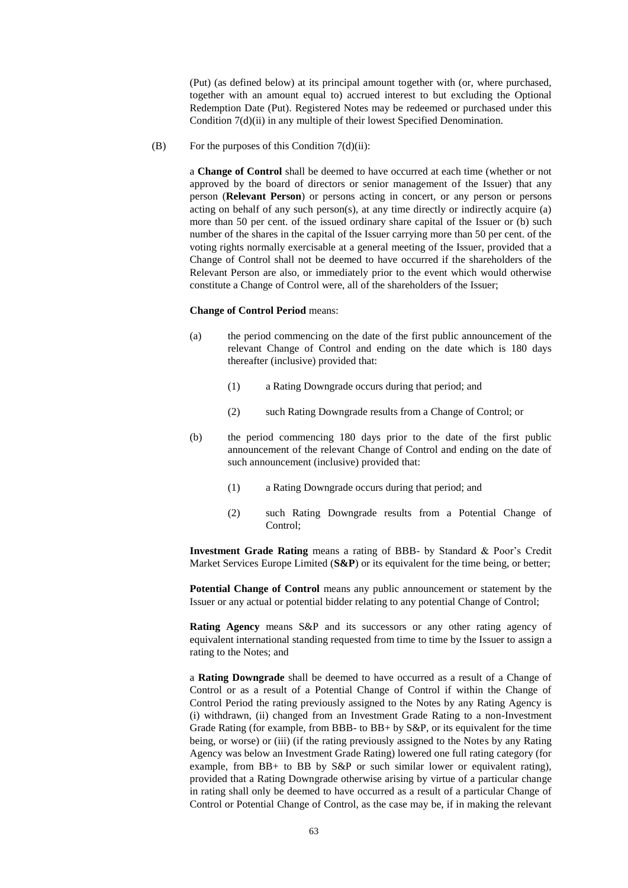(Put) (as defined below) at its principal amount together with (or, where purchased, together with an amount equal to) accrued interest to but excluding the Optional Redemption Date (Put). Registered Notes may be redeemed or purchased under this Condition 7(d)(ii) in any multiple of their lowest Specified Denomination.

(B) For the purposes of this Condition 7(d)(ii):

a **Change of Control** shall be deemed to have occurred at each time (whether or not approved by the board of directors or senior management of the Issuer) that any person (**Relevant Person**) or persons acting in concert, or any person or persons acting on behalf of any such person(s), at any time directly or indirectly acquire (a) more than 50 per cent. of the issued ordinary share capital of the Issuer or (b) such number of the shares in the capital of the Issuer carrying more than 50 per cent. of the voting rights normally exercisable at a general meeting of the Issuer, provided that a Change of Control shall not be deemed to have occurred if the shareholders of the Relevant Person are also, or immediately prior to the event which would otherwise constitute a Change of Control were, all of the shareholders of the Issuer;

**Change of Control Period** means:

(a) the period commencing on the date of the first public announcement of the relevant Change of Control and ending on the date which is 180 days thereafter (inclusive) provided that:

  (1) a Rating Downgrade occurs during that period; and

  (2) such Rating Downgrade results from a Change of Control; or

(b) the period commencing 180 days prior to the date of the first public announcement of the relevant Change of Control and ending on the date of such announcement (inclusive) provided that:

  (1) a Rating Downgrade occurs during that period; and

  (2) such Rating Downgrade results from a Potential Change of Control;

**Investment Grade Rating** means a rating of BBB- by Standard & Poor's Credit Market Services Europe Limited (**S&P**) or its equivalent for the time being, or better;

**Potential Change of Control** means any public announcement or statement by the Issuer or any actual or potential bidder relating to any potential Change of Control;

**Rating Agency** means S&P and its successors or any other rating agency of equivalent international standing requested from time to time by the Issuer to assign a rating to the Notes; and

a **Rating Downgrade** shall be deemed to have occurred as a result of a Change of Control or as a result of a Potential Change of Control if within the Change of Control Period the rating previously assigned to the Notes by any Rating Agency is (i) withdrawn, (ii) changed from an Investment Grade Rating to a non-Investment Grade Rating (for example, from BBB- to BB+ by S&P, or its equivalent for the time being, or worse) or (iii) (if the rating previously assigned to the Notes by any Rating Agency was below an Investment Grade Rating) lowered one full rating category (for example, from BB+ to BB by S&P or such similar lower or equivalent rating), provided that a Rating Downgrade otherwise arising by virtue of a particular change in rating shall only be deemed to have occurred as a result of a particular Change of Control or Potential Change of Control, as the case may be, if in making the relevant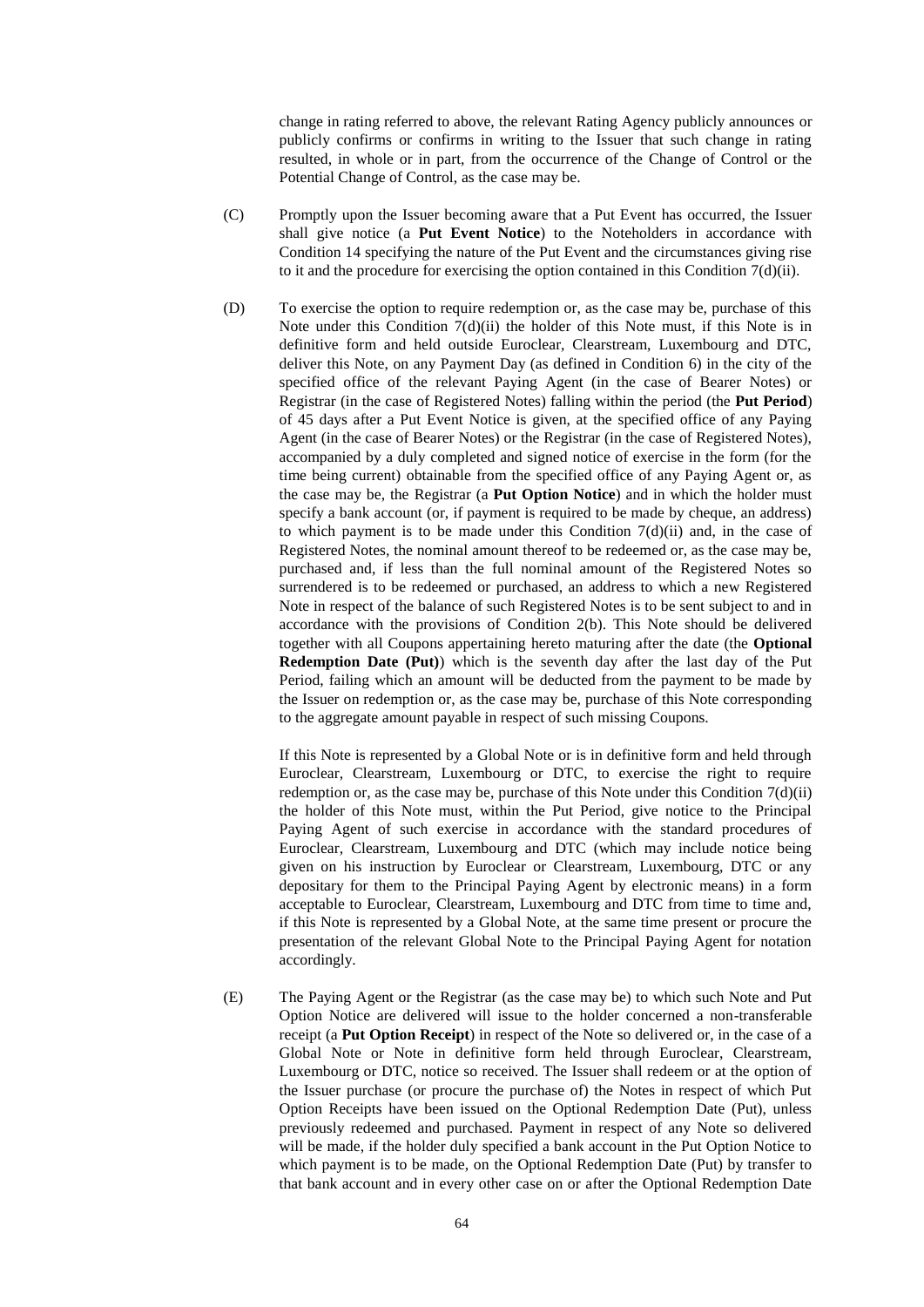change in rating referred to above, the relevant Rating Agency publicly announces or publicly confirms or confirms in writing to the Issuer that such change in rating resulted, in whole or in part, from the occurrence of the Change of Control or the Potential Change of Control, as the case may be.

(C) Promptly upon the Issuer becoming aware that a Put Event has occurred, the Issuer shall give notice (a **Put Event Notice**) to the Noteholders in accordance with Condition 14 specifying the nature of the Put Event and the circumstances giving rise to it and the procedure for exercising the option contained in this Condition 7(d)(ii).

(D) To exercise the option to require redemption or, as the case may be, purchase of this Note under this Condition 7(d)(ii) the holder of this Note must, if this Note is in definitive form and held outside Euroclear, Clearstream, Luxembourg and DTC, deliver this Note, on any Payment Day (as defined in Condition 6) in the city of the specified office of the relevant Paying Agent (in the case of Bearer Notes) or Registrar (in the case of Registered Notes) falling within the period (the **Put Period**) of 45 days after a Put Event Notice is given, at the specified office of any Paying Agent (in the case of Bearer Notes) or the Registrar (in the case of Registered Notes), accompanied by a duly completed and signed notice of exercise in the form (for the time being current) obtainable from the specified office of any Paying Agent or, as the case may be, the Registrar (a **Put Option Notice**) and in which the holder must specify a bank account (or, if payment is required to be made by cheque, an address) to which payment is to be made under this Condition 7(d)(ii) and, in the case of Registered Notes, the nominal amount thereof to be redeemed or, as the case may be, purchased and, if less than the full nominal amount of the Registered Notes so surrendered is to be redeemed or purchased, an address to which a new Registered Note in respect of the balance of such Registered Notes is to be sent subject to and in accordance with the provisions of Condition 2(b). This Note should be delivered together with all Coupons appertaining hereto maturing after the date (the **Optional Redemption Date (Put)**) which is the seventh day after the last day of the Put Period, failing which an amount will be deducted from the payment to be made by the Issuer on redemption or, as the case may be, purchase of this Note corresponding to the aggregate amount payable in respect of such missing Coupons.

If this Note is represented by a Global Note or is in definitive form and held through Euroclear, Clearstream, Luxembourg or DTC, to exercise the right to require redemption or, as the case may be, purchase of this Note under this Condition 7(d)(ii) the holder of this Note must, within the Put Period, give notice to the Principal Paying Agent of such exercise in accordance with the standard procedures of Euroclear, Clearstream, Luxembourg and DTC (which may include notice being given on his instruction by Euroclear or Clearstream, Luxembourg, DTC or any depositary for them to the Principal Paying Agent by electronic means) in a form acceptable to Euroclear, Clearstream, Luxembourg and DTC from time to time and, if this Note is represented by a Global Note, at the same time present or procure the presentation of the relevant Global Note to the Principal Paying Agent for notation accordingly.

(E) The Paying Agent or the Registrar (as the case may be) to which such Note and Put Option Notice are delivered will issue to the holder concerned a non-transferable receipt (a **Put Option Receipt**) in respect of the Note so delivered or, in the case of a Global Note or Note in definitive form held through Euroclear, Clearstream, Luxembourg or DTC, notice so received. The Issuer shall redeem or at the option of the Issuer purchase (or procure the purchase of) the Notes in respect of which Put Option Receipts have been issued on the Optional Redemption Date (Put), unless previously redeemed and purchased. Payment in respect of any Note so delivered will be made, if the holder duly specified a bank account in the Put Option Notice to which payment is to be made, on the Optional Redemption Date (Put) by transfer to that bank account and in every other case on or after the Optional Redemption Date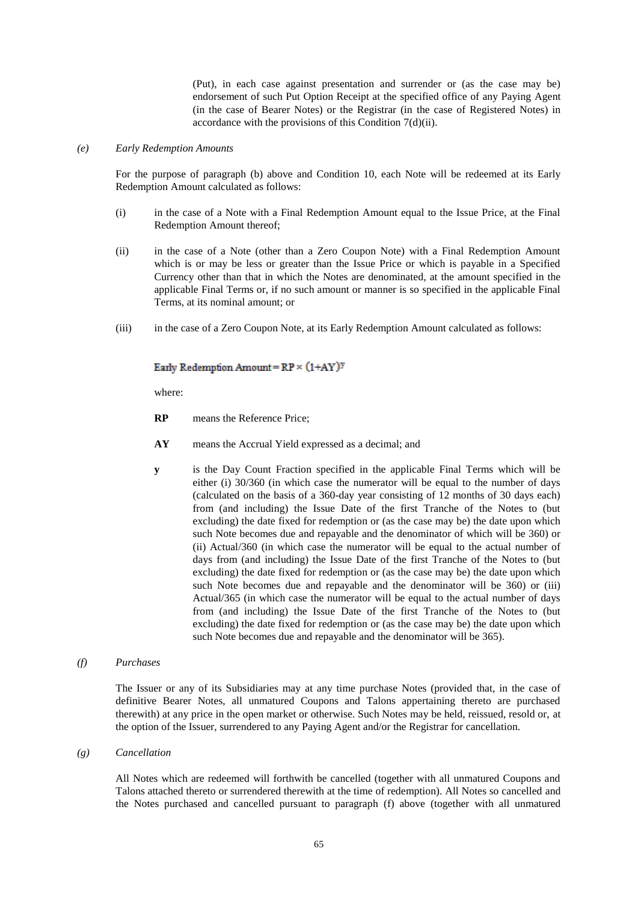(Put), in each case against presentation and surrender or (as the case may be) endorsement of such Put Option Receipt at the specified office of any Paying Agent (in the case of Bearer Notes) or the Registrar (in the case of Registered Notes) in accordance with the provisions of this Condition 7(d)(ii).

*(e) Early Redemption Amounts*

For the purpose of paragraph (b) above and Condition 10, each Note will be redeemed at its Early Redemption Amount calculated as follows:

(i) in the case of a Note with a Final Redemption Amount equal to the Issue Price, at the Final Redemption Amount thereof;

(ii) in the case of a Note (other than a Zero Coupon Note) with a Final Redemption Amount which is or may be less or greater than the Issue Price or which is payable in a Specified Currency other than that in which the Notes are denominated, at the amount specified in the applicable Final Terms or, if no such amount or manner is so specified in the applicable Final Terms, at its nominal amount; or

(iii) in the case of a Zero Coupon Note, at its Early Redemption Amount calculated as follows:

$$\text{Early Redemption Amount} = RP \times (1+AY)^{y}$$

where:

**RP** means the Reference Price;

**AY** means the Accrual Yield expressed as a decimal; and

**y** is the Day Count Fraction specified in the applicable Final Terms which will be either (i) 30/360 (in which case the numerator will be equal to the number of days (calculated on the basis of a 360-day year consisting of 12 months of 30 days each) from (and including) the Issue Date of the first Tranche of the Notes to (but excluding) the date fixed for redemption or (as the case may be) the date upon which such Note becomes due and repayable and the denominator of which will be 360) or (ii) Actual/360 (in which case the numerator will be equal to the actual number of days from (and including) the Issue Date of the first Tranche of the Notes to (but excluding) the date fixed for redemption or (as the case may be) the date upon which such Note becomes due and repayable and the denominator will be 360) or (iii) Actual/365 (in which case the numerator will be equal to the actual number of days from (and including) the Issue Date of the first Tranche of the Notes to (but excluding) the date fixed for redemption or (as the case may be) the date upon which such Note becomes due and repayable and the denominator will be 365).

*(f) Purchases*

The Issuer or any of its Subsidiaries may at any time purchase Notes (provided that, in the case of definitive Bearer Notes, all unmatured Coupons and Talons appertaining thereto are purchased therewith) at any price in the open market or otherwise. Such Notes may be held, reissued, resold or, at the option of the Issuer, surrendered to any Paying Agent and/or the Registrar for cancellation.

*(g) Cancellation*

All Notes which are redeemed will forthwith be cancelled (together with all unmatured Coupons and Talons attached thereto or surrendered therewith at the time of redemption). All Notes so cancelled and the Notes purchased and cancelled pursuant to paragraph (f) above (together with all unmatured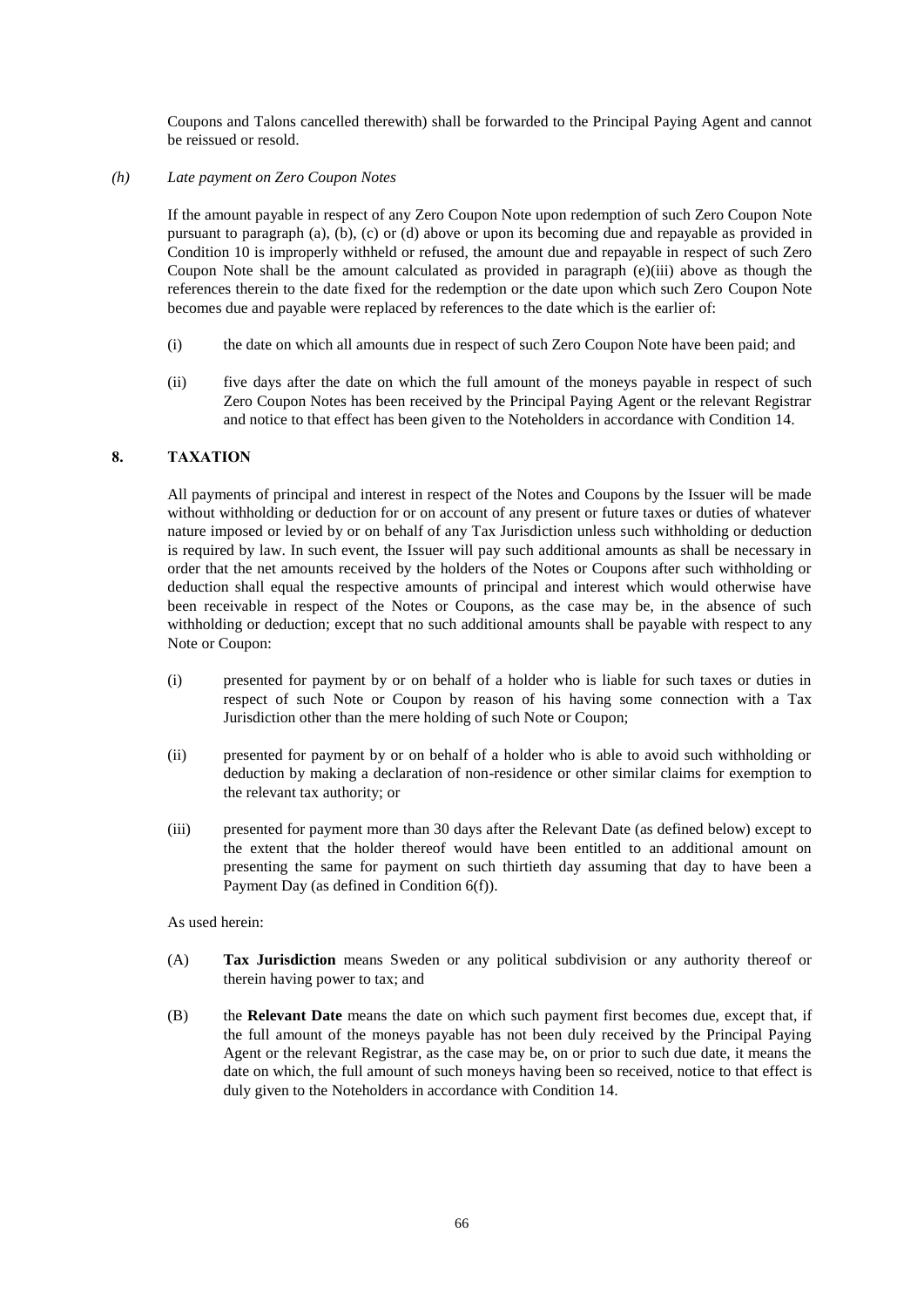Coupons and Talons cancelled therewith) shall be forwarded to the Principal Paying Agent and cannot be reissued or resold.

*(h) Late payment on Zero Coupon Notes*

If the amount payable in respect of any Zero Coupon Note upon redemption of such Zero Coupon Note pursuant to paragraph (a), (b), (c) or (d) above or upon its becoming due and repayable as provided in Condition 10 is improperly withheld or refused, the amount due and repayable in respect of such Zero Coupon Note shall be the amount calculated as provided in paragraph (e)(iii) above as though the references therein to the date fixed for the redemption or the date upon which such Zero Coupon Note becomes due and payable were replaced by references to the date which is the earlier of:

(i) the date on which all amounts due in respect of such Zero Coupon Note have been paid; and

(ii) five days after the date on which the full amount of the moneys payable in respect of such Zero Coupon Notes has been received by the Principal Paying Agent or the relevant Registrar and notice to that effect has been given to the Noteholders in accordance with Condition 14.

## 8. TAXATION

All payments of principal and interest in respect of the Notes and Coupons by the Issuer will be made without withholding or deduction for or on account of any present or future taxes or duties of whatever nature imposed or levied by or on behalf of any Tax Jurisdiction unless such withholding or deduction is required by law. In such event, the Issuer will pay such additional amounts as shall be necessary in order that the net amounts received by the holders of the Notes or Coupons after such withholding or deduction shall equal the respective amounts of principal and interest which would otherwise have been receivable in respect of the Notes or Coupons, as the case may be, in the absence of such withholding or deduction; except that no such additional amounts shall be payable with respect to any Note or Coupon:

(i) presented for payment by or on behalf of a holder who is liable for such taxes or duties in respect of such Note or Coupon by reason of his having some connection with a Tax Jurisdiction other than the mere holding of such Note or Coupon;

(ii) presented for payment by or on behalf of a holder who is able to avoid such withholding or deduction by making a declaration of non-residence or other similar claims for exemption to the relevant tax authority; or

(iii) presented for payment more than 30 days after the Relevant Date (as defined below) except to the extent that the holder thereof would have been entitled to an additional amount on presenting the same for payment on such thirtieth day assuming that day to have been a Payment Day (as defined in Condition 6(f)).

As used herein:

(A) **Tax Jurisdiction** means Sweden or any political subdivision or any authority thereof or therein having power to tax; and

(B) the **Relevant Date** means the date on which such payment first becomes due, except that, if the full amount of the moneys payable has not been duly received by the Principal Paying Agent or the relevant Registrar, as the case may be, on or prior to such due date, it means the date on which, the full amount of such moneys having been so received, notice to that effect is duly given to the Noteholders in accordance with Condition 14.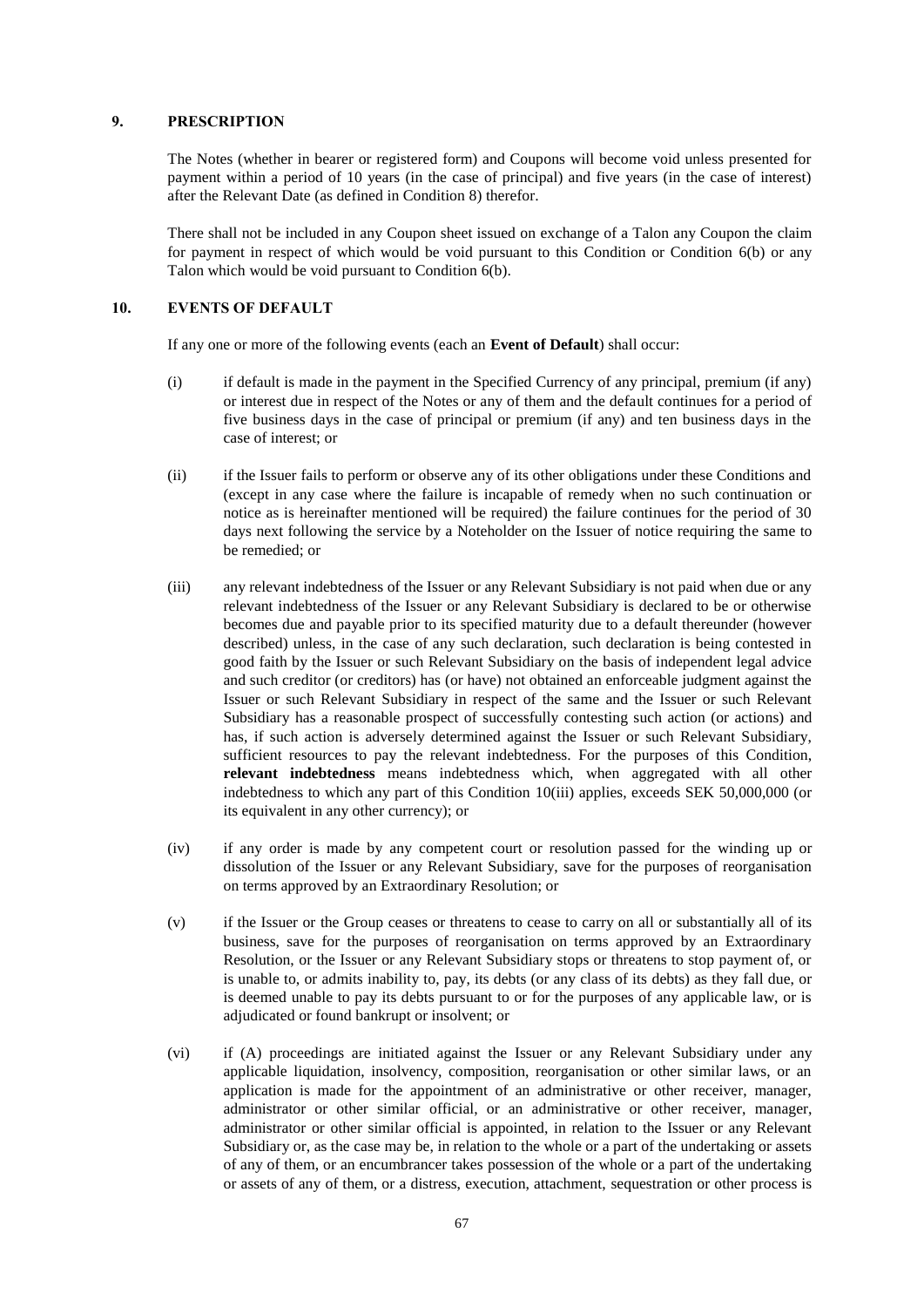## 9. PRESCRIPTION

The Notes (whether in bearer or registered form) and Coupons will become void unless presented for payment within a period of 10 years (in the case of principal) and five years (in the case of interest) after the Relevant Date (as defined in Condition 8) therefor.

There shall not be included in any Coupon sheet issued on exchange of a Talon any Coupon the claim for payment in respect of which would be void pursuant to this Condition or Condition 6(b) or any Talon which would be void pursuant to Condition 6(b).

## 10. EVENTS OF DEFAULT

If any one or more of the following events (each an **Event of Default**) shall occur:

(i) if default is made in the payment in the Specified Currency of any principal, premium (if any) or interest due in respect of the Notes or any of them and the default continues for a period of five business days in the case of principal or premium (if any) and ten business days in the case of interest; or

(ii) if the Issuer fails to perform or observe any of its other obligations under these Conditions and (except in any case where the failure is incapable of remedy when no such continuation or notice as is hereinafter mentioned will be required) the failure continues for the period of 30 days next following the service by a Noteholder on the Issuer of notice requiring the same to be remedied; or

(iii) any relevant indebtedness of the Issuer or any Relevant Subsidiary is not paid when due or any relevant indebtedness of the Issuer or any Relevant Subsidiary is declared to be or otherwise becomes due and payable prior to its specified maturity due to a default thereunder (however described) unless, in the case of any such declaration, such declaration is being contested in good faith by the Issuer or such Relevant Subsidiary on the basis of independent legal advice and such creditor (or creditors) has (or have) not obtained an enforceable judgment against the Issuer or such Relevant Subsidiary in respect of the same and the Issuer or such Relevant Subsidiary has a reasonable prospect of successfully contesting such action (or actions) and has, if such action is adversely determined against the Issuer or such Relevant Subsidiary, sufficient resources to pay the relevant indebtedness. For the purposes of this Condition, **relevant indebtedness** means indebtedness which, when aggregated with all other indebtedness to which any part of this Condition 10(iii) applies, exceeds SEK 50,000,000 (or its equivalent in any other currency); or

(iv) if any order is made by any competent court or resolution passed for the winding up or dissolution of the Issuer or any Relevant Subsidiary, save for the purposes of reorganisation on terms approved by an Extraordinary Resolution; or

(v) if the Issuer or the Group ceases or threatens to cease to carry on all or substantially all of its business, save for the purposes of reorganisation on terms approved by an Extraordinary Resolution, or the Issuer or any Relevant Subsidiary stops or threatens to stop payment of, or is unable to, or admits inability to, pay, its debts (or any class of its debts) as they fall due, or is deemed unable to pay its debts pursuant to or for the purposes of any applicable law, or is adjudicated or found bankrupt or insolvent; or

(vi) if (A) proceedings are initiated against the Issuer or any Relevant Subsidiary under any applicable liquidation, insolvency, composition, reorganisation or other similar laws, or an application is made for the appointment of an administrative or other receiver, manager, administrator or other similar official, or an administrative or other receiver, manager, administrator or other similar official is appointed, in relation to the Issuer or any Relevant Subsidiary or, as the case may be, in relation to the whole or a part of the undertaking or assets of any of them, or an encumbrancer takes possession of the whole or a part of the undertaking or assets of any of them, or a distress, execution, attachment, sequestration or other process is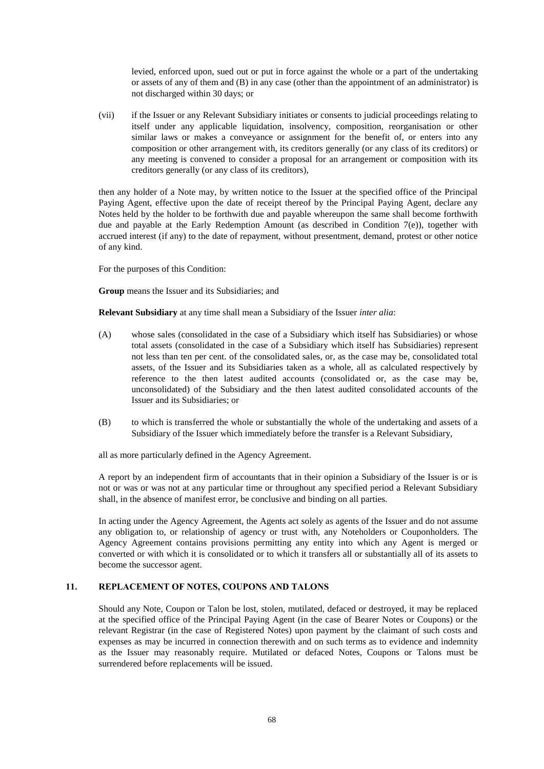levied, enforced upon, sued out or put in force against the whole or a part of the undertaking or assets of any of them and (B) in any case (other than the appointment of an administrator) is not discharged within 30 days; or

(vii) if the Issuer or any Relevant Subsidiary initiates or consents to judicial proceedings relating to itself under any applicable liquidation, insolvency, composition, reorganisation or other similar laws or makes a conveyance or assignment for the benefit of, or enters into any composition or other arrangement with, its creditors generally (or any class of its creditors) or any meeting is convened to consider a proposal for an arrangement or composition with its creditors generally (or any class of its creditors),

then any holder of a Note may, by written notice to the Issuer at the specified office of the Principal Paying Agent, effective upon the date of receipt thereof by the Principal Paying Agent, declare any Notes held by the holder to be forthwith due and payable whereupon the same shall become forthwith due and payable at the Early Redemption Amount (as described in Condition 7(e)), together with accrued interest (if any) to the date of repayment, without presentment, demand, protest or other notice of any kind.

For the purposes of this Condition:

**Group** means the Issuer and its Subsidiaries; and

**Relevant Subsidiary** at any time shall mean a Subsidiary of the Issuer *inter alia*:

(A) whose sales (consolidated in the case of a Subsidiary which itself has Subsidiaries) or whose total assets (consolidated in the case of a Subsidiary which itself has Subsidiaries) represent not less than ten per cent. of the consolidated sales, or, as the case may be, consolidated total assets, of the Issuer and its Subsidiaries taken as a whole, all as calculated respectively by reference to the then latest audited accounts (consolidated or, as the case may be, unconsolidated) of the Subsidiary and the then latest audited consolidated accounts of the Issuer and its Subsidiaries; or

(B) to which is transferred the whole or substantially the whole of the undertaking and assets of a Subsidiary of the Issuer which immediately before the transfer is a Relevant Subsidiary,

all as more particularly defined in the Agency Agreement.

A report by an independent firm of accountants that in their opinion a Subsidiary of the Issuer is or is not or was or was not at any particular time or throughout any specified period a Relevant Subsidiary shall, in the absence of manifest error, be conclusive and binding on all parties.

In acting under the Agency Agreement, the Agents act solely as agents of the Issuer and do not assume any obligation to, or relationship of agency or trust with, any Noteholders or Couponholders. The Agency Agreement contains provisions permitting any entity into which any Agent is merged or converted or with which it is consolidated or to which it transfers all or substantially all of its assets to become the successor agent.

## 11. REPLACEMENT OF NOTES, COUPONS AND TALONS

Should any Note, Coupon or Talon be lost, stolen, mutilated, defaced or destroyed, it may be replaced at the specified office of the Principal Paying Agent (in the case of Bearer Notes or Coupons) or the relevant Registrar (in the case of Registered Notes) upon payment by the claimant of such costs and expenses as may be incurred in connection therewith and on such terms as to evidence and indemnity as the Issuer may reasonably require. Mutilated or defaced Notes, Coupons or Talons must be surrendered before replacements will be issued.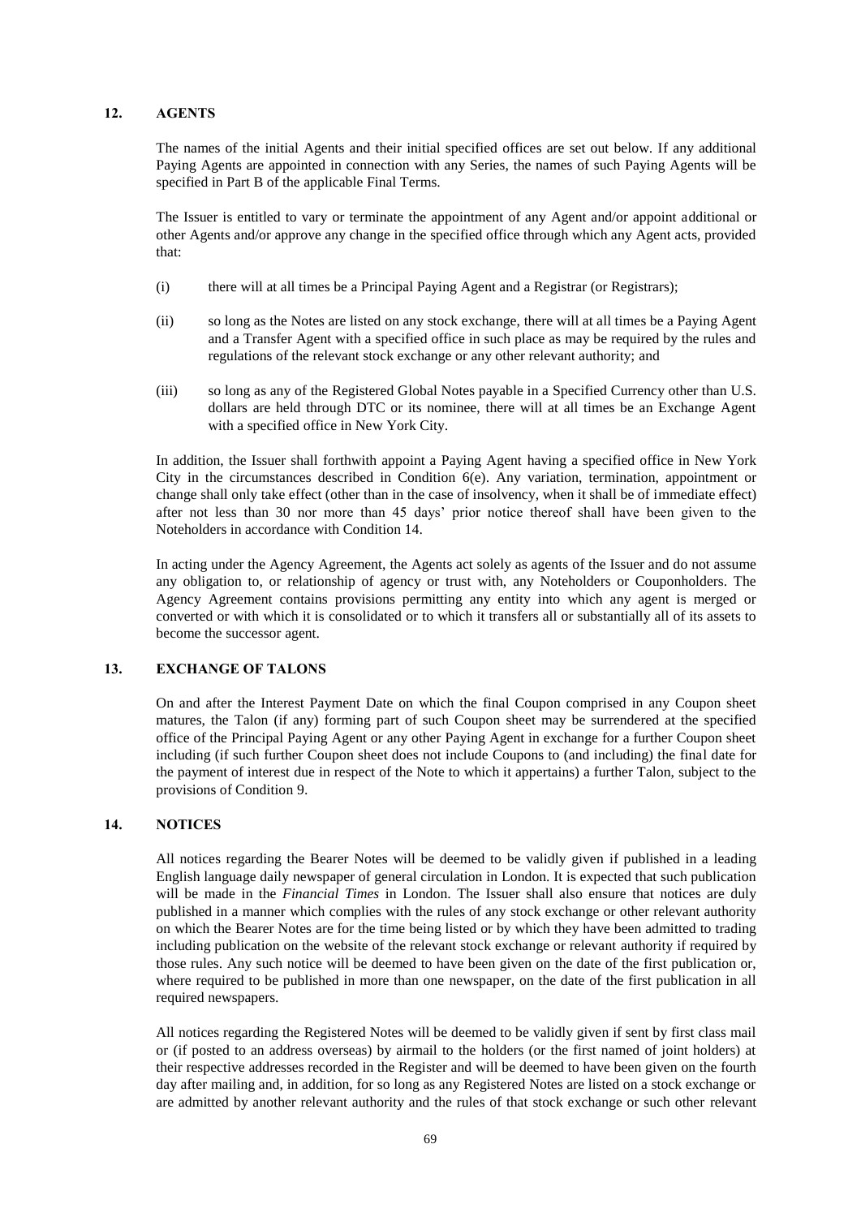## 12. AGENTS

The names of the initial Agents and their initial specified offices are set out below. If any additional Paying Agents are appointed in connection with any Series, the names of such Paying Agents will be specified in Part B of the applicable Final Terms.

The Issuer is entitled to vary or terminate the appointment of any Agent and/or appoint additional or other Agents and/or approve any change in the specified office through which any Agent acts, provided that:

(i) there will at all times be a Principal Paying Agent and a Registrar (or Registrars);

(ii) so long as the Notes are listed on any stock exchange, there will at all times be a Paying Agent and a Transfer Agent with a specified office in such place as may be required by the rules and regulations of the relevant stock exchange or any other relevant authority; and

(iii) so long as any of the Registered Global Notes payable in a Specified Currency other than U.S. dollars are held through DTC or its nominee, there will at all times be an Exchange Agent with a specified office in New York City.

In addition, the Issuer shall forthwith appoint a Paying Agent having a specified office in New York City in the circumstances described in Condition 6(e). Any variation, termination, appointment or change shall only take effect (other than in the case of insolvency, when it shall be of immediate effect) after not less than 30 nor more than 45 days' prior notice thereof shall have been given to the Noteholders in accordance with Condition 14.

In acting under the Agency Agreement, the Agents act solely as agents of the Issuer and do not assume any obligation to, or relationship of agency or trust with, any Noteholders or Couponholders. The Agency Agreement contains provisions permitting any entity into which any agent is merged or converted or with which it is consolidated or to which it transfers all or substantially all of its assets to become the successor agent.

## 13. EXCHANGE OF TALONS

On and after the Interest Payment Date on which the final Coupon comprised in any Coupon sheet matures, the Talon (if any) forming part of such Coupon sheet may be surrendered at the specified office of the Principal Paying Agent or any other Paying Agent in exchange for a further Coupon sheet including (if such further Coupon sheet does not include Coupons to (and including) the final date for the payment of interest due in respect of the Note to which it appertains) a further Talon, subject to the provisions of Condition 9.

## 14. NOTICES

All notices regarding the Bearer Notes will be deemed to be validly given if published in a leading English language daily newspaper of general circulation in London. It is expected that such publication will be made in the *Financial Times* in London. The Issuer shall also ensure that notices are duly published in a manner which complies with the rules of any stock exchange or other relevant authority on which the Bearer Notes are for the time being listed or by which they have been admitted to trading including publication on the website of the relevant stock exchange or relevant authority if required by those rules. Any such notice will be deemed to have been given on the date of the first publication or, where required to be published in more than one newspaper, on the date of the first publication in all required newspapers.

All notices regarding the Registered Notes will be deemed to be validly given if sent by first class mail or (if posted to an address overseas) by airmail to the holders (or the first named of joint holders) at their respective addresses recorded in the Register and will be deemed to have been given on the fourth day after mailing and, in addition, for so long as any Registered Notes are listed on a stock exchange or are admitted by another relevant authority and the rules of that stock exchange or such other relevant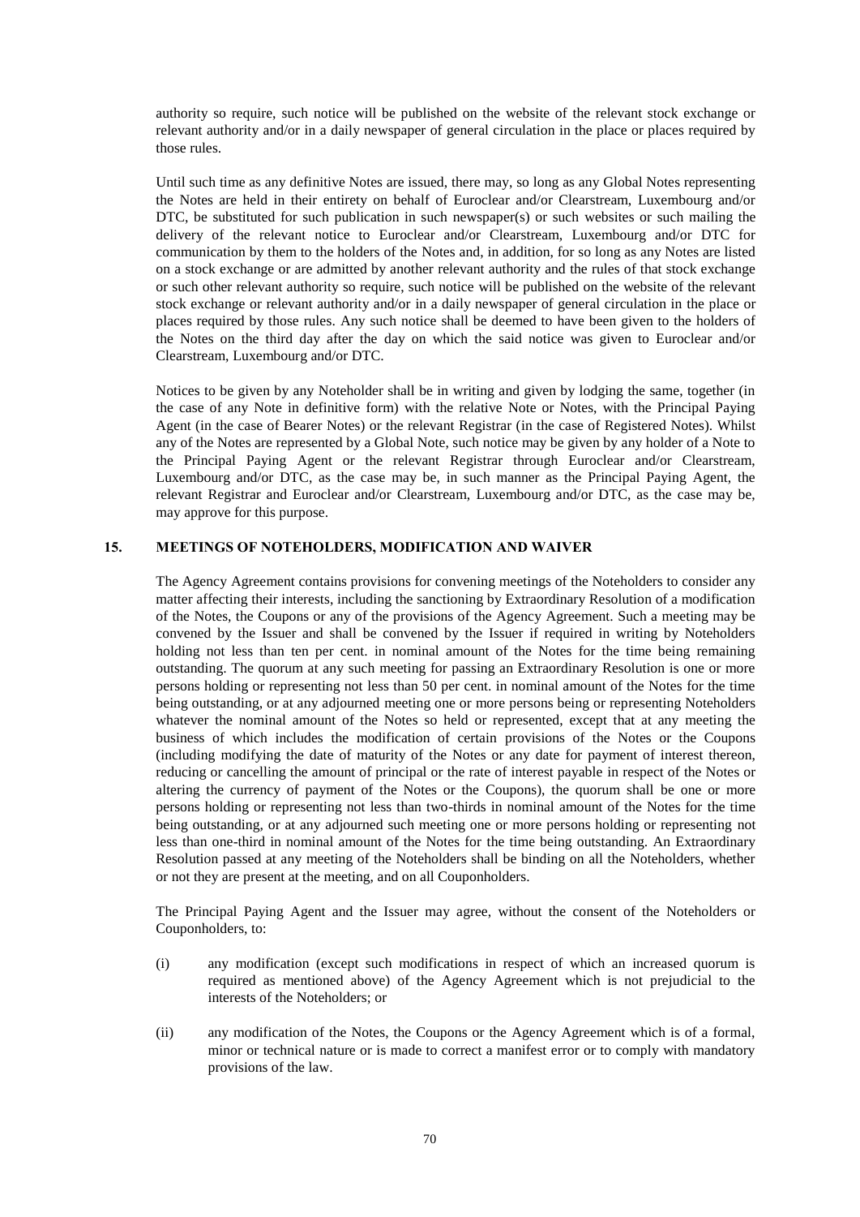authority so require, such notice will be published on the website of the relevant stock exchange or relevant authority and/or in a daily newspaper of general circulation in the place or places required by those rules.

Until such time as any definitive Notes are issued, there may, so long as any Global Notes representing the Notes are held in their entirety on behalf of Euroclear and/or Clearstream, Luxembourg and/or DTC, be substituted for such publication in such newspaper(s) or such websites or such mailing the delivery of the relevant notice to Euroclear and/or Clearstream, Luxembourg and/or DTC for communication by them to the holders of the Notes and, in addition, for so long as any Notes are listed on a stock exchange or are admitted by another relevant authority and the rules of that stock exchange or such other relevant authority so require, such notice will be published on the website of the relevant stock exchange or relevant authority and/or in a daily newspaper of general circulation in the place or places required by those rules. Any such notice shall be deemed to have been given to the holders of the Notes on the third day after the day on which the said notice was given to Euroclear and/or Clearstream, Luxembourg and/or DTC.

Notices to be given by any Noteholder shall be in writing and given by lodging the same, together (in the case of any Note in definitive form) with the relative Note or Notes, with the Principal Paying Agent (in the case of Bearer Notes) or the relevant Registrar (in the case of Registered Notes). Whilst any of the Notes are represented by a Global Note, such notice may be given by any holder of a Note to the Principal Paying Agent or the relevant Registrar through Euroclear and/or Clearstream, Luxembourg and/or DTC, as the case may be, in such manner as the Principal Paying Agent, the relevant Registrar and Euroclear and/or Clearstream, Luxembourg and/or DTC, as the case may be, may approve for this purpose.

## 15. MEETINGS OF NOTEHOLDERS, MODIFICATION AND WAIVER

The Agency Agreement contains provisions for convening meetings of the Noteholders to consider any matter affecting their interests, including the sanctioning by Extraordinary Resolution of a modification of the Notes, the Coupons or any of the provisions of the Agency Agreement. Such a meeting may be convened by the Issuer and shall be convened by the Issuer if required in writing by Noteholders holding not less than ten per cent. in nominal amount of the Notes for the time being remaining outstanding. The quorum at any such meeting for passing an Extraordinary Resolution is one or more persons holding or representing not less than 50 per cent. in nominal amount of the Notes for the time being outstanding, or at any adjourned meeting one or more persons being or representing Noteholders whatever the nominal amount of the Notes so held or represented, except that at any meeting the business of which includes the modification of certain provisions of the Notes or the Coupons (including modifying the date of maturity of the Notes or any date for payment of interest thereon, reducing or cancelling the amount of principal or the rate of interest payable in respect of the Notes or altering the currency of payment of the Notes or the Coupons), the quorum shall be one or more persons holding or representing not less than two-thirds in nominal amount of the Notes for the time being outstanding, or at any adjourned such meeting one or more persons holding or representing not less than one-third in nominal amount of the Notes for the time being outstanding. An Extraordinary Resolution passed at any meeting of the Noteholders shall be binding on all the Noteholders, whether or not they are present at the meeting, and on all Couponholders.

The Principal Paying Agent and the Issuer may agree, without the consent of the Noteholders or Couponholders, to:

(i) any modification (except such modifications in respect of which an increased quorum is required as mentioned above) of the Agency Agreement which is not prejudicial to the interests of the Noteholders; or

(ii) any modification of the Notes, the Coupons or the Agency Agreement which is of a formal, minor or technical nature or is made to correct a manifest error or to comply with mandatory provisions of the law.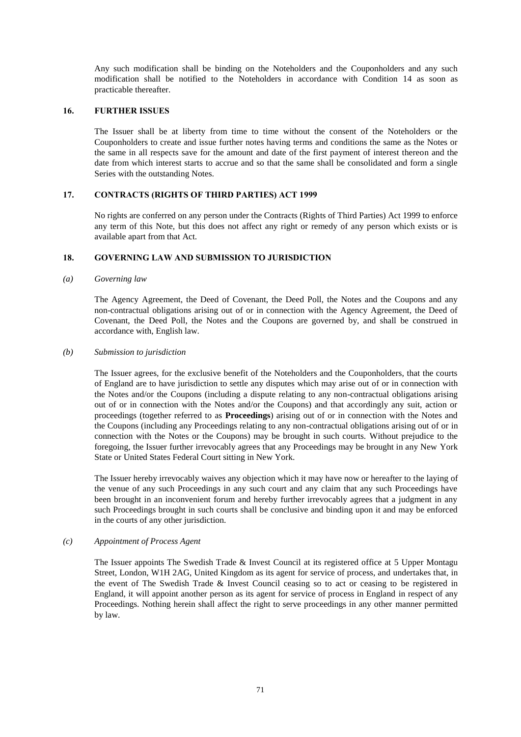Any such modification shall be binding on the Noteholders and the Couponholders and any such modification shall be notified to the Noteholders in accordance with Condition 14 as soon as practicable thereafter.

## 16. FURTHER ISSUES

The Issuer shall be at liberty from time to time without the consent of the Noteholders or the Couponholders to create and issue further notes having terms and conditions the same as the Notes or the same in all respects save for the amount and date of the first payment of interest thereon and the date from which interest starts to accrue and so that the same shall be consolidated and form a single Series with the outstanding Notes.

## 17. CONTRACTS (RIGHTS OF THIRD PARTIES) ACT 1999

No rights are conferred on any person under the Contracts (Rights of Third Parties) Act 1999 to enforce any term of this Note, but this does not affect any right or remedy of any person which exists or is available apart from that Act.

## 18. GOVERNING LAW AND SUBMISSION TO JURISDICTION

*(a) Governing law*

The Agency Agreement, the Deed of Covenant, the Deed Poll, the Notes and the Coupons and any non-contractual obligations arising out of or in connection with the Agency Agreement, the Deed of Covenant, the Deed Poll, the Notes and the Coupons are governed by, and shall be construed in accordance with, English law.

*(b) Submission to jurisdiction*

The Issuer agrees, for the exclusive benefit of the Noteholders and the Couponholders, that the courts of England are to have jurisdiction to settle any disputes which may arise out of or in connection with the Notes and/or the Coupons (including a dispute relating to any non-contractual obligations arising out of or in connection with the Notes and/or the Coupons) and that accordingly any suit, action or proceedings (together referred to as **Proceedings**) arising out of or in connection with the Notes and the Coupons (including any Proceedings relating to any non-contractual obligations arising out of or in connection with the Notes or the Coupons) may be brought in such courts. Without prejudice to the foregoing, the Issuer further irrevocably agrees that any Proceedings may be brought in any New York State or United States Federal Court sitting in New York.

The Issuer hereby irrevocably waives any objection which it may have now or hereafter to the laying of the venue of any such Proceedings in any such court and any claim that any such Proceedings have been brought in an inconvenient forum and hereby further irrevocably agrees that a judgment in any such Proceedings brought in such courts shall be conclusive and binding upon it and may be enforced in the courts of any other jurisdiction.

*(c) Appointment of Process Agent*

The Issuer appoints The Swedish Trade & Invest Council at its registered office at 5 Upper Montagu Street, London, W1H 2AG, United Kingdom as its agent for service of process, and undertakes that, in the event of The Swedish Trade & Invest Council ceasing so to act or ceasing to be registered in England, it will appoint another person as its agent for service of process in England in respect of any Proceedings. Nothing herein shall affect the right to serve proceedings in any other manner permitted by law.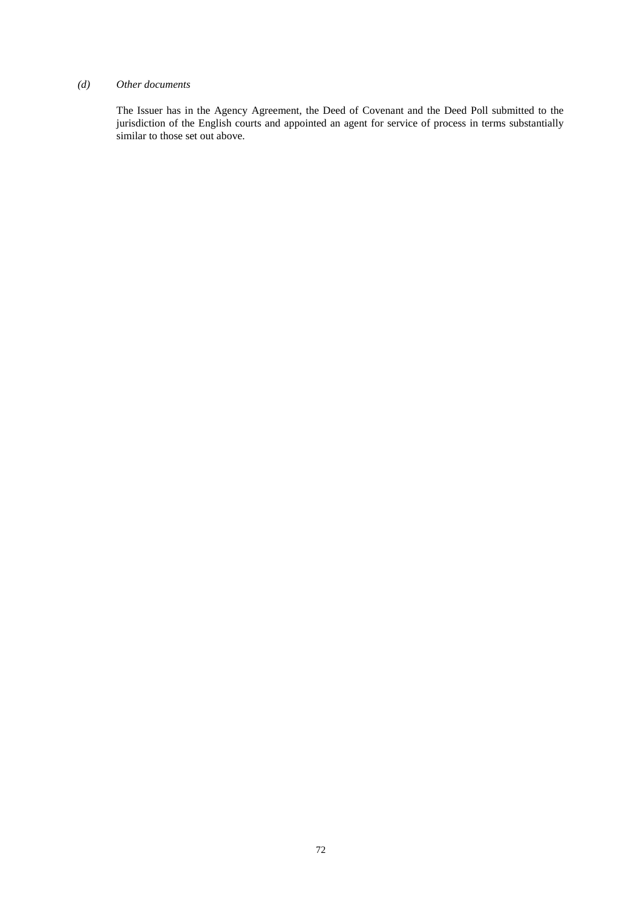*(d) Other documents*

The Issuer has in the Agency Agreement, the Deed of Covenant and the Deed Poll submitted to the jurisdiction of the English courts and appointed an agent for service of process in terms substantially similar to those set out above.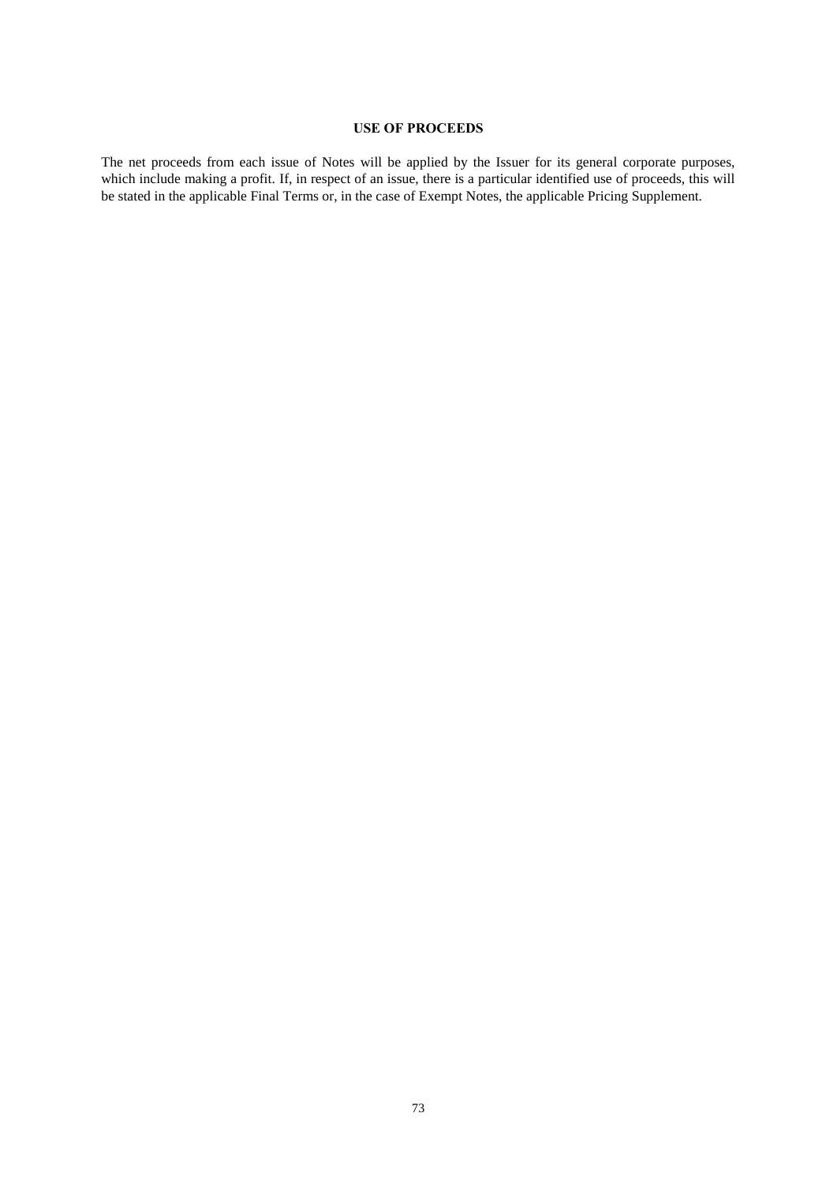## USE OF PROCEEDS

The net proceeds from each issue of Notes will be applied by the Issuer for its general corporate purposes, which include making a profit. If, in respect of an issue, there is a particular identified use of proceeds, this will be stated in the applicable Final Terms or, in the case of Exempt Notes, the applicable Pricing Supplement.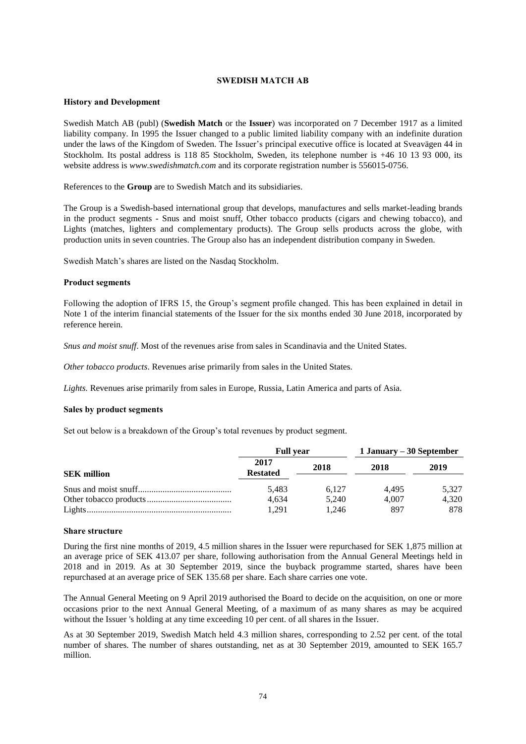# SWEDISH MATCH AB

### History and Development

Swedish Match AB (publ) (**Swedish Match** or the **Issuer**) was incorporated on 7 December 1917 as a limited liability company. In 1995 the Issuer changed to a public limited liability company with an indefinite duration under the laws of the Kingdom of Sweden. The Issuer's principal executive office is located at Sveavägen 44 in Stockholm. Its postal address is 118 85 Stockholm, Sweden, its telephone number is +46 10 13 93 000, its website address is *www.swedishmatch.com* and its corporate registration number is 556015-0756.

References to the **Group** are to Swedish Match and its subsidiaries.

The Group is a Swedish-based international group that develops, manufactures and sells market-leading brands in the product segments - Snus and moist snuff, Other tobacco products (cigars and chewing tobacco), and Lights (matches, lighters and complementary products). The Group sells products across the globe, with production units in seven countries. The Group also has an independent distribution company in Sweden.

Swedish Match's shares are listed on the Nasdaq Stockholm.

### Product segments

Following the adoption of IFRS 15, the Group's segment profile changed. This has been explained in detail in Note 1 of the interim financial statements of the Issuer for the six months ended 30 June 2018, incorporated by reference herein.

*Snus and moist snuff*. Most of the revenues arise from sales in Scandinavia and the United States.

*Other tobacco products*. Revenues arise primarily from sales in the United States.

*Lights.* Revenues arise primarily from sales in Europe, Russia, Latin America and parts of Asia.

### Sales by product segments

Set out below is a breakdown of the Group's total revenues by product segment.

| | Full year | | 1 January – 30 September | |
|---|---|---|---|---|
| **SEK million** | **2017 Restated** | **2018** | **2018** | **2019** |
| Snus and moist snuff | 5,483 | 6,127 | 4,495 | 5,327 |
| Other tobacco products | 4,634 | 5,240 | 4,007 | 4,320 |
| Lights | 1,291 | 1,246 | 897 | 878 |

### Share structure

During the first nine months of 2019, 4.5 million shares in the Issuer were repurchased for SEK 1,875 million at an average price of SEK 413.07 per share, following authorisation from the Annual General Meetings held in 2018 and in 2019. As at 30 September 2019, since the buyback programme started, shares have been repurchased at an average price of SEK 135.68 per share. Each share carries one vote.

The Annual General Meeting on 9 April 2019 authorised the Board to decide on the acquisition, on one or more occasions prior to the next Annual General Meeting, of a maximum of as many shares as may be acquired without the Issuer 's holding at any time exceeding 10 per cent. of all shares in the Issuer.

As at 30 September 2019, Swedish Match held 4.3 million shares, corresponding to 2.52 per cent. of the total number of shares. The number of shares outstanding, net as at 30 September 2019, amounted to SEK 165.7 million.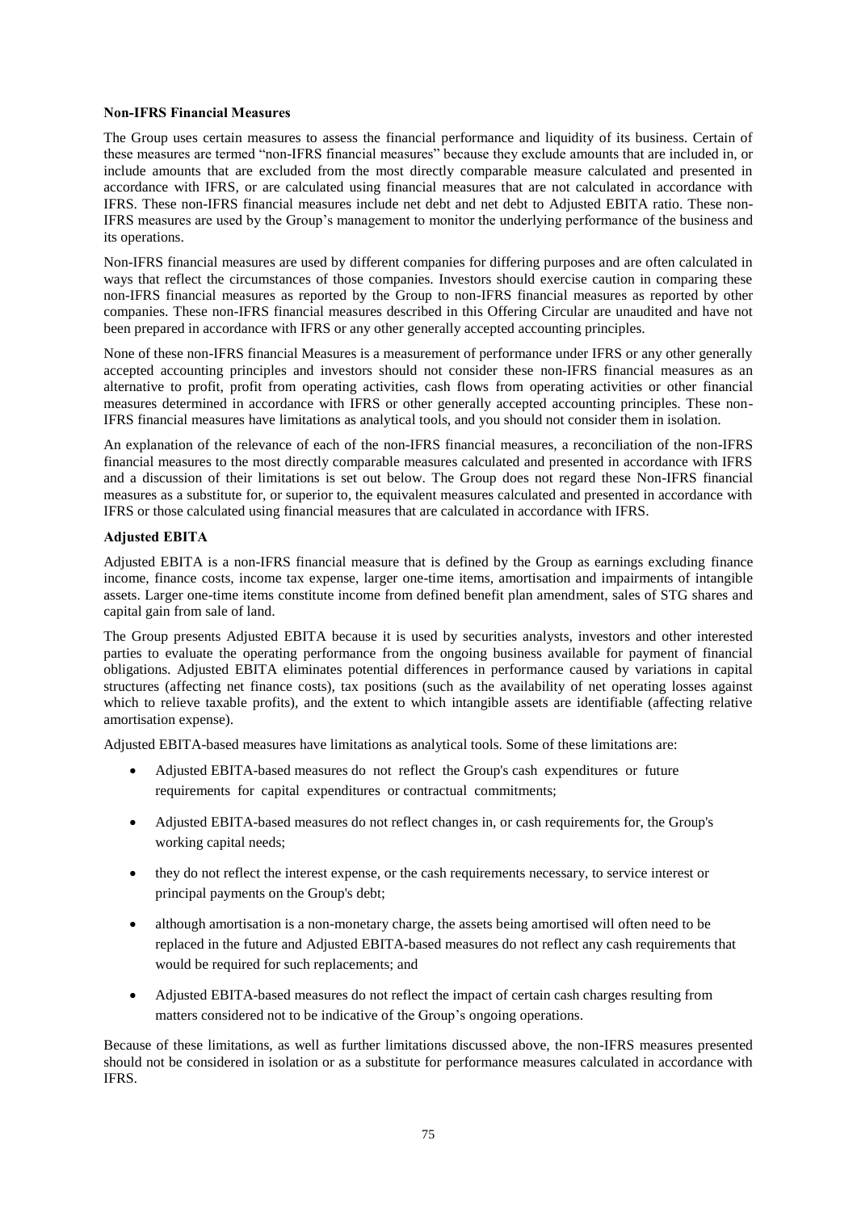**Non-IFRS Financial Measures**

The Group uses certain measures to assess the financial performance and liquidity of its business. Certain of these measures are termed "non-IFRS financial measures" because they exclude amounts that are included in, or include amounts that are excluded from the most directly comparable measure calculated and presented in accordance with IFRS, or are calculated using financial measures that are not calculated in accordance with IFRS. These non-IFRS financial measures include net debt and net debt to Adjusted EBITA ratio. These non-IFRS measures are used by the Group's management to monitor the underlying performance of the business and its operations.

Non-IFRS financial measures are used by different companies for differing purposes and are often calculated in ways that reflect the circumstances of those companies. Investors should exercise caution in comparing these non-IFRS financial measures as reported by the Group to non-IFRS financial measures as reported by other companies. These non-IFRS financial measures described in this Offering Circular are unaudited and have not been prepared in accordance with IFRS or any other generally accepted accounting principles.

None of these non-IFRS financial Measures is a measurement of performance under IFRS or any other generally accepted accounting principles and investors should not consider these non-IFRS financial measures as an alternative to profit, profit from operating activities, cash flows from operating activities or other financial measures determined in accordance with IFRS or other generally accepted accounting principles. These non-IFRS financial measures have limitations as analytical tools, and you should not consider them in isolation.

An explanation of the relevance of each of the non-IFRS financial measures, a reconciliation of the non-IFRS financial measures to the most directly comparable measures calculated and presented in accordance with IFRS and a discussion of their limitations is set out below. The Group does not regard these Non-IFRS financial measures as a substitute for, or superior to, the equivalent measures calculated and presented in accordance with IFRS or those calculated using financial measures that are calculated in accordance with IFRS.

**Adjusted EBITA**

Adjusted EBITA is a non-IFRS financial measure that is defined by the Group as earnings excluding finance income, finance costs, income tax expense, larger one-time items, amortisation and impairments of intangible assets. Larger one-time items constitute income from defined benefit plan amendment, sales of STG shares and capital gain from sale of land.

The Group presents Adjusted EBITA because it is used by securities analysts, investors and other interested parties to evaluate the operating performance from the ongoing business available for payment of financial obligations. Adjusted EBITA eliminates potential differences in performance caused by variations in capital structures (affecting net finance costs), tax positions (such as the availability of net operating losses against which to relieve taxable profits), and the extent to which intangible assets are identifiable (affecting relative amortisation expense).

Adjusted EBITA-based measures have limitations as analytical tools. Some of these limitations are:

- Adjusted EBITA-based measures do not reflect the Group's cash expenditures or future requirements for capital expenditures or contractual commitments;
- Adjusted EBITA-based measures do not reflect changes in, or cash requirements for, the Group's working capital needs;
- they do not reflect the interest expense, or the cash requirements necessary, to service interest or principal payments on the Group's debt;
- although amortisation is a non-monetary charge, the assets being amortised will often need to be replaced in the future and Adjusted EBITA-based measures do not reflect any cash requirements that would be required for such replacements; and
- Adjusted EBITA-based measures do not reflect the impact of certain cash charges resulting from matters considered not to be indicative of the Group's ongoing operations.

Because of these limitations, as well as further limitations discussed above, the non-IFRS measures presented should not be considered in isolation or as a substitute for performance measures calculated in accordance with IFRS.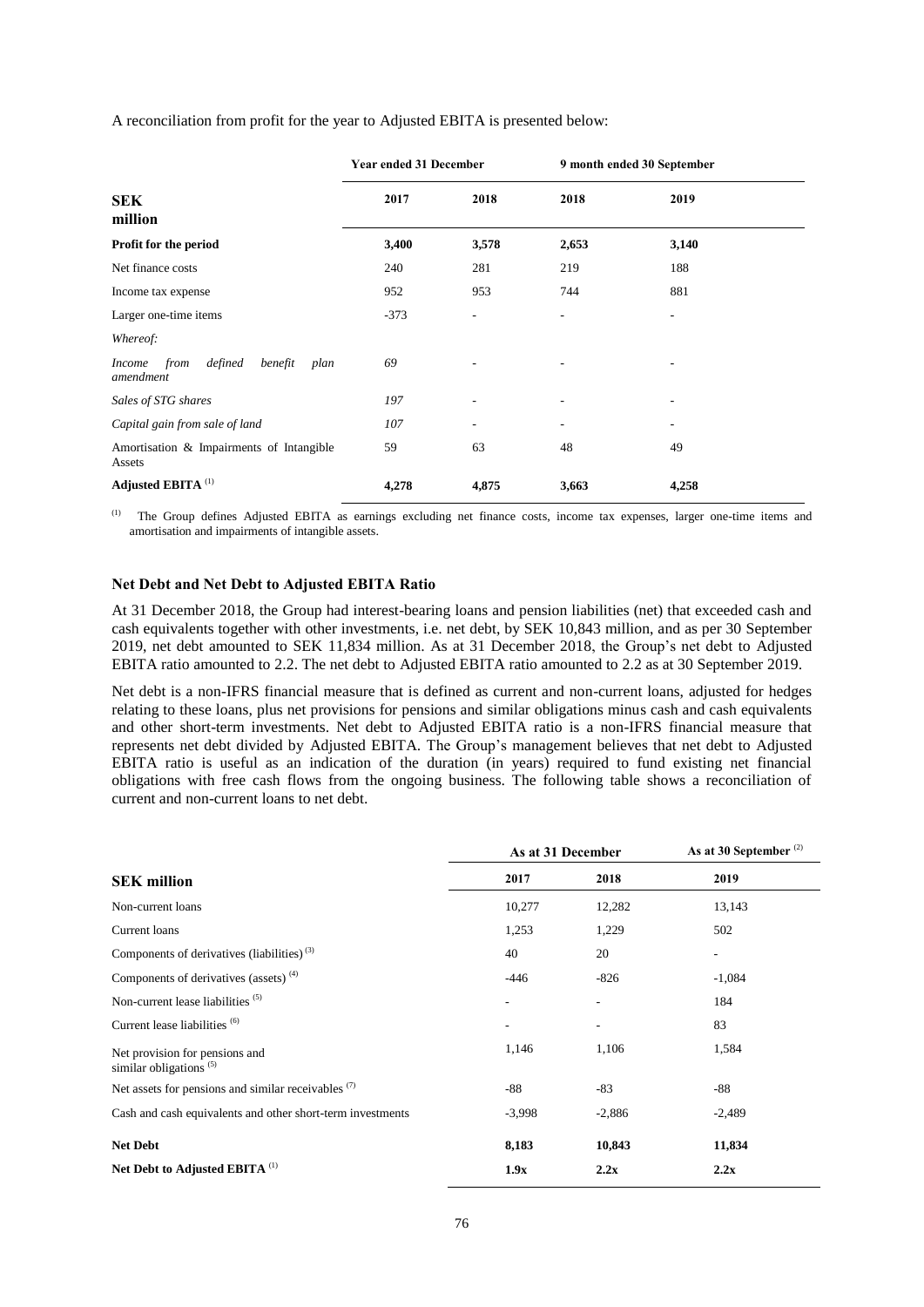A reconciliation from profit for the year to Adjusted EBITA is presented below:

| SEK million | Year ended 31 December | | 9 month ended 30 September | |
|---|---|---|---|---|
| | 2017 | 2018 | 2018 | 2019 |
| **Profit for the period** | **3,400** | **3,578** | **2,653** | **3,140** |
| Net finance costs | 240 | 281 | 219 | 188 |
| Income tax expense | 952 | 953 | 744 | 881 |
| Larger one-time items | -373 | - | - | - |
| *Whereof:* | | | | |
| *Income from defined benefit plan amendment* | *69* | - | - | - |
| *Sales of STG shares* | *197* | - | - | - |
| *Capital gain from sale of land* | *107* | - | - | - |
| Amortisation & Impairments of Intangible Assets | 59 | 63 | 48 | 49 |
| **Adjusted EBITA** (1) | **4,278** | **4,875** | **3,663** | **4,258** |

(1) The Group defines Adjusted EBITA as earnings excluding net finance costs, income tax expenses, larger one-time items and amortisation and impairments of intangible assets.

### Net Debt and Net Debt to Adjusted EBITA Ratio

At 31 December 2018, the Group had interest-bearing loans and pension liabilities (net) that exceeded cash and cash equivalents together with other investments, i.e. net debt, by SEK 10,843 million, and as per 30 September 2019, net debt amounted to SEK 11,834 million. As at 31 December 2018, the Group's net debt to Adjusted EBITA ratio amounted to 2.2. The net debt to Adjusted EBITA ratio amounted to 2.2 as at 30 September 2019.

Net debt is a non-IFRS financial measure that is defined as current and non-current loans, adjusted for hedges relating to these loans, plus net provisions for pensions and similar obligations minus cash and cash equivalents and other short-term investments. Net debt to Adjusted EBITA ratio is a non-IFRS financial measure that represents net debt divided by Adjusted EBITA. The Group's management believes that net debt to Adjusted EBITA ratio is useful as an indication of the duration (in years) required to fund existing net financial obligations with free cash flows from the ongoing business. The following table shows a reconciliation of current and non-current loans to net debt.

| SEK million | As at 31 December | | As at 30 September (2) |
|---|---|---|---|
| | 2017 | 2018 | 2019 |
| Non-current loans | 10,277 | 12,282 | 13,143 |
| Current loans | 1,253 | 1,229 | 502 |
| Components of derivatives (liabilities) (3) | 40 | 20 | - |
| Components of derivatives (assets) (4) | -446 | -826 | -1,084 |
| Non-current lease liabilities (5) | - | - | 184 |
| Current lease liabilities (6) | - | - | 83 |
| Net provision for pensions and similar obligations (5) | 1,146 | 1,106 | 1,584 |
| Net assets for pensions and similar receivables (7) | -88 | -83 | -88 |
| Cash and cash equivalents and other short-term investments | -3,998 | -2,886 | -2,489 |
| **Net Debt** | **8,183** | **10,843** | **11,834** |
| **Net Debt to Adjusted EBITA** (1) | **1.9x** | **2.2x** | **2.2x** |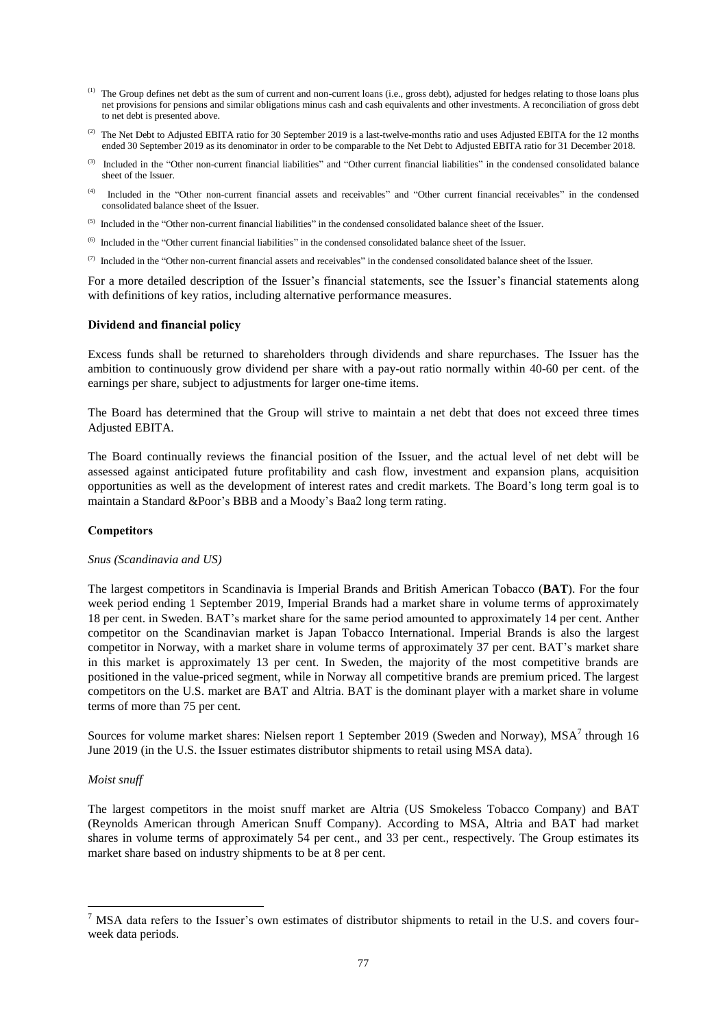(1) The Group defines net debt as the sum of current and non-current loans (i.e., gross debt), adjusted for hedges relating to those loans plus net provisions for pensions and similar obligations minus cash and cash equivalents and other investments. A reconciliation of gross debt to net debt is presented above.

(2) The Net Debt to Adjusted EBITA ratio for 30 September 2019 is a last-twelve-months ratio and uses Adjusted EBITA for the 12 months ended 30 September 2019 as its denominator in order to be comparable to the Net Debt to Adjusted EBITA ratio for 31 December 2018.

(3) Included in the "Other non-current financial liabilities" and "Other current financial liabilities" in the condensed consolidated balance sheet of the Issuer.

(4) Included in the "Other non-current financial assets and receivables" and "Other current financial receivables" in the condensed consolidated balance sheet of the Issuer.

(5) Included in the "Other non-current financial liabilities" in the condensed consolidated balance sheet of the Issuer.

(6) Included in the "Other current financial liabilities" in the condensed consolidated balance sheet of the Issuer.

(7) Included in the "Other non-current financial assets and receivables" in the condensed consolidated balance sheet of the Issuer.

For a more detailed description of the Issuer's financial statements, see the Issuer's financial statements along with definitions of key ratios, including alternative performance measures.

**Dividend and financial policy**

Excess funds shall be returned to shareholders through dividends and share repurchases. The Issuer has the ambition to continuously grow dividend per share with a pay-out ratio normally within 40-60 per cent. of the earnings per share, subject to adjustments for larger one-time items.

The Board has determined that the Group will strive to maintain a net debt that does not exceed three times Adjusted EBITA.

The Board continually reviews the financial position of the Issuer, and the actual level of net debt will be assessed against anticipated future profitability and cash flow, investment and expansion plans, acquisition opportunities as well as the development of interest rates and credit markets. The Board's long term goal is to maintain a Standard &Poor's BBB and a Moody's Baa2 long term rating.

**Competitors**

*Snus (Scandinavia and US)*

The largest competitors in Scandinavia is Imperial Brands and British American Tobacco (**BAT**). For the four week period ending 1 September 2019, Imperial Brands had a market share in volume terms of approximately 18 per cent. in Sweden. BAT's market share for the same period amounted to approximately 14 per cent. Anther competitor on the Scandinavian market is Japan Tobacco International. Imperial Brands is also the largest competitor in Norway, with a market share in volume terms of approximately 37 per cent. BAT's market share in this market is approximately 13 per cent. In Sweden, the majority of the most competitive brands are positioned in the value-priced segment, while in Norway all competitive brands are premium priced. The largest competitors on the U.S. market are BAT and Altria. BAT is the dominant player with a market share in volume terms of more than 75 per cent.

Sources for volume market shares: Nielsen report 1 September 2019 (Sweden and Norway), MSA[7] through 16 June 2019 (in the U.S. the Issuer estimates distributor shipments to retail using MSA data).

*Moist snuff*

The largest competitors in the moist snuff market are Altria (US Smokeless Tobacco Company) and BAT (Reynolds American through American Snuff Company). According to MSA, Altria and BAT had market shares in volume terms of approximately 54 per cent., and 33 per cent., respectively. The Group estimates its market share based on industry shipments to be at 8 per cent.

[7] MSA data refers to the Issuer's own estimates of distributor shipments to retail in the U.S. and covers four-week data periods.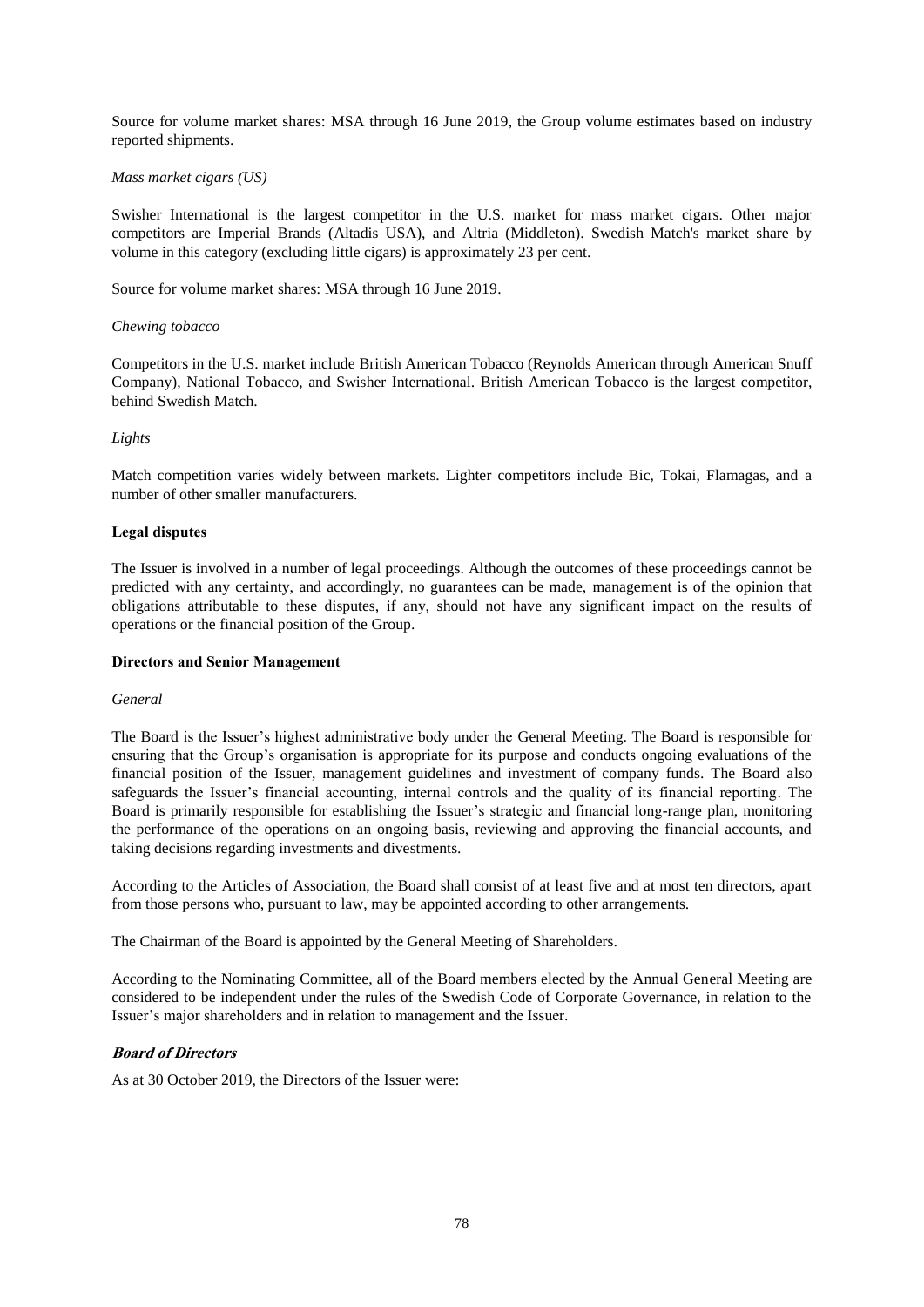Source for volume market shares: MSA through 16 June 2019, the Group volume estimates based on industry reported shipments.

*Mass market cigars (US)*

Swisher International is the largest competitor in the U.S. market for mass market cigars. Other major competitors are Imperial Brands (Altadis USA), and Altria (Middleton). Swedish Match's market share by volume in this category (excluding little cigars) is approximately 23 per cent.

Source for volume market shares: MSA through 16 June 2019.

*Chewing tobacco*

Competitors in the U.S. market include British American Tobacco (Reynolds American through American Snuff Company), National Tobacco, and Swisher International. British American Tobacco is the largest competitor, behind Swedish Match.

*Lights*

Match competition varies widely between markets. Lighter competitors include Bic, Tokai, Flamagas, and a number of other smaller manufacturers.

**Legal disputes**

The Issuer is involved in a number of legal proceedings. Although the outcomes of these proceedings cannot be predicted with any certainty, and accordingly, no guarantees can be made, management is of the opinion that obligations attributable to these disputes, if any, should not have any significant impact on the results of operations or the financial position of the Group.

**Directors and Senior Management**

*General*

The Board is the Issuer's highest administrative body under the General Meeting. The Board is responsible for ensuring that the Group's organisation is appropriate for its purpose and conducts ongoing evaluations of the financial position of the Issuer, management guidelines and investment of company funds. The Board also safeguards the Issuer's financial accounting, internal controls and the quality of its financial reporting. The Board is primarily responsible for establishing the Issuer's strategic and financial long-range plan, monitoring the performance of the operations on an ongoing basis, reviewing and approving the financial accounts, and taking decisions regarding investments and divestments.

According to the Articles of Association, the Board shall consist of at least five and at most ten directors, apart from those persons who, pursuant to law, may be appointed according to other arrangements.

The Chairman of the Board is appointed by the General Meeting of Shareholders.

According to the Nominating Committee, all of the Board members elected by the Annual General Meeting are considered to be independent under the rules of the Swedish Code of Corporate Governance, in relation to the Issuer's major shareholders and in relation to management and the Issuer.

***Board of Directors***

As at 30 October 2019, the Directors of the Issuer were: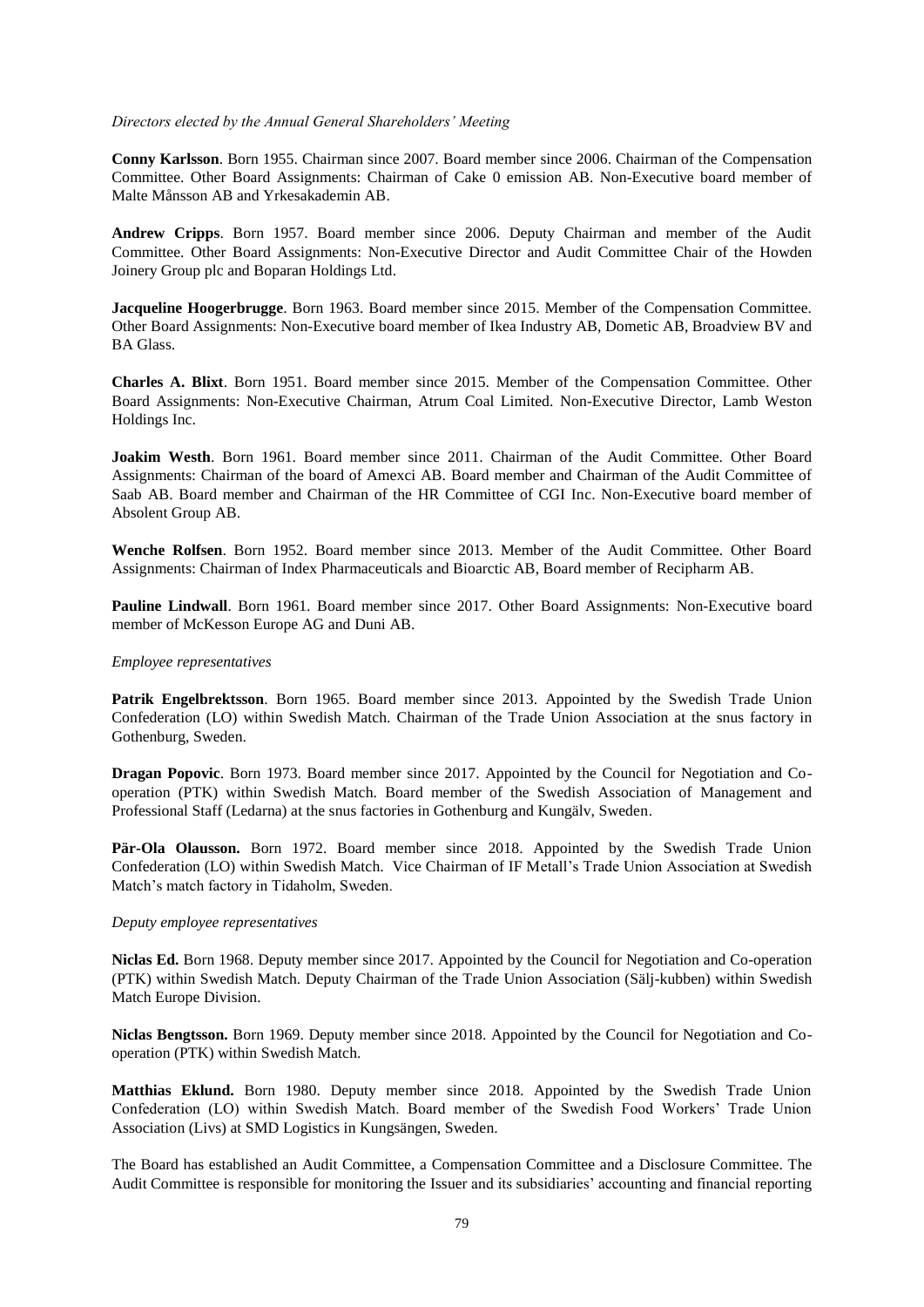*Directors elected by the Annual General Shareholders' Meeting*

**Conny Karlsson**. Born 1955. Chairman since 2007. Board member since 2006. Chairman of the Compensation Committee. Other Board Assignments: Chairman of Cake 0 emission AB. Non-Executive board member of Malte Månsson AB and Yrkesakademin AB.

**Andrew Cripps**. Born 1957. Board member since 2006. Deputy Chairman and member of the Audit Committee. Other Board Assignments: Non-Executive Director and Audit Committee Chair of the Howden Joinery Group plc and Boparan Holdings Ltd.

**Jacqueline Hoogerbrugge**. Born 1963. Board member since 2015. Member of the Compensation Committee. Other Board Assignments: Non-Executive board member of Ikea Industry AB, Dometic AB, Broadview BV and BA Glass.

**Charles A. Blixt**. Born 1951. Board member since 2015. Member of the Compensation Committee. Other Board Assignments: Non-Executive Chairman, Atrum Coal Limited. Non-Executive Director, Lamb Weston Holdings Inc.

**Joakim Westh**. Born 1961. Board member since 2011. Chairman of the Audit Committee. Other Board Assignments: Chairman of the board of Amexci AB. Board member and Chairman of the Audit Committee of Saab AB. Board member and Chairman of the HR Committee of CGI Inc. Non-Executive board member of Absolent Group AB.

**Wenche Rolfsen**. Born 1952. Board member since 2013. Member of the Audit Committee. Other Board Assignments: Chairman of Index Pharmaceuticals and Bioarctic AB, Board member of Recipharm AB.

**Pauline Lindwall**. Born 1961. Board member since 2017. Other Board Assignments: Non-Executive board member of McKesson Europe AG and Duni AB.

*Employee representatives*

**Patrik Engelbrektsson**. Born 1965. Board member since 2013. Appointed by the Swedish Trade Union Confederation (LO) within Swedish Match. Chairman of the Trade Union Association at the snus factory in Gothenburg, Sweden.

**Dragan Popovic**. Born 1973. Board member since 2017. Appointed by the Council for Negotiation and Co-operation (PTK) within Swedish Match. Board member of the Swedish Association of Management and Professional Staff (Ledarna) at the snus factories in Gothenburg and Kungälv, Sweden.

**Pär-Ola Olausson.** Born 1972. Board member since 2018. Appointed by the Swedish Trade Union Confederation (LO) within Swedish Match. Vice Chairman of IF Metall's Trade Union Association at Swedish Match's match factory in Tidaholm, Sweden.

*Deputy employee representatives*

**Niclas Ed.** Born 1968. Deputy member since 2017. Appointed by the Council for Negotiation and Co-operation (PTK) within Swedish Match. Deputy Chairman of the Trade Union Association (Sälj-kubben) within Swedish Match Europe Division.

**Niclas Bengtsson.** Born 1969. Deputy member since 2018. Appointed by the Council for Negotiation and Co-operation (PTK) within Swedish Match.

**Matthias Eklund.** Born 1980. Deputy member since 2018. Appointed by the Swedish Trade Union Confederation (LO) within Swedish Match. Board member of the Swedish Food Workers' Trade Union Association (Livs) at SMD Logistics in Kungsängen, Sweden.

The Board has established an Audit Committee, a Compensation Committee and a Disclosure Committee. The Audit Committee is responsible for monitoring the Issuer and its subsidiaries' accounting and financial reporting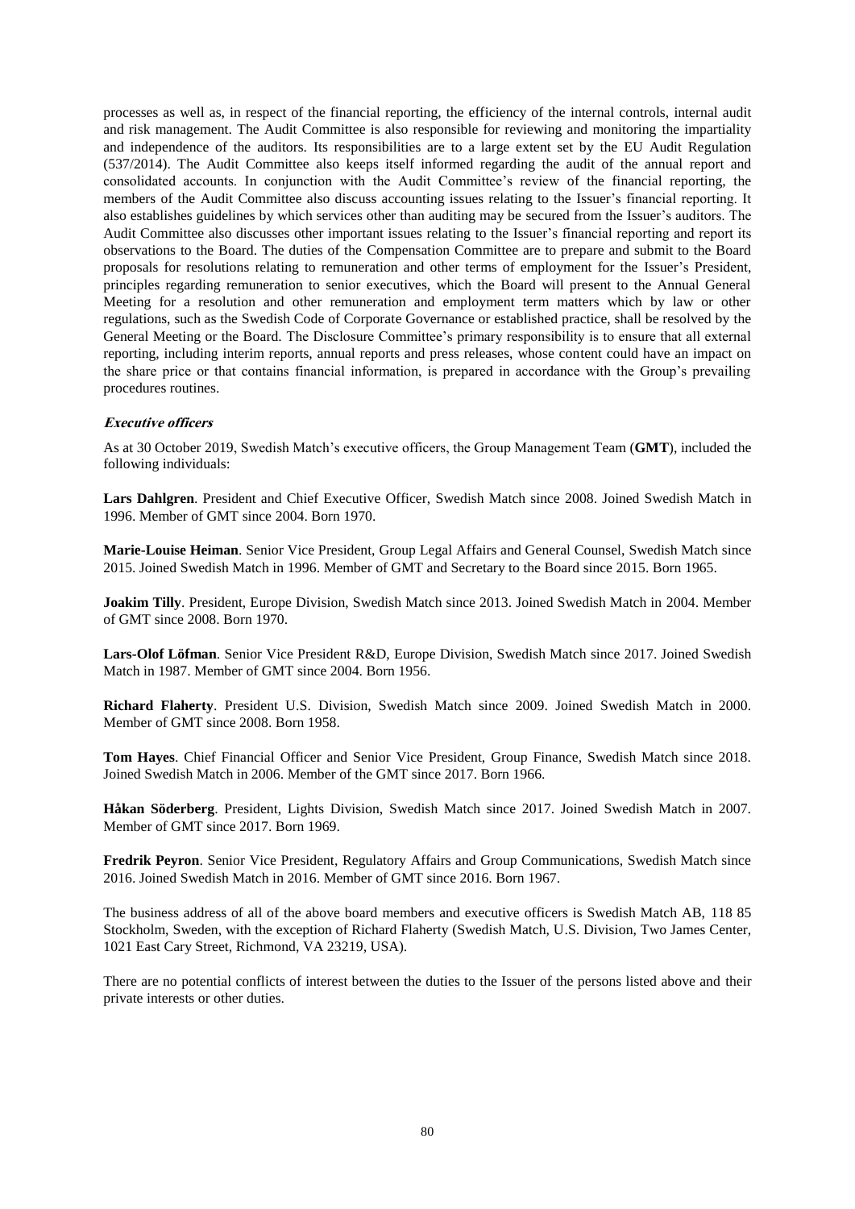processes as well as, in respect of the financial reporting, the efficiency of the internal controls, internal audit and risk management. The Audit Committee is also responsible for reviewing and monitoring the impartiality and independence of the auditors. Its responsibilities are to a large extent set by the EU Audit Regulation (537/2014). The Audit Committee also keeps itself informed regarding the audit of the annual report and consolidated accounts. In conjunction with the Audit Committee's review of the financial reporting, the members of the Audit Committee also discuss accounting issues relating to the Issuer's financial reporting. It also establishes guidelines by which services other than auditing may be secured from the Issuer's auditors. The Audit Committee also discusses other important issues relating to the Issuer's financial reporting and report its observations to the Board. The duties of the Compensation Committee are to prepare and submit to the Board proposals for resolutions relating to remuneration and other terms of employment for the Issuer's President, principles regarding remuneration to senior executives, which the Board will present to the Annual General Meeting for a resolution and other remuneration and employment term matters which by law or other regulations, such as the Swedish Code of Corporate Governance or established practice, shall be resolved by the General Meeting or the Board. The Disclosure Committee's primary responsibility is to ensure that all external reporting, including interim reports, annual reports and press releases, whose content could have an impact on the share price or that contains financial information, is prepared in accordance with the Group's prevailing procedures routines.

***Executive officers***

As at 30 October 2019, Swedish Match's executive officers, the Group Management Team (**GMT**), included the following individuals:

**Lars Dahlgren**. President and Chief Executive Officer, Swedish Match since 2008. Joined Swedish Match in 1996. Member of GMT since 2004. Born 1970.

**Marie-Louise Heiman**. Senior Vice President, Group Legal Affairs and General Counsel, Swedish Match since 2015. Joined Swedish Match in 1996. Member of GMT and Secretary to the Board since 2015. Born 1965.

**Joakim Tilly**. President, Europe Division, Swedish Match since 2013. Joined Swedish Match in 2004. Member of GMT since 2008. Born 1970.

**Lars-Olof Löfman**. Senior Vice President R&D, Europe Division, Swedish Match since 2017. Joined Swedish Match in 1987. Member of GMT since 2004. Born 1956.

**Richard Flaherty**. President U.S. Division, Swedish Match since 2009. Joined Swedish Match in 2000. Member of GMT since 2008. Born 1958.

**Tom Hayes**. Chief Financial Officer and Senior Vice President, Group Finance, Swedish Match since 2018. Joined Swedish Match in 2006. Member of the GMT since 2017. Born 1966.

**Håkan Söderberg**. President, Lights Division, Swedish Match since 2017. Joined Swedish Match in 2007. Member of GMT since 2017. Born 1969.

**Fredrik Peyron**. Senior Vice President, Regulatory Affairs and Group Communications, Swedish Match since 2016. Joined Swedish Match in 2016. Member of GMT since 2016. Born 1967.

The business address of all of the above board members and executive officers is Swedish Match AB, 118 85 Stockholm, Sweden, with the exception of Richard Flaherty (Swedish Match, U.S. Division, Two James Center, 1021 East Cary Street, Richmond, VA 23219, USA).

There are no potential conflicts of interest between the duties to the Issuer of the persons listed above and their private interests or other duties.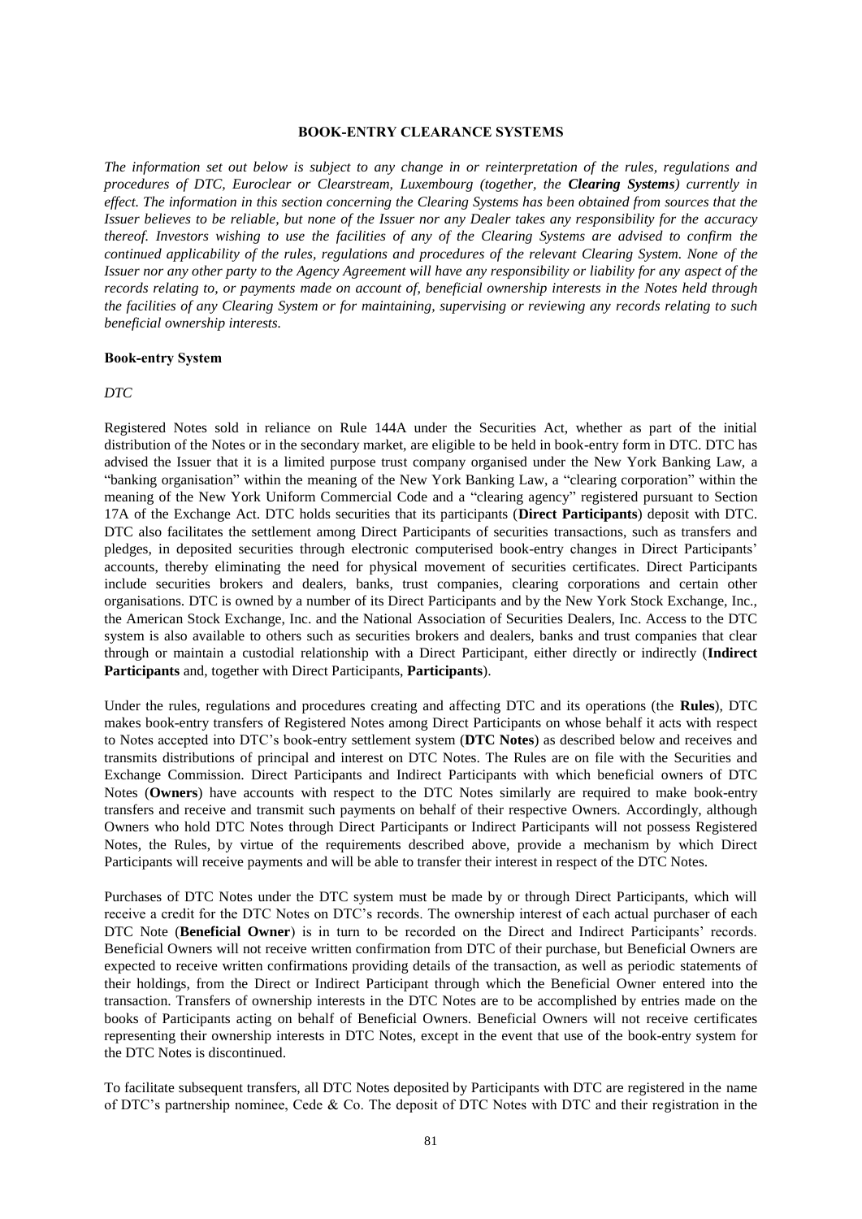## BOOK-ENTRY CLEARANCE SYSTEMS

*The information set out below is subject to any change in or reinterpretation of the rules, regulations and procedures of DTC, Euroclear or Clearstream, Luxembourg (together, the **Clearing Systems**) currently in effect. The information in this section concerning the Clearing Systems has been obtained from sources that the Issuer believes to be reliable, but none of the Issuer nor any Dealer takes any responsibility for the accuracy thereof. Investors wishing to use the facilities of any of the Clearing Systems are advised to confirm the continued applicability of the rules, regulations and procedures of the relevant Clearing System. None of the Issuer nor any other party to the Agency Agreement will have any responsibility or liability for any aspect of the records relating to, or payments made on account of, beneficial ownership interests in the Notes held through the facilities of any Clearing System or for maintaining, supervising or reviewing any records relating to such beneficial ownership interests.*

### Book-entry System

*DTC*

Registered Notes sold in reliance on Rule 144A under the Securities Act, whether as part of the initial distribution of the Notes or in the secondary market, are eligible to be held in book-entry form in DTC. DTC has advised the Issuer that it is a limited purpose trust company organised under the New York Banking Law, a "banking organisation" within the meaning of the New York Banking Law, a "clearing corporation" within the meaning of the New York Uniform Commercial Code and a "clearing agency" registered pursuant to Section 17A of the Exchange Act. DTC holds securities that its participants (**Direct Participants**) deposit with DTC. DTC also facilitates the settlement among Direct Participants of securities transactions, such as transfers and pledges, in deposited securities through electronic computerised book-entry changes in Direct Participants' accounts, thereby eliminating the need for physical movement of securities certificates. Direct Participants include securities brokers and dealers, banks, trust companies, clearing corporations and certain other organisations. DTC is owned by a number of its Direct Participants and by the New York Stock Exchange, Inc., the American Stock Exchange, Inc. and the National Association of Securities Dealers, Inc. Access to the DTC system is also available to others such as securities brokers and dealers, banks and trust companies that clear through or maintain a custodial relationship with a Direct Participant, either directly or indirectly (**Indirect Participants** and, together with Direct Participants, **Participants**).

Under the rules, regulations and procedures creating and affecting DTC and its operations (the **Rules**), DTC makes book-entry transfers of Registered Notes among Direct Participants on whose behalf it acts with respect to Notes accepted into DTC's book-entry settlement system (**DTC Notes**) as described below and receives and transmits distributions of principal and interest on DTC Notes. The Rules are on file with the Securities and Exchange Commission. Direct Participants and Indirect Participants with which beneficial owners of DTC Notes (**Owners**) have accounts with respect to the DTC Notes similarly are required to make book-entry transfers and receive and transmit such payments on behalf of their respective Owners. Accordingly, although Owners who hold DTC Notes through Direct Participants or Indirect Participants will not possess Registered Notes, the Rules, by virtue of the requirements described above, provide a mechanism by which Direct Participants will receive payments and will be able to transfer their interest in respect of the DTC Notes.

Purchases of DTC Notes under the DTC system must be made by or through Direct Participants, which will receive a credit for the DTC Notes on DTC's records. The ownership interest of each actual purchaser of each DTC Note (**Beneficial Owner**) is in turn to be recorded on the Direct and Indirect Participants' records. Beneficial Owners will not receive written confirmation from DTC of their purchase, but Beneficial Owners are expected to receive written confirmations providing details of the transaction, as well as periodic statements of their holdings, from the Direct or Indirect Participant through which the Beneficial Owner entered into the transaction. Transfers of ownership interests in the DTC Notes are to be accomplished by entries made on the books of Participants acting on behalf of Beneficial Owners. Beneficial Owners will not receive certificates representing their ownership interests in DTC Notes, except in the event that use of the book-entry system for the DTC Notes is discontinued.

To facilitate subsequent transfers, all DTC Notes deposited by Participants with DTC are registered in the name of DTC's partnership nominee, Cede & Co. The deposit of DTC Notes with DTC and their registration in the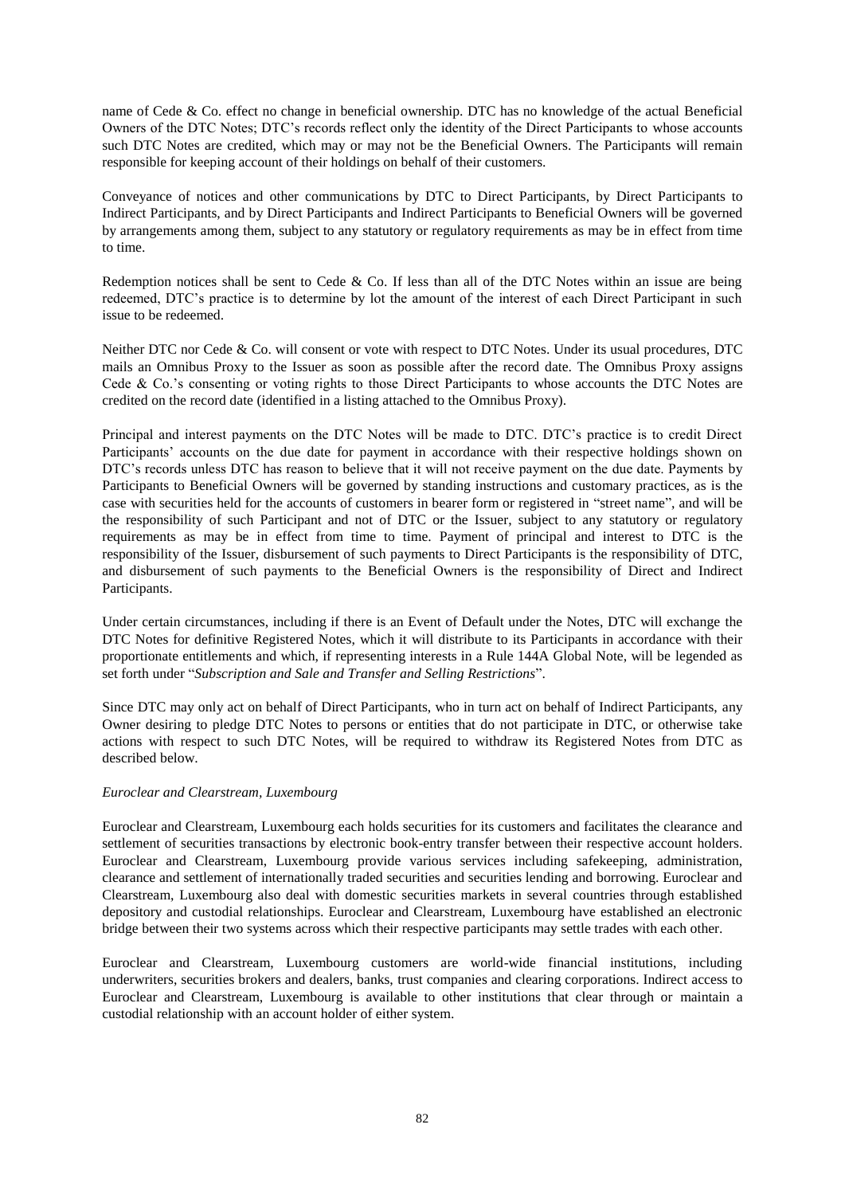name of Cede & Co. effect no change in beneficial ownership. DTC has no knowledge of the actual Beneficial Owners of the DTC Notes; DTC's records reflect only the identity of the Direct Participants to whose accounts such DTC Notes are credited, which may or may not be the Beneficial Owners. The Participants will remain responsible for keeping account of their holdings on behalf of their customers.

Conveyance of notices and other communications by DTC to Direct Participants, by Direct Participants to Indirect Participants, and by Direct Participants and Indirect Participants to Beneficial Owners will be governed by arrangements among them, subject to any statutory or regulatory requirements as may be in effect from time to time.

Redemption notices shall be sent to Cede & Co. If less than all of the DTC Notes within an issue are being redeemed, DTC's practice is to determine by lot the amount of the interest of each Direct Participant in such issue to be redeemed.

Neither DTC nor Cede & Co. will consent or vote with respect to DTC Notes. Under its usual procedures, DTC mails an Omnibus Proxy to the Issuer as soon as possible after the record date. The Omnibus Proxy assigns Cede & Co.'s consenting or voting rights to those Direct Participants to whose accounts the DTC Notes are credited on the record date (identified in a listing attached to the Omnibus Proxy).

Principal and interest payments on the DTC Notes will be made to DTC. DTC's practice is to credit Direct Participants' accounts on the due date for payment in accordance with their respective holdings shown on DTC's records unless DTC has reason to believe that it will not receive payment on the due date. Payments by Participants to Beneficial Owners will be governed by standing instructions and customary practices, as is the case with securities held for the accounts of customers in bearer form or registered in "street name", and will be the responsibility of such Participant and not of DTC or the Issuer, subject to any statutory or regulatory requirements as may be in effect from time to time. Payment of principal and interest to DTC is the responsibility of the Issuer, disbursement of such payments to Direct Participants is the responsibility of DTC, and disbursement of such payments to the Beneficial Owners is the responsibility of Direct and Indirect Participants.

Under certain circumstances, including if there is an Event of Default under the Notes, DTC will exchange the DTC Notes for definitive Registered Notes, which it will distribute to its Participants in accordance with their proportionate entitlements and which, if representing interests in a Rule 144A Global Note, will be legended as set forth under "*Subscription and Sale and Transfer and Selling Restrictions*".

Since DTC may only act on behalf of Direct Participants, who in turn act on behalf of Indirect Participants, any Owner desiring to pledge DTC Notes to persons or entities that do not participate in DTC, or otherwise take actions with respect to such DTC Notes, will be required to withdraw its Registered Notes from DTC as described below.

*Euroclear and Clearstream, Luxembourg*

Euroclear and Clearstream, Luxembourg each holds securities for its customers and facilitates the clearance and settlement of securities transactions by electronic book-entry transfer between their respective account holders. Euroclear and Clearstream, Luxembourg provide various services including safekeeping, administration, clearance and settlement of internationally traded securities and securities lending and borrowing. Euroclear and Clearstream, Luxembourg also deal with domestic securities markets in several countries through established depository and custodial relationships. Euroclear and Clearstream, Luxembourg have established an electronic bridge between their two systems across which their respective participants may settle trades with each other.

Euroclear and Clearstream, Luxembourg customers are world-wide financial institutions, including underwriters, securities brokers and dealers, banks, trust companies and clearing corporations. Indirect access to Euroclear and Clearstream, Luxembourg is available to other institutions that clear through or maintain a custodial relationship with an account holder of either system.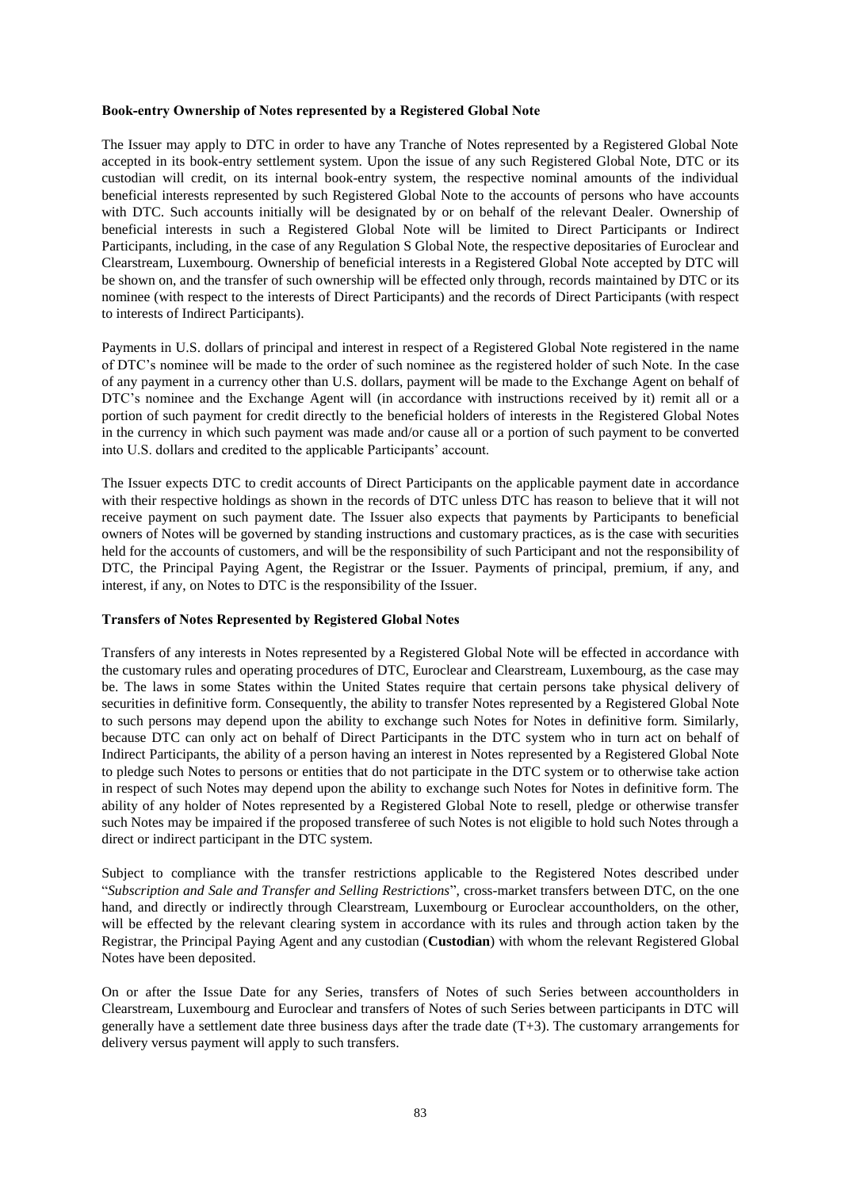**Book-entry Ownership of Notes represented by a Registered Global Note**

The Issuer may apply to DTC in order to have any Tranche of Notes represented by a Registered Global Note accepted in its book-entry settlement system. Upon the issue of any such Registered Global Note, DTC or its custodian will credit, on its internal book-entry system, the respective nominal amounts of the individual beneficial interests represented by such Registered Global Note to the accounts of persons who have accounts with DTC. Such accounts initially will be designated by or on behalf of the relevant Dealer. Ownership of beneficial interests in such a Registered Global Note will be limited to Direct Participants or Indirect Participants, including, in the case of any Regulation S Global Note, the respective depositaries of Euroclear and Clearstream, Luxembourg. Ownership of beneficial interests in a Registered Global Note accepted by DTC will be shown on, and the transfer of such ownership will be effected only through, records maintained by DTC or its nominee (with respect to the interests of Direct Participants) and the records of Direct Participants (with respect to interests of Indirect Participants).

Payments in U.S. dollars of principal and interest in respect of a Registered Global Note registered in the name of DTC's nominee will be made to the order of such nominee as the registered holder of such Note. In the case of any payment in a currency other than U.S. dollars, payment will be made to the Exchange Agent on behalf of DTC's nominee and the Exchange Agent will (in accordance with instructions received by it) remit all or a portion of such payment for credit directly to the beneficial holders of interests in the Registered Global Notes in the currency in which such payment was made and/or cause all or a portion of such payment to be converted into U.S. dollars and credited to the applicable Participants' account.

The Issuer expects DTC to credit accounts of Direct Participants on the applicable payment date in accordance with their respective holdings as shown in the records of DTC unless DTC has reason to believe that it will not receive payment on such payment date. The Issuer also expects that payments by Participants to beneficial owners of Notes will be governed by standing instructions and customary practices, as is the case with securities held for the accounts of customers, and will be the responsibility of such Participant and not the responsibility of DTC, the Principal Paying Agent, the Registrar or the Issuer. Payments of principal, premium, if any, and interest, if any, on Notes to DTC is the responsibility of the Issuer.

**Transfers of Notes Represented by Registered Global Notes**

Transfers of any interests in Notes represented by a Registered Global Note will be effected in accordance with the customary rules and operating procedures of DTC, Euroclear and Clearstream, Luxembourg, as the case may be. The laws in some States within the United States require that certain persons take physical delivery of securities in definitive form. Consequently, the ability to transfer Notes represented by a Registered Global Note to such persons may depend upon the ability to exchange such Notes for Notes in definitive form. Similarly, because DTC can only act on behalf of Direct Participants in the DTC system who in turn act on behalf of Indirect Participants, the ability of a person having an interest in Notes represented by a Registered Global Note to pledge such Notes to persons or entities that do not participate in the DTC system or to otherwise take action in respect of such Notes may depend upon the ability to exchange such Notes for Notes in definitive form. The ability of any holder of Notes represented by a Registered Global Note to resell, pledge or otherwise transfer such Notes may be impaired if the proposed transferee of such Notes is not eligible to hold such Notes through a direct or indirect participant in the DTC system.

Subject to compliance with the transfer restrictions applicable to the Registered Notes described under "*Subscription and Sale and Transfer and Selling Restrictions*", cross-market transfers between DTC, on the one hand, and directly or indirectly through Clearstream, Luxembourg or Euroclear accountholders, on the other, will be effected by the relevant clearing system in accordance with its rules and through action taken by the Registrar, the Principal Paying Agent and any custodian (**Custodian**) with whom the relevant Registered Global Notes have been deposited.

On or after the Issue Date for any Series, transfers of Notes of such Series between accountholders in Clearstream, Luxembourg and Euroclear and transfers of Notes of such Series between participants in DTC will generally have a settlement date three business days after the trade date (T+3). The customary arrangements for delivery versus payment will apply to such transfers.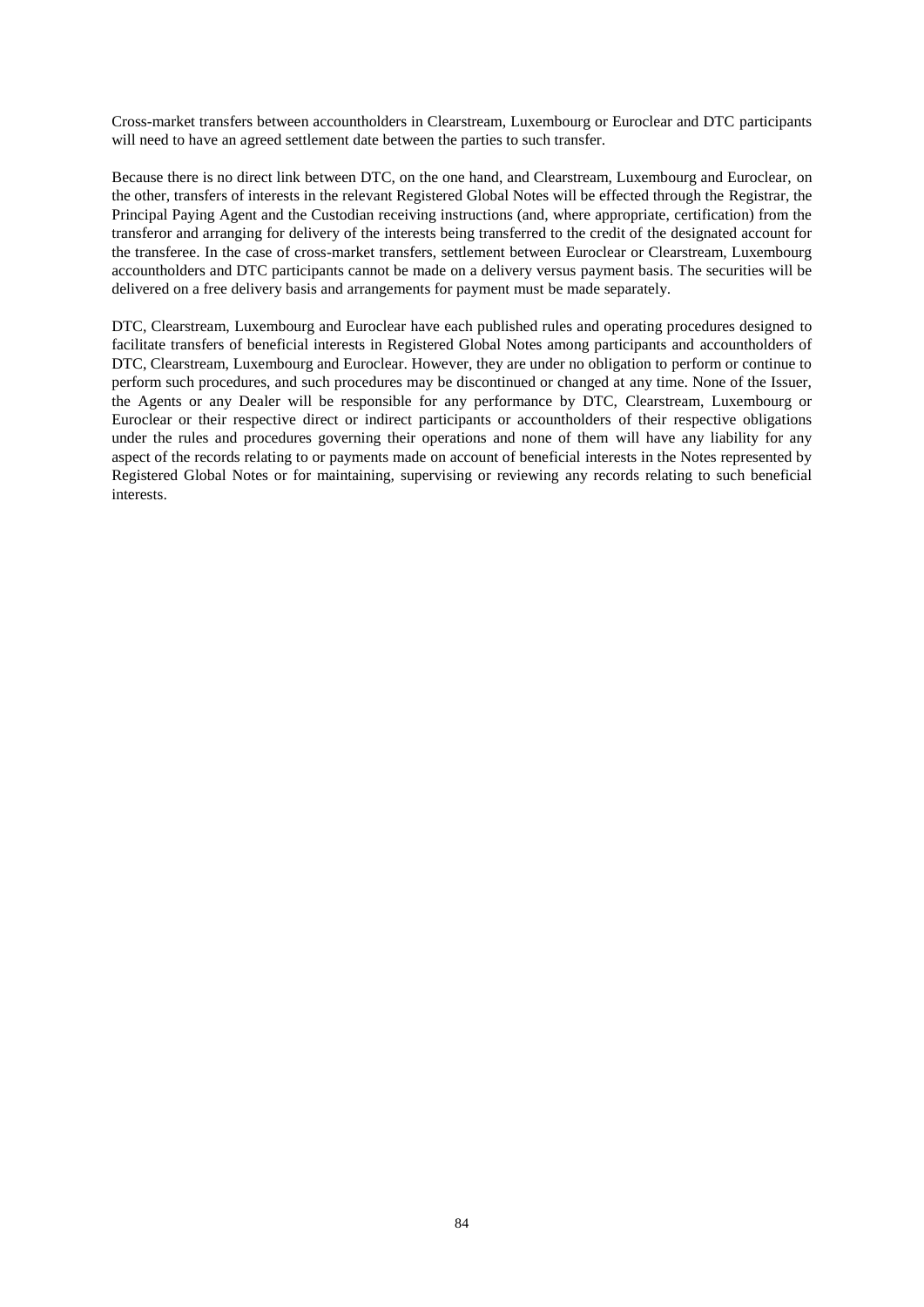Cross-market transfers between accountholders in Clearstream, Luxembourg or Euroclear and DTC participants will need to have an agreed settlement date between the parties to such transfer.

Because there is no direct link between DTC, on the one hand, and Clearstream, Luxembourg and Euroclear, on the other, transfers of interests in the relevant Registered Global Notes will be effected through the Registrar, the Principal Paying Agent and the Custodian receiving instructions (and, where appropriate, certification) from the transferor and arranging for delivery of the interests being transferred to the credit of the designated account for the transferee. In the case of cross-market transfers, settlement between Euroclear or Clearstream, Luxembourg accountholders and DTC participants cannot be made on a delivery versus payment basis. The securities will be delivered on a free delivery basis and arrangements for payment must be made separately.

DTC, Clearstream, Luxembourg and Euroclear have each published rules and operating procedures designed to facilitate transfers of beneficial interests in Registered Global Notes among participants and accountholders of DTC, Clearstream, Luxembourg and Euroclear. However, they are under no obligation to perform or continue to perform such procedures, and such procedures may be discontinued or changed at any time. None of the Issuer, the Agents or any Dealer will be responsible for any performance by DTC, Clearstream, Luxembourg or Euroclear or their respective direct or indirect participants or accountholders of their respective obligations under the rules and procedures governing their operations and none of them will have any liability for any aspect of the records relating to or payments made on account of beneficial interests in the Notes represented by Registered Global Notes or for maintaining, supervising or reviewing any records relating to such beneficial interests.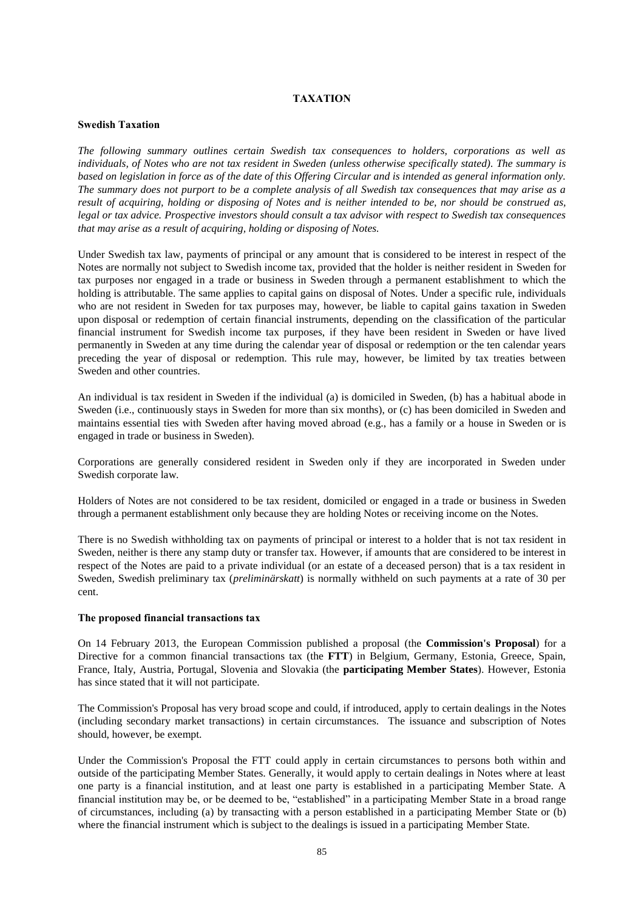## TAXATION

### Swedish Taxation

*The following summary outlines certain Swedish tax consequences to holders, corporations as well as individuals, of Notes who are not tax resident in Sweden (unless otherwise specifically stated). The summary is based on legislation in force as of the date of this Offering Circular and is intended as general information only. The summary does not purport to be a complete analysis of all Swedish tax consequences that may arise as a result of acquiring, holding or disposing of Notes and is neither intended to be, nor should be construed as, legal or tax advice. Prospective investors should consult a tax advisor with respect to Swedish tax consequences that may arise as a result of acquiring, holding or disposing of Notes.*

Under Swedish tax law, payments of principal or any amount that is considered to be interest in respect of the Notes are normally not subject to Swedish income tax, provided that the holder is neither resident in Sweden for tax purposes nor engaged in a trade or business in Sweden through a permanent establishment to which the holding is attributable. The same applies to capital gains on disposal of Notes. Under a specific rule, individuals who are not resident in Sweden for tax purposes may, however, be liable to capital gains taxation in Sweden upon disposal or redemption of certain financial instruments, depending on the classification of the particular financial instrument for Swedish income tax purposes, if they have been resident in Sweden or have lived permanently in Sweden at any time during the calendar year of disposal or redemption or the ten calendar years preceding the year of disposal or redemption. This rule may, however, be limited by tax treaties between Sweden and other countries.

An individual is tax resident in Sweden if the individual (a) is domiciled in Sweden, (b) has a habitual abode in Sweden (i.e., continuously stays in Sweden for more than six months), or (c) has been domiciled in Sweden and maintains essential ties with Sweden after having moved abroad (e.g., has a family or a house in Sweden or is engaged in trade or business in Sweden).

Corporations are generally considered resident in Sweden only if they are incorporated in Sweden under Swedish corporate law.

Holders of Notes are not considered to be tax resident, domiciled or engaged in a trade or business in Sweden through a permanent establishment only because they are holding Notes or receiving income on the Notes.

There is no Swedish withholding tax on payments of principal or interest to a holder that is not tax resident in Sweden, neither is there any stamp duty or transfer tax. However, if amounts that are considered to be interest in respect of the Notes are paid to a private individual (or an estate of a deceased person) that is a tax resident in Sweden, Swedish preliminary tax (*preliminärskatt*) is normally withheld on such payments at a rate of 30 per cent.

### The proposed financial transactions tax

On 14 February 2013, the European Commission published a proposal (the **Commission's Proposal**) for a Directive for a common financial transactions tax (the **FTT**) in Belgium, Germany, Estonia, Greece, Spain, France, Italy, Austria, Portugal, Slovenia and Slovakia (the **participating Member States**). However, Estonia has since stated that it will not participate.

The Commission's Proposal has very broad scope and could, if introduced, apply to certain dealings in the Notes (including secondary market transactions) in certain circumstances. The issuance and subscription of Notes should, however, be exempt.

Under the Commission's Proposal the FTT could apply in certain circumstances to persons both within and outside of the participating Member States. Generally, it would apply to certain dealings in Notes where at least one party is a financial institution, and at least one party is established in a participating Member State. A financial institution may be, or be deemed to be, "established" in a participating Member State in a broad range of circumstances, including (a) by transacting with a person established in a participating Member State or (b) where the financial instrument which is subject to the dealings is issued in a participating Member State.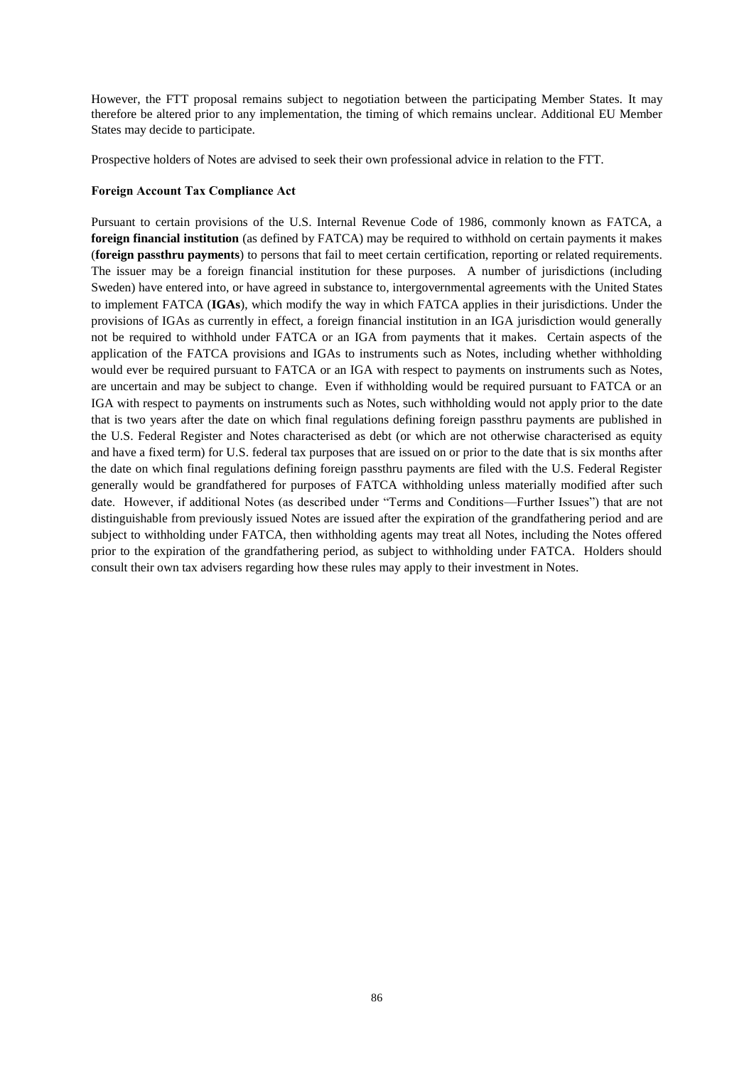However, the FTT proposal remains subject to negotiation between the participating Member States. It may therefore be altered prior to any implementation, the timing of which remains unclear. Additional EU Member States may decide to participate.

Prospective holders of Notes are advised to seek their own professional advice in relation to the FTT.

**Foreign Account Tax Compliance Act**

Pursuant to certain provisions of the U.S. Internal Revenue Code of 1986, commonly known as FATCA, a **foreign financial institution** (as defined by FATCA) may be required to withhold on certain payments it makes (**foreign passthru payments**) to persons that fail to meet certain certification, reporting or related requirements. The issuer may be a foreign financial institution for these purposes. A number of jurisdictions (including Sweden) have entered into, or have agreed in substance to, intergovernmental agreements with the United States to implement FATCA (**IGAs**), which modify the way in which FATCA applies in their jurisdictions. Under the provisions of IGAs as currently in effect, a foreign financial institution in an IGA jurisdiction would generally not be required to withhold under FATCA or an IGA from payments that it makes. Certain aspects of the application of the FATCA provisions and IGAs to instruments such as Notes, including whether withholding would ever be required pursuant to FATCA or an IGA with respect to payments on instruments such as Notes, are uncertain and may be subject to change. Even if withholding would be required pursuant to FATCA or an IGA with respect to payments on instruments such as Notes, such withholding would not apply prior to the date that is two years after the date on which final regulations defining foreign passthru payments are published in the U.S. Federal Register and Notes characterised as debt (or which are not otherwise characterised as equity and have a fixed term) for U.S. federal tax purposes that are issued on or prior to the date that is six months after the date on which final regulations defining foreign passthru payments are filed with the U.S. Federal Register generally would be grandfathered for purposes of FATCA withholding unless materially modified after such date. However, if additional Notes (as described under "Terms and Conditions—Further Issues") that are not distinguishable from previously issued Notes are issued after the expiration of the grandfathering period and are subject to withholding under FATCA, then withholding agents may treat all Notes, including the Notes offered prior to the expiration of the grandfathering period, as subject to withholding under FATCA. Holders should consult their own tax advisers regarding how these rules may apply to their investment in Notes.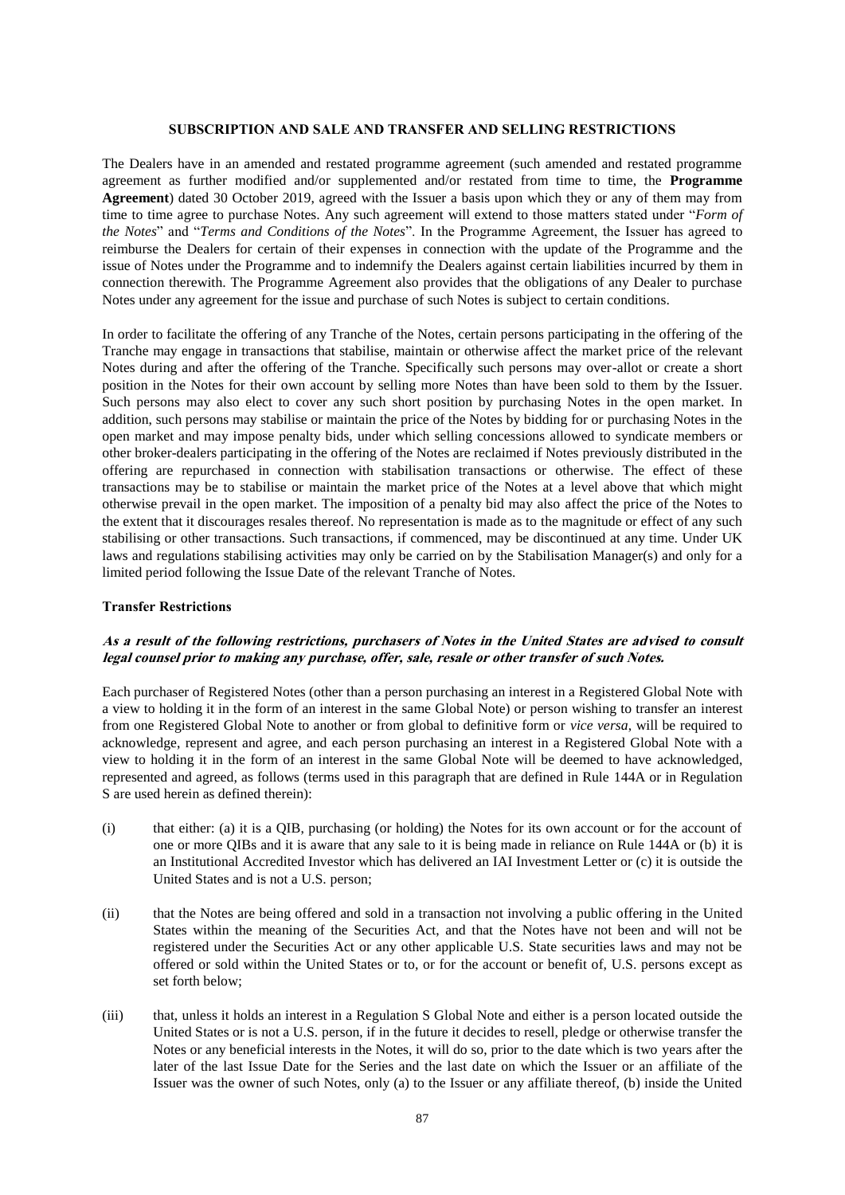## SUBSCRIPTION AND SALE AND TRANSFER AND SELLING RESTRICTIONS

The Dealers have in an amended and restated programme agreement (such amended and restated programme agreement as further modified and/or supplemented and/or restated from time to time, the **Programme Agreement**) dated 30 October 2019, agreed with the Issuer a basis upon which they or any of them may from time to time agree to purchase Notes. Any such agreement will extend to those matters stated under "*Form of the Notes*" and "*Terms and Conditions of the Notes*". In the Programme Agreement, the Issuer has agreed to reimburse the Dealers for certain of their expenses in connection with the update of the Programme and the issue of Notes under the Programme and to indemnify the Dealers against certain liabilities incurred by them in connection therewith. The Programme Agreement also provides that the obligations of any Dealer to purchase Notes under any agreement for the issue and purchase of such Notes is subject to certain conditions.

In order to facilitate the offering of any Tranche of the Notes, certain persons participating in the offering of the Tranche may engage in transactions that stabilise, maintain or otherwise affect the market price of the relevant Notes during and after the offering of the Tranche. Specifically such persons may over-allot or create a short position in the Notes for their own account by selling more Notes than have been sold to them by the Issuer. Such persons may also elect to cover any such short position by purchasing Notes in the open market. In addition, such persons may stabilise or maintain the price of the Notes by bidding for or purchasing Notes in the open market and may impose penalty bids, under which selling concessions allowed to syndicate members or other broker-dealers participating in the offering of the Notes are reclaimed if Notes previously distributed in the offering are repurchased in connection with stabilisation transactions or otherwise. The effect of these transactions may be to stabilise or maintain the market price of the Notes at a level above that which might otherwise prevail in the open market. The imposition of a penalty bid may also affect the price of the Notes to the extent that it discourages resales thereof. No representation is made as to the magnitude or effect of any such stabilising or other transactions. Such transactions, if commenced, may be discontinued at any time. Under UK laws and regulations stabilising activities may only be carried on by the Stabilisation Manager(s) and only for a limited period following the Issue Date of the relevant Tranche of Notes.

### Transfer Restrictions

***As a result of the following restrictions, purchasers of Notes in the United States are advised to consult legal counsel prior to making any purchase, offer, sale, resale or other transfer of such Notes.***

Each purchaser of Registered Notes (other than a person purchasing an interest in a Registered Global Note with a view to holding it in the form of an interest in the same Global Note) or person wishing to transfer an interest from one Registered Global Note to another or from global to definitive form or *vice versa*, will be required to acknowledge, represent and agree, and each person purchasing an interest in a Registered Global Note with a view to holding it in the form of an interest in the same Global Note will be deemed to have acknowledged, represented and agreed, as follows (terms used in this paragraph that are defined in Rule 144A or in Regulation S are used herein as defined therein):

(i) that either: (a) it is a QIB, purchasing (or holding) the Notes for its own account or for the account of one or more QIBs and it is aware that any sale to it is being made in reliance on Rule 144A or (b) it is an Institutional Accredited Investor which has delivered an IAI Investment Letter or (c) it is outside the United States and is not a U.S. person;

(ii) that the Notes are being offered and sold in a transaction not involving a public offering in the United States within the meaning of the Securities Act, and that the Notes have not been and will not be registered under the Securities Act or any other applicable U.S. State securities laws and may not be offered or sold within the United States or to, or for the account or benefit of, U.S. persons except as set forth below;

(iii) that, unless it holds an interest in a Regulation S Global Note and either is a person located outside the United States or is not a U.S. person, if in the future it decides to resell, pledge or otherwise transfer the Notes or any beneficial interests in the Notes, it will do so, prior to the date which is two years after the later of the last Issue Date for the Series and the last date on which the Issuer or an affiliate of the Issuer was the owner of such Notes, only (a) to the Issuer or any affiliate thereof, (b) inside the United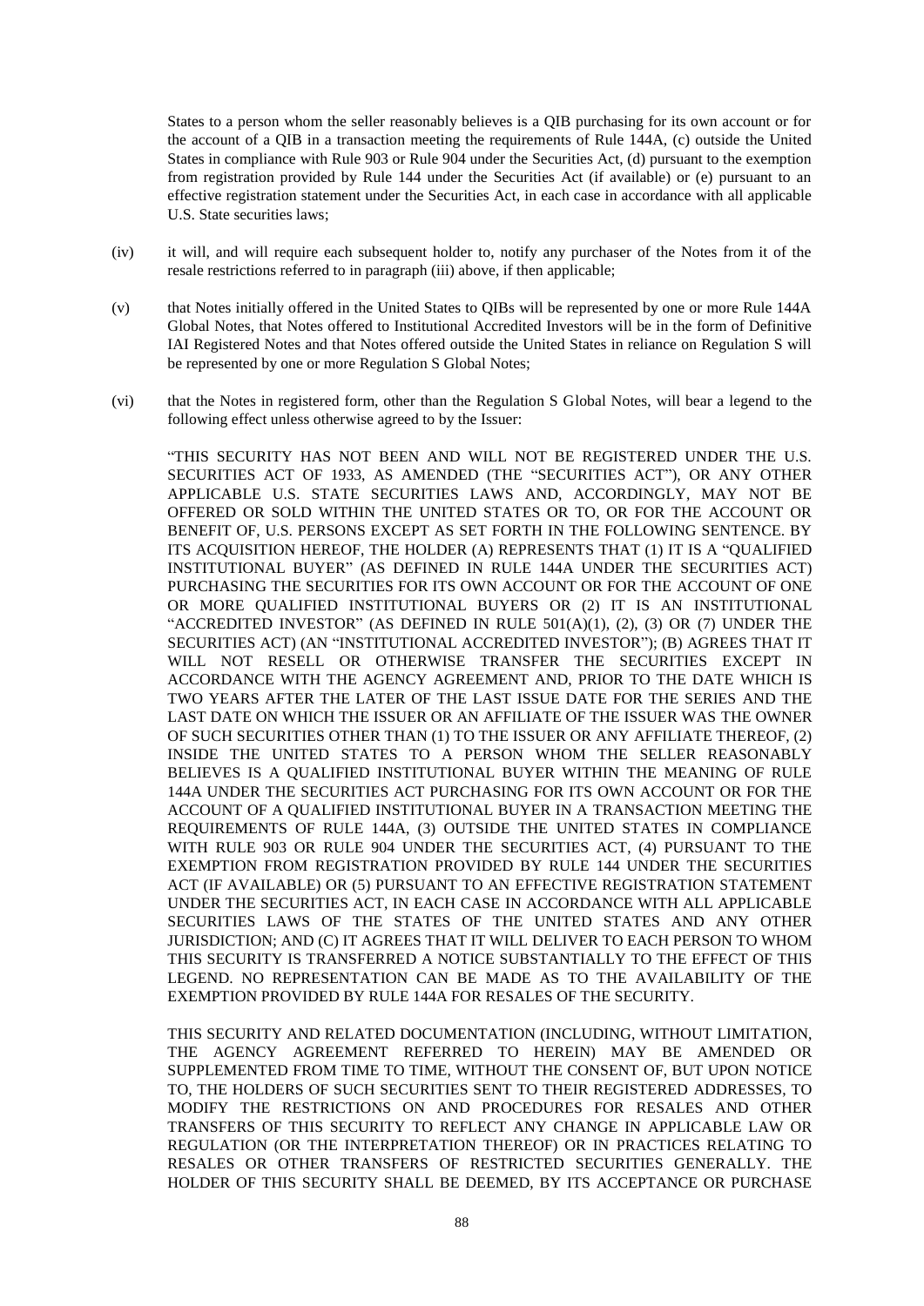States to a person whom the seller reasonably believes is a QIB purchasing for its own account or for the account of a QIB in a transaction meeting the requirements of Rule 144A, (c) outside the United States in compliance with Rule 903 or Rule 904 under the Securities Act, (d) pursuant to the exemption from registration provided by Rule 144 under the Securities Act (if available) or (e) pursuant to an effective registration statement under the Securities Act, in each case in accordance with all applicable U.S. State securities laws;

(iv) it will, and will require each subsequent holder to, notify any purchaser of the Notes from it of the resale restrictions referred to in paragraph (iii) above, if then applicable;

(v) that Notes initially offered in the United States to QIBs will be represented by one or more Rule 144A Global Notes, that Notes offered to Institutional Accredited Investors will be in the form of Definitive IAI Registered Notes and that Notes offered outside the United States in reliance on Regulation S will be represented by one or more Regulation S Global Notes;

(vi) that the Notes in registered form, other than the Regulation S Global Notes, will bear a legend to the following effect unless otherwise agreed to by the Issuer:

"THIS SECURITY HAS NOT BEEN AND WILL NOT BE REGISTERED UNDER THE U.S. SECURITIES ACT OF 1933, AS AMENDED (THE "SECURITIES ACT"), OR ANY OTHER APPLICABLE U.S. STATE SECURITIES LAWS AND, ACCORDINGLY, MAY NOT BE OFFERED OR SOLD WITHIN THE UNITED STATES OR TO, OR FOR THE ACCOUNT OR BENEFIT OF, U.S. PERSONS EXCEPT AS SET FORTH IN THE FOLLOWING SENTENCE. BY ITS ACQUISITION HEREOF, THE HOLDER (A) REPRESENTS THAT (1) IT IS A "QUALIFIED INSTITUTIONAL BUYER" (AS DEFINED IN RULE 144A UNDER THE SECURITIES ACT) PURCHASING THE SECURITIES FOR ITS OWN ACCOUNT OR FOR THE ACCOUNT OF ONE OR MORE QUALIFIED INSTITUTIONAL BUYERS OR (2) IT IS AN INSTITUTIONAL "ACCREDITED INVESTOR" (AS DEFINED IN RULE 501(A)(1), (2), (3) OR (7) UNDER THE SECURITIES ACT) (AN "INSTITUTIONAL ACCREDITED INVESTOR"); (B) AGREES THAT IT WILL NOT RESELL OR OTHERWISE TRANSFER THE SECURITIES EXCEPT IN ACCORDANCE WITH THE AGENCY AGREEMENT AND, PRIOR TO THE DATE WHICH IS TWO YEARS AFTER THE LATER OF THE LAST ISSUE DATE FOR THE SERIES AND THE LAST DATE ON WHICH THE ISSUER OR AN AFFILIATE OF THE ISSUER WAS THE OWNER OF SUCH SECURITIES OTHER THAN (1) TO THE ISSUER OR ANY AFFILIATE THEREOF, (2) INSIDE THE UNITED STATES TO A PERSON WHOM THE SELLER REASONABLY BELIEVES IS A QUALIFIED INSTITUTIONAL BUYER WITHIN THE MEANING OF RULE 144A UNDER THE SECURITIES ACT PURCHASING FOR ITS OWN ACCOUNT OR FOR THE ACCOUNT OF A QUALIFIED INSTITUTIONAL BUYER IN A TRANSACTION MEETING THE REQUIREMENTS OF RULE 144A, (3) OUTSIDE THE UNITED STATES IN COMPLIANCE WITH RULE 903 OR RULE 904 UNDER THE SECURITIES ACT, (4) PURSUANT TO THE EXEMPTION FROM REGISTRATION PROVIDED BY RULE 144 UNDER THE SECURITIES ACT (IF AVAILABLE) OR (5) PURSUANT TO AN EFFECTIVE REGISTRATION STATEMENT UNDER THE SECURITIES ACT, IN EACH CASE IN ACCORDANCE WITH ALL APPLICABLE SECURITIES LAWS OF THE STATES OF THE UNITED STATES AND ANY OTHER JURISDICTION; AND (C) IT AGREES THAT IT WILL DELIVER TO EACH PERSON TO WHOM THIS SECURITY IS TRANSFERRED A NOTICE SUBSTANTIALLY TO THE EFFECT OF THIS LEGEND. NO REPRESENTATION CAN BE MADE AS TO THE AVAILABILITY OF THE EXEMPTION PROVIDED BY RULE 144A FOR RESALES OF THE SECURITY.

THIS SECURITY AND RELATED DOCUMENTATION (INCLUDING, WITHOUT LIMITATION, THE AGENCY AGREEMENT REFERRED TO HEREIN) MAY BE AMENDED OR SUPPLEMENTED FROM TIME TO TIME, WITHOUT THE CONSENT OF, BUT UPON NOTICE TO, THE HOLDERS OF SUCH SECURITIES SENT TO THEIR REGISTERED ADDRESSES, TO MODIFY THE RESTRICTIONS ON AND PROCEDURES FOR RESALES AND OTHER TRANSFERS OF THIS SECURITY TO REFLECT ANY CHANGE IN APPLICABLE LAW OR REGULATION (OR THE INTERPRETATION THEREOF) OR IN PRACTICES RELATING TO RESALES OR OTHER TRANSFERS OF RESTRICTED SECURITIES GENERALLY. THE HOLDER OF THIS SECURITY SHALL BE DEEMED, BY ITS ACCEPTANCE OR PURCHASE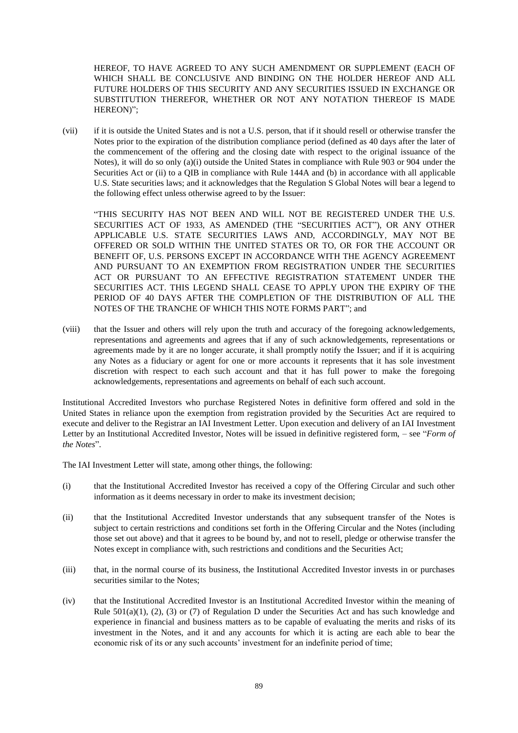HEREOF, TO HAVE AGREED TO ANY SUCH AMENDMENT OR SUPPLEMENT (EACH OF WHICH SHALL BE CONCLUSIVE AND BINDING ON THE HOLDER HEREOF AND ALL FUTURE HOLDERS OF THIS SECURITY AND ANY SECURITIES ISSUED IN EXCHANGE OR SUBSTITUTION THEREFOR, WHETHER OR NOT ANY NOTATION THEREOF IS MADE HEREON)";

(vii) if it is outside the United States and is not a U.S. person, that if it should resell or otherwise transfer the Notes prior to the expiration of the distribution compliance period (defined as 40 days after the later of the commencement of the offering and the closing date with respect to the original issuance of the Notes), it will do so only (a)(i) outside the United States in compliance with Rule 903 or 904 under the Securities Act or (ii) to a QIB in compliance with Rule 144A and (b) in accordance with all applicable U.S. State securities laws; and it acknowledges that the Regulation S Global Notes will bear a legend to the following effect unless otherwise agreed to by the Issuer:

"THIS SECURITY HAS NOT BEEN AND WILL NOT BE REGISTERED UNDER THE U.S. SECURITIES ACT OF 1933, AS AMENDED (THE "SECURITIES ACT"), OR ANY OTHER APPLICABLE U.S. STATE SECURITIES LAWS AND, ACCORDINGLY, MAY NOT BE OFFERED OR SOLD WITHIN THE UNITED STATES OR TO, OR FOR THE ACCOUNT OR BENEFIT OF, U.S. PERSONS EXCEPT IN ACCORDANCE WITH THE AGENCY AGREEMENT AND PURSUANT TO AN EXEMPTION FROM REGISTRATION UNDER THE SECURITIES ACT OR PURSUANT TO AN EFFECTIVE REGISTRATION STATEMENT UNDER THE SECURITIES ACT. THIS LEGEND SHALL CEASE TO APPLY UPON THE EXPIRY OF THE PERIOD OF 40 DAYS AFTER THE COMPLETION OF THE DISTRIBUTION OF ALL THE NOTES OF THE TRANCHE OF WHICH THIS NOTE FORMS PART"; and

(viii) that the Issuer and others will rely upon the truth and accuracy of the foregoing acknowledgements, representations and agreements and agrees that if any of such acknowledgements, representations or agreements made by it are no longer accurate, it shall promptly notify the Issuer; and if it is acquiring any Notes as a fiduciary or agent for one or more accounts it represents that it has sole investment discretion with respect to each such account and that it has full power to make the foregoing acknowledgements, representations and agreements on behalf of each such account.

Institutional Accredited Investors who purchase Registered Notes in definitive form offered and sold in the United States in reliance upon the exemption from registration provided by the Securities Act are required to execute and deliver to the Registrar an IAI Investment Letter. Upon execution and delivery of an IAI Investment Letter by an Institutional Accredited Investor, Notes will be issued in definitive registered form, – see "*Form of the Notes*".

The IAI Investment Letter will state, among other things, the following:

(i) that the Institutional Accredited Investor has received a copy of the Offering Circular and such other information as it deems necessary in order to make its investment decision;

(ii) that the Institutional Accredited Investor understands that any subsequent transfer of the Notes is subject to certain restrictions and conditions set forth in the Offering Circular and the Notes (including those set out above) and that it agrees to be bound by, and not to resell, pledge or otherwise transfer the Notes except in compliance with, such restrictions and conditions and the Securities Act;

(iii) that, in the normal course of its business, the Institutional Accredited Investor invests in or purchases securities similar to the Notes;

(iv) that the Institutional Accredited Investor is an Institutional Accredited Investor within the meaning of Rule 501(a)(1), (2), (3) or (7) of Regulation D under the Securities Act and has such knowledge and experience in financial and business matters as to be capable of evaluating the merits and risks of its investment in the Notes, and it and any accounts for which it is acting are each able to bear the economic risk of its or any such accounts' investment for an indefinite period of time;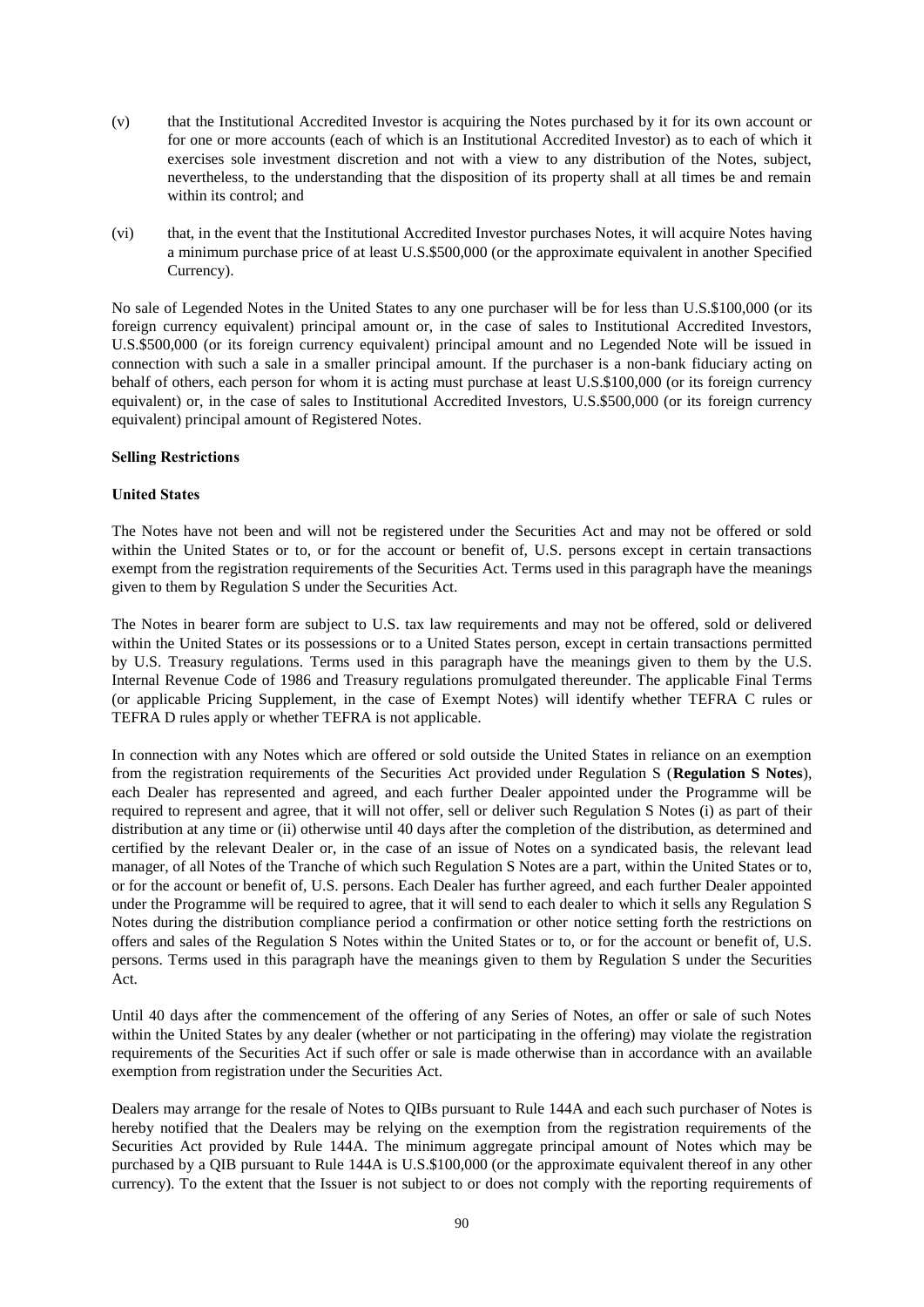(v) that the Institutional Accredited Investor is acquiring the Notes purchased by it for its own account or for one or more accounts (each of which is an Institutional Accredited Investor) as to each of which it exercises sole investment discretion and not with a view to any distribution of the Notes, subject, nevertheless, to the understanding that the disposition of its property shall at all times be and remain within its control; and

(vi) that, in the event that the Institutional Accredited Investor purchases Notes, it will acquire Notes having a minimum purchase price of at least U.S.$500,000 (or the approximate equivalent in another Specified Currency).

No sale of Legended Notes in the United States to any one purchaser will be for less than U.S.$100,000 (or its foreign currency equivalent) principal amount or, in the case of sales to Institutional Accredited Investors, U.S.$500,000 (or its foreign currency equivalent) principal amount and no Legended Note will be issued in connection with such a sale in a smaller principal amount. If the purchaser is a non-bank fiduciary acting on behalf of others, each person for whom it is acting must purchase at least U.S.$100,000 (or its foreign currency equivalent) or, in the case of sales to Institutional Accredited Investors, U.S.$500,000 (or its foreign currency equivalent) principal amount of Registered Notes.

**Selling Restrictions**

**United States**

The Notes have not been and will not be registered under the Securities Act and may not be offered or sold within the United States or to, or for the account or benefit of, U.S. persons except in certain transactions exempt from the registration requirements of the Securities Act. Terms used in this paragraph have the meanings given to them by Regulation S under the Securities Act.

The Notes in bearer form are subject to U.S. tax law requirements and may not be offered, sold or delivered within the United States or its possessions or to a United States person, except in certain transactions permitted by U.S. Treasury regulations. Terms used in this paragraph have the meanings given to them by the U.S. Internal Revenue Code of 1986 and Treasury regulations promulgated thereunder. The applicable Final Terms (or applicable Pricing Supplement, in the case of Exempt Notes) will identify whether TEFRA C rules or TEFRA D rules apply or whether TEFRA is not applicable.

In connection with any Notes which are offered or sold outside the United States in reliance on an exemption from the registration requirements of the Securities Act provided under Regulation S (**Regulation S Notes**), each Dealer has represented and agreed, and each further Dealer appointed under the Programme will be required to represent and agree, that it will not offer, sell or deliver such Regulation S Notes (i) as part of their distribution at any time or (ii) otherwise until 40 days after the completion of the distribution, as determined and certified by the relevant Dealer or, in the case of an issue of Notes on a syndicated basis, the relevant lead manager, of all Notes of the Tranche of which such Regulation S Notes are a part, within the United States or to, or for the account or benefit of, U.S. persons. Each Dealer has further agreed, and each further Dealer appointed under the Programme will be required to agree, that it will send to each dealer to which it sells any Regulation S Notes during the distribution compliance period a confirmation or other notice setting forth the restrictions on offers and sales of the Regulation S Notes within the United States or to, or for the account or benefit of, U.S. persons. Terms used in this paragraph have the meanings given to them by Regulation S under the Securities Act.

Until 40 days after the commencement of the offering of any Series of Notes, an offer or sale of such Notes within the United States by any dealer (whether or not participating in the offering) may violate the registration requirements of the Securities Act if such offer or sale is made otherwise than in accordance with an available exemption from registration under the Securities Act.

Dealers may arrange for the resale of Notes to QIBs pursuant to Rule 144A and each such purchaser of Notes is hereby notified that the Dealers may be relying on the exemption from the registration requirements of the Securities Act provided by Rule 144A. The minimum aggregate principal amount of Notes which may be purchased by a QIB pursuant to Rule 144A is U.S.$100,000 (or the approximate equivalent thereof in any other currency). To the extent that the Issuer is not subject to or does not comply with the reporting requirements of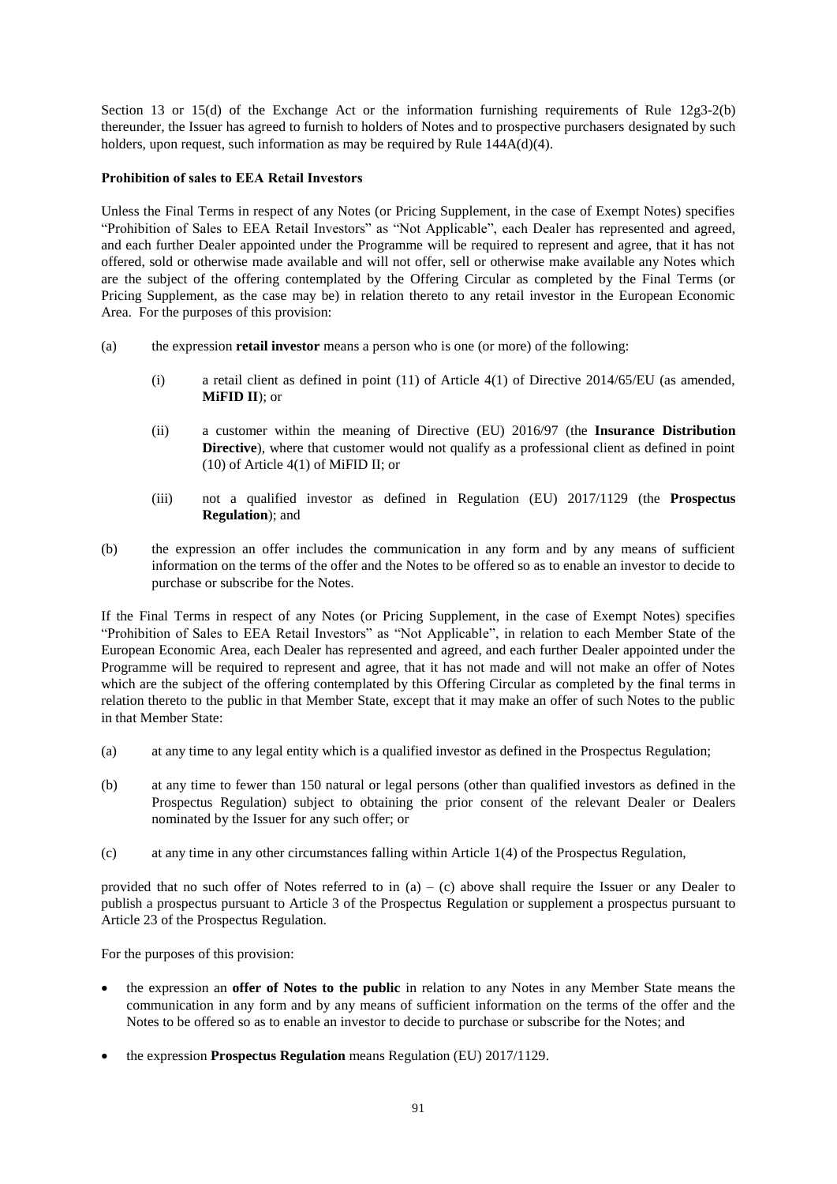Section 13 or 15(d) of the Exchange Act or the information furnishing requirements of Rule 12g3-2(b) thereunder, the Issuer has agreed to furnish to holders of Notes and to prospective purchasers designated by such holders, upon request, such information as may be required by Rule 144A(d)(4).

**Prohibition of sales to EEA Retail Investors**

Unless the Final Terms in respect of any Notes (or Pricing Supplement, in the case of Exempt Notes) specifies "Prohibition of Sales to EEA Retail Investors" as "Not Applicable", each Dealer has represented and agreed, and each further Dealer appointed under the Programme will be required to represent and agree, that it has not offered, sold or otherwise made available and will not offer, sell or otherwise make available any Notes which are the subject of the offering contemplated by the Offering Circular as completed by the Final Terms (or Pricing Supplement, as the case may be) in relation thereto to any retail investor in the European Economic Area. For the purposes of this provision:

(a) the expression **retail investor** means a person who is one (or more) of the following:

   (i) a retail client as defined in point (11) of Article 4(1) of Directive 2014/65/EU (as amended, **MiFID II**); or

   (ii) a customer within the meaning of Directive (EU) 2016/97 (the **Insurance Distribution Directive**), where that customer would not qualify as a professional client as defined in point (10) of Article 4(1) of MiFID II; or

   (iii) not a qualified investor as defined in Regulation (EU) 2017/1129 (the **Prospectus Regulation**); and

(b) the expression an offer includes the communication in any form and by any means of sufficient information on the terms of the offer and the Notes to be offered so as to enable an investor to decide to purchase or subscribe for the Notes.

If the Final Terms in respect of any Notes (or Pricing Supplement, in the case of Exempt Notes) specifies "Prohibition of Sales to EEA Retail Investors" as "Not Applicable", in relation to each Member State of the European Economic Area, each Dealer has represented and agreed, and each further Dealer appointed under the Programme will be required to represent and agree, that it has not made and will not make an offer of Notes which are the subject of the offering contemplated by this Offering Circular as completed by the final terms in relation thereto to the public in that Member State, except that it may make an offer of such Notes to the public in that Member State:

(a) at any time to any legal entity which is a qualified investor as defined in the Prospectus Regulation;

(b) at any time to fewer than 150 natural or legal persons (other than qualified investors as defined in the Prospectus Regulation) subject to obtaining the prior consent of the relevant Dealer or Dealers nominated by the Issuer for any such offer; or

(c) at any time in any other circumstances falling within Article 1(4) of the Prospectus Regulation,

provided that no such offer of Notes referred to in (a) – (c) above shall require the Issuer or any Dealer to publish a prospectus pursuant to Article 3 of the Prospectus Regulation or supplement a prospectus pursuant to Article 23 of the Prospectus Regulation.

For the purposes of this provision:

- the expression an **offer of Notes to the public** in relation to any Notes in any Member State means the communication in any form and by any means of sufficient information on the terms of the offer and the Notes to be offered so as to enable an investor to decide to purchase or subscribe for the Notes; and
- the expression **Prospectus Regulation** means Regulation (EU) 2017/1129.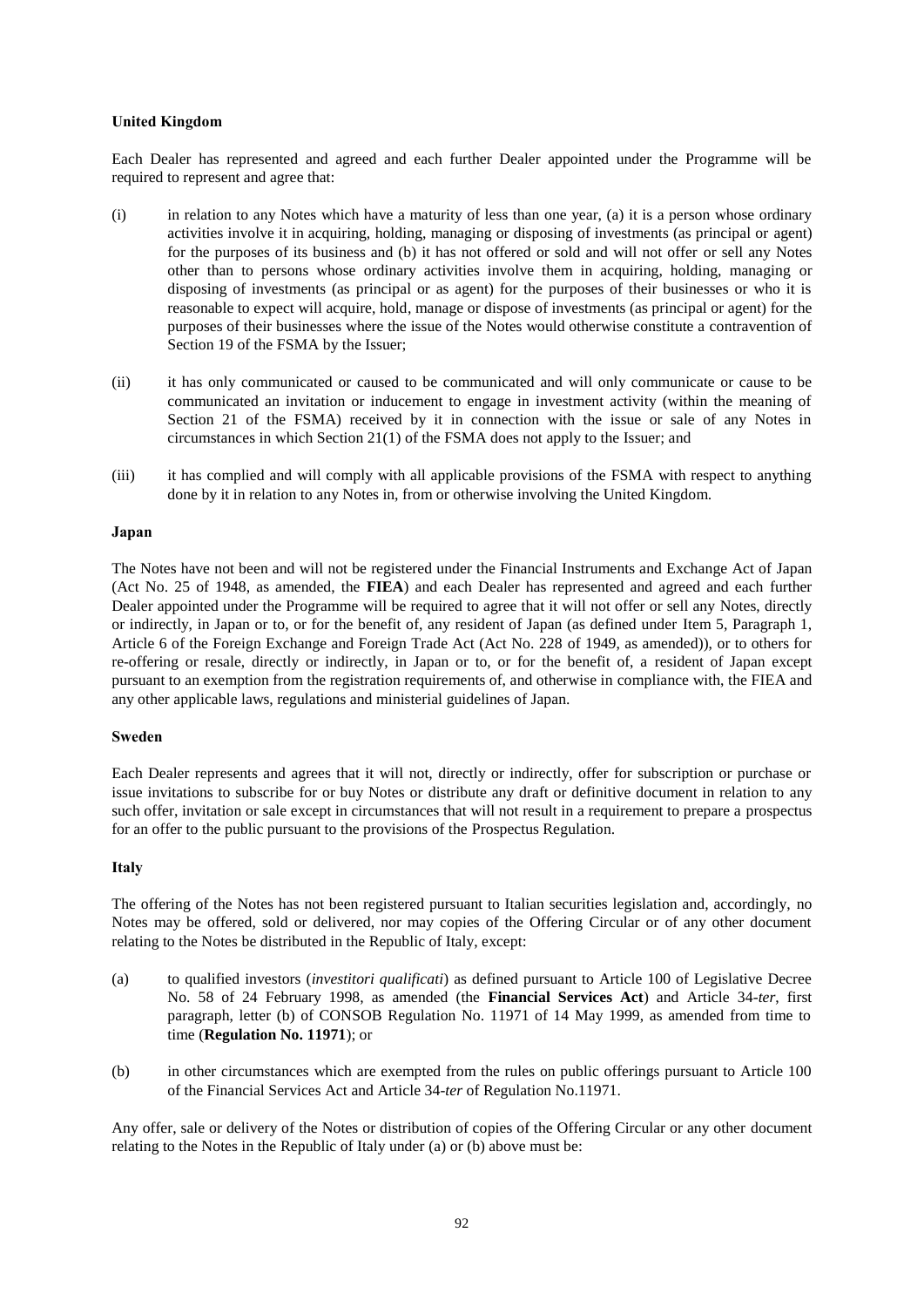### United Kingdom

Each Dealer has represented and agreed and each further Dealer appointed under the Programme will be required to represent and agree that:

(i) in relation to any Notes which have a maturity of less than one year, (a) it is a person whose ordinary activities involve it in acquiring, holding, managing or disposing of investments (as principal or agent) for the purposes of its business and (b) it has not offered or sold and will not offer or sell any Notes other than to persons whose ordinary activities involve them in acquiring, holding, managing or disposing of investments (as principal or as agent) for the purposes of their businesses or who it is reasonable to expect will acquire, hold, manage or dispose of investments (as principal or agent) for the purposes of their businesses where the issue of the Notes would otherwise constitute a contravention of Section 19 of the FSMA by the Issuer;

(ii) it has only communicated or caused to be communicated and will only communicate or cause to be communicated an invitation or inducement to engage in investment activity (within the meaning of Section 21 of the FSMA) received by it in connection with the issue or sale of any Notes in circumstances in which Section 21(1) of the FSMA does not apply to the Issuer; and

(iii) it has complied and will comply with all applicable provisions of the FSMA with respect to anything done by it in relation to any Notes in, from or otherwise involving the United Kingdom.

### Japan

The Notes have not been and will not be registered under the Financial Instruments and Exchange Act of Japan (Act No. 25 of 1948, as amended, the **FIEA**) and each Dealer has represented and agreed and each further Dealer appointed under the Programme will be required to agree that it will not offer or sell any Notes, directly or indirectly, in Japan or to, or for the benefit of, any resident of Japan (as defined under Item 5, Paragraph 1, Article 6 of the Foreign Exchange and Foreign Trade Act (Act No. 228 of 1949, as amended)), or to others for re-offering or resale, directly or indirectly, in Japan or to, or for the benefit of, a resident of Japan except pursuant to an exemption from the registration requirements of, and otherwise in compliance with, the FIEA and any other applicable laws, regulations and ministerial guidelines of Japan.

### Sweden

Each Dealer represents and agrees that it will not, directly or indirectly, offer for subscription or purchase or issue invitations to subscribe for or buy Notes or distribute any draft or definitive document in relation to any such offer, invitation or sale except in circumstances that will not result in a requirement to prepare a prospectus for an offer to the public pursuant to the provisions of the Prospectus Regulation.

### Italy

The offering of the Notes has not been registered pursuant to Italian securities legislation and, accordingly, no Notes may be offered, sold or delivered, nor may copies of the Offering Circular or of any other document relating to the Notes be distributed in the Republic of Italy, except:

(a) to qualified investors (*investitori qualificati*) as defined pursuant to Article 100 of Legislative Decree No. 58 of 24 February 1998, as amended (the **Financial Services Act**) and Article 34-*ter*, first paragraph, letter (b) of CONSOB Regulation No. 11971 of 14 May 1999, as amended from time to time (**Regulation No. 11971**); or

(b) in other circumstances which are exempted from the rules on public offerings pursuant to Article 100 of the Financial Services Act and Article 34-*ter* of Regulation No.11971.

Any offer, sale or delivery of the Notes or distribution of copies of the Offering Circular or any other document relating to the Notes in the Republic of Italy under (a) or (b) above must be: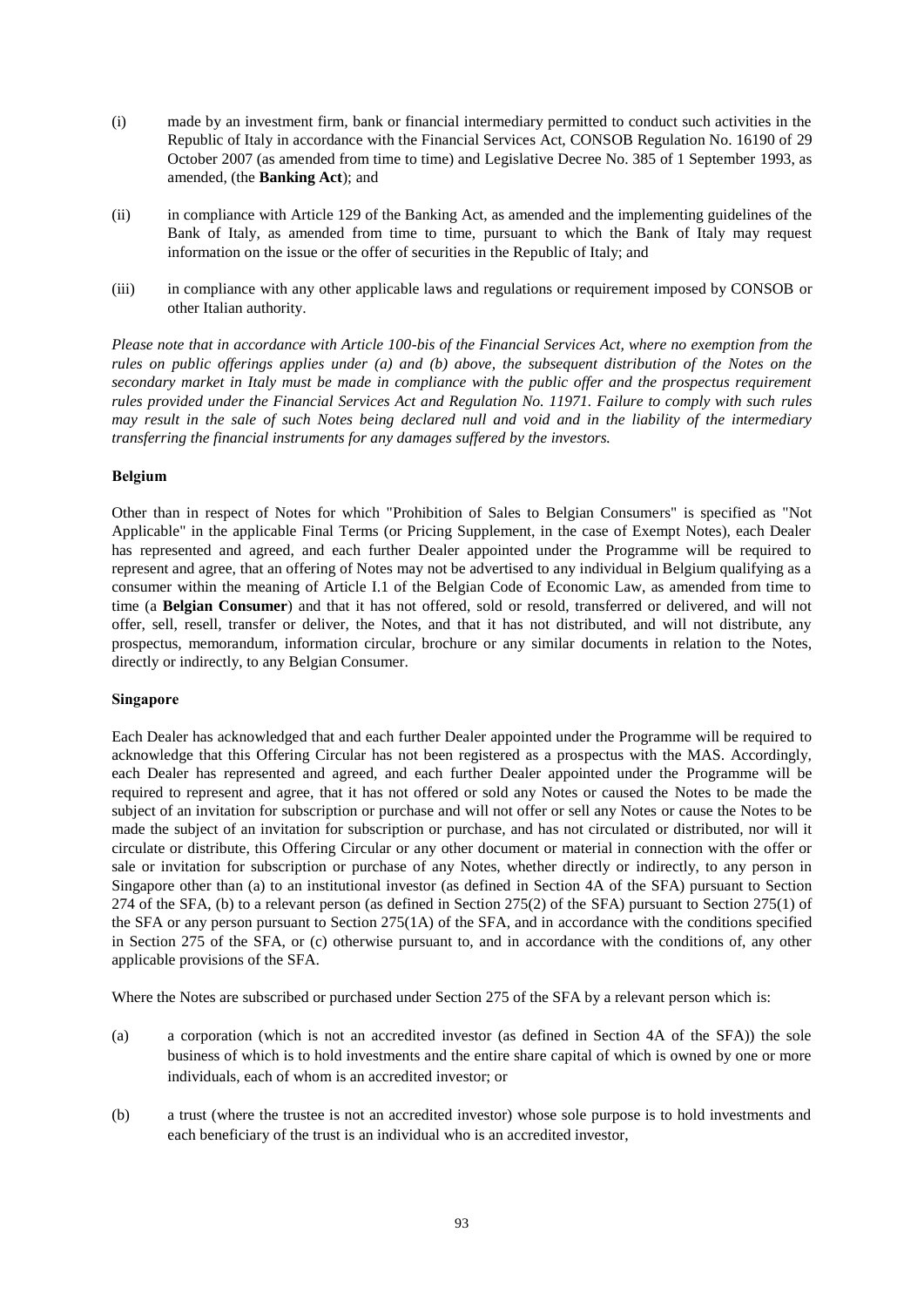(i) made by an investment firm, bank or financial intermediary permitted to conduct such activities in the Republic of Italy in accordance with the Financial Services Act, CONSOB Regulation No. 16190 of 29 October 2007 (as amended from time to time) and Legislative Decree No. 385 of 1 September 1993, as amended, (the **Banking Act**); and

(ii) in compliance with Article 129 of the Banking Act, as amended and the implementing guidelines of the Bank of Italy, as amended from time to time, pursuant to which the Bank of Italy may request information on the issue or the offer of securities in the Republic of Italy; and

(iii) in compliance with any other applicable laws and regulations or requirement imposed by CONSOB or other Italian authority.

*Please note that in accordance with Article 100-bis of the Financial Services Act, where no exemption from the rules on public offerings applies under (a) and (b) above, the subsequent distribution of the Notes on the secondary market in Italy must be made in compliance with the public offer and the prospectus requirement rules provided under the Financial Services Act and Regulation No. 11971. Failure to comply with such rules may result in the sale of such Notes being declared null and void and in the liability of the intermediary transferring the financial instruments for any damages suffered by the investors.*

**Belgium**

Other than in respect of Notes for which "Prohibition of Sales to Belgian Consumers" is specified as "Not Applicable" in the applicable Final Terms (or Pricing Supplement, in the case of Exempt Notes), each Dealer has represented and agreed, and each further Dealer appointed under the Programme will be required to represent and agree, that an offering of Notes may not be advertised to any individual in Belgium qualifying as a consumer within the meaning of Article I.1 of the Belgian Code of Economic Law, as amended from time to time (a **Belgian Consumer**) and that it has not offered, sold or resold, transferred or delivered, and will not offer, sell, resell, transfer or deliver, the Notes, and that it has not distributed, and will not distribute, any prospectus, memorandum, information circular, brochure or any similar documents in relation to the Notes, directly or indirectly, to any Belgian Consumer.

**Singapore**

Each Dealer has acknowledged that and each further Dealer appointed under the Programme will be required to acknowledge that this Offering Circular has not been registered as a prospectus with the MAS. Accordingly, each Dealer has represented and agreed, and each further Dealer appointed under the Programme will be required to represent and agree, that it has not offered or sold any Notes or caused the Notes to be made the subject of an invitation for subscription or purchase and will not offer or sell any Notes or cause the Notes to be made the subject of an invitation for subscription or purchase, and has not circulated or distributed, nor will it circulate or distribute, this Offering Circular or any other document or material in connection with the offer or sale or invitation for subscription or purchase of any Notes, whether directly or indirectly, to any person in Singapore other than (a) to an institutional investor (as defined in Section 4A of the SFA) pursuant to Section 274 of the SFA, (b) to a relevant person (as defined in Section 275(2) of the SFA) pursuant to Section 275(1) of the SFA or any person pursuant to Section 275(1A) of the SFA, and in accordance with the conditions specified in Section 275 of the SFA, or (c) otherwise pursuant to, and in accordance with the conditions of, any other applicable provisions of the SFA.

Where the Notes are subscribed or purchased under Section 275 of the SFA by a relevant person which is:

(a) a corporation (which is not an accredited investor (as defined in Section 4A of the SFA)) the sole business of which is to hold investments and the entire share capital of which is owned by one or more individuals, each of whom is an accredited investor; or

(b) a trust (where the trustee is not an accredited investor) whose sole purpose is to hold investments and each beneficiary of the trust is an individual who is an accredited investor,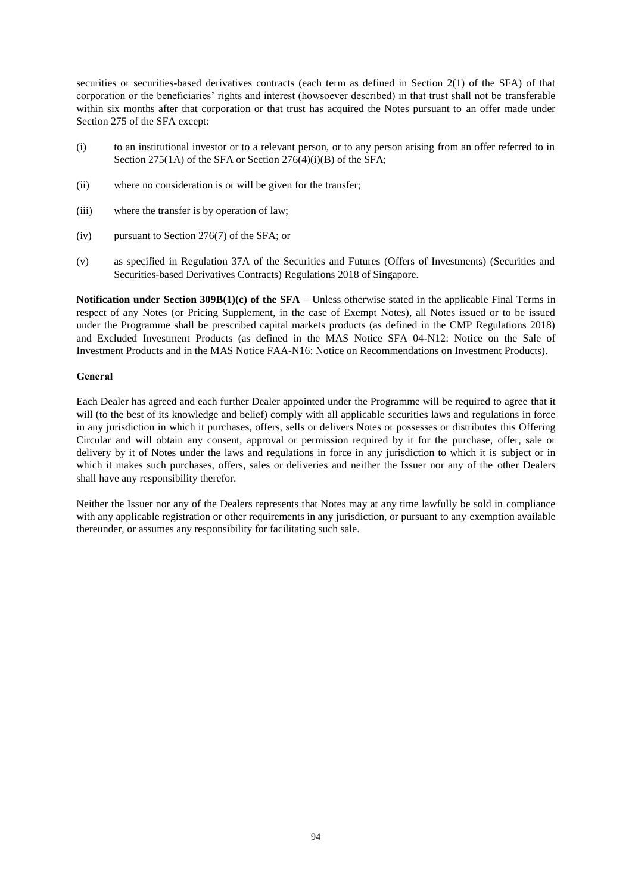securities or securities-based derivatives contracts (each term as defined in Section 2(1) of the SFA) of that corporation or the beneficiaries' rights and interest (howsoever described) in that trust shall not be transferable within six months after that corporation or that trust has acquired the Notes pursuant to an offer made under Section 275 of the SFA except:

(i) to an institutional investor or to a relevant person, or to any person arising from an offer referred to in Section 275(1A) of the SFA or Section 276(4)(i)(B) of the SFA;

(ii) where no consideration is or will be given for the transfer;

(iii) where the transfer is by operation of law;

(iv) pursuant to Section 276(7) of the SFA; or

(v) as specified in Regulation 37A of the Securities and Futures (Offers of Investments) (Securities and Securities-based Derivatives Contracts) Regulations 2018 of Singapore.

**Notification under Section 309B(1)(c) of the SFA** – Unless otherwise stated in the applicable Final Terms in respect of any Notes (or Pricing Supplement, in the case of Exempt Notes), all Notes issued or to be issued under the Programme shall be prescribed capital markets products (as defined in the CMP Regulations 2018) and Excluded Investment Products (as defined in the MAS Notice SFA 04-N12: Notice on the Sale of Investment Products and in the MAS Notice FAA-N16: Notice on Recommendations on Investment Products).

**General**

Each Dealer has agreed and each further Dealer appointed under the Programme will be required to agree that it will (to the best of its knowledge and belief) comply with all applicable securities laws and regulations in force in any jurisdiction in which it purchases, offers, sells or delivers Notes or possesses or distributes this Offering Circular and will obtain any consent, approval or permission required by it for the purchase, offer, sale or delivery by it of Notes under the laws and regulations in force in any jurisdiction to which it is subject or in which it makes such purchases, offers, sales or deliveries and neither the Issuer nor any of the other Dealers shall have any responsibility therefor.

Neither the Issuer nor any of the Dealers represents that Notes may at any time lawfully be sold in compliance with any applicable registration or other requirements in any jurisdiction, or pursuant to any exemption available thereunder, or assumes any responsibility for facilitating such sale.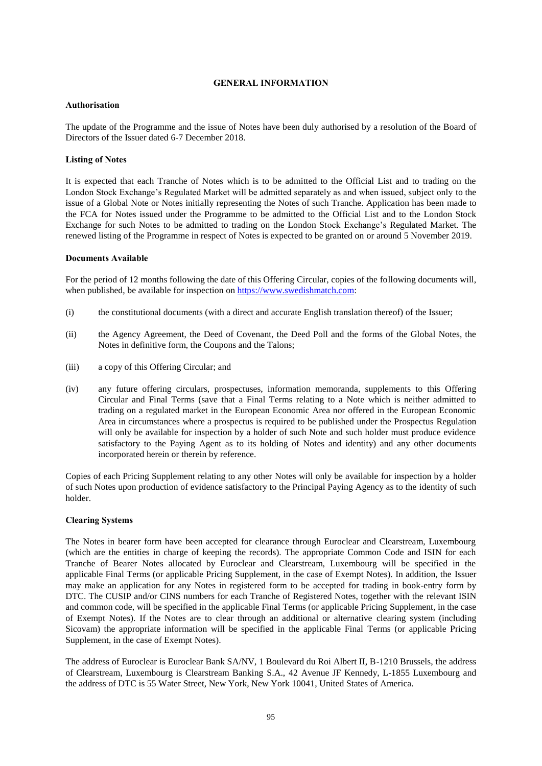# GENERAL INFORMATION

**Authorisation**

The update of the Programme and the issue of Notes have been duly authorised by a resolution of the Board of Directors of the Issuer dated 6-7 December 2018.

**Listing of Notes**

It is expected that each Tranche of Notes which is to be admitted to the Official List and to trading on the London Stock Exchange's Regulated Market will be admitted separately as and when issued, subject only to the issue of a Global Note or Notes initially representing the Notes of such Tranche. Application has been made to the FCA for Notes issued under the Programme to be admitted to the Official List and to the London Stock Exchange for such Notes to be admitted to trading on the London Stock Exchange's Regulated Market. The renewed listing of the Programme in respect of Notes is expected to be granted on or around 5 November 2019.

**Documents Available**

For the period of 12 months following the date of this Offering Circular, copies of the following documents will, when published, be available for inspection on https://www.swedishmatch.com:

(i) the constitutional documents (with a direct and accurate English translation thereof) of the Issuer;

(ii) the Agency Agreement, the Deed of Covenant, the Deed Poll and the forms of the Global Notes, the Notes in definitive form, the Coupons and the Talons;

(iii) a copy of this Offering Circular; and

(iv) any future offering circulars, prospectuses, information memoranda, supplements to this Offering Circular and Final Terms (save that a Final Terms relating to a Note which is neither admitted to trading on a regulated market in the European Economic Area nor offered in the European Economic Area in circumstances where a prospectus is required to be published under the Prospectus Regulation will only be available for inspection by a holder of such Note and such holder must produce evidence satisfactory to the Paying Agent as to its holding of Notes and identity) and any other documents incorporated herein or therein by reference.

Copies of each Pricing Supplement relating to any other Notes will only be available for inspection by a holder of such Notes upon production of evidence satisfactory to the Principal Paying Agency as to the identity of such holder.

**Clearing Systems**

The Notes in bearer form have been accepted for clearance through Euroclear and Clearstream, Luxembourg (which are the entities in charge of keeping the records). The appropriate Common Code and ISIN for each Tranche of Bearer Notes allocated by Euroclear and Clearstream, Luxembourg will be specified in the applicable Final Terms (or applicable Pricing Supplement, in the case of Exempt Notes). In addition, the Issuer may make an application for any Notes in registered form to be accepted for trading in book-entry form by DTC. The CUSIP and/or CINS numbers for each Tranche of Registered Notes, together with the relevant ISIN and common code, will be specified in the applicable Final Terms (or applicable Pricing Supplement, in the case of Exempt Notes). If the Notes are to clear through an additional or alternative clearing system (including Sicovam) the appropriate information will be specified in the applicable Final Terms (or applicable Pricing Supplement, in the case of Exempt Notes).

The address of Euroclear is Euroclear Bank SA/NV, 1 Boulevard du Roi Albert II, B-1210 Brussels, the address of Clearstream, Luxembourg is Clearstream Banking S.A., 42 Avenue JF Kennedy, L-1855 Luxembourg and the address of DTC is 55 Water Street, New York, New York 10041, United States of America.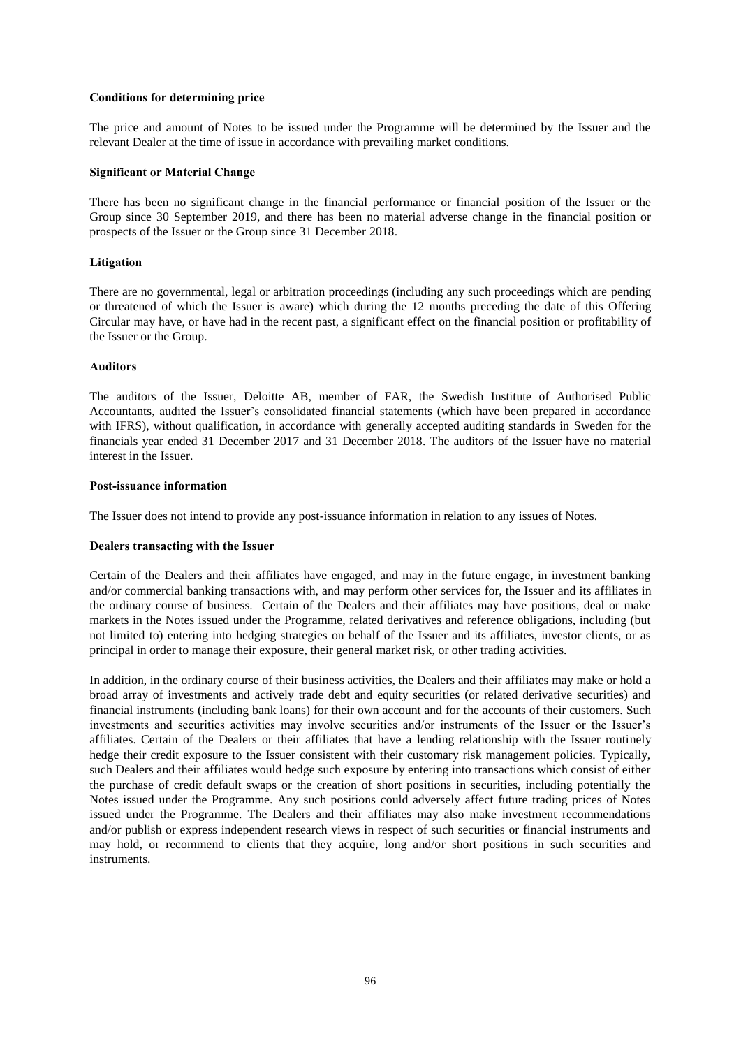**Conditions for determining price**

The price and amount of Notes to be issued under the Programme will be determined by the Issuer and the relevant Dealer at the time of issue in accordance with prevailing market conditions.

**Significant or Material Change**

There has been no significant change in the financial performance or financial position of the Issuer or the Group since 30 September 2019, and there has been no material adverse change in the financial position or prospects of the Issuer or the Group since 31 December 2018.

**Litigation**

There are no governmental, legal or arbitration proceedings (including any such proceedings which are pending or threatened of which the Issuer is aware) which during the 12 months preceding the date of this Offering Circular may have, or have had in the recent past, a significant effect on the financial position or profitability of the Issuer or the Group.

**Auditors**

The auditors of the Issuer, Deloitte AB, member of FAR, the Swedish Institute of Authorised Public Accountants, audited the Issuer's consolidated financial statements (which have been prepared in accordance with IFRS), without qualification, in accordance with generally accepted auditing standards in Sweden for the financials year ended 31 December 2017 and 31 December 2018. The auditors of the Issuer have no material interest in the Issuer.

**Post-issuance information**

The Issuer does not intend to provide any post-issuance information in relation to any issues of Notes.

**Dealers transacting with the Issuer**

Certain of the Dealers and their affiliates have engaged, and may in the future engage, in investment banking and/or commercial banking transactions with, and may perform other services for, the Issuer and its affiliates in the ordinary course of business. Certain of the Dealers and their affiliates may have positions, deal or make markets in the Notes issued under the Programme, related derivatives and reference obligations, including (but not limited to) entering into hedging strategies on behalf of the Issuer and its affiliates, investor clients, or as principal in order to manage their exposure, their general market risk, or other trading activities.

In addition, in the ordinary course of their business activities, the Dealers and their affiliates may make or hold a broad array of investments and actively trade debt and equity securities (or related derivative securities) and financial instruments (including bank loans) for their own account and for the accounts of their customers. Such investments and securities activities may involve securities and/or instruments of the Issuer or the Issuer's affiliates. Certain of the Dealers or their affiliates that have a lending relationship with the Issuer routinely hedge their credit exposure to the Issuer consistent with their customary risk management policies. Typically, such Dealers and their affiliates would hedge such exposure by entering into transactions which consist of either the purchase of credit default swaps or the creation of short positions in securities, including potentially the Notes issued under the Programme. Any such positions could adversely affect future trading prices of Notes issued under the Programme. The Dealers and their affiliates may also make investment recommendations and/or publish or express independent research views in respect of such securities or financial instruments and may hold, or recommend to clients that they acquire, long and/or short positions in such securities and instruments.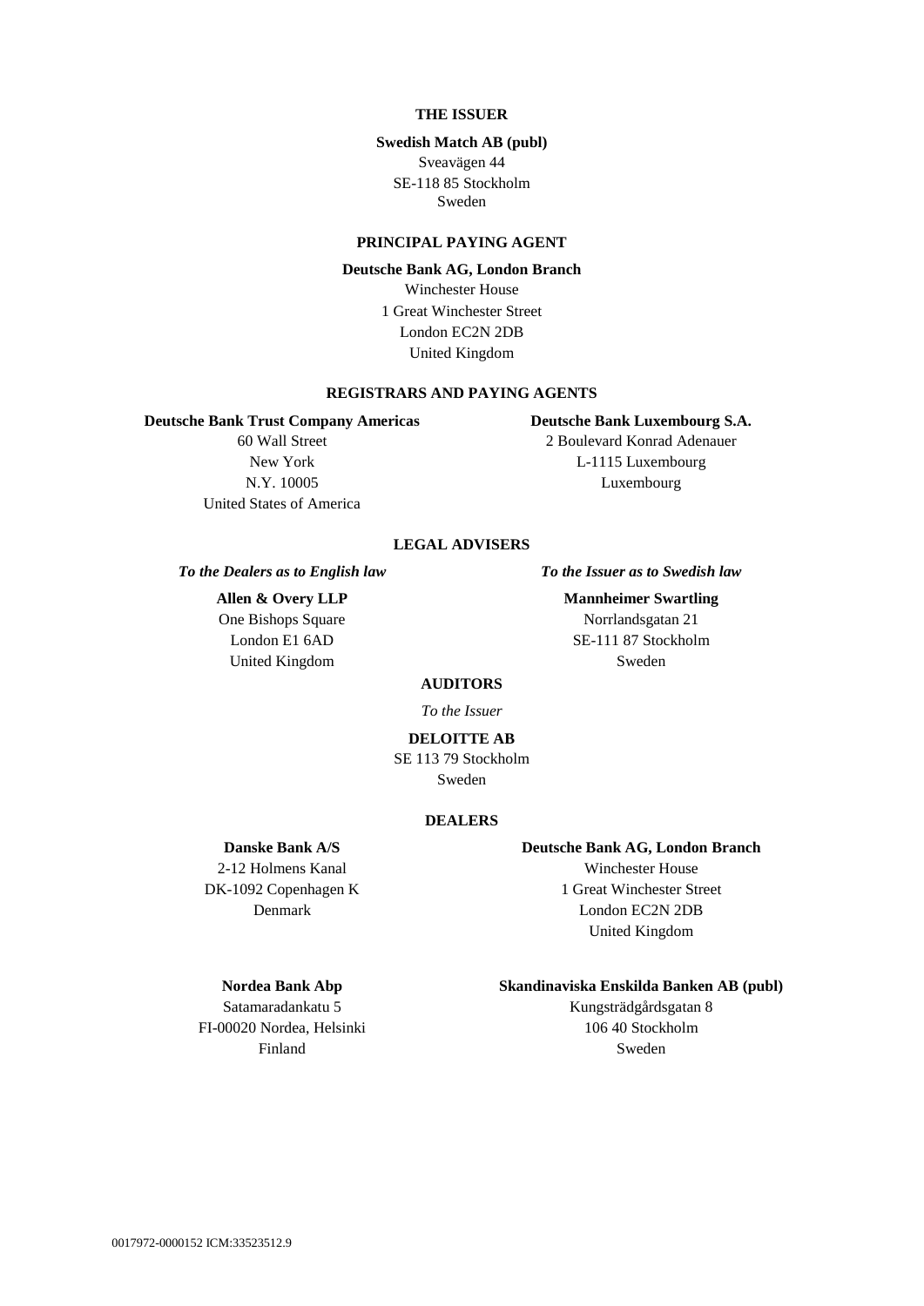## THE ISSUER

**Swedish Match AB (publ)**
Sveavägen 44
SE-118 85 Stockholm
Sweden

## PRINCIPAL PAYING AGENT

**Deutsche Bank AG, London Branch**
Winchester House
1 Great Winchester Street
London EC2N 2DB
United Kingdom

## REGISTRARS AND PAYING AGENTS

**Deutsche Bank Trust Company Americas**
60 Wall Street
New York
N.Y. 10005
United States of America

**Deutsche Bank Luxembourg S.A.**
2 Boulevard Konrad Adenauer
L-1115 Luxembourg
Luxembourg

## LEGAL ADVISERS

***To the Dealers as to English law***

**Allen & Overy LLP**
One Bishops Square
London E1 6AD
United Kingdom

***To the Issuer as to Swedish law***

**Mannheimer Swartling**
Norrlandsgatan 21
SE-111 87 Stockholm
Sweden

## AUDITORS

*To the Issuer*

**DELOITTE AB**
SE 113 79 Stockholm
Sweden

## DEALERS

**Danske Bank A/S**
2-12 Holmens Kanal
DK-1092 Copenhagen K
Denmark

**Deutsche Bank AG, London Branch**
Winchester House
1 Great Winchester Street
London EC2N 2DB
United Kingdom

**Nordea Bank Abp**
Satamaradankatu 5
FI-00020 Nordea, Helsinki
Finland

**Skandinaviska Enskilda Banken AB (publ)**
Kungsträdgårdsgatan 8
106 40 Stockholm
Sweden

0017972-0000152 ICM:33523512.9